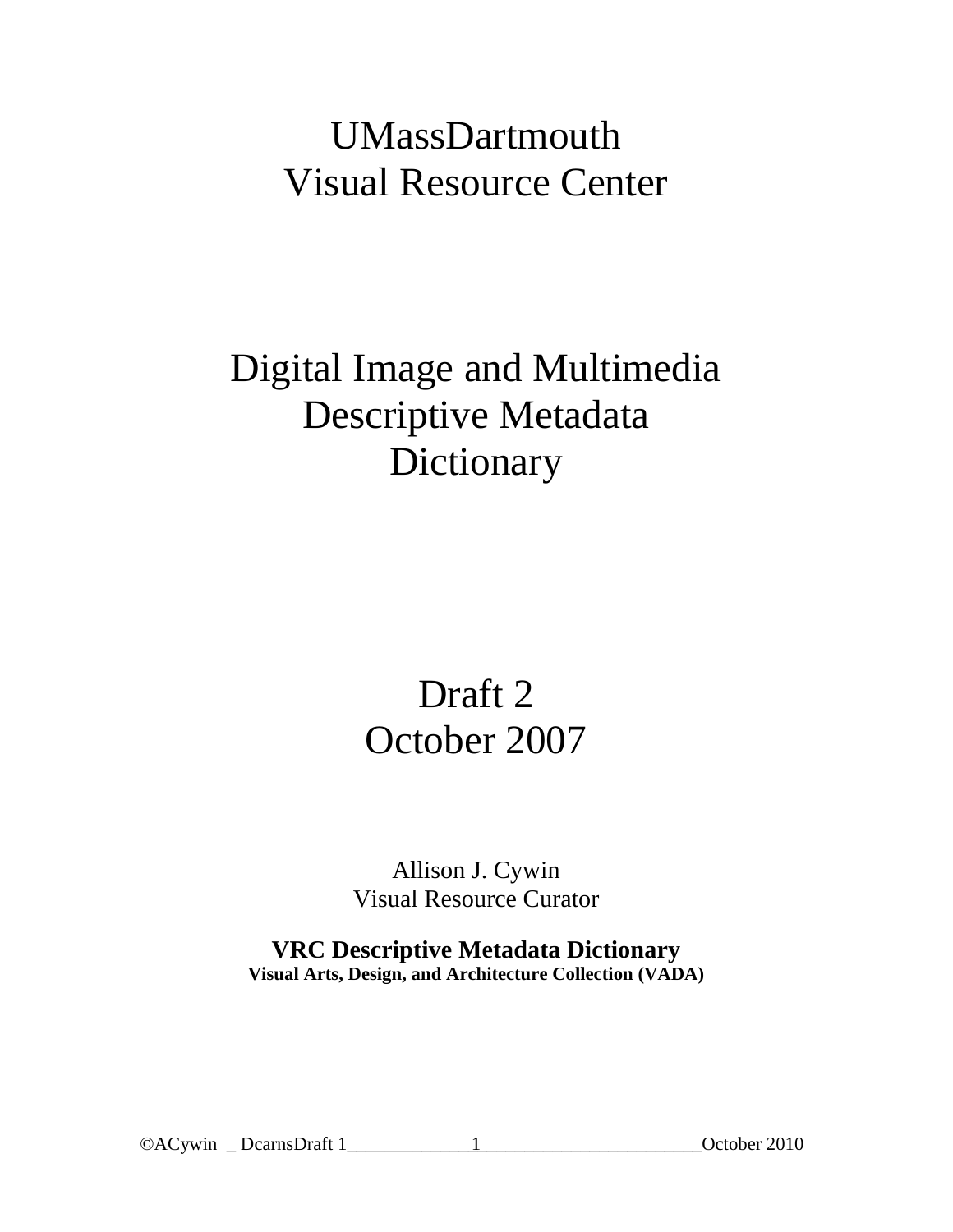# UMassDartmouth
# Visual Resource Center

# Digital Image and Multimedia Descriptive Metadata Dictionary

## Draft 2
## October 2007

Allison J. Cywin
Visual Resource Curator

**VRC Descriptive Metadata Dictionary**
**Visual Arts, Design, and Architecture Collection (VADA)**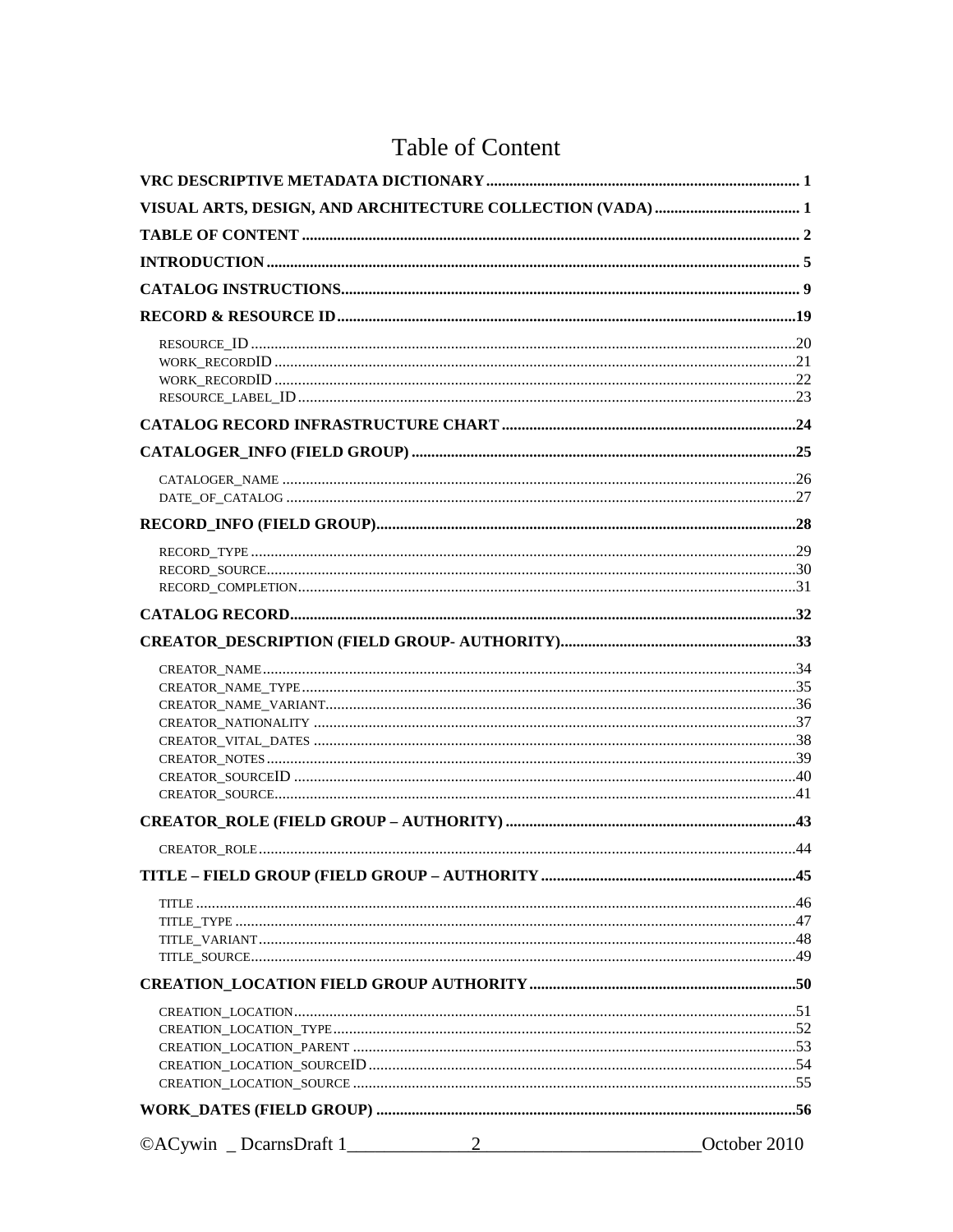# Table of Content

**VRC DESCRIPTIVE METADATA DICTIONARY** ........ 1

**VISUAL ARTS, DESIGN, AND ARCHITECTURE COLLECTION (VADA)** ........ 1

**TABLE OF CONTENT** ........ 2

**INTRODUCTION** ........ 5

**CATALOG INSTRUCTIONS** ........ 9

**RECORD & RESOURCE ID** ........ 19

- RESOURCE_ID ........ 20
- WORK_RECORDID ........ 21
- WORK_RECORDID ........ 22
- RESOURCE_LABEL_ID ........ 23

**CATALOG RECORD INFRASTRUCTURE CHART** ........ 24

**CATALOGER_INFO (FIELD GROUP)** ........ 25

- CATALOGER_NAME ........ 26
- DATE_OF_CATALOG ........ 27

**RECORD_INFO (FIELD GROUP)** ........ 28

- RECORD_TYPE ........ 29
- RECORD_SOURCE ........ 30
- RECORD_COMPLETION ........ 31

**CATALOG RECORD** ........ 32

**CREATOR_DESCRIPTION (FIELD GROUP- AUTHORITY)** ........ 33

- CREATOR_NAME ........ 34
- CREATOR_NAME_TYPE ........ 35
- CREATOR_NAME_VARIANT ........ 36
- CREATOR_NATIONALITY ........ 37
- CREATOR_VITAL_DATES ........ 38
- CREATOR_NOTES ........ 39
- CREATOR_SOURCEID ........ 40
- CREATOR_SOURCE ........ 41

**CREATOR_ROLE (FIELD GROUP – AUTHORITY)** ........ 43

- CREATOR_ROLE ........ 44

**TITLE – FIELD GROUP (FIELD GROUP – AUTHORITY** ........ 45

- TITLE ........ 46
- TITLE_TYPE ........ 47
- TITLE_VARIANT ........ 48
- TITLE_SOURCE ........ 49

**CREATION_LOCATION FIELD GROUP AUTHORITY** ........ 50

- CREATION_LOCATION ........ 51
- CREATION_LOCATION_TYPE ........ 52
- CREATION_LOCATION_PARENT ........ 53
- CREATION_LOCATION_SOURCEID ........ 54
- CREATION_LOCATION_SOURCE ........ 55

**WORK_DATES (FIELD GROUP)** ........ 56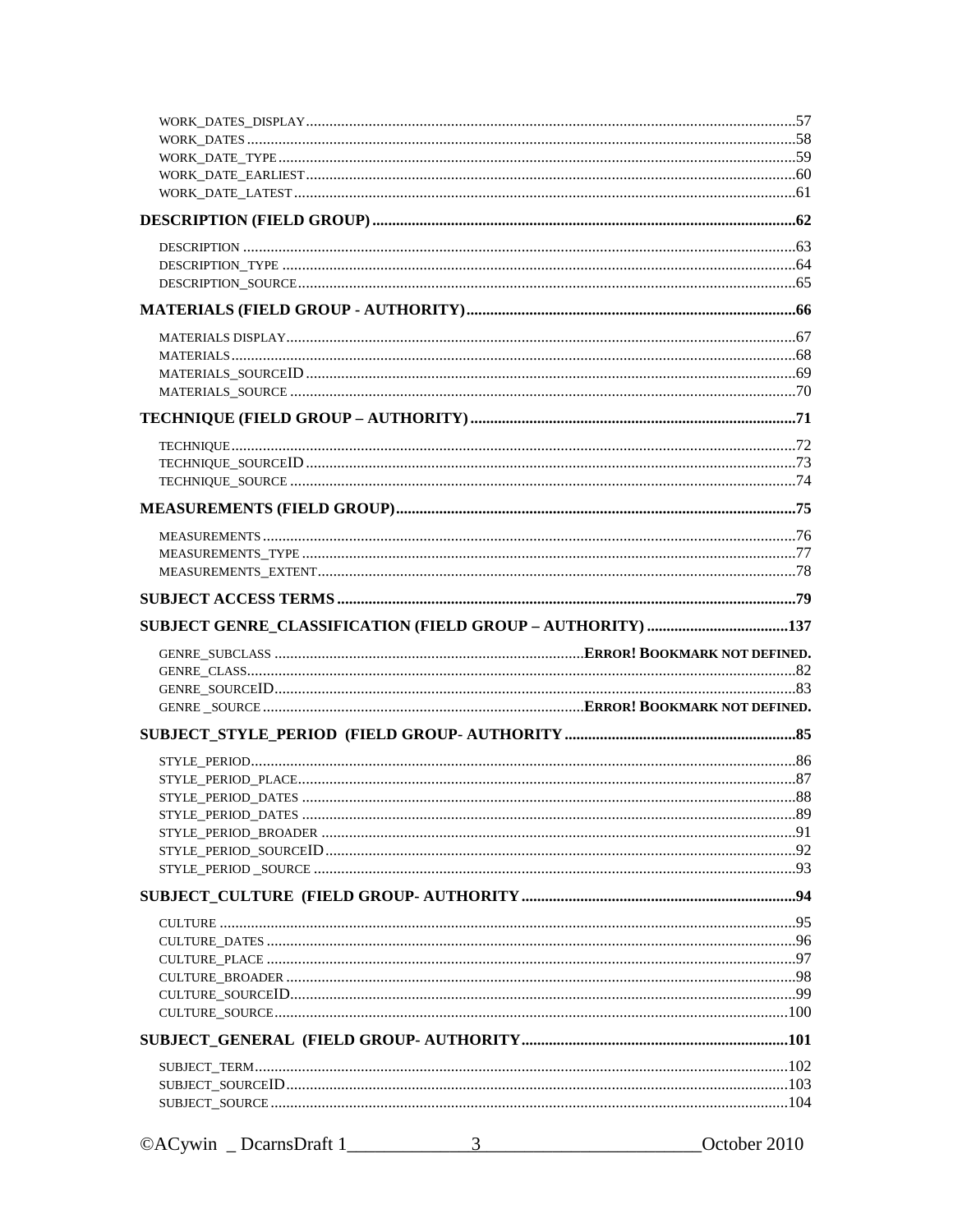WORK_DATES_DISPLAY ....................................................................................................................57
WORK_DATES .............................................................................................................................58
WORK_DATE_TYPE .....................................................................................................................59
WORK_DATE_EARLIEST .............................................................................................................60
WORK_DATE_LATEST ................................................................................................................61

**DESCRIPTION (FIELD GROUP) ..........................................................................................62**

DESCRIPTION ..............................................................................................................................63
DESCRIPTION_TYPE ...................................................................................................................64
DESCRIPTION_SOURCE ..............................................................................................................65

**MATERIALS (FIELD GROUP - AUTHORITY) ......................................................................66**

MATERIALS DISPLAY..................................................................................................................67
MATERIALS ..................................................................................................................................68
MATERIALS_SOURCEID .............................................................................................................69
MATERIALS_SOURCE .................................................................................................................70

**TECHNIQUE (FIELD GROUP – AUTHORITY) .....................................................................71**

TECHNIQUE..................................................................................................................................72
TECHNIQUE_SOURCEID .............................................................................................................73
TECHNIQUE_SOURCE .................................................................................................................74

**MEASUREMENTS (FIELD GROUP) .....................................................................................75**

MEASUREMENTS .........................................................................................................................76
MEASUREMENTS_TYPE ..............................................................................................................77
MEASUREMENTS_EXTENT...........................................................................................................78

**SUBJECT ACCESS TERMS ...................................................................................................79**

**SUBJECT GENRE_CLASSIFICATION (FIELD GROUP – AUTHORITY) ...........................137**

GENRE_SUBCLASS ..............................................................ERROR! BOOKMARK NOT DEFINED.
GENRE_CLASS ..............................................................................................................................82
GENRE_SOURCEID.......................................................................................................................83
GENRE _SOURCE ...............................................................ERROR! BOOKMARK NOT DEFINED.

**SUBJECT_STYLE_PERIOD (FIELD GROUP- AUTHORITY .................................................85**

STYLE_PERIOD............................................................................................................................86
STYLE_PERIOD_PLACE...............................................................................................................87
STYLE_PERIOD_DATES ..............................................................................................................88
STYLE_PERIOD_DATES ..............................................................................................................89
STYLE_PERIOD_BROADER .........................................................................................................91
STYLE_PERIOD_SOURCEID ........................................................................................................92
STYLE_PERIOD _SOURCE ...........................................................................................................93

**SUBJECT_CULTURE (FIELD GROUP- AUTHORITY ..........................................................94**

CULTURE ......................................................................................................................................95
CULTURE_DATES ........................................................................................................................96
CULTURE_PLACE ........................................................................................................................97
CULTURE_BROADER ...................................................................................................................98
CULTURE_SOURCEID..................................................................................................................99
CULTURE_SOURCE ....................................................................................................................100

**SUBJECT_GENERAL (FIELD GROUP- AUTHORITY.........................................................101**

SUBJECT_TERM..........................................................................................................................102
SUBJECT_SOURCEID..................................................................................................................103
SUBJECT_SOURCE .....................................................................................................................104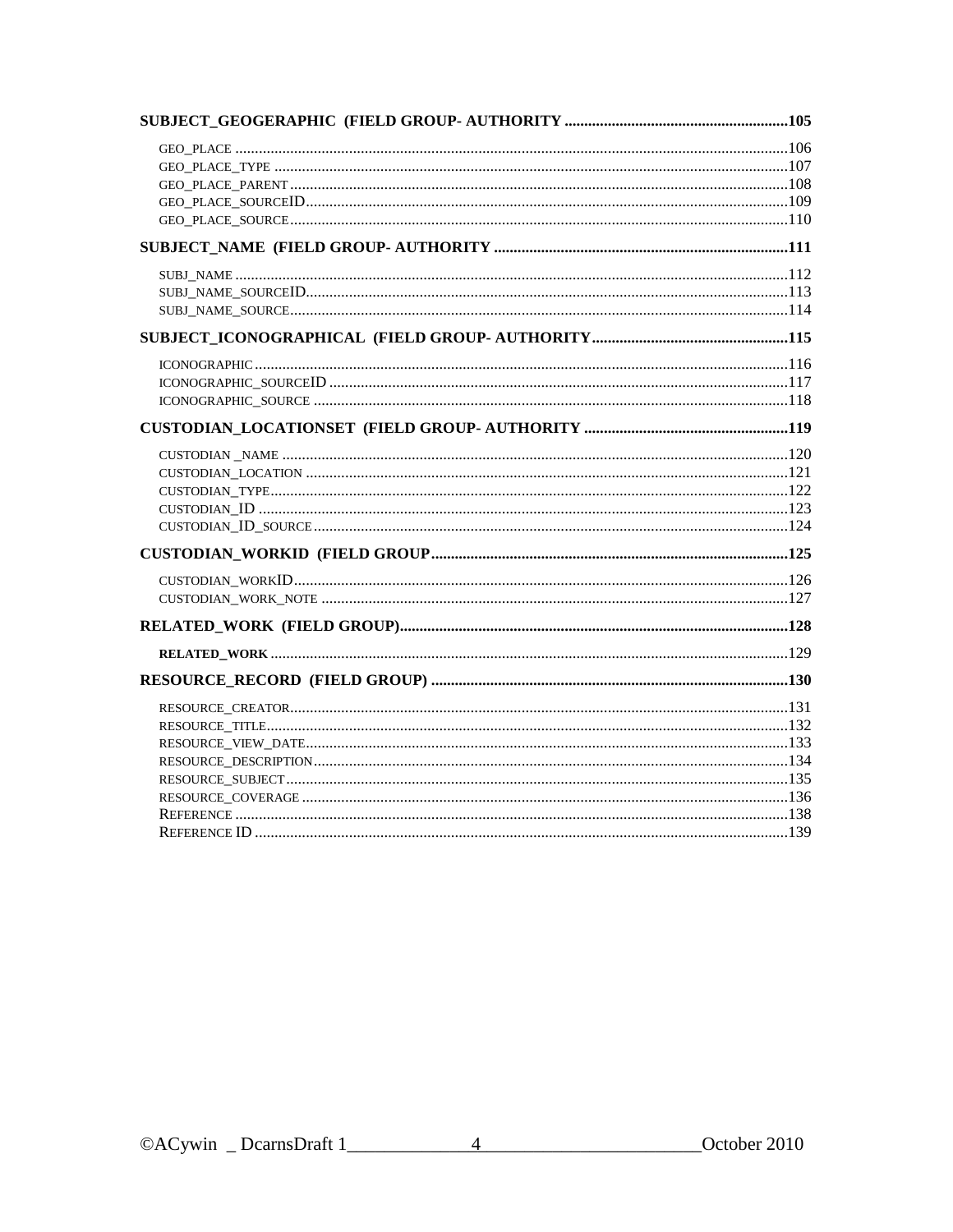SUBJECT_GEOGERAPHIC (FIELD GROUP- AUTHORITY ........................................................105

GEO_PLACE ............................................................................................................................106
GEO_PLACE_TYPE ..................................................................................................................107
GEO_PLACE_PARENT .............................................................................................................108
GEO_PLACE_SOURCEID..........................................................................................................109
GEO_PLACE_SOURCE.............................................................................................................110

SUBJECT_NAME (FIELD GROUP- AUTHORITY ..........................................................................111

SUBJ_NAME ............................................................................................................................112
SUBJ_NAME_SOURCEID..........................................................................................................113
SUBJ_NAME_SOURCE.............................................................................................................114

SUBJECT_ICONOGRAPHICAL (FIELD GROUP- AUTHORITY.................................................115

ICONOGRAPHIC .......................................................................................................................116
ICONOGRAPHIC_SOURCEID ....................................................................................................117
ICONOGRAPHIC_SOURCE ........................................................................................................118

CUSTODIAN_LOCATIONSET (FIELD GROUP- AUTHORITY ...................................................119

CUSTODIAN _NAME ................................................................................................................120
CUSTODIAN_LOCATION ..........................................................................................................121
CUSTODIAN_TYPE...................................................................................................................122
CUSTODIAN_ID ......................................................................................................................123
CUSTODIAN_ID_SOURCE........................................................................................................124

CUSTODIAN_WORKID (FIELD GROUP.........................................................................................125

CUSTODIAN_WORKID.............................................................................................................126
CUSTODIAN_WORK_NOTE ......................................................................................................127

RELATED_WORK (FIELD GROUP)..................................................................................................128

**RELATED_WORK** ..................................................................................................................129

RESOURCE_RECORD (FIELD GROUP) ..........................................................................................130

RESOURCE_CREATOR..............................................................................................................131
RESOURCE_TITLE....................................................................................................................132
RESOURCE_VIEW_DATE..........................................................................................................133
RESOURCE_DESCRIPTION........................................................................................................134
RESOURCE_SUBJECT...............................................................................................................135
RESOURCE_COVERAGE ...........................................................................................................136
REFERENCE ............................................................................................................................138
REFERENCE ID .......................................................................................................................139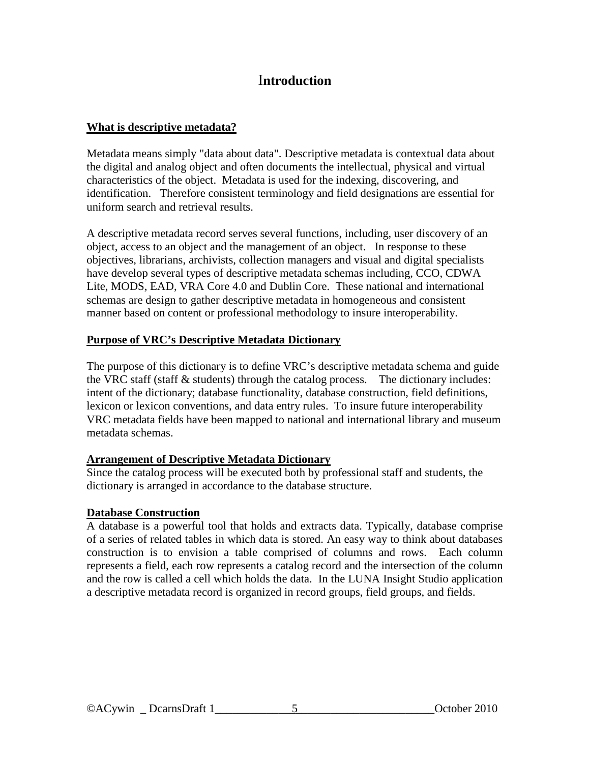# Introduction

**What is descriptive metadata?**

Metadata means simply "data about data". Descriptive metadata is contextual data about the digital and analog object and often documents the intellectual, physical and virtual characteristics of the object. Metadata is used for the indexing, discovering, and identification. Therefore consistent terminology and field designations are essential for uniform search and retrieval results.

A descriptive metadata record serves several functions, including, user discovery of an object, access to an object and the management of an object. In response to these objectives, librarians, archivists, collection managers and visual and digital specialists have develop several types of descriptive metadata schemas including, CCO, CDWA Lite, MODS, EAD, VRA Core 4.0 and Dublin Core. These national and international schemas are design to gather descriptive metadata in homogeneous and consistent manner based on content or professional methodology to insure interoperability.

**Purpose of VRC's Descriptive Metadata Dictionary**

The purpose of this dictionary is to define VRC's descriptive metadata schema and guide the VRC staff (staff & students) through the catalog process. The dictionary includes: intent of the dictionary; database functionality, database construction, field definitions, lexicon or lexicon conventions, and data entry rules. To insure future interoperability VRC metadata fields have been mapped to national and international library and museum metadata schemas.

**Arrangement of Descriptive Metadata Dictionary**

Since the catalog process will be executed both by professional staff and students, the dictionary is arranged in accordance to the database structure.

**Database Construction**

A database is a powerful tool that holds and extracts data. Typically, database comprise of a series of related tables in which data is stored. An easy way to think about databases construction is to envision a table comprised of columns and rows. Each column represents a field, each row represents a catalog record and the intersection of the column and the row is called a cell which holds the data. In the LUNA Insight Studio application a descriptive metadata record is organized in record groups, field groups, and fields.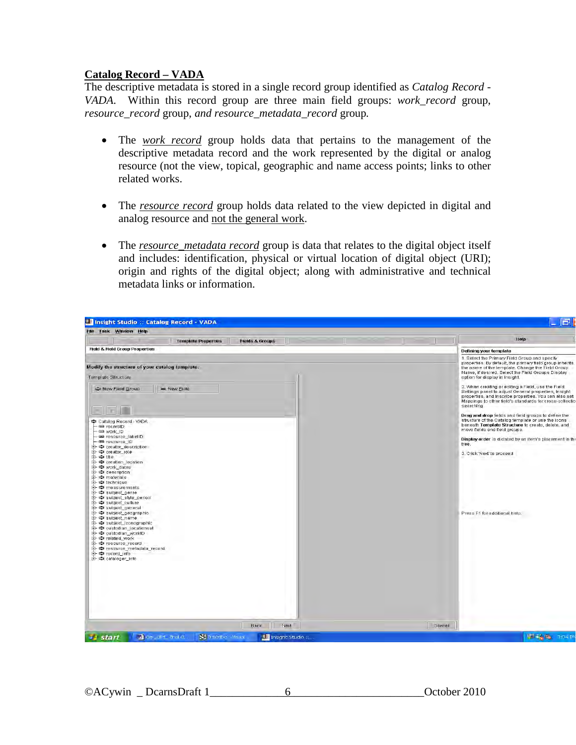**Catalog Record – VADA**

The descriptive metadata is stored in a single record group identified as *Catalog Record - VADA*. Within this record group are three main field groups: *work_record* group, *resource_record* group, *and resource_metadata_record* group.

- The *work record* group holds data that pertains to the management of the descriptive metadata record and the work represented by the digital or analog resource (not the view, topical, geographic and name access points; links to other related works.
- The *resource record* group holds data related to the view depicted in digital and analog resource and not the general work.
- The *resource_metadata record* group is data that relates to the digital object itself and includes: identification, physical or virtual location of digital object (URI); origin and rights of the digital object; along with administrative and technical metadata links or information.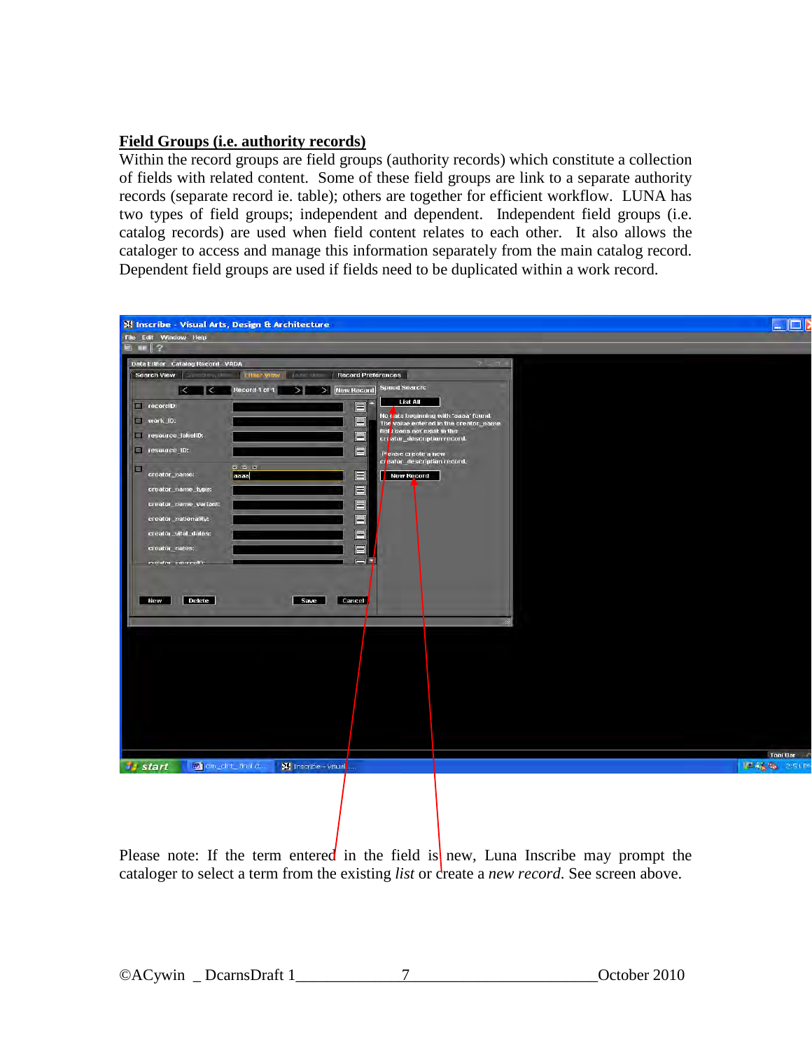## Field Groups (i.e. authority records)

Within the record groups are field groups (authority records) which constitute a collection of fields with related content. Some of these field groups are link to a separate authority records (separate record ie. table); others are together for efficient workflow. LUNA has two types of field groups; independent and dependent. Independent field groups (i.e. catalog records) are used when field content relates to each other. It also allows the cataloger to access and manage this information separately from the main catalog record. Dependent field groups are used if fields need to be duplicated within a work record.

Please note: If the term entered in the field is new, Luna Inscribe may prompt the cataloger to select a term from the existing *list* or create a *new record*. See screen above.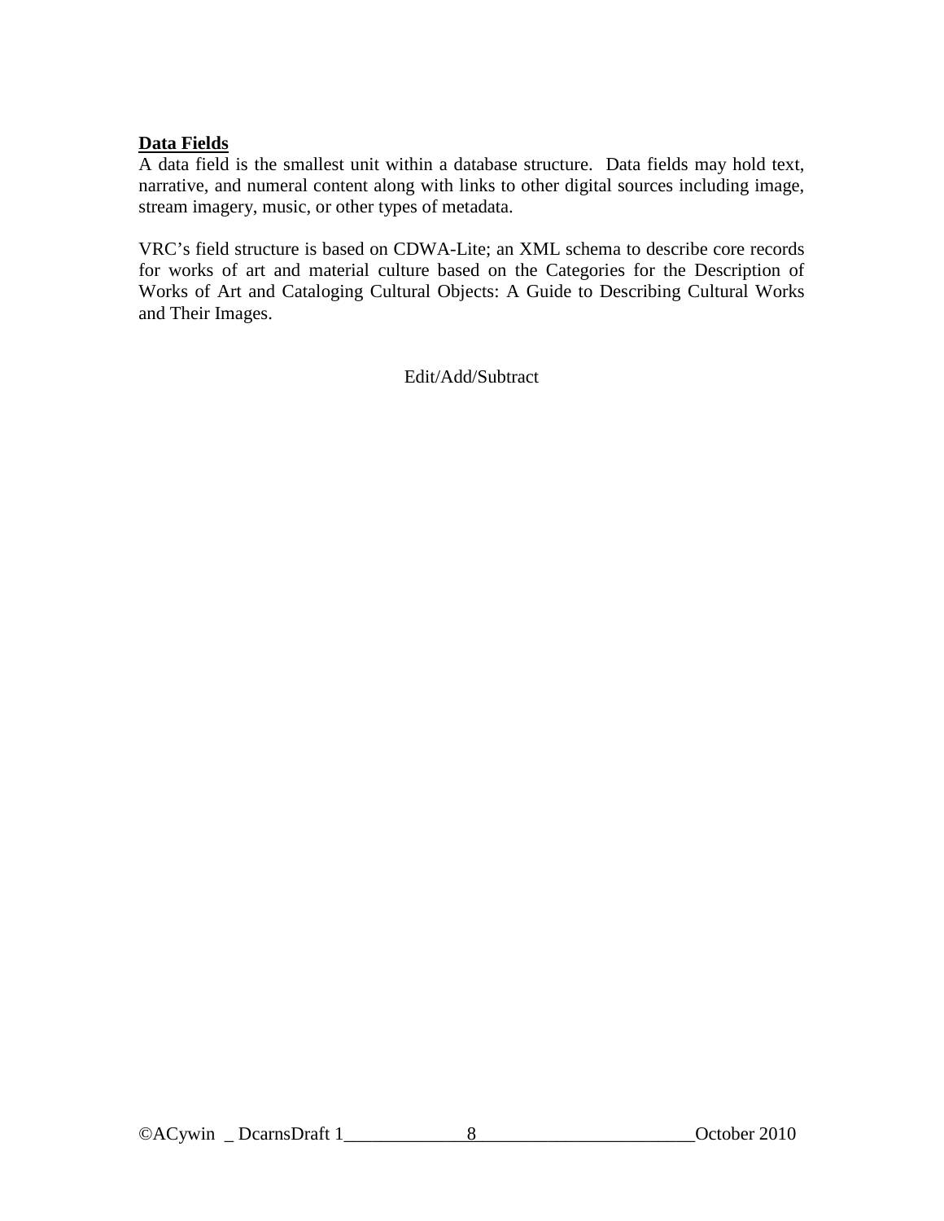**Data Fields**

A data field is the smallest unit within a database structure. Data fields may hold text, narrative, and numeral content along with links to other digital sources including image, stream imagery, music, or other types of metadata.

VRC's field structure is based on CDWA-Lite; an XML schema to describe core records for works of art and material culture based on the Categories for the Description of Works of Art and Cataloging Cultural Objects: A Guide to Describing Cultural Works and Their Images.

Edit/Add/Subtract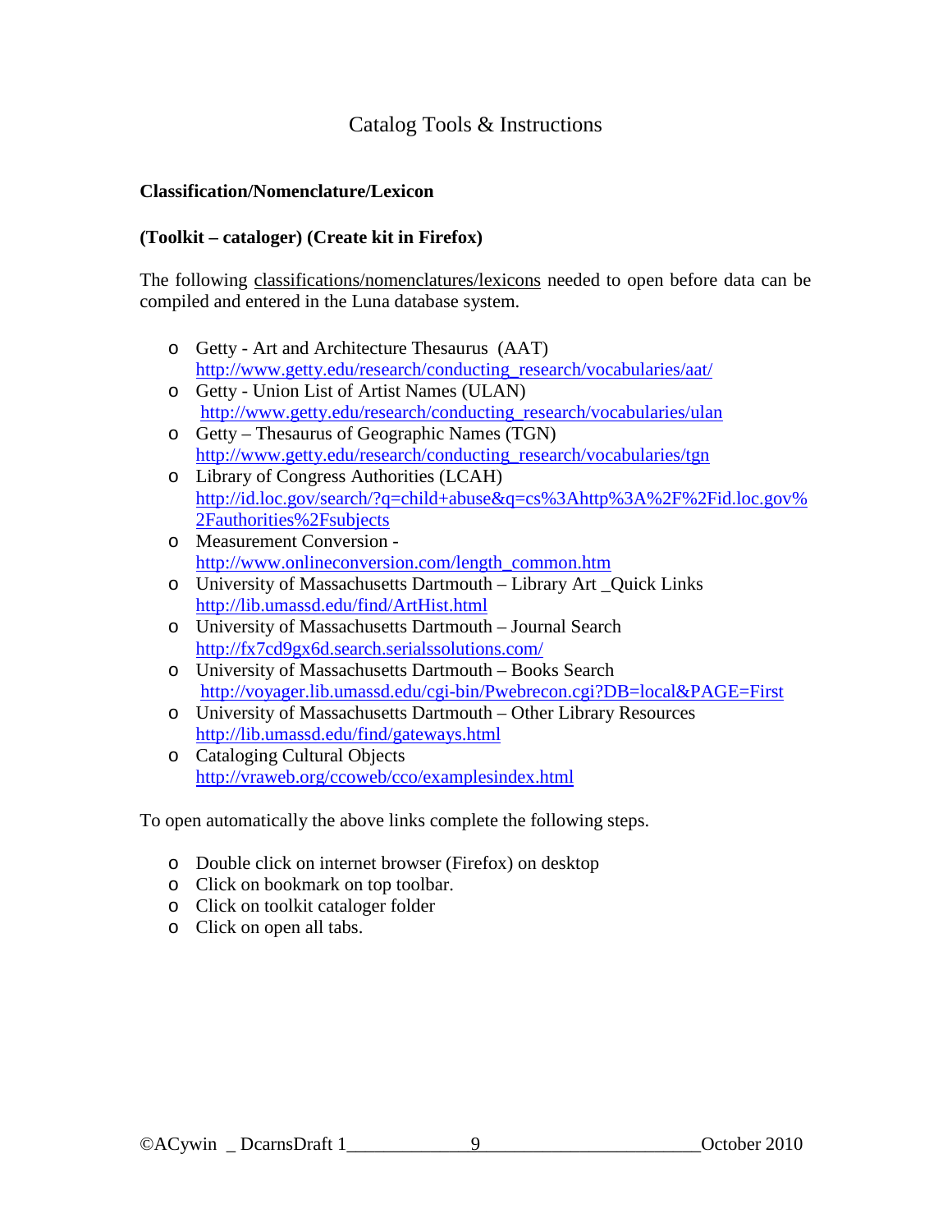# Catalog Tools & Instructions

**Classification/Nomenclature/Lexicon**

**(Toolkit – cataloger) (Create kit in Firefox)**

The following classifications/nomenclatures/lexicons needed to open before data can be compiled and entered in the Luna database system.

- Getty - Art and Architecture Thesaurus (AAT)
  http://www.getty.edu/research/conducting_research/vocabularies/aat/
- Getty - Union List of Artist Names (ULAN)
  http://www.getty.edu/research/conducting_research/vocabularies/ulan
- Getty – Thesaurus of Geographic Names (TGN)
  http://www.getty.edu/research/conducting_research/vocabularies/tgn
- Library of Congress Authorities (LCAH)
  http://id.loc.gov/search/?q=child+abuse&q=cs%3Ahttp%3A%2F%2Fid.loc.gov%2Fauthorities%2Fsubjects
- Measurement Conversion -
  http://www.onlineconversion.com/length_common.htm
- University of Massachusetts Dartmouth – Library Art _Quick Links
  http://lib.umassd.edu/find/ArtHist.html
- University of Massachusetts Dartmouth – Journal Search
  http://fx7cd9gx6d.search.serialssolutions.com/
- University of Massachusetts Dartmouth – Books Search
  http://voyager.lib.umassd.edu/cgi-bin/Pwebrecon.cgi?DB=local&PAGE=First
- University of Massachusetts Dartmouth – Other Library Resources
  http://lib.umassd.edu/find/gateways.html
- Cataloging Cultural Objects
  http://vraweb.org/ccoweb/cco/examplesindex.html

To open automatically the above links complete the following steps.

- Double click on internet browser (Firefox) on desktop
- Click on bookmark on top toolbar.
- Click on toolkit cataloger folder
- Click on open all tabs.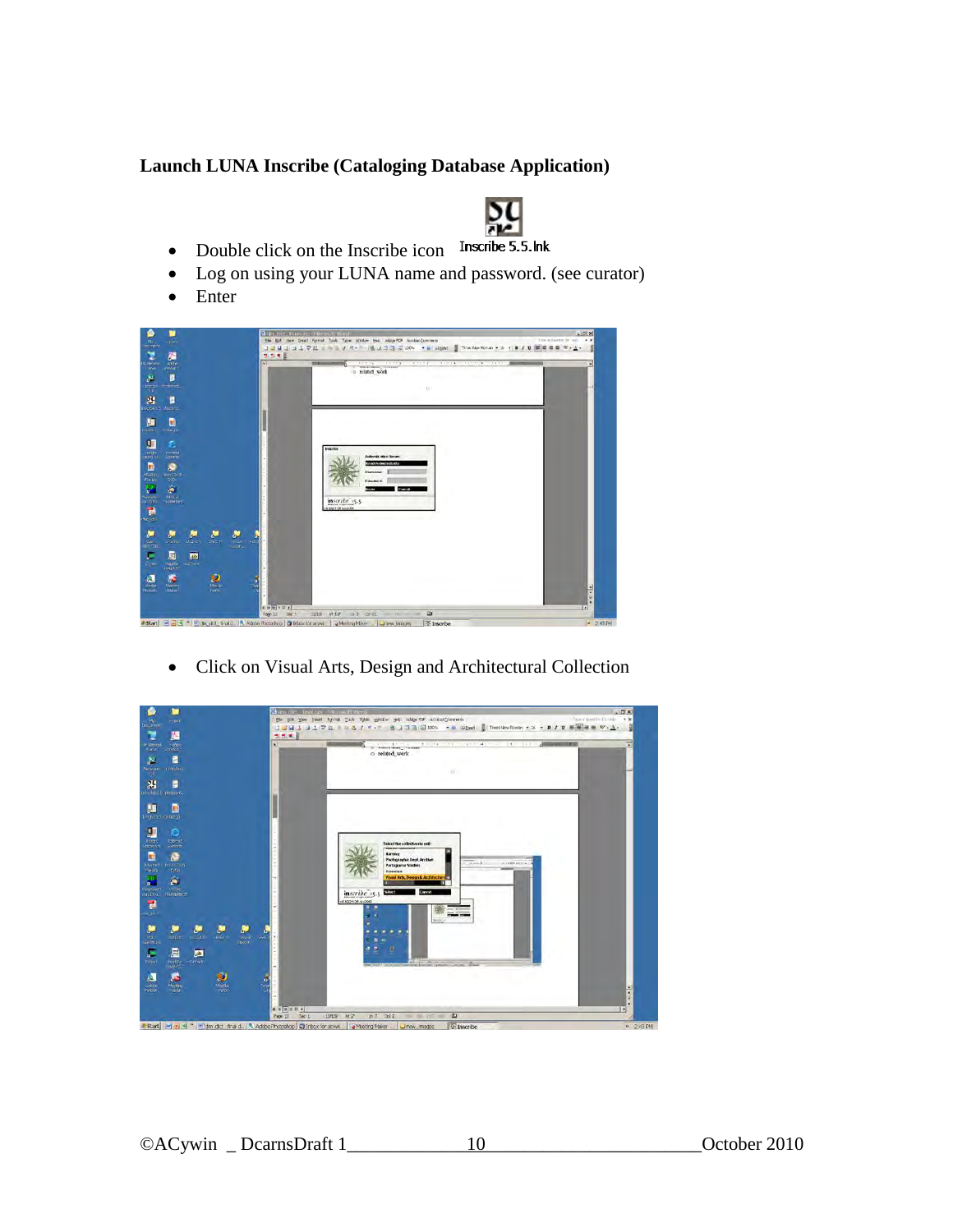**Launch LUNA Inscribe (Cataloging Database Application)**

- Double click on the Inscribe icon Inscribe 5.5.lnk
- Log on using your LUNA name and password. (see curator)
- Enter

- Click on Visual Arts, Design and Architectural Collection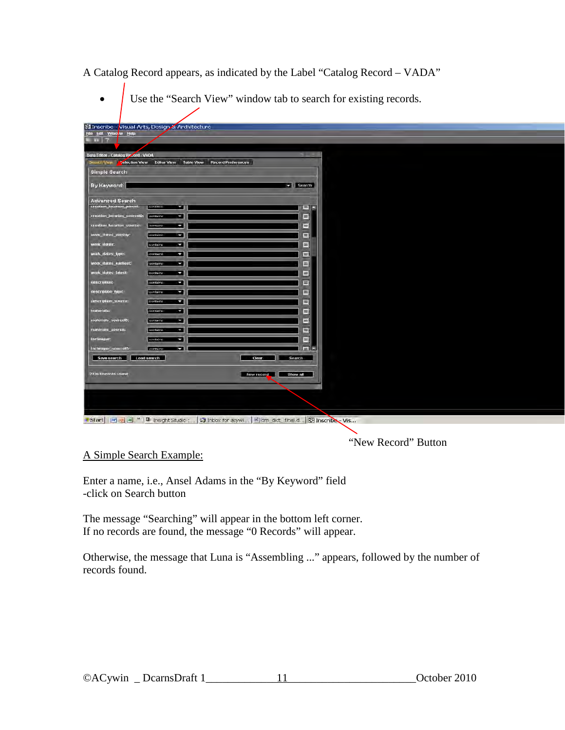A Catalog Record appears, as indicated by the Label "Catalog Record – VADA"

- Use the "Search View" window tab to search for existing records.

"New Record" Button

A Simple Search Example:

Enter a name, i.e., Ansel Adams in the "By Keyword" field
-click on Search button

The message "Searching" will appear in the bottom left corner.
If no records are found, the message "0 Records" will appear.

Otherwise, the message that Luna is "Assembling ..." appears, followed by the number of records found.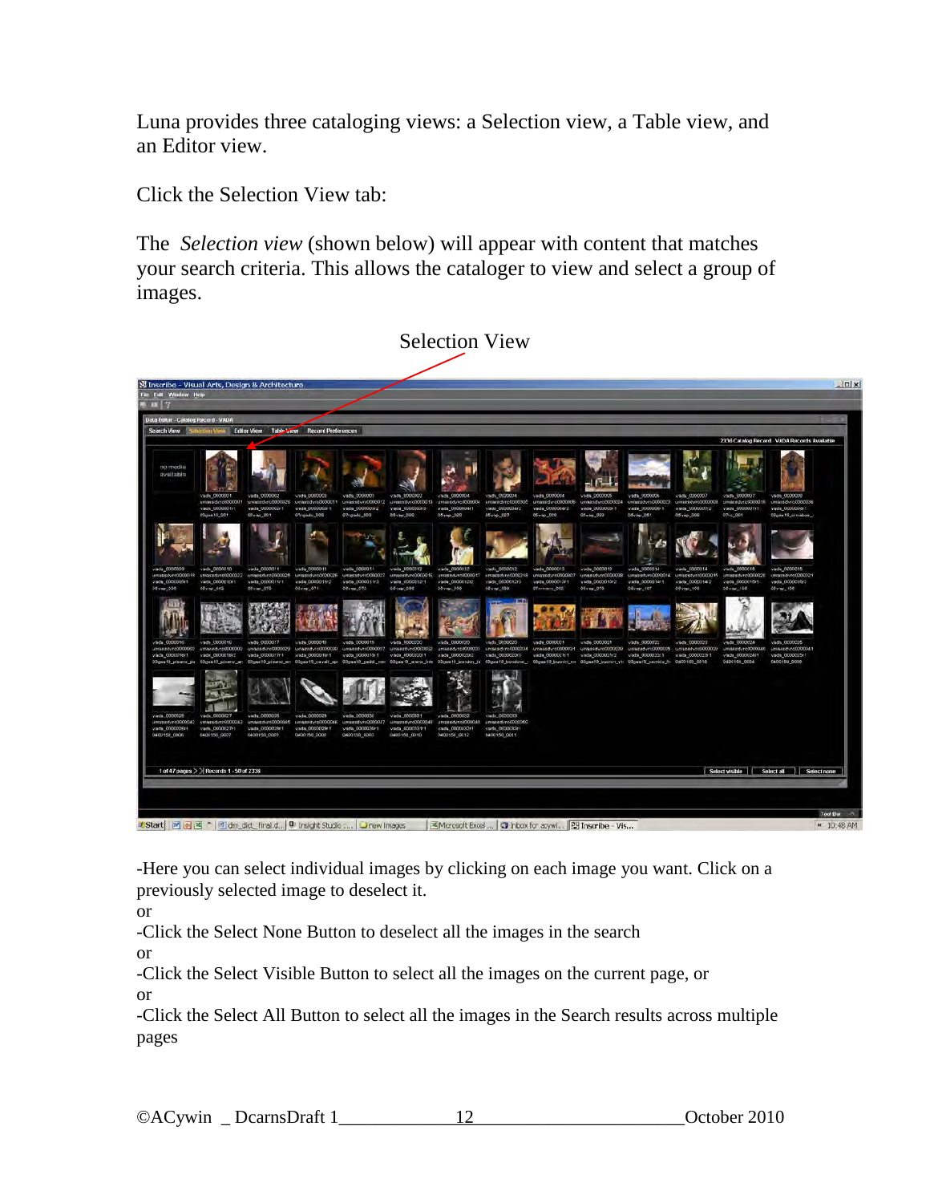Luna provides three cataloging views: a Selection view, a Table view, and an Editor view.

Click the Selection View tab:

The *Selection view* (shown below) will appear with content that matches your search criteria. This allows the cataloger to view and select a group of images.

Selection View

-Here you can select individual images by clicking on each image you want. Click on a previously selected image to deselect it.

or

-Click the Select None Button to deselect all the images in the search

or

-Click the Select Visible Button to select all the images on the current page, or

or

-Click the Select All Button to select all the images in the Search results across multiple pages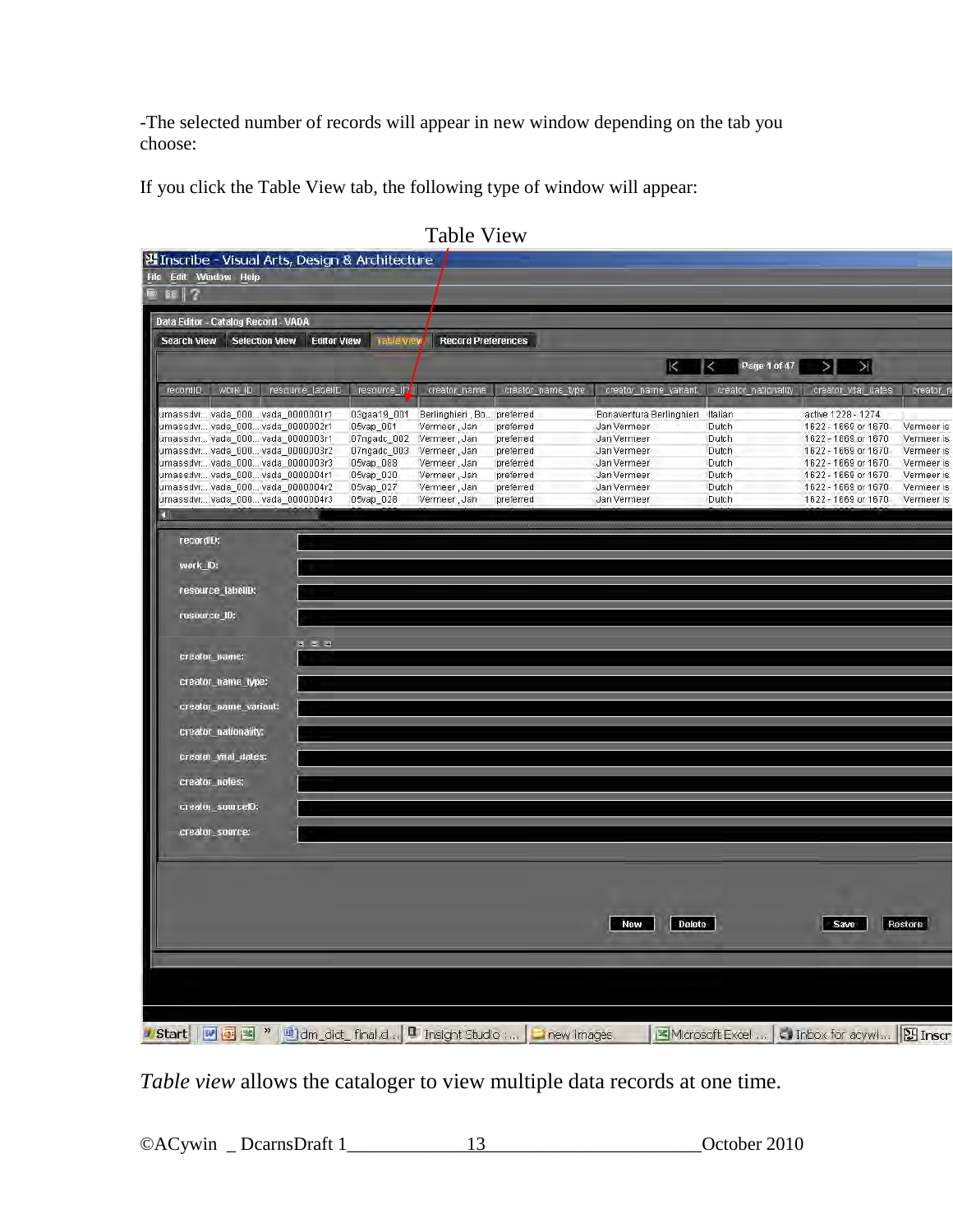-The selected number of records will appear in new window depending on the tab you choose:

If you click the Table View tab, the following type of window will appear:

Table View

*Table view* allows the cataloger to view multiple data records at one time.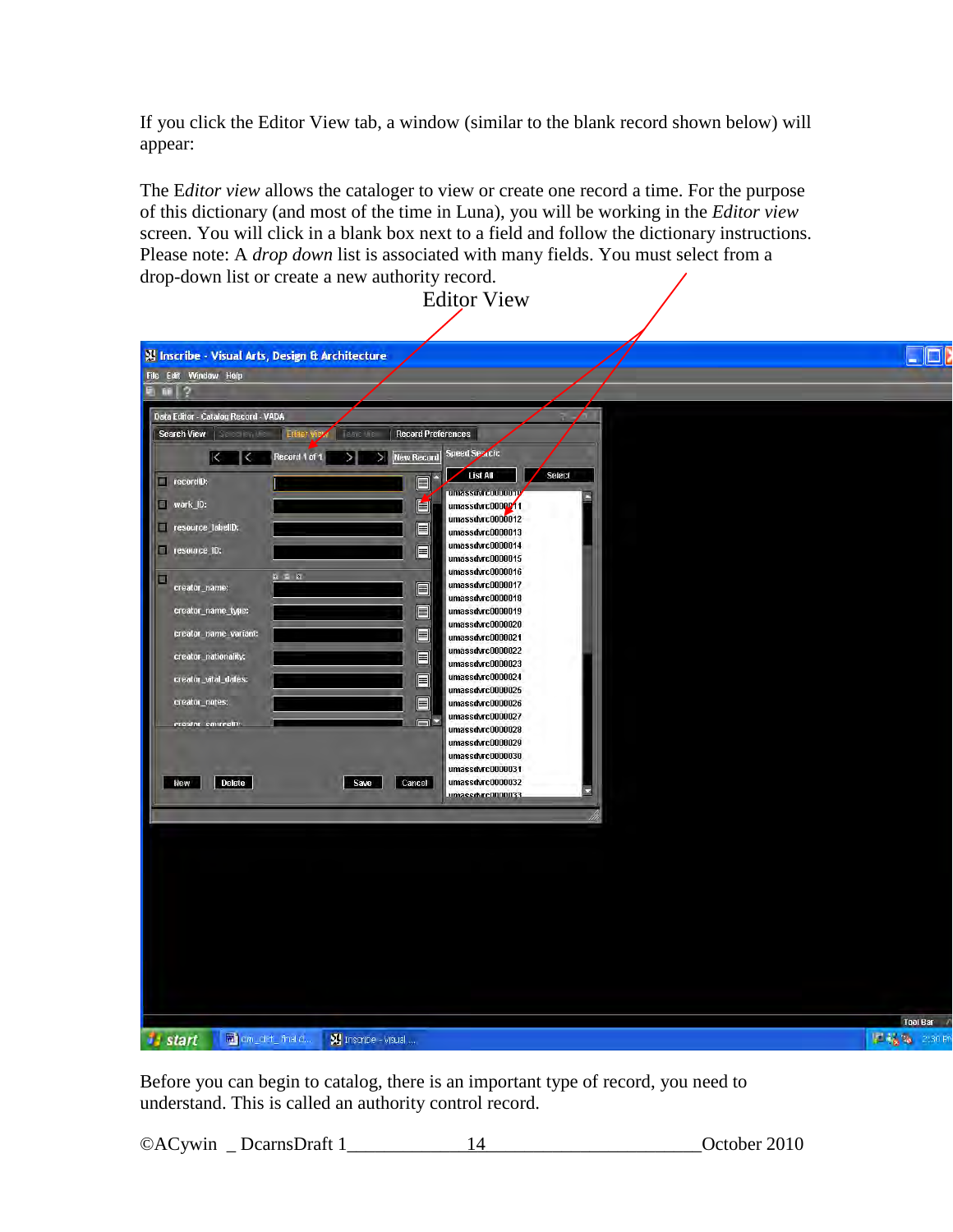If you click the Editor View tab, a window (similar to the blank record shown below) will appear:

The E*ditor view* allows the cataloger to view or create one record a time. For the purpose of this dictionary (and most of the time in Luna), you will be working in the *Editor view* screen. You will click in a blank box next to a field and follow the dictionary instructions. Please note: A *drop down* list is associated with many fields. You must select from a drop-down list or create a new authority record.

Editor View

Before you can begin to catalog, there is an important type of record, you need to understand. This is called an authority control record.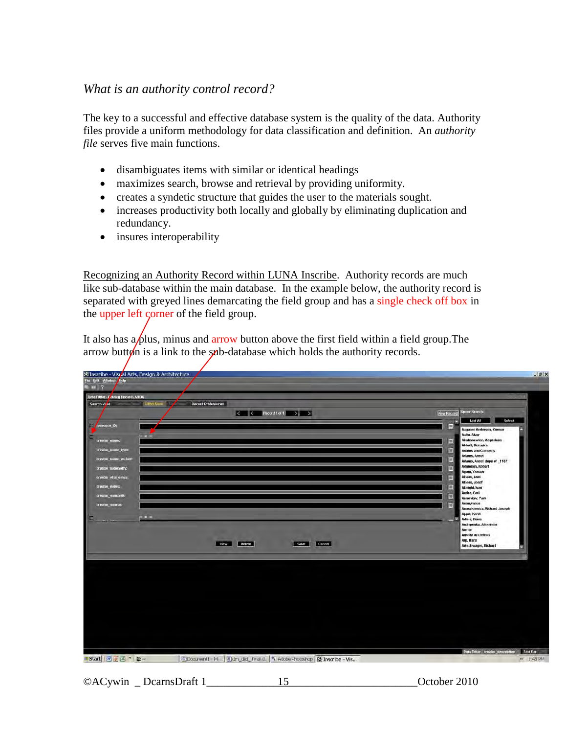*What is an authority control record?*

The key to a successful and effective database system is the quality of the data. Authority files provide a uniform methodology for data classification and definition. An *authority file* serves five main functions.

- disambiguates items with similar or identical headings
- maximizes search, browse and retrieval by providing uniformity.
- creates a syndetic structure that guides the user to the materials sought.
- increases productivity both locally and globally by eliminating duplication and redundancy.
- insures interoperability

Recognizing an Authority Record within LUNA Inscribe. Authority records are much like sub-database within the main database. In the example below, the authority record is separated with greyed lines demarcating the field group and has a single check off box in the upper left corner of the field group.

It also has a plus, minus and arrow button above the first field within a field group.The arrow button is a link to the sub-database which holds the authority records.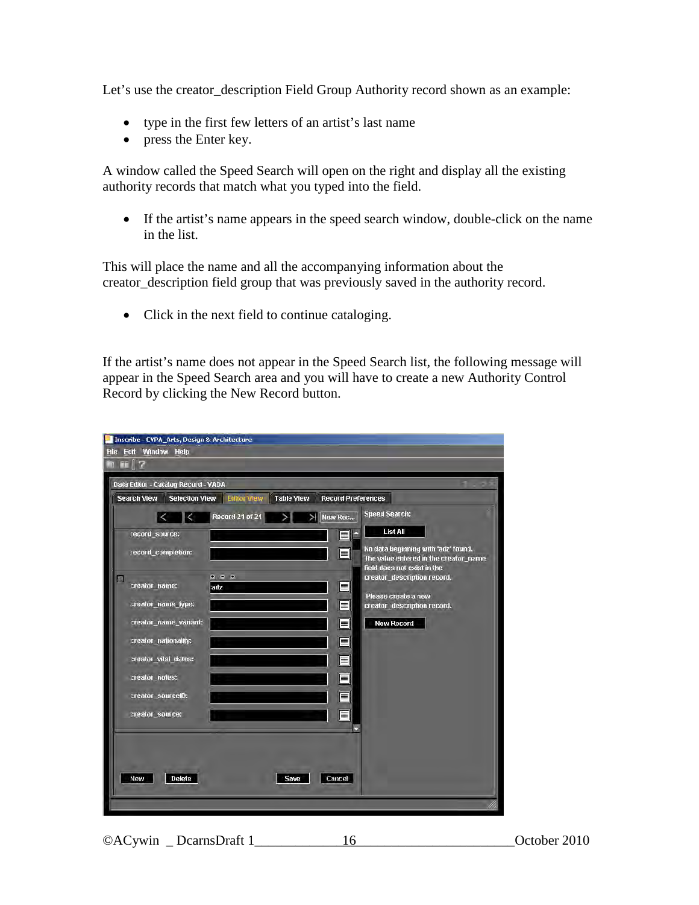Let's use the creator_description Field Group Authority record shown as an example:

- type in the first few letters of an artist's last name
- press the Enter key.

A window called the Speed Search will open on the right and display all the existing authority records that match what you typed into the field.

- If the artist's name appears in the speed search window, double-click on the name in the list.

This will place the name and all the accompanying information about the creator_description field group that was previously saved in the authority record.

- Click in the next field to continue cataloging.

If the artist's name does not appear in the Speed Search list, the following message will appear in the Speed Search area and you will have to create a new Authority Control Record by clicking the New Record button.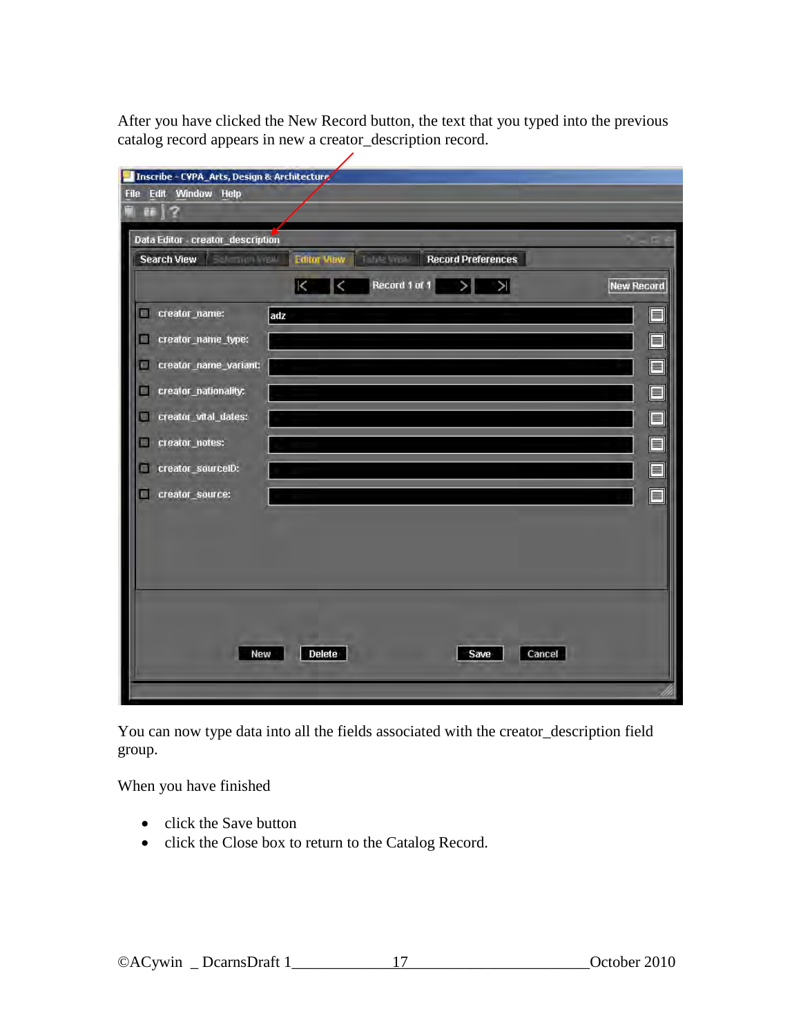After you have clicked the New Record button, the text that you typed into the previous catalog record appears in new a creator_description record.

You can now type data into all the fields associated with the creator_description field group.

When you have finished

- click the Save button
- click the Close box to return to the Catalog Record.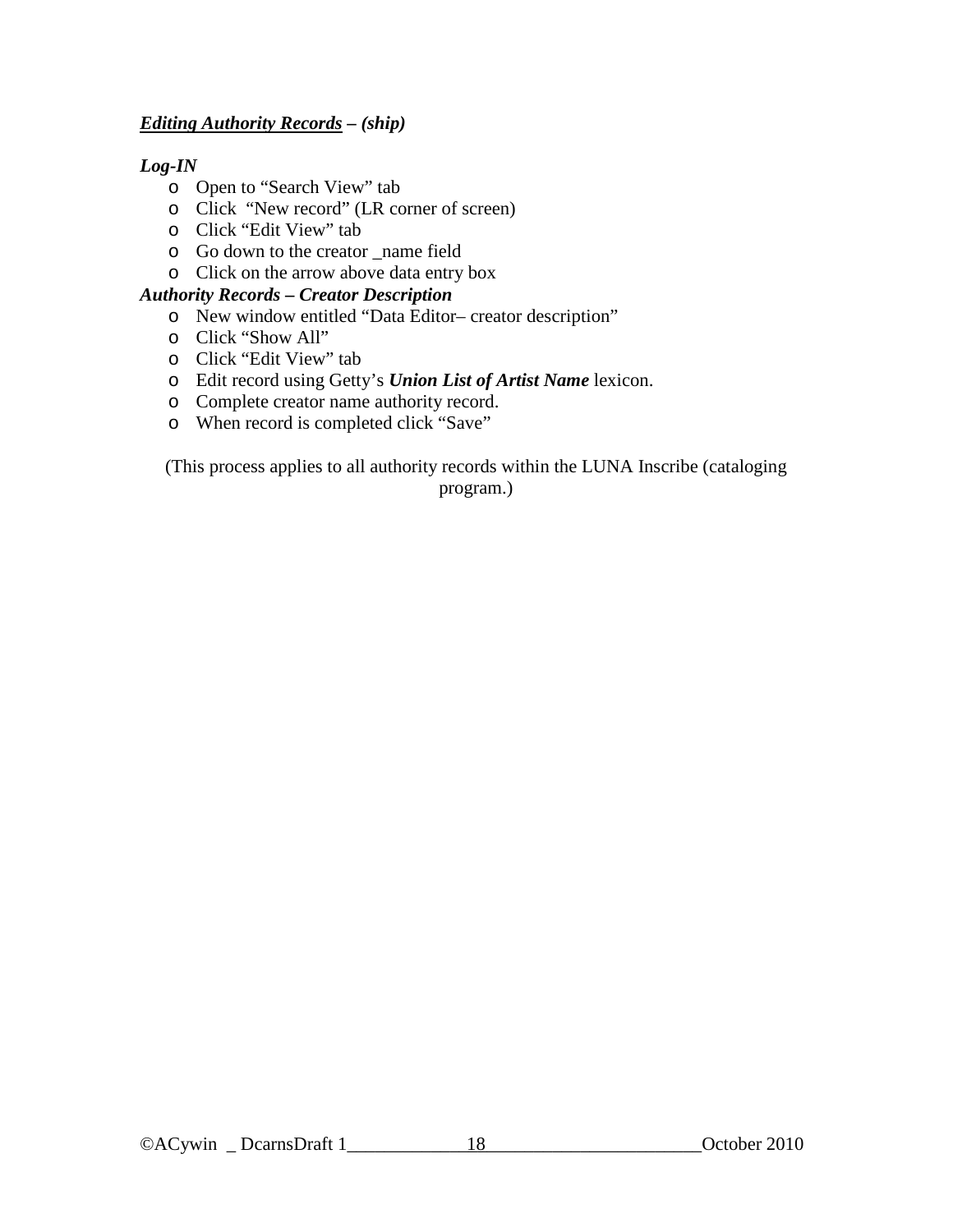***<u>Editing Authority Records</u> – (ship)***

***Log-IN***

- Open to “Search View” tab
- Click  “New record” (LR corner of screen)
- Click “Edit View” tab
- Go down to the creator _name field
- Click on the arrow above data entry box

***Authority Records – Creator Description***

- New window entitled “Data Editor– creator description”
- Click “Show All”
- Click “Edit View” tab
- Edit record using Getty’s ***Union List of Artist Name*** lexicon.
- Complete creator name authority record.
- When record is completed click “Save”

(This process applies to all authority records within the LUNA Inscribe (cataloging program.)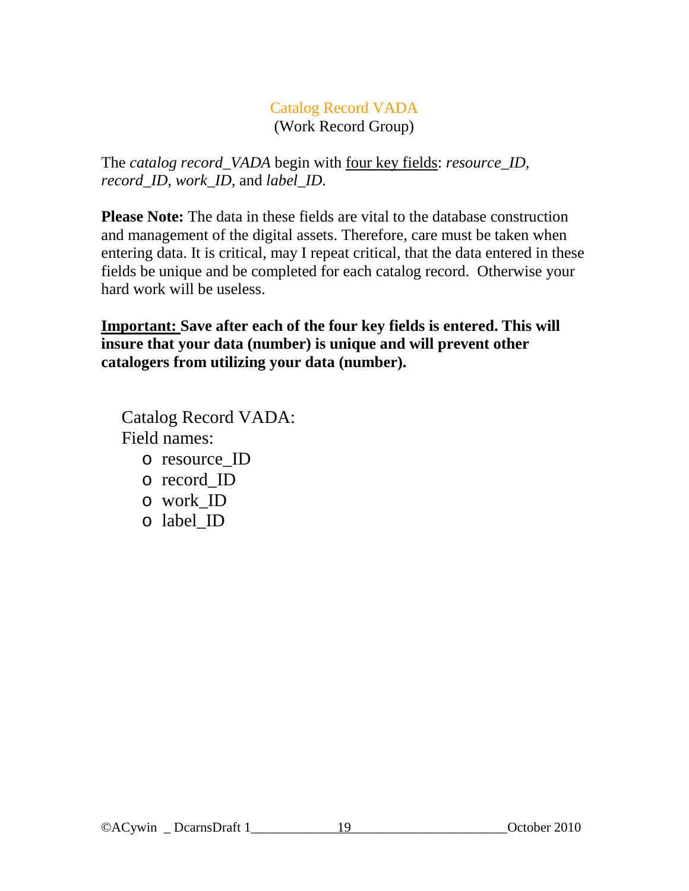## Catalog Record VADA

(Work Record Group)

The *catalog record_VADA* begin with four key fields: *resource_ID, record_ID, work_ID,* and *label_ID.*

**Please Note:** The data in these fields are vital to the database construction and management of the digital assets. Therefore, care must be taken when entering data. It is critical, may I repeat critical, that the data entered in these fields be unique and be completed for each catalog record. Otherwise your hard work will be useless.

**Important: Save after each of the four key fields is entered. This will insure that your data (number) is unique and will prevent other catalogers from utilizing your data (number).**

Catalog Record VADA:
Field names:

- resource_ID
- record_ID
- work_ID
- label_ID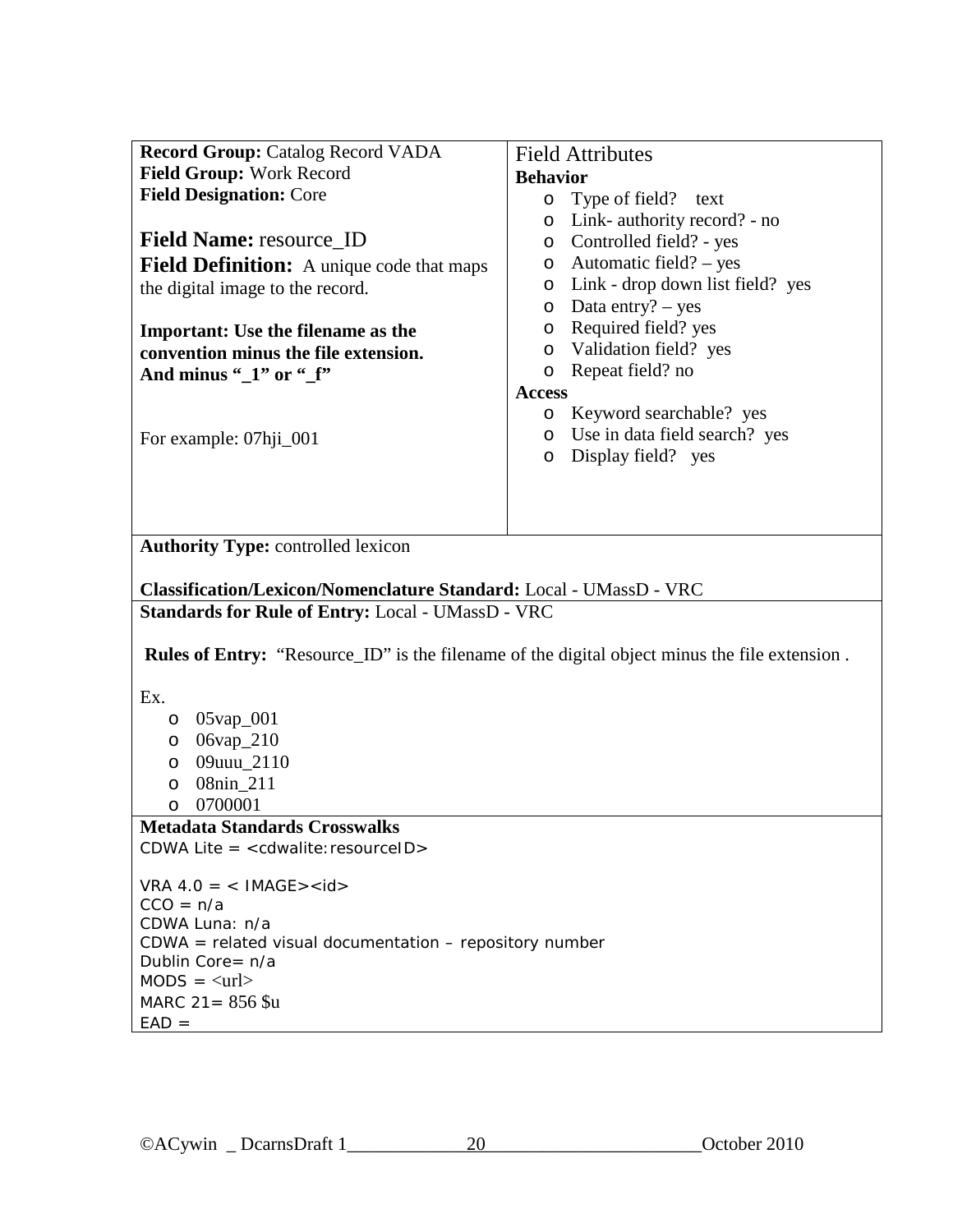**Record Group:** Catalog Record VADA
**Field Group:** Work Record
**Field Designation:** Core

**Field Name:** resource_ID
**Field Definition:** A unique code that maps the digital image to the record.

**Important: Use the filename as the convention minus the file extension. And minus "_1" or "_f"**

For example: 07hji_001

Field Attributes

**Behavior**

- Type of field? text
- Link- authority record? - no
- Controlled field? - yes
- Automatic field? – yes
- Link - drop down list field? yes
- Data entry? – yes
- Required field? yes
- Validation field? yes
- Repeat field? no

**Access**

- Keyword searchable? yes
- Use in data field search? yes
- Display field? yes

**Authority Type:** controlled lexicon

**Classification/Lexicon/Nomenclature Standard:** Local - UMassD - VRC

**Standards for Rule of Entry:** Local - UMassD - VRC

**Rules of Entry:** "Resource_ID" is the filename of the digital object minus the file extension .

Ex.

- 05vap_001
- 06vap_210
- 09uuu_2110
- 08nin_211
- 0700001

**Metadata Standards Crosswalks**

CDWA Lite = <cdwalite:resourceID>

VRA 4.0 = < IMAGE><id>
CCO = n/a
CDWA Luna: n/a
CDWA = related visual documentation – repository number
Dublin Core= n/a
MODS = <url>
MARC 21= 856 $u
EAD =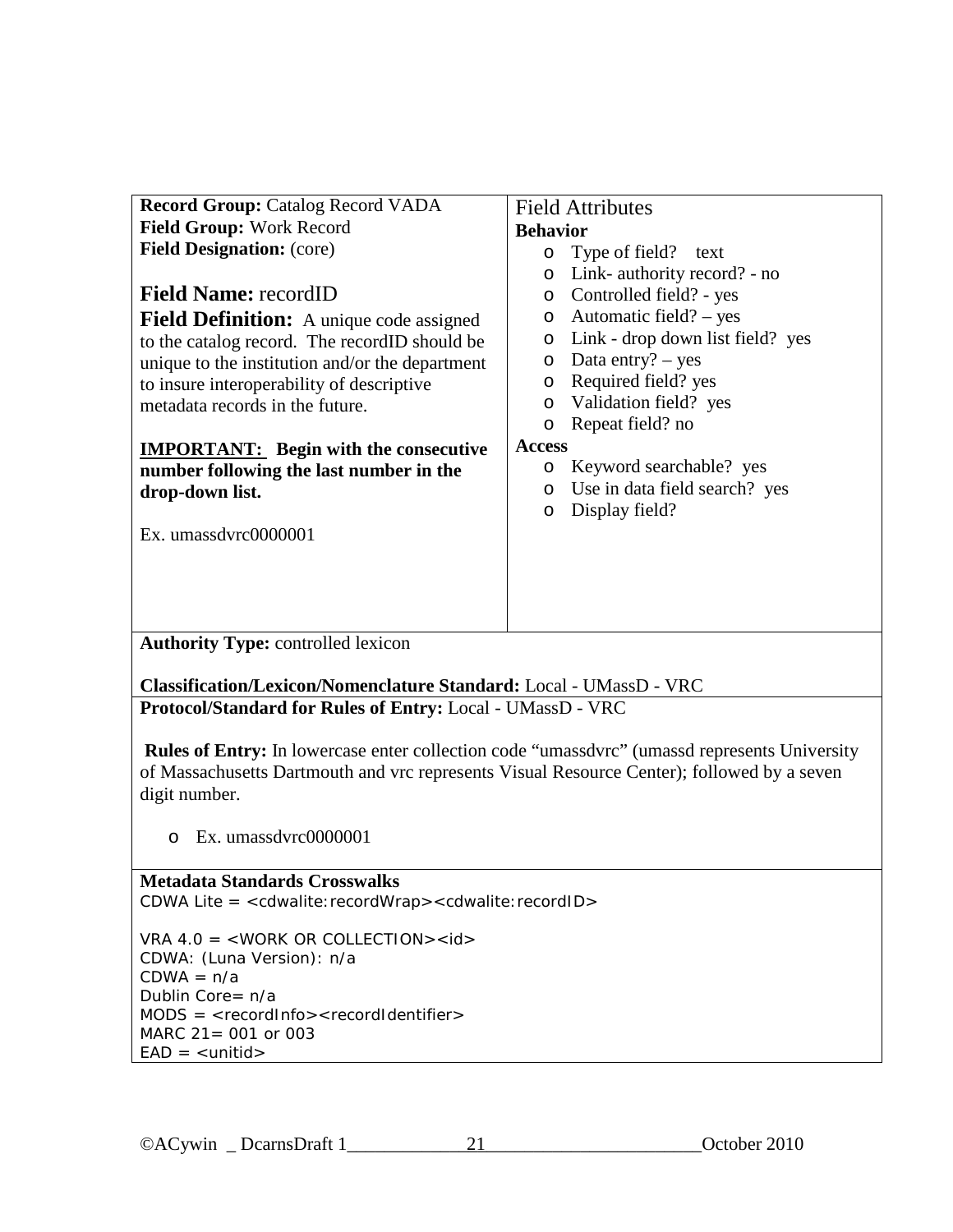**Record Group:** Catalog Record VADA
**Field Group:** Work Record
**Field Designation:** (core)

**Field Name:** recordID

**Field Definition:** A unique code assigned to the catalog record. The recordID should be unique to the institution and/or the department to insure interoperability of descriptive metadata records in the future.

**IMPORTANT: Begin with the consecutive number following the last number in the drop-down list.**

Ex. umassdvrc0000001

Field Attributes

**Behavior**

- Type of field? text
- Link- authority record? - no
- Controlled field? - yes
- Automatic field? – yes
- Link - drop down list field? yes
- Data entry? – yes
- Required field? yes
- Validation field? yes
- Repeat field? no

**Access**

- Keyword searchable? yes
- Use in data field search? yes
- Display field?

**Authority Type:** controlled lexicon

**Classification/Lexicon/Nomenclature Standard:** Local - UMassD - VRC

**Protocol/Standard for Rules of Entry:** Local - UMassD - VRC

**Rules of Entry:** In lowercase enter collection code "umassdvrc" (umassd represents University of Massachusetts Dartmouth and vrc represents Visual Resource Center); followed by a seven digit number.

- Ex. umassdvrc0000001

**Metadata Standards Crosswalks**

CDWA Lite = <cdwalite:recordWrap><cdwalite:recordID>

VRA 4.0 = <WORK OR COLLECTION><id>
CDWA: (Luna Version): n/a
CDWA = n/a
Dublin Core= n/a
MODS = <recordInfo><recordIdentifier>
MARC 21= 001 or 003
EAD = <unitid>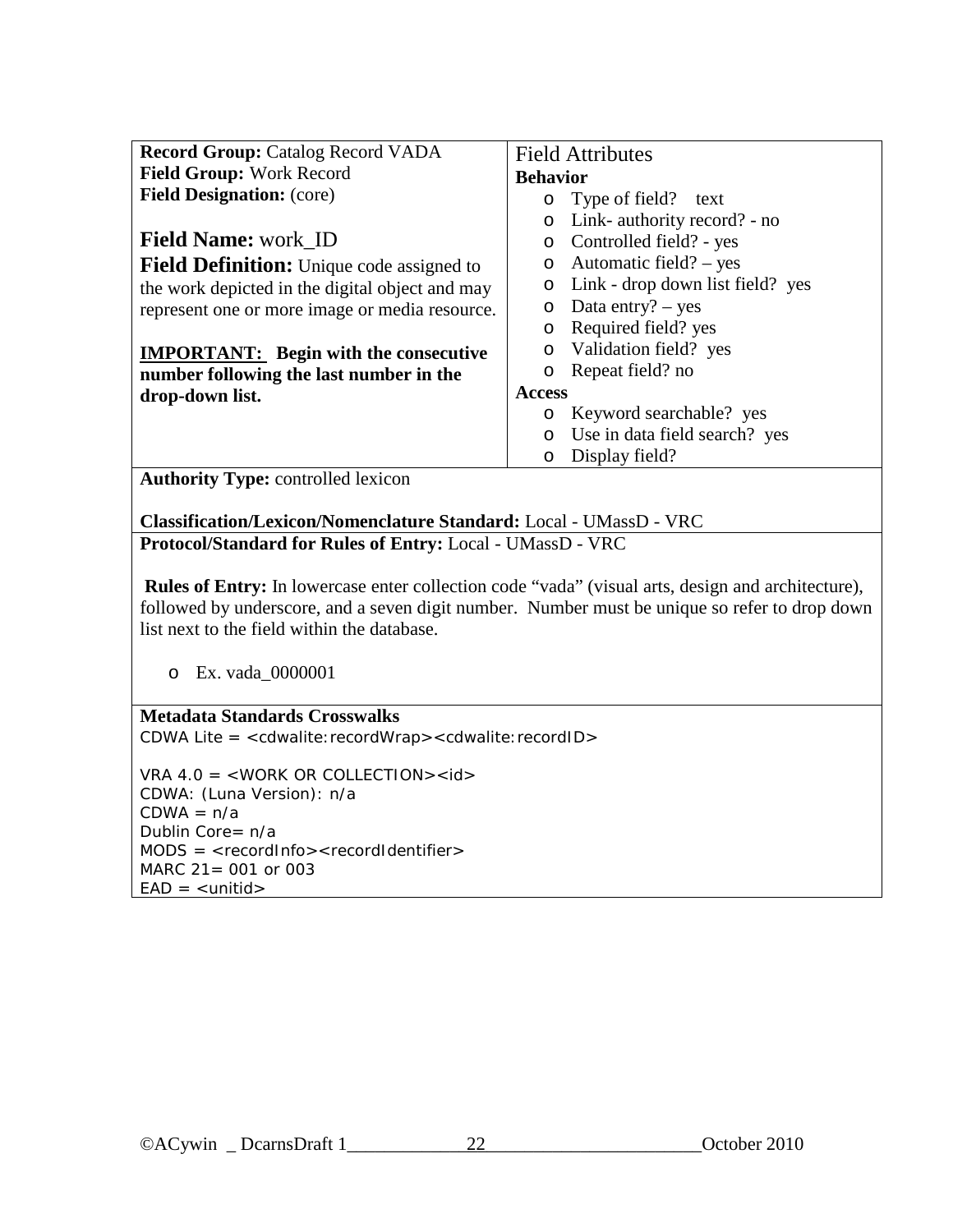**Record Group:** Catalog Record VADA
**Field Group:** Work Record
**Field Designation:** (core)

**Field Name:** work_ID

**Field Definition:** Unique code assigned to the work depicted in the digital object and may represent one or more image or media resource.

**IMPORTANT: Begin with the consecutive number following the last number in the drop-down list.**

Field Attributes

**Behavior**

- Type of field? text
- Link- authority record? - no
- Controlled field? - yes
- Automatic field? – yes
- Link - drop down list field? yes
- Data entry? – yes
- Required field? yes
- Validation field? yes
- Repeat field? no

**Access**

- Keyword searchable? yes
- Use in data field search? yes
- Display field?

**Authority Type:** controlled lexicon

**Classification/Lexicon/Nomenclature Standard:** Local - UMassD - VRC

**Protocol/Standard for Rules of Entry:** Local - UMassD - VRC

**Rules of Entry:** In lowercase enter collection code "vada" (visual arts, design and architecture), followed by underscore, and a seven digit number. Number must be unique so refer to drop down list next to the field within the database.

- Ex. vada_0000001

**Metadata Standards Crosswalks**

CDWA Lite = <cdwalite:recordWrap><cdwalite:recordID>

VRA 4.0 = <WORK OR COLLECTION><id>
CDWA: (Luna Version): n/a
CDWA = n/a
Dublin Core= n/a
MODS = <recordInfo><recordIdentifier>
MARC 21= 001 or 003
EAD = <unitid>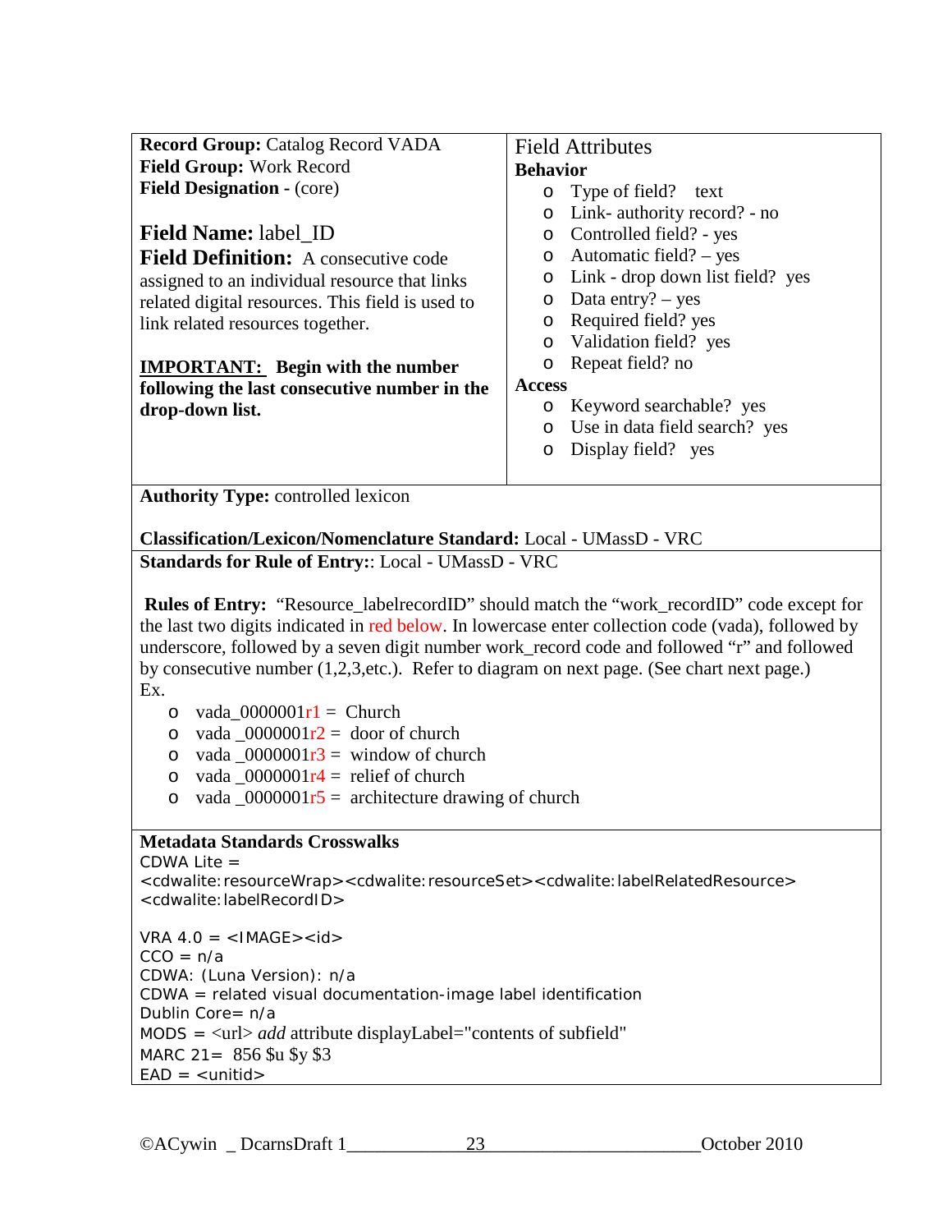**Record Group:** Catalog Record VADA
**Field Group:** Work Record
**Field Designation** - (core)

**Field Name:** label_ID
**Field Definition:** A consecutive code assigned to an individual resource that links related digital resources. This field is used to link related resources together.

**IMPORTANT: Begin with the number following the last consecutive number in the drop-down list.**

Field Attributes

**Behavior**

- Type of field? text
- Link- authority record? - no
- Controlled field? - yes
- Automatic field? – yes
- Link - drop down list field? yes
- Data entry? – yes
- Required field? yes
- Validation field? yes
- Repeat field? no

**Access**

- Keyword searchable? yes
- Use in data field search? yes
- Display field? yes

**Authority Type:** controlled lexicon

**Classification/Lexicon/Nomenclature Standard:** Local - UMassD - VRC

**Standards for Rule of Entry:**: Local - UMassD - VRC

**Rules of Entry:** "Resource_labelrecordID" should match the "work_recordID" code except for the last two digits indicated in red below. In lowercase enter collection code (vada), followed by underscore, followed by a seven digit number work_record code and followed "r" and followed by consecutive number (1,2,3,etc.). Refer to diagram on next page. (See chart next page.)
Ex.

- vada_0000001r1 = Church
- vada _0000001r2 = door of church
- vada _0000001r3 = window of church
- vada _0000001r4 = relief of church
- vada _0000001r5 = architecture drawing of church

**Metadata Standards Crosswalks**

CDWA Lite = <cdwalite:resourceWrap><cdwalite:resourceSet><cdwalite:labelRelatedResource><cdwalite:labelRecordID>

VRA 4.0 = <IMAGE><id>
CCO = n/a
CDWA: (Luna Version): n/a
CDWA = related visual documentation-image label identification
Dublin Core= n/a
MODS = <url> *add* attribute displayLabel="contents of subfield"
MARC 21= 856 $u $y $3
EAD = <unitid>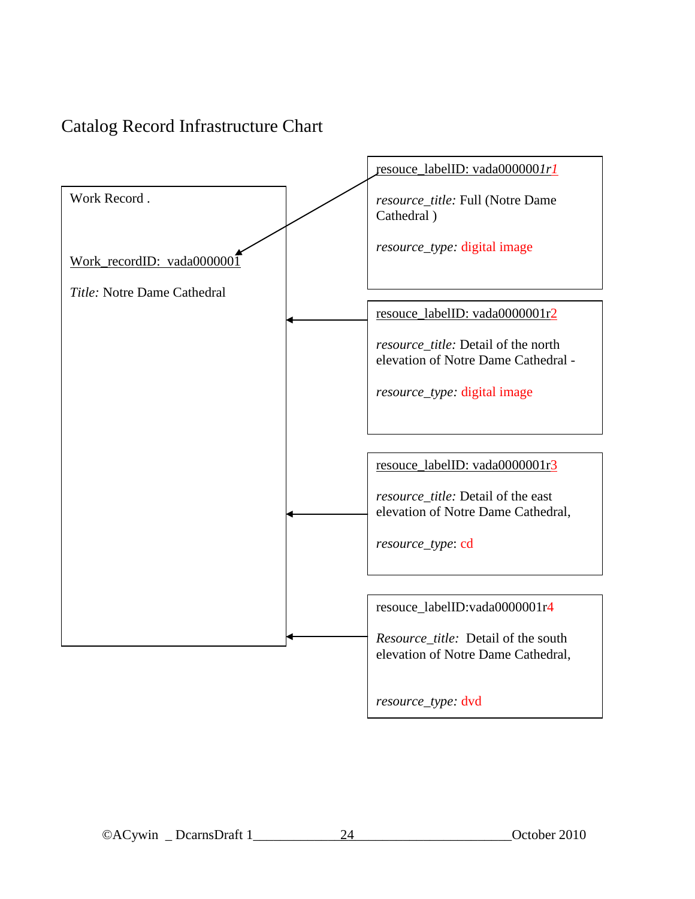# Catalog Record Infrastructure Chart

Work Record .

Work_recordID: vada0000001

*Title:* Notre Dame Cathedral

resouce_labelID: vada0000001*r1*

*resource_title:* Full (Notre Dame Cathedral )

*resource_type:* digital image

resouce_labelID: vada0000001r2

*resource_title:* Detail of the north elevation of Notre Dame Cathedral -

*resource_type:* digital image

resouce_labelID: vada0000001r3

*resource_title:* Detail of the east elevation of Notre Dame Cathedral,

*resource_type*: cd

resouce_labelID:vada0000001r4

*Resource_title:* Detail of the south elevation of Notre Dame Cathedral,

*resource_type:* dvd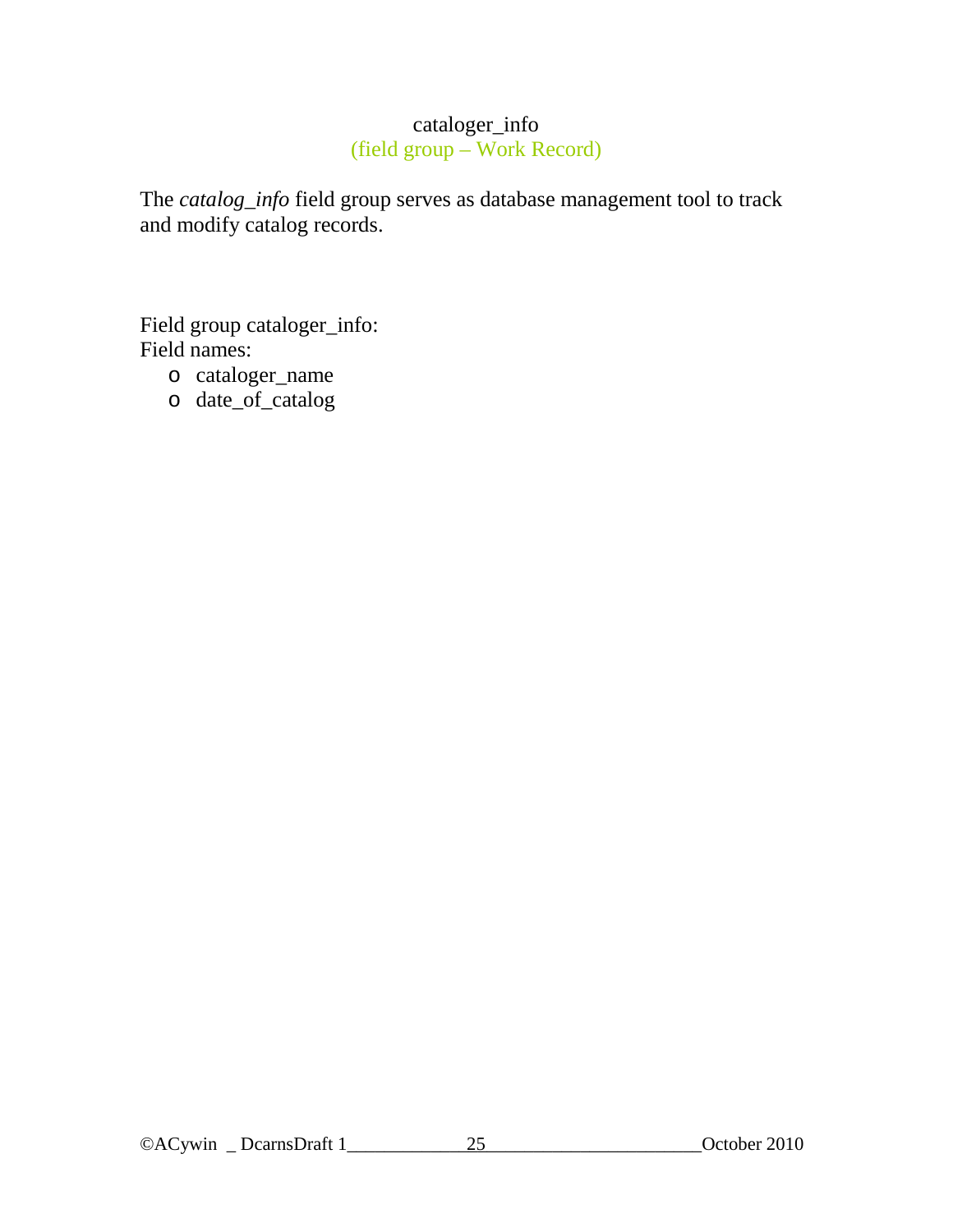# cataloger_info

(field group – Work Record)

The *catalog_info* field group serves as database management tool to track and modify catalog records.

Field group cataloger_info:
Field names:

- cataloger_name
- date_of_catalog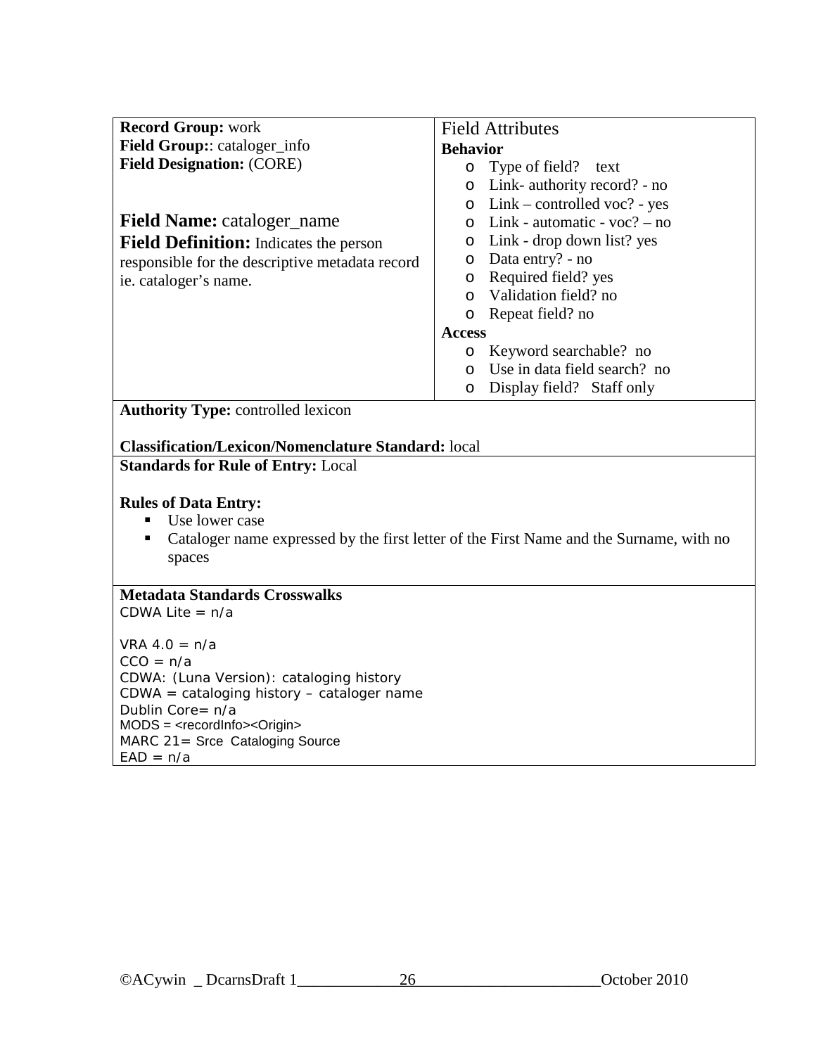**Record Group:** work
**Field Group:**: cataloger_info
**Field Designation:** (CORE)

**Field Name:** cataloger_name
**Field Definition:** Indicates the person responsible for the descriptive metadata record ie. cataloger's name.

Field Attributes

**Behavior**

- Type of field? text
- Link- authority record? - no
- Link – controlled voc? - yes
- Link - automatic - voc? – no
- Link - drop down list? yes
- Data entry? - no
- Required field? yes
- Validation field? no
- Repeat field? no

**Access**

- Keyword searchable? no
- Use in data field search? no
- Display field? Staff only

**Authority Type:** controlled lexicon

**Classification/Lexicon/Nomenclature Standard:** local

**Standards for Rule of Entry:** Local

**Rules of Data Entry:**

- Use lower case
- Cataloger name expressed by the first letter of the First Name and the Surname, with no spaces

**Metadata Standards Crosswalks**

CDWA Lite = n/a

VRA 4.0 = n/a
CCO = n/a
CDWA: (Luna Version): cataloging history
CDWA = cataloging history – cataloger name
Dublin Core= n/a
MODS = <recordInfo><Origin>
MARC 21= Srce Cataloging Source
EAD = n/a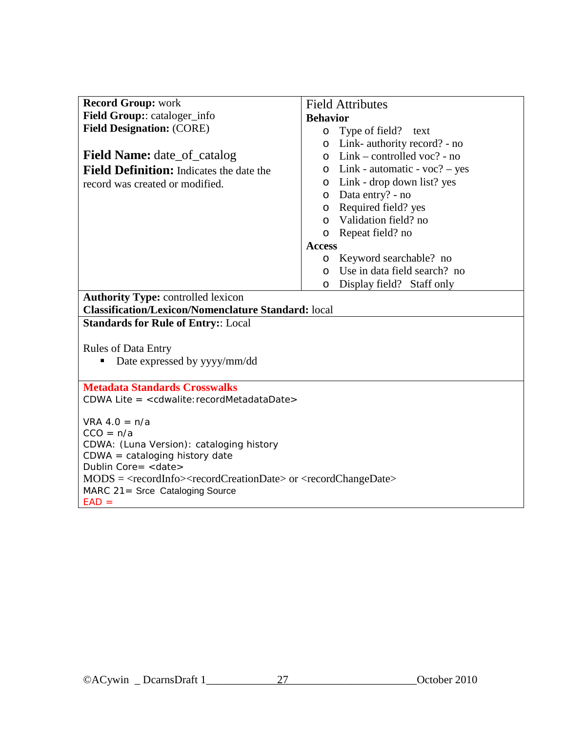**Record Group:** work
**Field Group:**: cataloger_info
**Field Designation:** (CORE)

**Field Name:** date_of_catalog
**Field Definition:** Indicates the date the record was created or modified.

Field Attributes

**Behavior**

- Type of field? text
- Link- authority record? - no
- Link – controlled voc? - no
- Link - automatic - voc? – yes
- Link - drop down list? yes
- Data entry? - no
- Required field? yes
- Validation field? no
- Repeat field? no

**Access**

- Keyword searchable? no
- Use in data field search? no
- Display field? Staff only

**Authority Type:** controlled lexicon
**Classification/Lexicon/Nomenclature Standard:** local

**Standards for Rule of Entry:**: Local

Rules of Data Entry

- Date expressed by yyyy/mm/dd

**Metadata Standards Crosswalks**

CDWA Lite = <cdwalite:recordMetadataDate>

VRA 4.0 = n/a
CCO = n/a
CDWA: (Luna Version): cataloging history
CDWA = cataloging history date
Dublin Core= <date>
MODS = <recordInfo><recordCreationDate> or <recordChangeDate>
MARC 21= Srce Cataloging Source
EAD =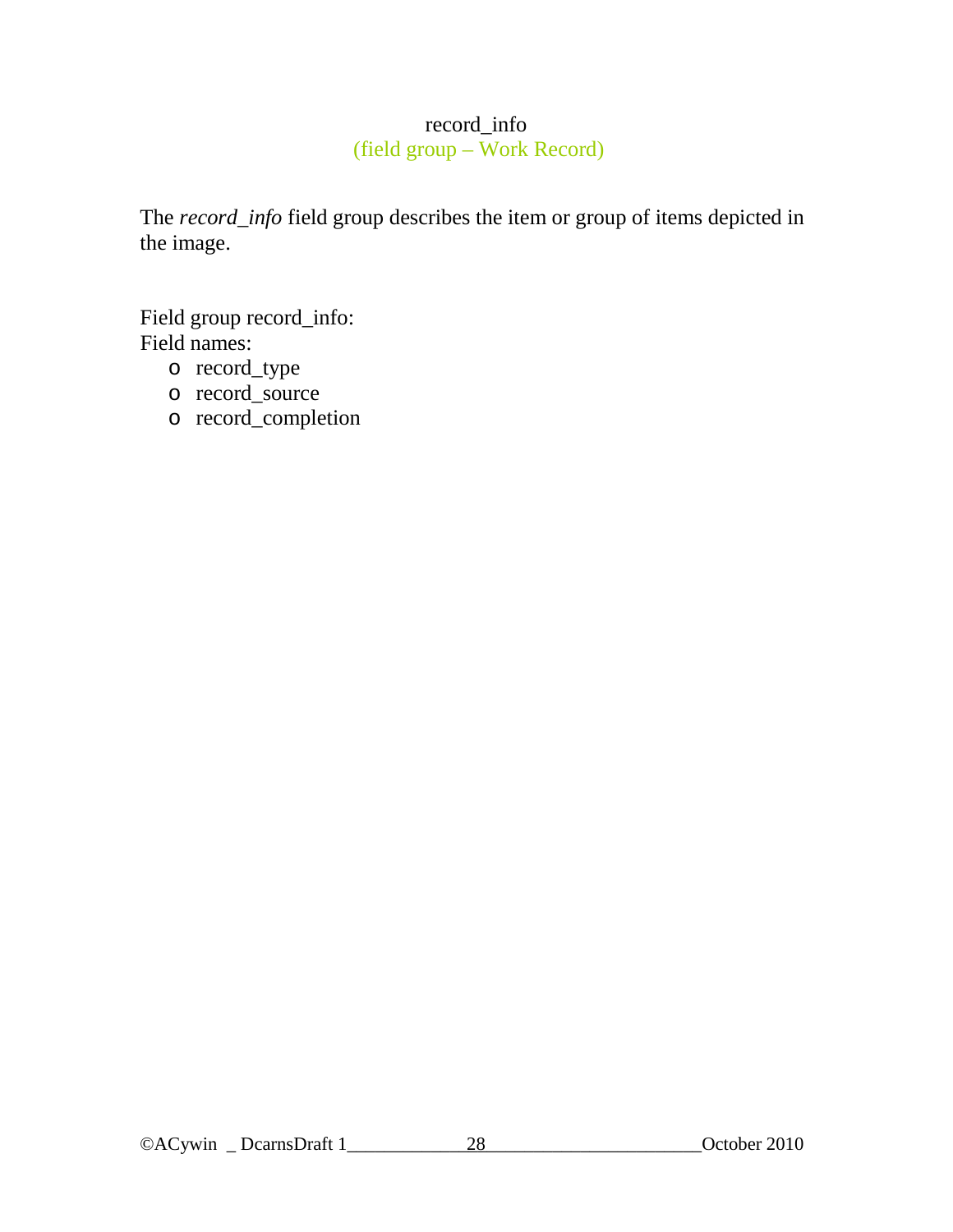# record_info

(field group – Work Record)

The *record_info* field group describes the item or group of items depicted in the image.

Field group record_info:
Field names:

- record_type
- record_source
- record_completion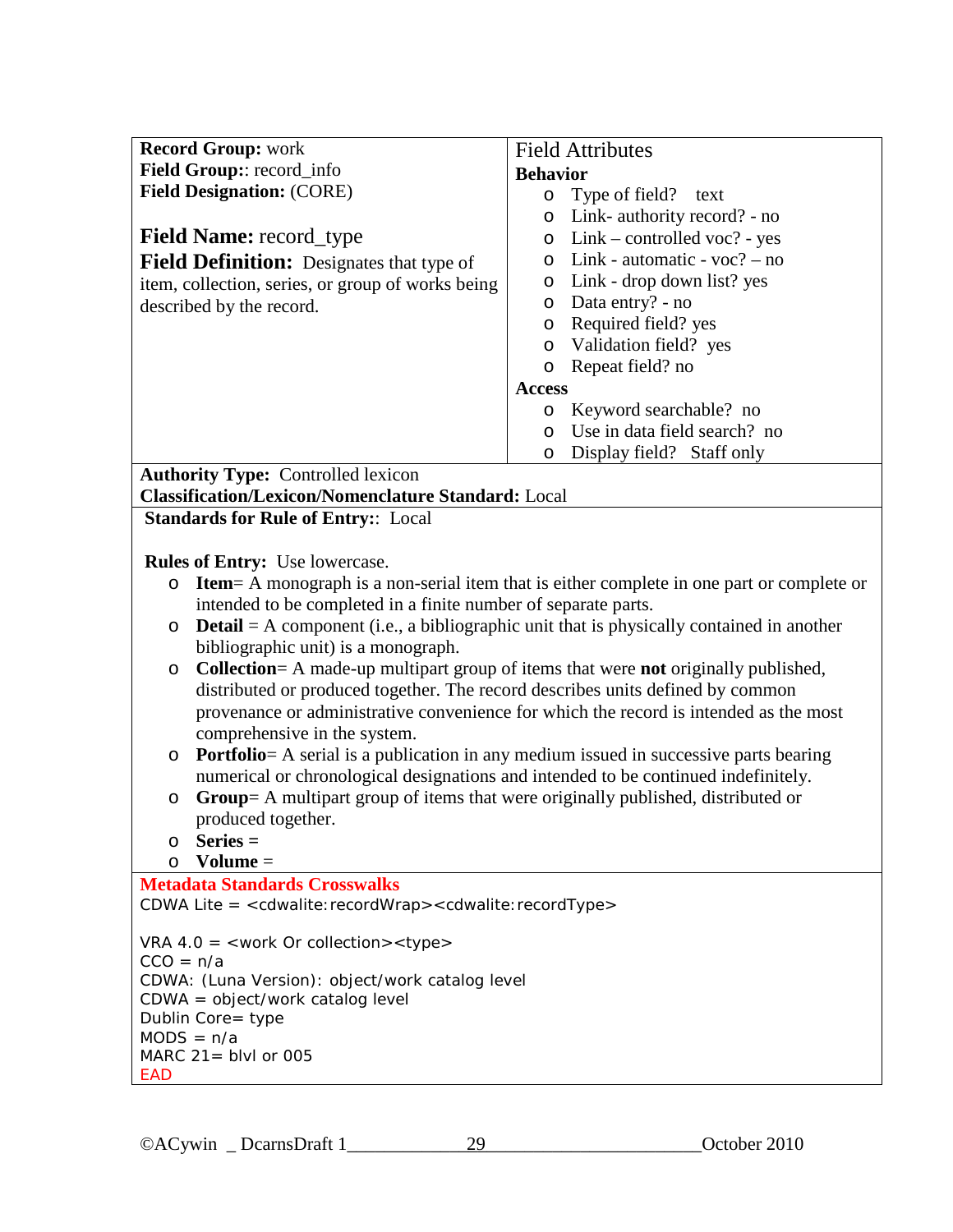**Record Group:** work
**Field Group:**: record_info
**Field Designation:** (CORE)

**Field Name:** record_type

**Field Definition:** Designates that type of item, collection, series, or group of works being described by the record.

Field Attributes

**Behavior**

- Type of field? text
- Link- authority record? - no
- Link – controlled voc? - yes
- Link - automatic - voc? – no
- Link - drop down list? yes
- Data entry? - no
- Required field? yes
- Validation field? yes
- Repeat field? no

**Access**

- Keyword searchable? no
- Use in data field search? no
- Display field? Staff only

**Authority Type:** Controlled lexicon
**Classification/Lexicon/Nomenclature Standard:** Local

**Standards for Rule of Entry:**: Local

**Rules of Entry:** Use lowercase.

- **Item**= A monograph is a non-serial item that is either complete in one part or complete or intended to be completed in a finite number of separate parts.
- **Detail** = A component (i.e., a bibliographic unit that is physically contained in another bibliographic unit) is a monograph.
- **Collection**= A made-up multipart group of items that were **not** originally published, distributed or produced together. The record describes units defined by common provenance or administrative convenience for which the record is intended as the most comprehensive in the system.
- **Portfolio**= A serial is a publication in any medium issued in successive parts bearing numerical or chronological designations and intended to be continued indefinitely.
- **Group**= A multipart group of items that were originally published, distributed or produced together.
- **Series** =
- **Volume** =

**Metadata Standards Crosswalks**

CDWA Lite = <cdwalite:recordWrap><cdwalite:recordType>

VRA 4.0 = <work Or collection><type>
CCO = n/a
CDWA: (Luna Version): object/work catalog level
CDWA = object/work catalog level
Dublin Core= type
MODS = n/a
MARC 21= blvl or 005
EAD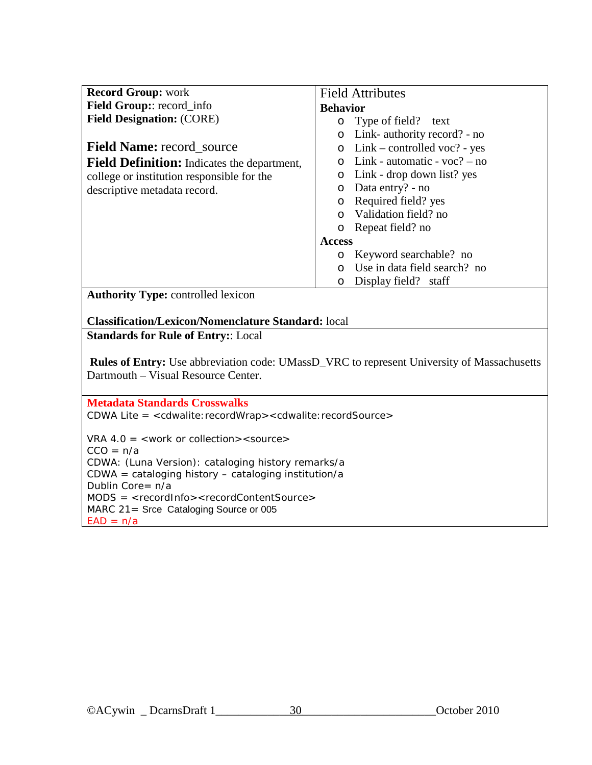**Record Group:** work
**Field Group:**: record_info
**Field Designation:** (CORE)

**Field Name:** record_source
**Field Definition:** Indicates the department, college or institution responsible for the descriptive metadata record.

Field Attributes

**Behavior**

- Type of field? text
- Link- authority record? - no
- Link – controlled voc? - yes
- Link - automatic - voc? – no
- Link - drop down list? yes
- Data entry? - no
- Required field? yes
- Validation field? no
- Repeat field? no

**Access**

- Keyword searchable? no
- Use in data field search? no
- Display field? staff

**Authority Type:** controlled lexicon

**Classification/Lexicon/Nomenclature Standard:** local

**Standards for Rule of Entry:**: Local

**Rules of Entry:** Use abbreviation code: UMassD_VRC to represent University of Massachusetts Dartmouth – Visual Resource Center.

**Metadata Standards Crosswalks**

CDWA Lite = <cdwalite:recordWrap><cdwalite:recordSource>

VRA 4.0 = <work or collection><source>
CCO = n/a
CDWA: (Luna Version): cataloging history remarks/a
CDWA = cataloging history – cataloging institution/a
Dublin Core= n/a
MODS = <recordInfo><recordContentSource>
MARC 21= Srce Cataloging Source or 005
EAD = n/a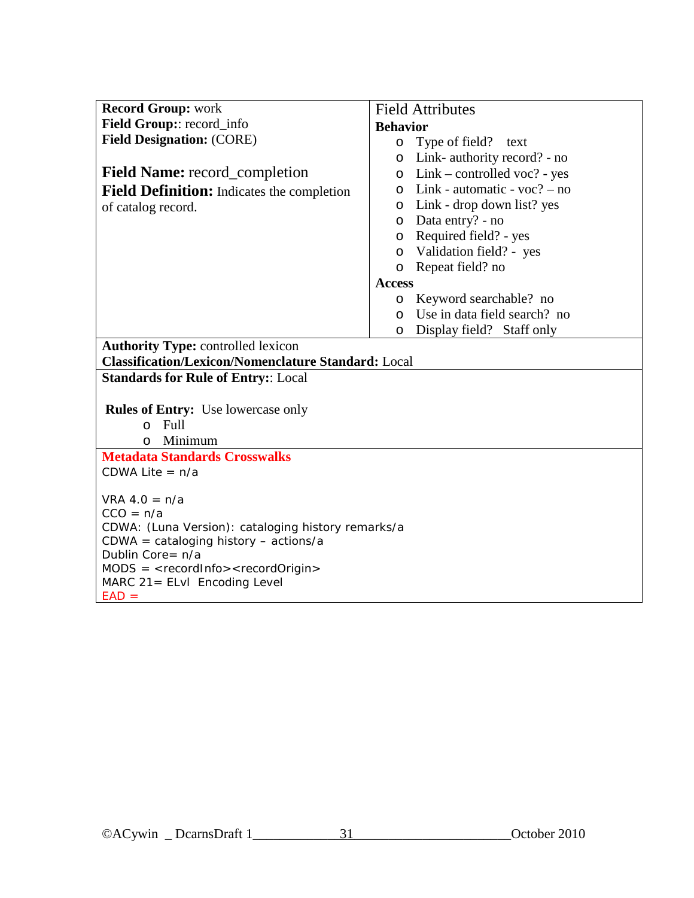**Record Group:** work
**Field Group:**: record_info
**Field Designation:** (CORE)

**Field Name:** record_completion
**Field Definition:** Indicates the completion of catalog record.

Field Attributes

**Behavior**

- Type of field? text
- Link- authority record? - no
- Link – controlled voc? - yes
- Link - automatic - voc? – no
- Link - drop down list? yes
- Data entry? - no
- Required field? - yes
- Validation field? - yes
- Repeat field? no

**Access**

- Keyword searchable? no
- Use in data field search? no
- Display field? Staff only

**Authority Type:** controlled lexicon
**Classification/Lexicon/Nomenclature Standard:** Local

**Standards for Rule of Entry:**: Local

**Rules of Entry:** Use lowercase only

- Full
- Minimum

**Metadata Standards Crosswalks**

CDWA Lite = n/a

VRA 4.0 = n/a
CCO = n/a
CDWA: (Luna Version): cataloging history remarks/a
CDWA = cataloging history – actions/a
Dublin Core= n/a
MODS = <recordInfo><recordOrigin>
MARC 21= ELvl Encoding Level
EAD =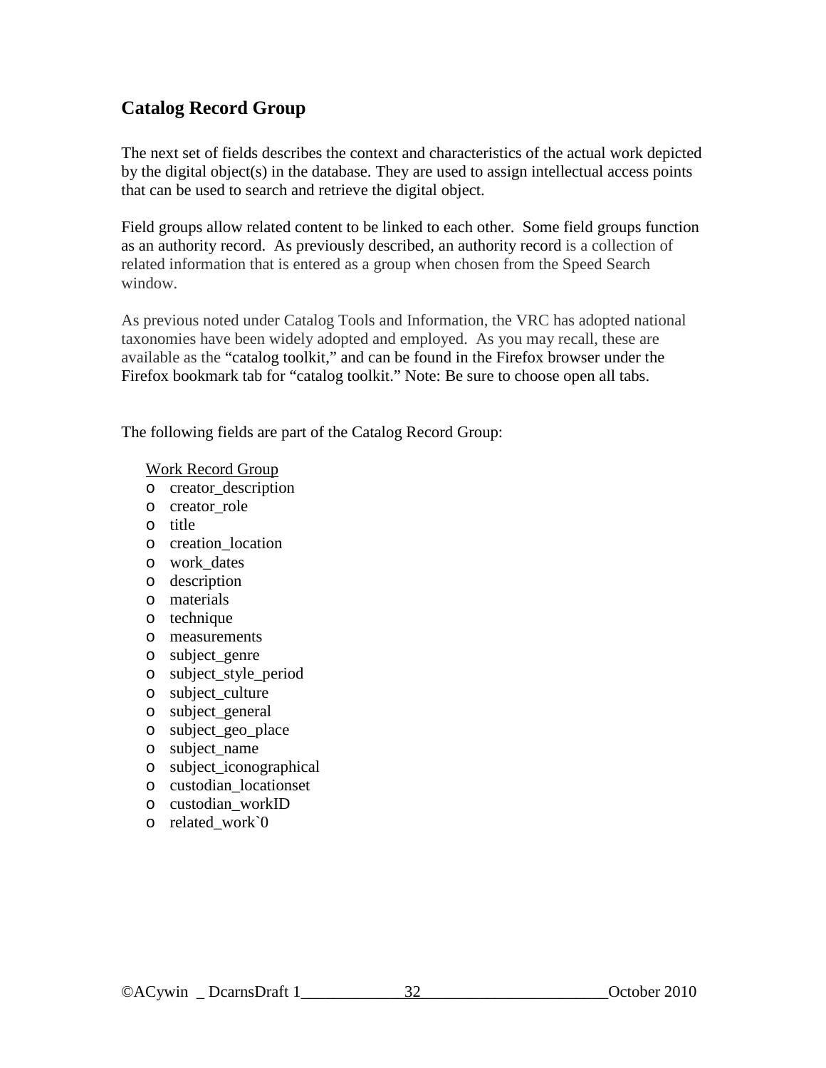## Catalog Record Group

The next set of fields describes the context and characteristics of the actual work depicted by the digital object(s) in the database. They are used to assign intellectual access points that can be used to search and retrieve the digital object.

Field groups allow related content to be linked to each other. Some field groups function as an authority record. As previously described, an authority record is a collection of related information that is entered as a group when chosen from the Speed Search window.

As previous noted under Catalog Tools and Information, the VRC has adopted national taxonomies have been widely adopted and employed. As you may recall, these are available as the "catalog toolkit," and can be found in the Firefox browser under the Firefox bookmark tab for "catalog toolkit." Note: Be sure to choose open all tabs.

The following fields are part of the Catalog Record Group:

<u>Work Record Group</u>

- creator_description
- creator_role
- title
- creation_location
- work_dates
- description
- materials
- technique
- measurements
- subject_genre
- subject_style_period
- subject_culture
- subject_general
- subject_geo_place
- subject_name
- subject_iconographical
- custodian_locationset
- custodian_workID
- related_work`0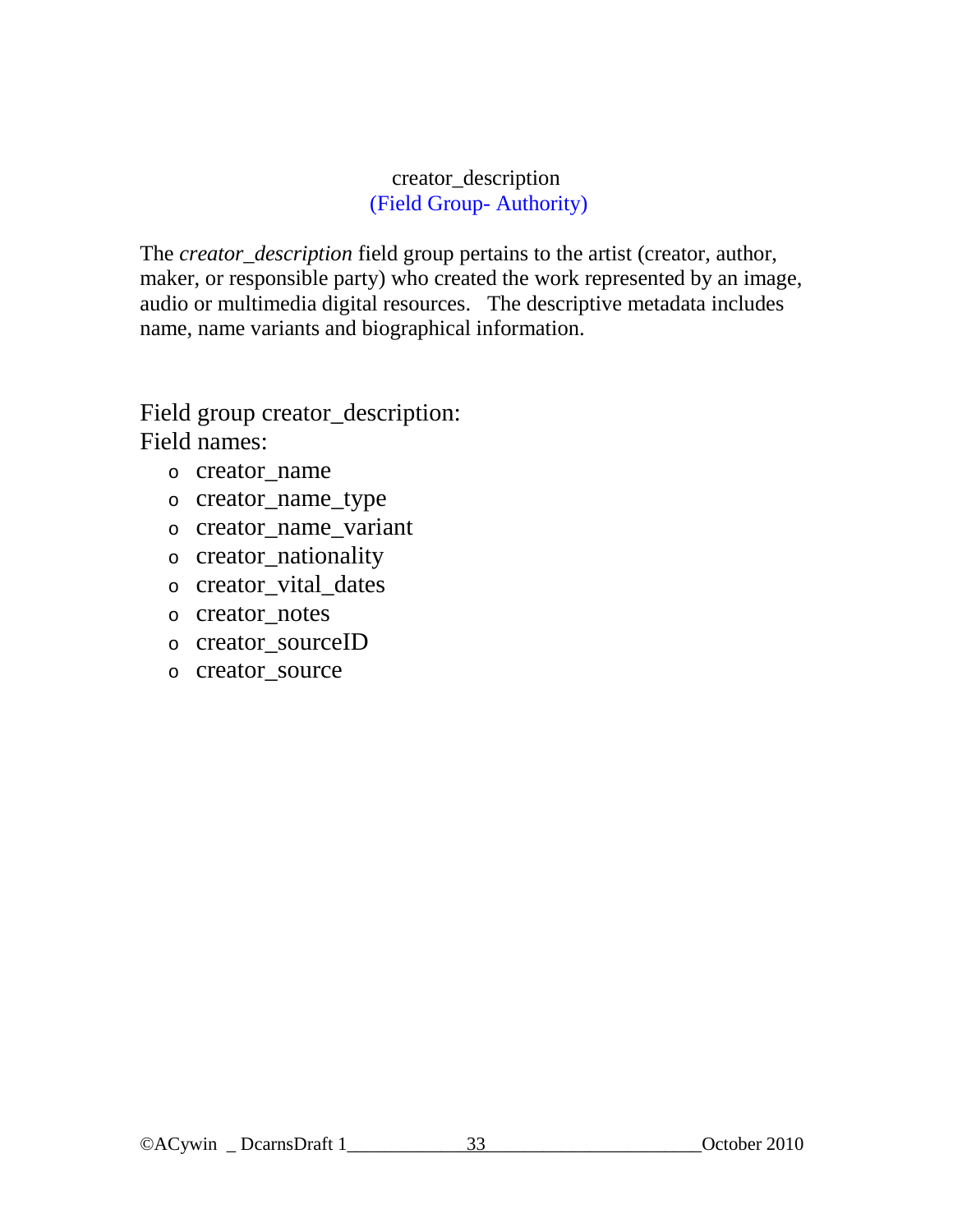# creator_description

(Field Group- Authority)

The *creator_description* field group pertains to the artist (creator, author, maker, or responsible party) who created the work represented by an image, audio or multimedia digital resources. The descriptive metadata includes name, name variants and biographical information.

Field group creator_description:
Field names:

- creator_name
- creator_name_type
- creator_name_variant
- creator_nationality
- creator_vital_dates
- creator_notes
- creator_sourceID
- creator_source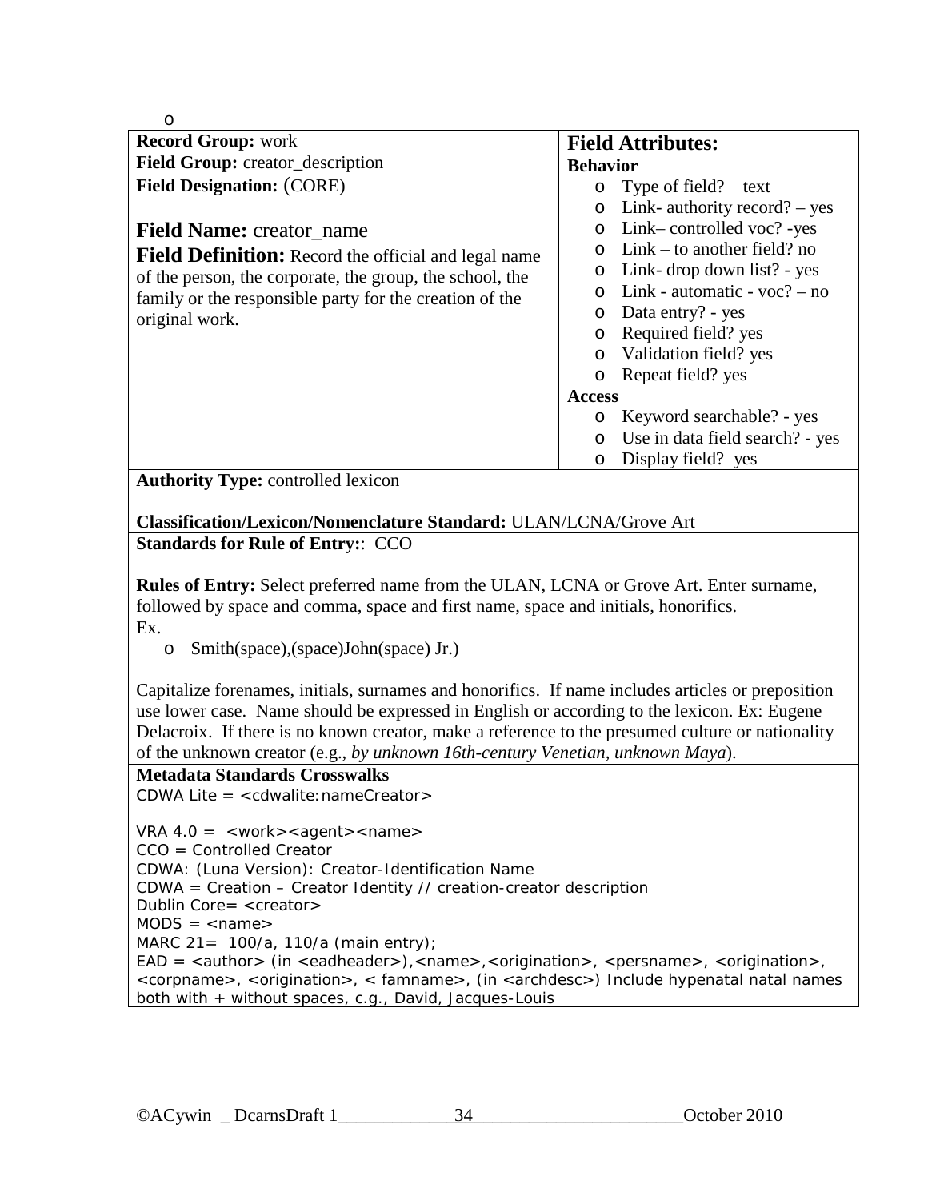o

**Record Group:** work
**Field Group:** creator_description
**Field Designation:** (CORE)

**Field Name:** creator_name

**Field Definition:** Record the official and legal name of the person, the corporate, the group, the school, the family or the responsible party for the creation of the original work.

**Field Attributes:**

**Behavior**

- Type of field? text
- Link- authority record? – yes
- Link– controlled voc? -yes
- Link – to another field? no
- Link- drop down list? - yes
- Link - automatic - voc? – no
- Data entry? - yes
- Required field? yes
- Validation field? yes
- Repeat field? yes

**Access**

- Keyword searchable? - yes
- Use in data field search? - yes
- Display field? yes

**Authority Type:** controlled lexicon

**Classification/Lexicon/Nomenclature Standard:** ULAN/LCNA/Grove Art

**Standards for Rule of Entry:**: CCO

**Rules of Entry:** Select preferred name from the ULAN, LCNA or Grove Art. Enter surname, followed by space and comma, space and first name, space and initials, honorifics.
Ex.

- Smith(space),(space)John(space) Jr.)

Capitalize forenames, initials, surnames and honorifics. If name includes articles or preposition use lower case. Name should be expressed in English or according to the lexicon. Ex: Eugene Delacroix. If there is no known creator, make a reference to the presumed culture or nationality of the unknown creator (e.g., *by unknown 16th-century Venetian, unknown Maya*).

**Metadata Standards Crosswalks**

CDWA Lite = <cdwalite:nameCreator>

VRA 4.0 = <work><agent><name>
CCO = Controlled Creator
CDWA: (Luna Version): Creator-Identification Name
CDWA = Creation – Creator Identity // creation-creator description
Dublin Core= <creator>
MODS = <name>
MARC 21= 100/a, 110/a (main entry);
EAD = <author> (in <eadheader>),<name>,<origination>, <persname>, <origination>, <corpname>, <origination>, < famname>, (in <archdesc>) Include hypenatal natal names both with + without spaces, c.g., David, Jacques-Louis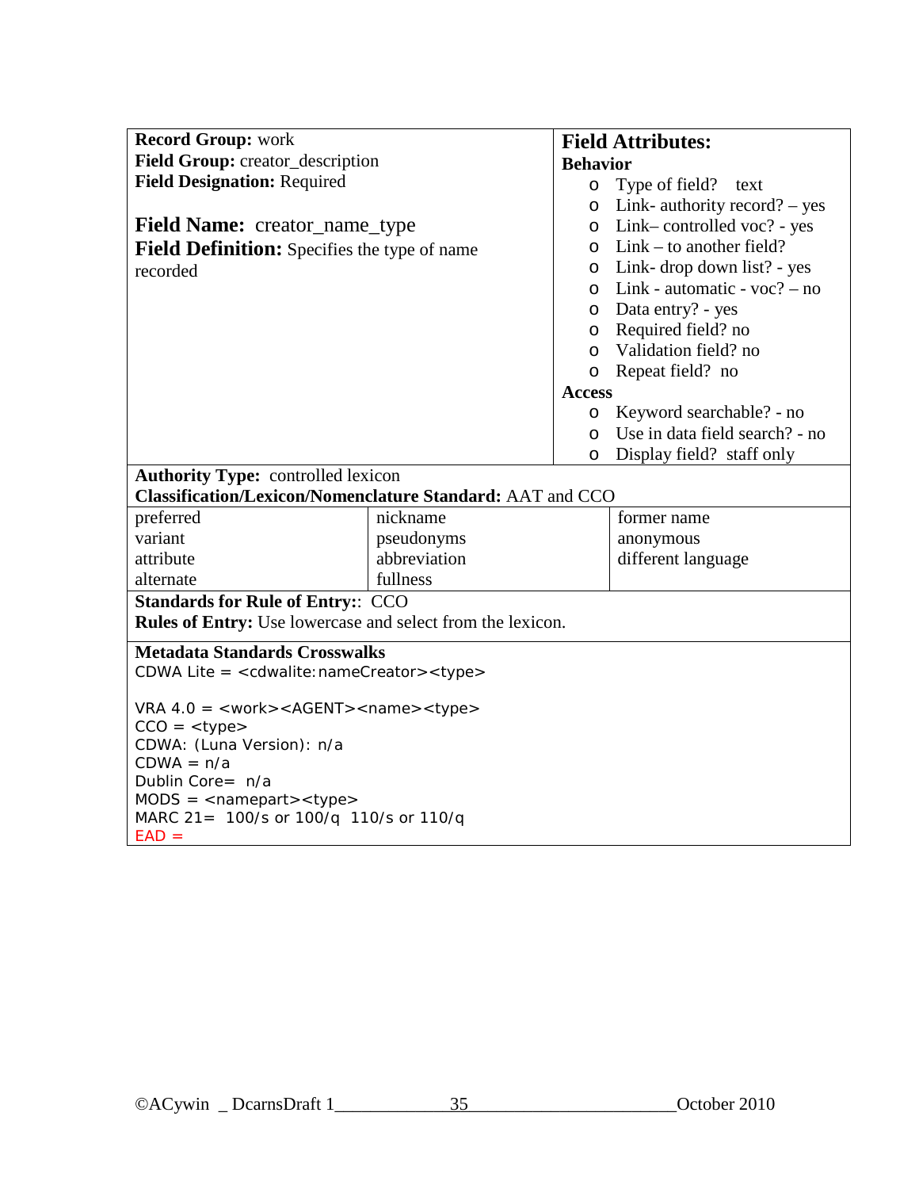**Record Group:** work
**Field Group:** creator_description
**Field Designation:** Required

**Field Name:** creator_name_type
**Field Definition:** Specifies the type of name recorded

## Field Attributes:

**Behavior**

- Type of field? text
- Link- authority record? – yes
- Link– controlled voc? - yes
- Link – to another field?
- Link- drop down list? - yes
- Link - automatic - voc? – no
- Data entry? - yes
- Required field? no
- Validation field? no
- Repeat field? no

**Access**

- Keyword searchable? - no
- Use in data field search? - no
- Display field? staff only

**Authority Type:** controlled lexicon
**Classification/Lexicon/Nomenclature Standard:** AAT and CCO

| | | |
|---|---|---|
| preferred | nickname | former name |
| variant | pseudonyms | anonymous |
| attribute | abbreviation | different language |
| alternate | fullness | |

**Standards for Rule of Entry:**: CCO
**Rules of Entry:** Use lowercase and select from the lexicon.

**Metadata Standards Crosswalks**

CDWA Lite = <cdwalite:nameCreator><type>

VRA 4.0 = <work><AGENT><name><type>
CCO = <type>
CDWA: (Luna Version): n/a
CDWA = n/a
Dublin Core= n/a
MODS = <namepart><type>
MARC 21= 100/s or 100/q 110/s or 110/q
EAD =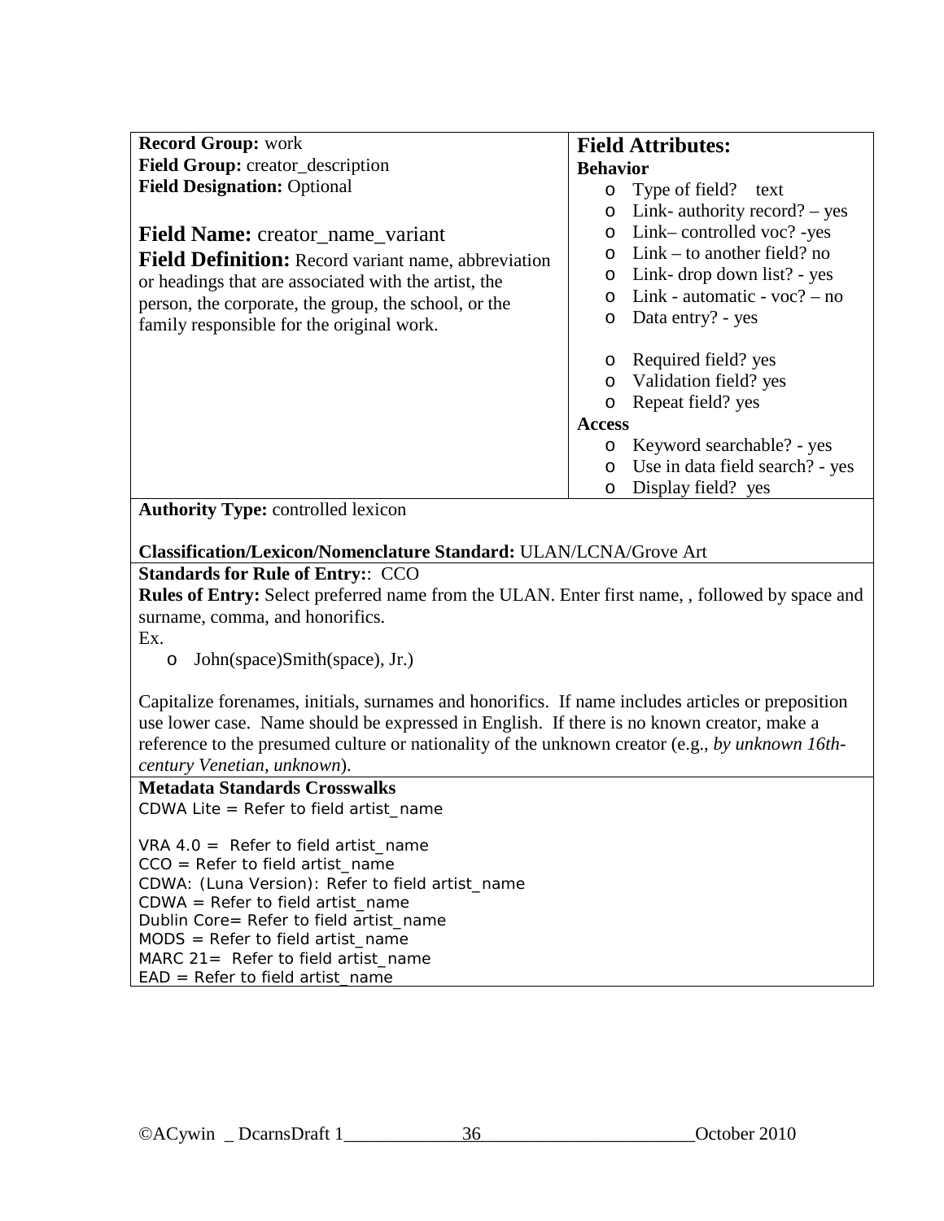**Record Group:** work
**Field Group:** creator_description
**Field Designation:** Optional

## Field Name: creator_name_variant

**Field Definition:** Record variant name, abbreviation or headings that are associated with the artist, the person, the corporate, the group, the school, or the family responsible for the original work.

### Field Attributes:

**Behavior**

- Type of field? text
- Link- authority record? – yes
- Link– controlled voc? -yes
- Link – to another field? no
- Link- drop down list? - yes
- Link - automatic - voc? – no
- Data entry? - yes

- Required field? yes
- Validation field? yes
- Repeat field? yes

**Access**

- Keyword searchable? - yes
- Use in data field search? - yes
- Display field? yes

**Authority Type:** controlled lexicon

**Classification/Lexicon/Nomenclature Standard:** ULAN/LCNA/Grove Art

**Standards for Rule of Entry:**: CCO

**Rules of Entry:** Select preferred name from the ULAN. Enter first name, , followed by space and surname, comma, and honorifics.

Ex.

- John(space)Smith(space), Jr.)

Capitalize forenames, initials, surnames and honorifics. If name includes articles or preposition use lower case. Name should be expressed in English. If there is no known creator, make a reference to the presumed culture or nationality of the unknown creator (e.g., *by unknown 16th-century Venetian, unknown*).

**Metadata Standards Crosswalks**

CDWA Lite = Refer to field artist_name

VRA 4.0 = Refer to field artist_name
CCO = Refer to field artist_name
CDWA: (Luna Version): Refer to field artist_name
CDWA = Refer to field artist_name
Dublin Core= Refer to field artist_name
MODS = Refer to field artist_name
MARC 21= Refer to field artist_name
EAD = Refer to field artist_name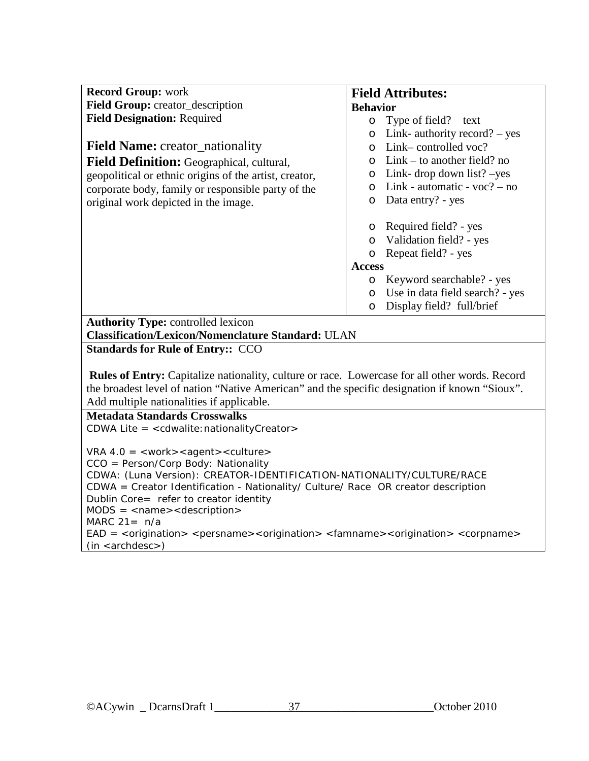**Record Group:** work
**Field Group:** creator_description
**Field Designation:** Required

**Field Name:** creator_nationality
**Field Definition:** Geographical, cultural, geopolitical or ethnic origins of the artist, creator, corporate body, family or responsible party of the original work depicted in the image.

**Field Attributes:**

**Behavior**

- Type of field? text
- Link- authority record? – yes
- Link– controlled voc?
- Link – to another field? no
- Link- drop down list? –yes
- Link - automatic - voc? – no
- Data entry? - yes

- Required field? - yes
- Validation field? - yes
- Repeat field? - yes

**Access**

- Keyword searchable? - yes
- Use in data field search? - yes
- Display field? full/brief

**Authority Type:** controlled lexicon
**Classification/Lexicon/Nomenclature Standard:** ULAN

**Standards for Rule of Entry::** CCO

**Rules of Entry:** Capitalize nationality, culture or race. Lowercase for all other words. Record the broadest level of nation "Native American" and the specific designation if known "Sioux". Add multiple nationalities if applicable.

**Metadata Standards Crosswalks**

CDWA Lite = <cdwalite:nationalityCreator>

VRA 4.0 = <work><agent><culture>
CCO = Person/Corp Body: Nationality
CDWA: (Luna Version): CREATOR-IDENTIFICATION-NATIONALITY/CULTURE/RACE
CDWA = Creator Identification - Nationality/ Culture/ Race OR creator description
Dublin Core= refer to creator identity
MODS = <name><description>
MARC 21= n/a
EAD = <origination> <persname><origination> <famname><origination> <corpname> (in <archdesc>)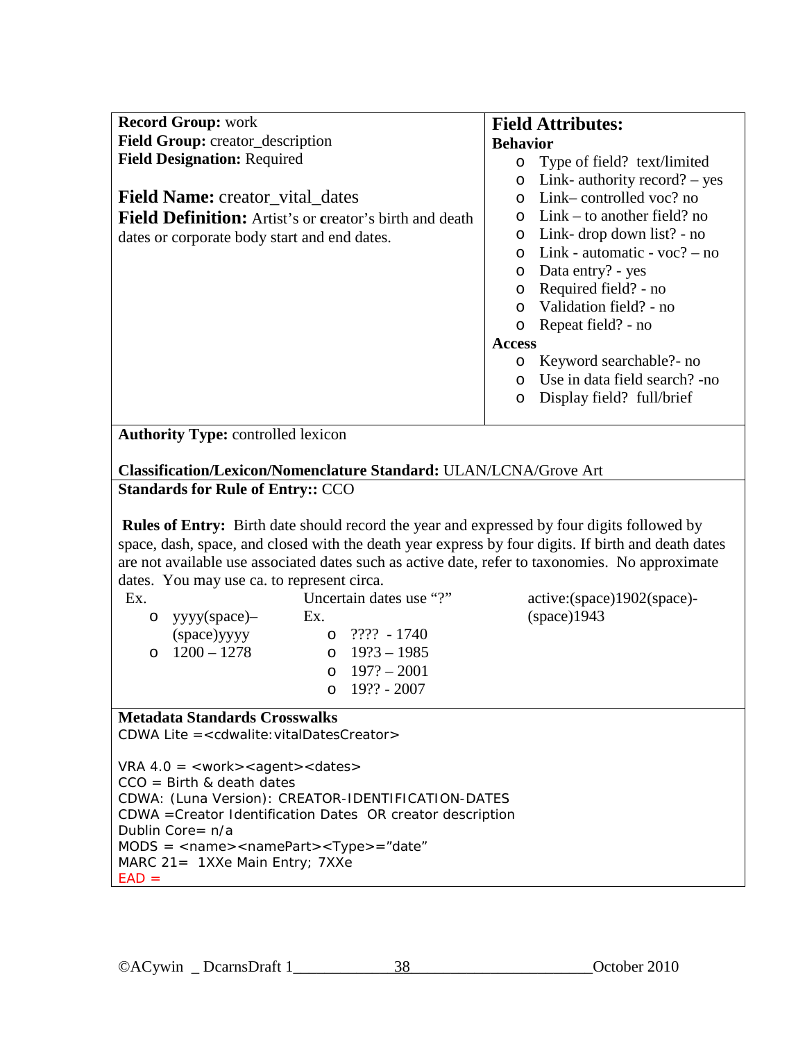**Record Group:** work
**Field Group:** creator_description
**Field Designation:** Required

**Field Name:** creator_vital_dates
**Field Definition:** Artist's or creator's birth and death dates or corporate body start and end dates.

**Field Attributes:**

**Behavior**

- Type of field? text/limited
- Link- authority record? – yes
- Link– controlled voc? no
- Link – to another field? no
- Link- drop down list? - no
- Link - automatic - voc? – no
- Data entry? - yes
- Required field? - no
- Validation field? - no
- Repeat field? - no

**Access**

- Keyword searchable?- no
- Use in data field search? -no
- Display field? full/brief

**Authority Type:** controlled lexicon

**Classification/Lexicon/Nomenclature Standard:** ULAN/LCNA/Grove Art

**Standards for Rule of Entry::** CCO

**Rules of Entry:** Birth date should record the year and expressed by four digits followed by space, dash, space, and closed with the death year express by four digits. If birth and death dates are not available use associated dates such as active date, refer to taxonomies. No approximate dates. You may use ca. to represent circa.

Ex.

- yyyy(space)–(space)yyyy
- 1200 – 1278

Uncertain dates use "?"

Ex.

- ???? - 1740
- 19?3 – 1985
- 197? – 2001
- 19?? - 2007

active:(space)1902(space)-(space)1943

**Metadata Standards Crosswalks**

CDWA Lite =<cdwalite:vitalDatesCreator>

VRA 4.0 = <work><agent><dates>
CCO = Birth & death dates
CDWA: (Luna Version): CREATOR-IDENTIFICATION-DATES
CDWA =Creator Identification Dates OR creator description
Dublin Core= n/a
MODS = <name><namePart><Type>="date"
MARC 21= 1XXe Main Entry; 7XXe
EAD =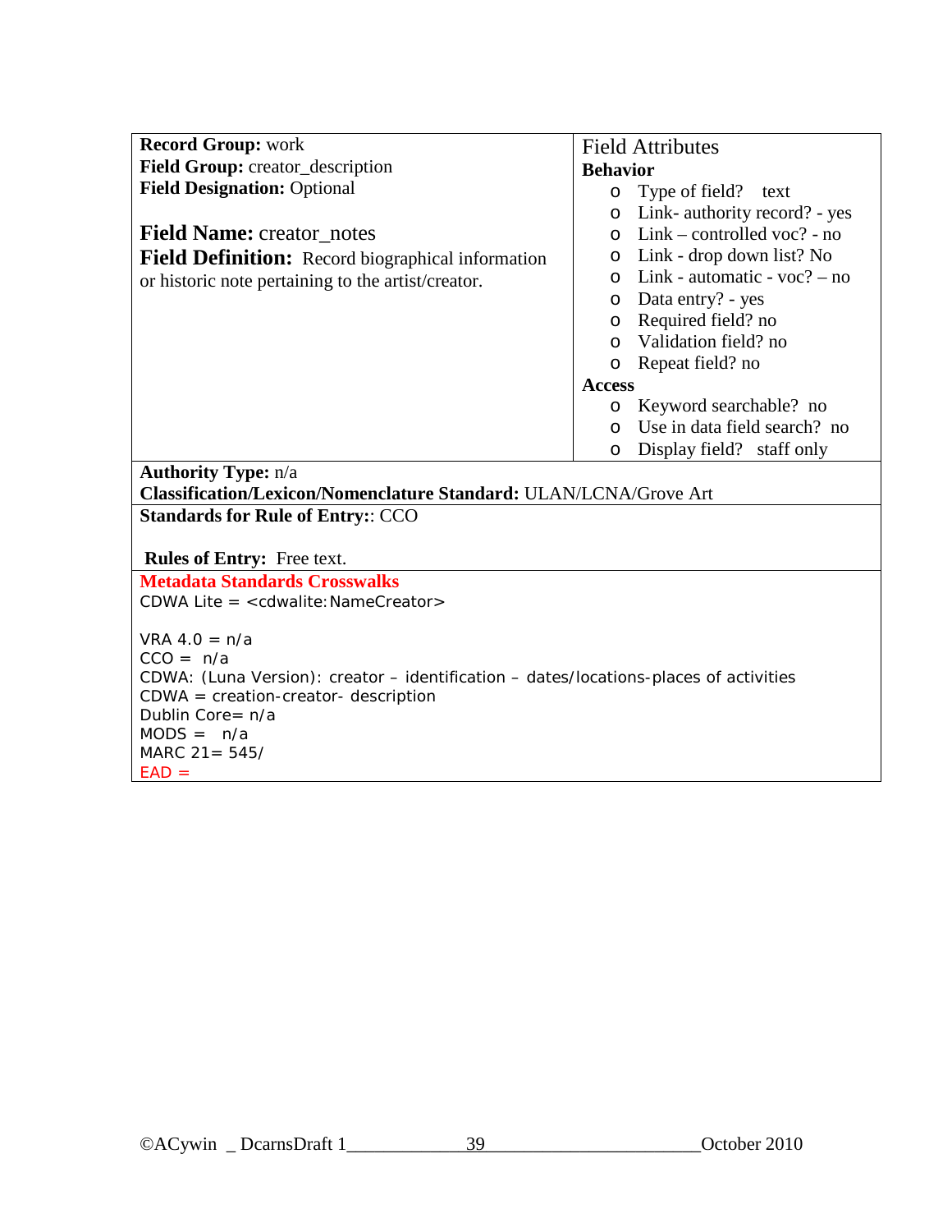**Record Group:** work
**Field Group:** creator_description
**Field Designation:** Optional

**Field Name:** creator_notes
**Field Definition:** Record biographical information or historic note pertaining to the artist/creator.

Field Attributes

**Behavior**

- Type of field? text
- Link- authority record? - yes
- Link – controlled voc? - no
- Link - drop down list? No
- Link - automatic - voc? – no
- Data entry? - yes
- Required field? no
- Validation field? no
- Repeat field? no

**Access**

- Keyword searchable? no
- Use in data field search? no
- Display field? staff only

**Authority Type:** n/a
**Classification/Lexicon/Nomenclature Standard:** ULAN/LCNA/Grove Art

**Standards for Rule of Entry:**: CCO

**Rules of Entry:** Free text.

**Metadata Standards Crosswalks**

CDWA Lite = <cdwalite:NameCreator>

VRA 4.0 = n/a
CCO = n/a
CDWA: (Luna Version): creator – identification – dates/locations-places of activities
CDWA = creation-creator- description
Dublin Core= n/a
MODS = n/a
MARC 21= 545/
EAD =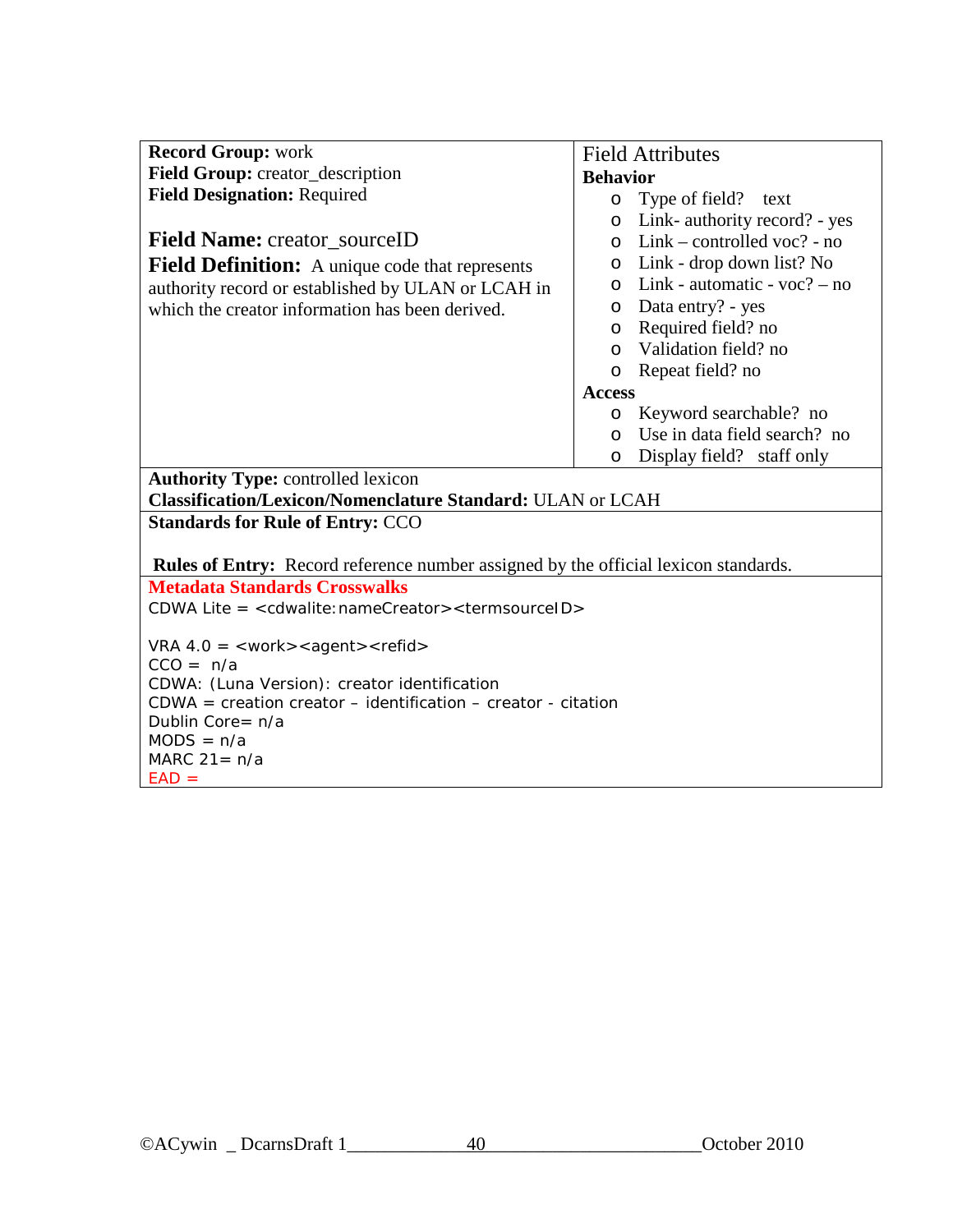**Record Group:** work
**Field Group:** creator_description
**Field Designation:** Required

**Field Name:** creator_sourceID

**Field Definition:** A unique code that represents authority record or established by ULAN or LCAH in which the creator information has been derived.

Field Attributes

**Behavior**

- Type of field? text
- Link- authority record? - yes
- Link – controlled voc? - no
- Link - drop down list? No
- Link - automatic - voc? – no
- Data entry? - yes
- Required field? no
- Validation field? no
- Repeat field? no

**Access**

- Keyword searchable? no
- Use in data field search? no
- Display field? staff only

**Authority Type:** controlled lexicon
**Classification/Lexicon/Nomenclature Standard:** ULAN or LCAH

**Standards for Rule of Entry:** CCO

**Rules of Entry:** Record reference number assigned by the official lexicon standards.

**Metadata Standards Crosswalks**

CDWA Lite = <cdwalite:nameCreator><termsourceID>

VRA 4.0 = <work><agent><refid>
CCO = n/a
CDWA: (Luna Version): creator identification
CDWA = creation creator – identification – creator - citation
Dublin Core= n/a
MODS = n/a
MARC 21= n/a
EAD =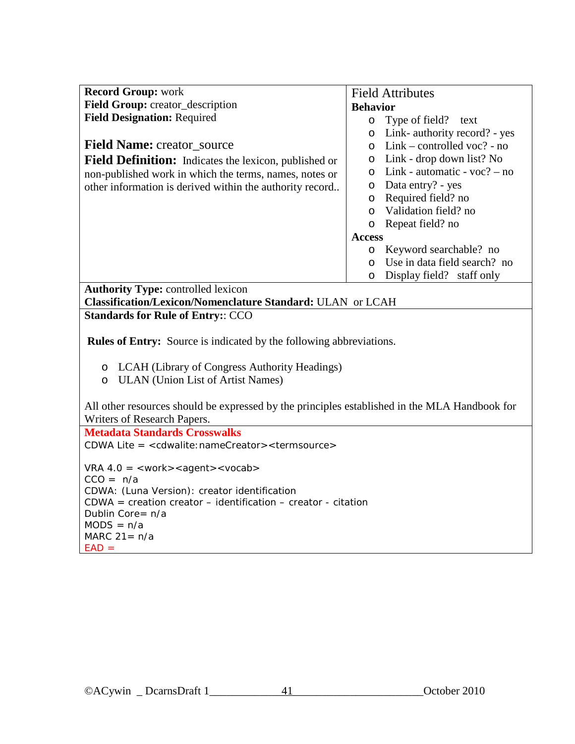**Record Group:** work
**Field Group:** creator_description
**Field Designation:** Required

## **Field Name:** creator_source

**Field Definition:** Indicates the lexicon, published or non-published work in which the terms, names, notes or other information is derived within the authority record..

### Field Attributes

**Behavior**

- Type of field? text
- Link- authority record? - yes
- Link – controlled voc? - no
- Link - drop down list? No
- Link - automatic - voc? – no
- Data entry? - yes
- Required field? no
- Validation field? no
- Repeat field? no

**Access**

- Keyword searchable? no
- Use in data field search? no
- Display field? staff only

**Authority Type:** controlled lexicon
**Classification/Lexicon/Nomenclature Standard:** ULAN or LCAH

**Standards for Rule of Entry:**: CCO

**Rules of Entry:** Source is indicated by the following abbreviations.

- LCAH (Library of Congress Authority Headings)
- ULAN (Union List of Artist Names)

All other resources should be expressed by the principles established in the MLA Handbook for Writers of Research Papers.

**Metadata Standards Crosswalks**

CDWA Lite = <cdwalite:nameCreator><termsource>

VRA 4.0 = <work><agent><vocab>
CCO = n/a
CDWA: (Luna Version): creator identification
CDWA = creation creator – identification – creator - citation
Dublin Core= n/a
MODS = n/a
MARC 21= n/a
EAD =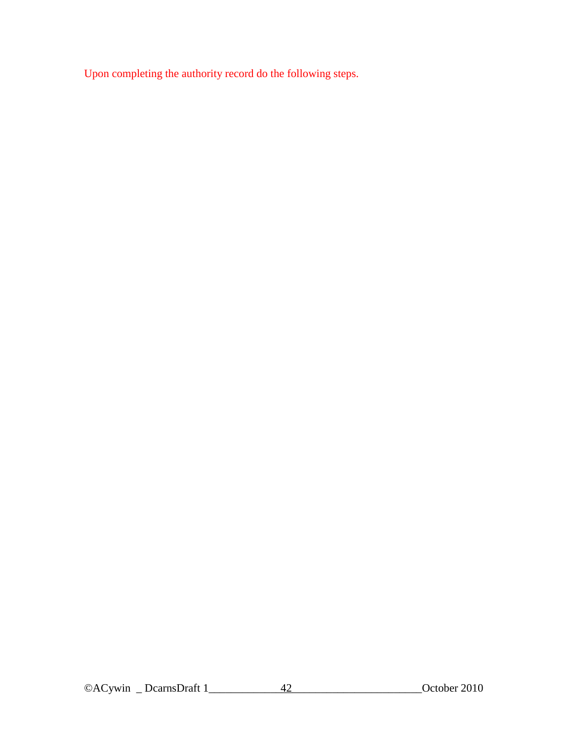Upon completing the authority record do the following steps.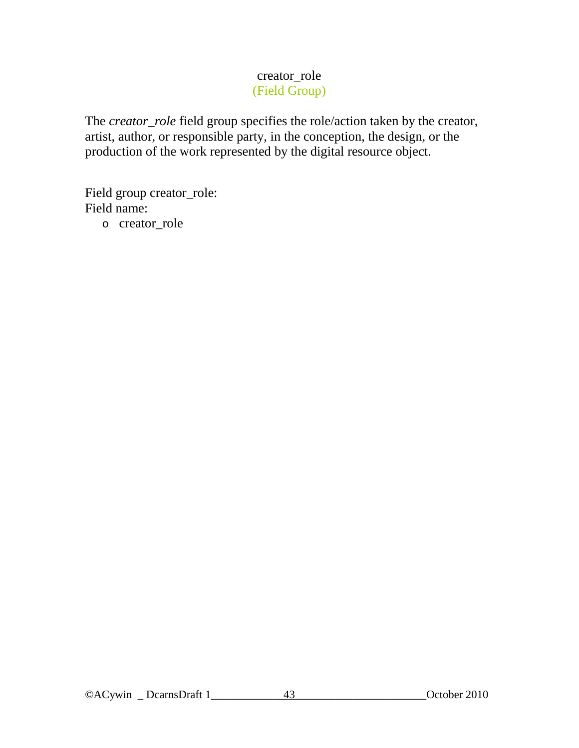## creator_role
(Field Group)

The *creator_role* field group specifies the role/action taken by the creator, artist, author, or responsible party, in the conception, the design, or the production of the work represented by the digital resource object.

Field group creator_role:
Field name:
- creator_role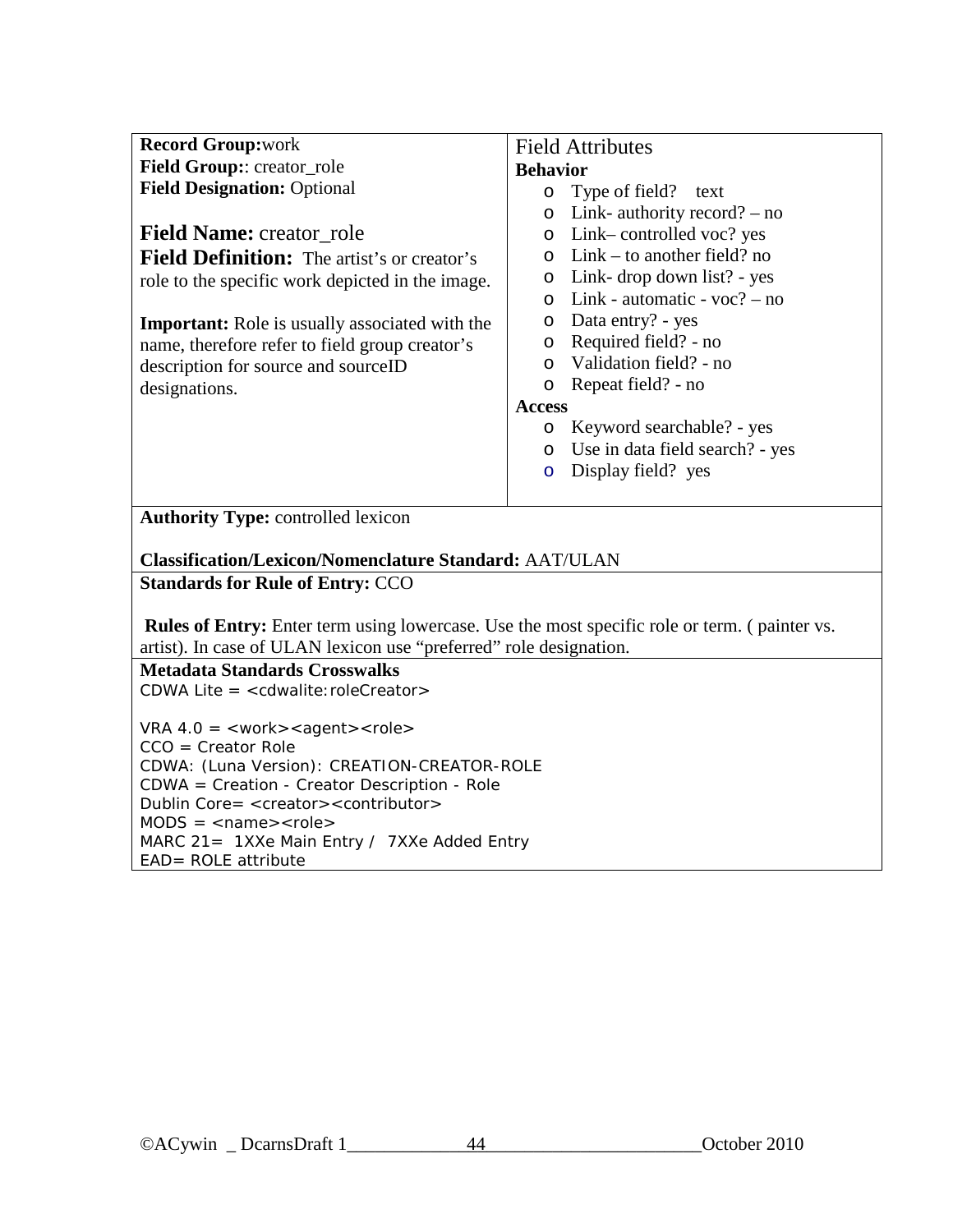**Record Group:**work
**Field Group:**: creator_role
**Field Designation:** Optional

**Field Name:** creator_role
**Field Definition:** The artist's or creator's role to the specific work depicted in the image.

**Important:** Role is usually associated with the name, therefore refer to field group creator's description for source and sourceID designations.

Field Attributes

**Behavior**

- Type of field? text
- Link- authority record? – no
- Link– controlled voc? yes
- Link – to another field? no
- Link- drop down list? - yes
- Link - automatic - voc? – no
- Data entry? - yes
- Required field? - no
- Validation field? - no
- Repeat field? - no

**Access**

- Keyword searchable? - yes
- Use in data field search? - yes
- Display field? yes

**Authority Type:** controlled lexicon

**Classification/Lexicon/Nomenclature Standard:** AAT/ULAN

**Standards for Rule of Entry:** CCO

**Rules of Entry:** Enter term using lowercase. Use the most specific role or term. ( painter vs. artist). In case of ULAN lexicon use "preferred" role designation.

**Metadata Standards Crosswalks**

CDWA Lite = <cdwalite:roleCreator>

VRA 4.0 = <work><agent><role>
CCO = Creator Role
CDWA: (Luna Version): CREATION-CREATOR-ROLE
CDWA = Creation - Creator Description - Role
Dublin Core= <creator><contributor>
MODS = <name><role>
MARC 21= 1XXe Main Entry / 7XXe Added Entry
EAD= ROLE attribute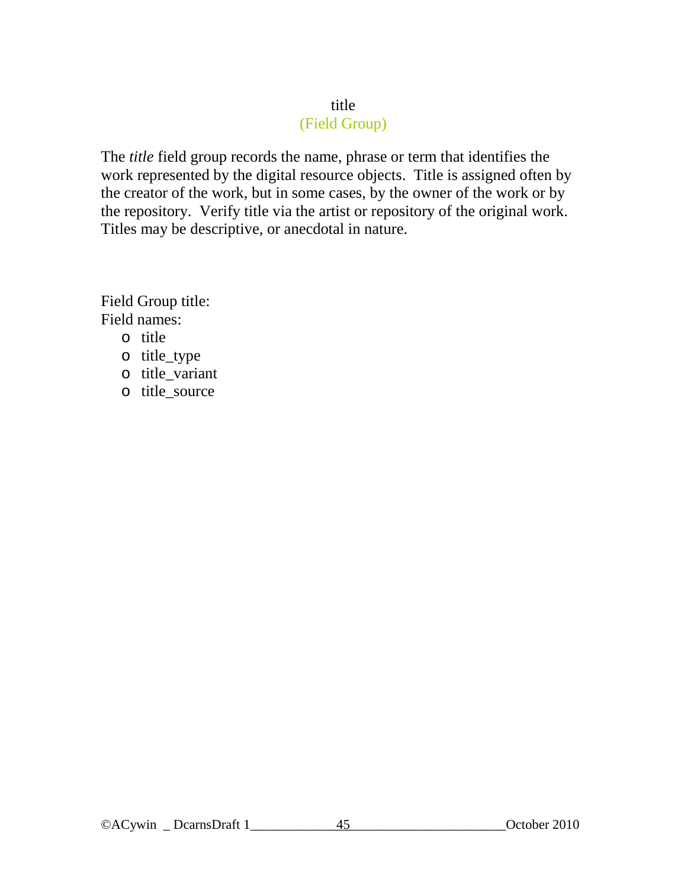# title
(Field Group)

The *title* field group records the name, phrase or term that identifies the work represented by the digital resource objects.  Title is assigned often by the creator of the work, but in some cases, by the owner of the work or by the repository.  Verify title via the artist or repository of the original work.  Titles may be descriptive, or anecdotal in nature.

Field Group title:
Field names:

- title
- title_type
- title_variant
- title_source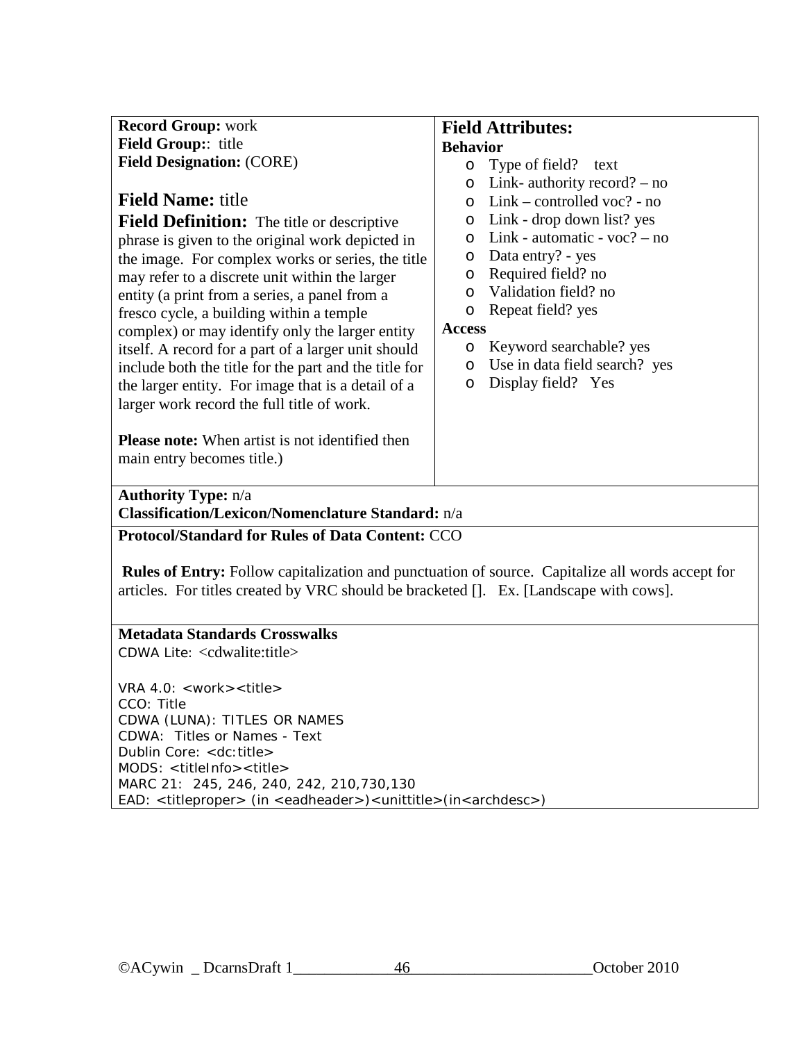**Record Group:** work
**Field Group:**: title
**Field Designation:** (CORE)

## Field Name: title

**Field Definition:** The title or descriptive phrase is given to the original work depicted in the image. For complex works or series, the title may refer to a discrete unit within the larger entity (a print from a series, a panel from a fresco cycle, a building within a temple complex) or may identify only the larger entity itself. A record for a part of a larger unit should include both the title for the part and the title for the larger entity. For image that is a detail of a larger work record the full title of work.

**Please note:** When artist is not identified then main entry becomes title.)

### Field Attributes:

**Behavior**

- Type of field? text
- Link- authority record? – no
- Link – controlled voc? - no
- Link - drop down list? yes
- Link - automatic - voc? – no
- Data entry? - yes
- Required field? no
- Validation field? no
- Repeat field? yes

**Access**

- Keyword searchable? yes
- Use in data field search? yes
- Display field? Yes

**Authority Type:** n/a
**Classification/Lexicon/Nomenclature Standard:** n/a

**Protocol/Standard for Rules of Data Content:** CCO

**Rules of Entry:** Follow capitalization and punctuation of source. Capitalize all words accept for articles. For titles created by VRC should be bracketed []. Ex. [Landscape with cows].

**Metadata Standards Crosswalks**

CDWA Lite: <cdwalite:title>

VRA 4.0: <work><title>
CCO: Title
CDWA (LUNA): TITLES OR NAMES
CDWA: Titles or Names - Text
Dublin Core: <dc:title>
MODS: <titleInfo><title>
MARC 21: 245, 246, 240, 242, 210,730,130
EAD: <titleproper> (in <eadheader>)<unittitle>(in<archdesc>)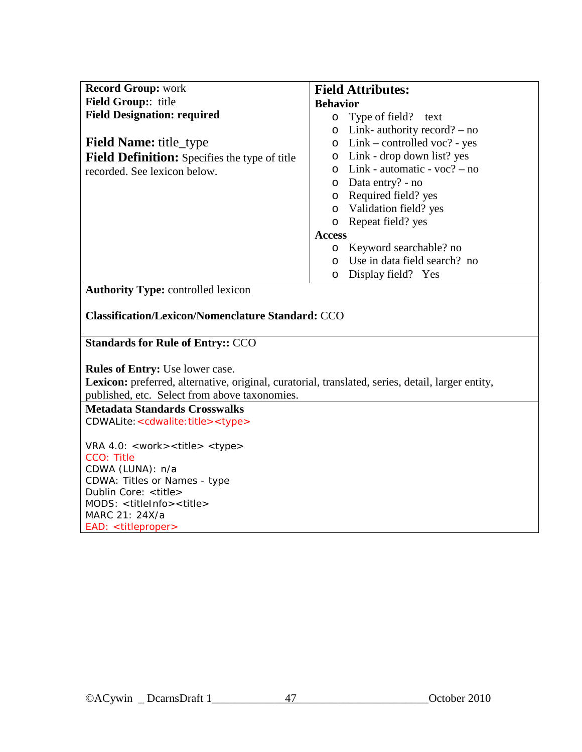**Record Group:** work
**Field Group::** title
**Field Designation: required**

**Field Name:** title_type
**Field Definition:** Specifies the type of title recorded. See lexicon below.

## Field Attributes:

**Behavior**

- Type of field? text
- Link- authority record? – no
- Link – controlled voc? - yes
- Link - drop down list? yes
- Link - automatic - voc? – no
- Data entry? - no
- Required field? yes
- Validation field? yes
- Repeat field? yes

**Access**

- Keyword searchable? no
- Use in data field search? no
- Display field? Yes

**Authority Type:** controlled lexicon

**Classification/Lexicon/Nomenclature Standard:** CCO

**Standards for Rule of Entry::** CCO

**Rules of Entry:** Use lower case.
**Lexicon:** preferred, alternative, original, curatorial, translated, series, detail, larger entity, published, etc. Select from above taxonomies.

**Metadata Standards Crosswalks**
CDWALite: <cdwalite:title><type>

VRA 4.0: <work><title> <type>
CCO: Title
CDWA (LUNA): n/a
CDWA: Titles or Names - type
Dublin Core: <title>
MODS: <titleInfo><title>
MARC 21: 24X/a
EAD: <titleproper>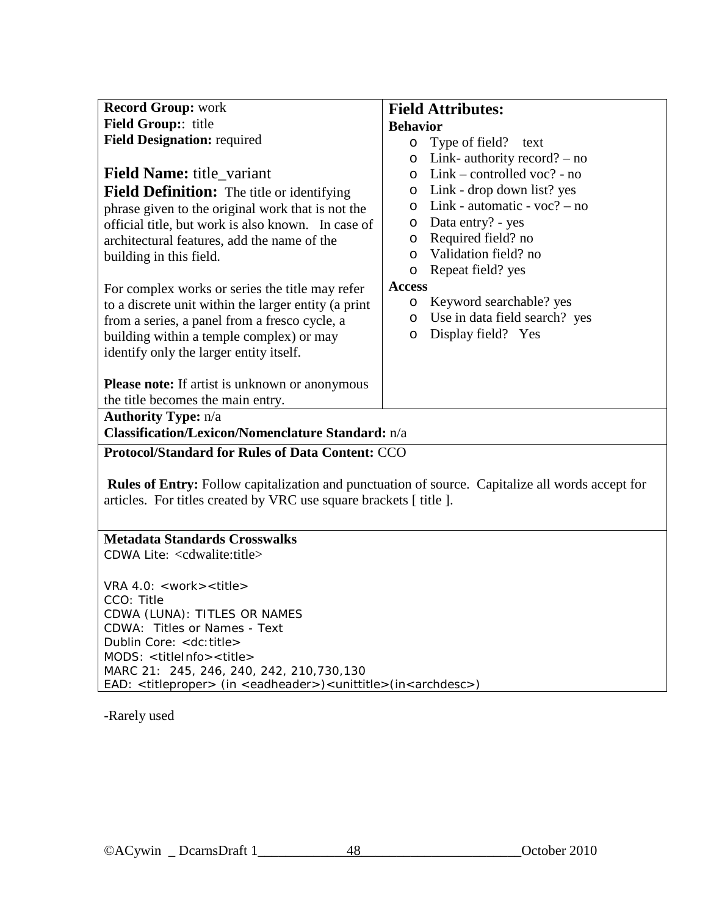**Record Group:** work
**Field Group:**: title
**Field Designation:** required

**Field Name:** title_variant

**Field Definition:** The title or identifying phrase given to the original work that is not the official title, but work is also known. In case of architectural features, add the name of the building in this field.

For complex works or series the title may refer to a discrete unit within the larger entity (a print from a series, a panel from a fresco cycle, a building within a temple complex) or may identify only the larger entity itself.

**Please note:** If artist is unknown or anonymous the title becomes the main entry.

**Field Attributes:**

**Behavior**

- Type of field? text
- Link- authority record? – no
- Link – controlled voc? - no
- Link - drop down list? yes
- Link - automatic - voc? – no
- Data entry? - yes
- Required field? no
- Validation field? no
- Repeat field? yes

**Access**

- Keyword searchable? yes
- Use in data field search? yes
- Display field? Yes

**Authority Type:** n/a
**Classification/Lexicon/Nomenclature Standard:** n/a

**Protocol/Standard for Rules of Data Content:** CCO

**Rules of Entry:** Follow capitalization and punctuation of source. Capitalize all words accept for articles. For titles created by VRC use square brackets [ title ].

**Metadata Standards Crosswalks**

CDWA Lite: <cdwalite:title>

VRA 4.0: <work><title>
CCO: Title
CDWA (LUNA): TITLES OR NAMES
CDWA: Titles or Names - Text
Dublin Core: <dc:title>
MODS: <titleInfo><title>
MARC 21: 245, 246, 240, 242, 210,730,130
EAD: <titleproper> (in <eadheader>)<unittitle>(in<archdesc>)

-Rarely used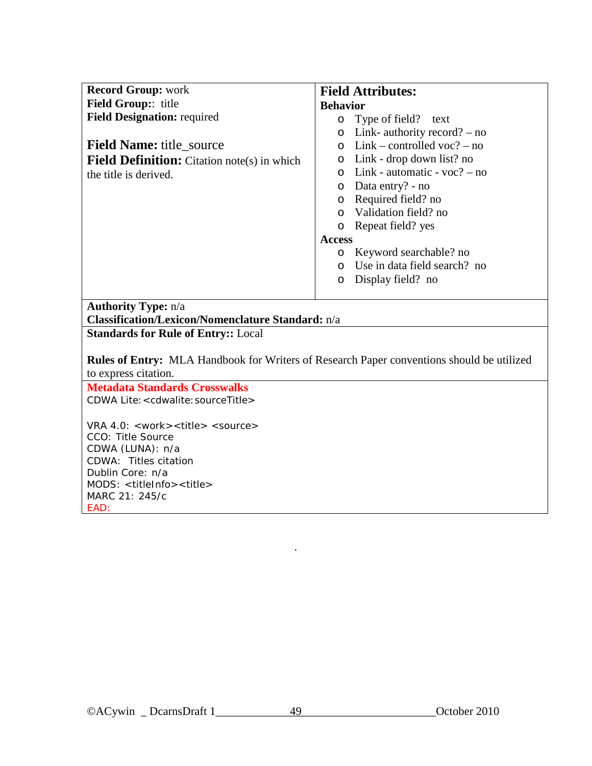**Record Group:** work
**Field Group::** title
**Field Designation:** required

**Field Name:** title_source
**Field Definition:** Citation note(s) in which the title is derived.

**Field Attributes:**

**Behavior**

- Type of field? text
- Link- authority record? – no
- Link – controlled voc? – no
- Link - drop down list? no
- Link - automatic - voc? – no
- Data entry? - no
- Required field? no
- Validation field? no
- Repeat field? yes

**Access**

- Keyword searchable? no
- Use in data field search? no
- Display field? no

**Authority Type:** n/a
**Classification/Lexicon/Nomenclature Standard:** n/a

**Standards for Rule of Entry::** Local

**Rules of Entry:** MLA Handbook for Writers of Research Paper conventions should be utilized to express citation.

**Metadata Standards Crosswalks**

CDWA Lite:<cdwalite:sourceTitle>

VRA 4.0: <work><title> <source>
CCO: Title Source
CDWA (LUNA): n/a
CDWA: Titles citation
Dublin Core: n/a
MODS: <titleInfo><title>
MARC 21: 245/c
EAD: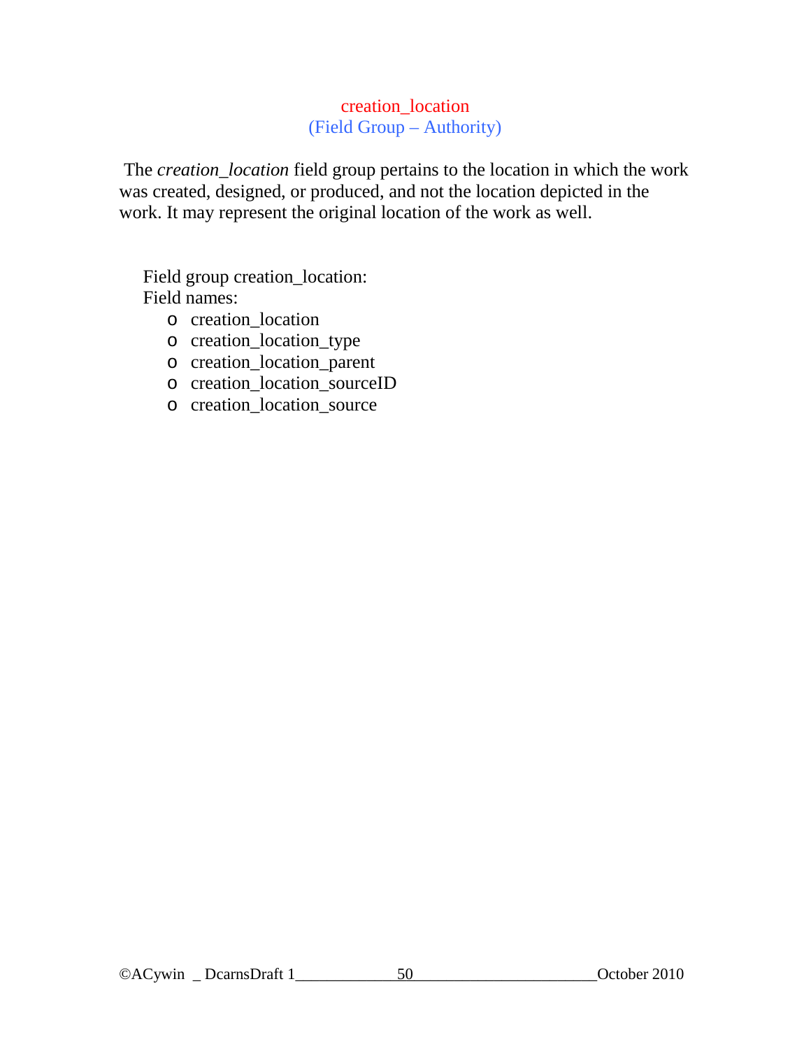## creation_location
(Field Group – Authority)

The *creation_location* field group pertains to the location in which the work was created, designed, or produced, and not the location depicted in the work. It may represent the original location of the work as well.

Field group creation_location:
Field names:

- creation_location
- creation_location_type
- creation_location_parent
- creation_location_sourceID
- creation_location_source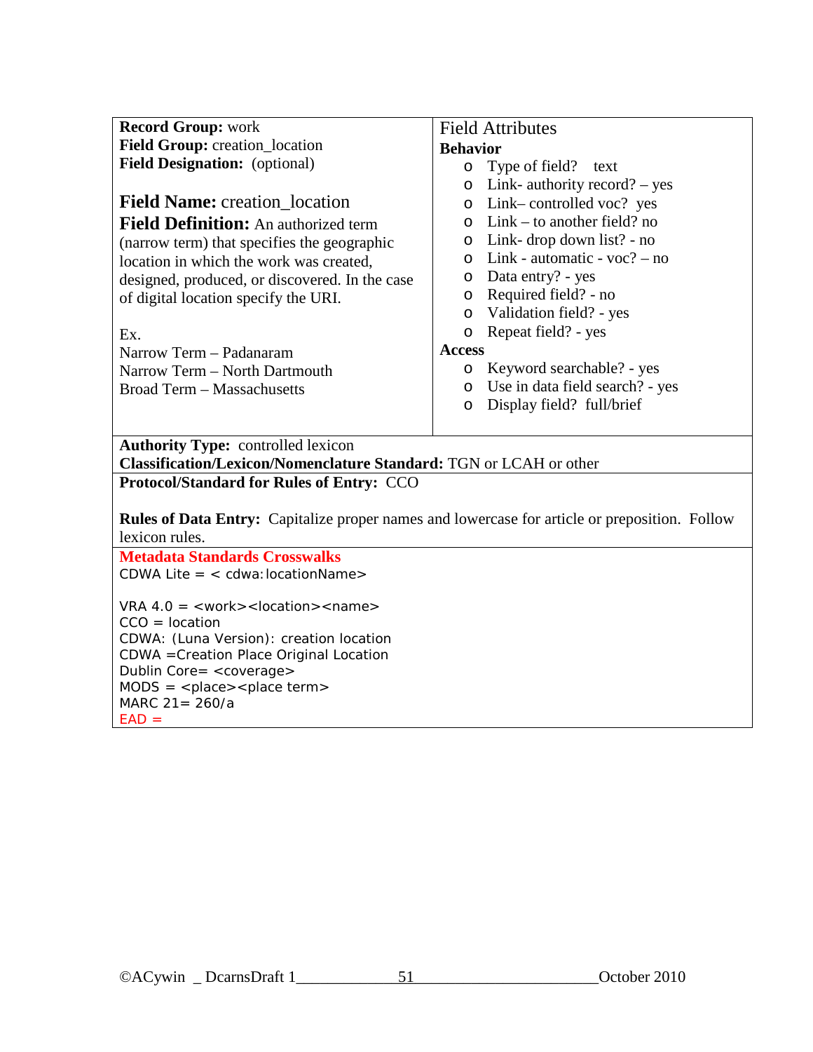**Record Group:** work
**Field Group:** creation_location
**Field Designation:** (optional)

## **Field Name:** creation_location

**Field Definition:** An authorized term (narrow term) that specifies the geographic location in which the work was created, designed, produced, or discovered. In the case of digital location specify the URI.

Ex.
Narrow Term – Padanaram
Narrow Term – North Dartmouth
Broad Term – Massachusetts

### Field Attributes

**Behavior**

- Type of field? text
- Link- authority record? – yes
- Link– controlled voc? yes
- Link – to another field? no
- Link- drop down list? - no
- Link - automatic - voc? – no
- Data entry? - yes
- Required field? - no
- Validation field? - yes
- Repeat field? - yes

**Access**

- Keyword searchable? - yes
- Use in data field search? - yes
- Display field? full/brief

**Authority Type:** controlled lexicon
**Classification/Lexicon/Nomenclature Standard:** TGN or LCAH or other

**Protocol/Standard for Rules of Entry:** CCO

**Rules of Data Entry:** Capitalize proper names and lowercase for article or preposition. Follow lexicon rules.

**Metadata Standards Crosswalks**

CDWA Lite = < cdwa:locationName>

VRA 4.0 = <work><location><name>
CCO = location
CDWA: (Luna Version): creation location
CDWA =Creation Place Original Location
Dublin Core= <coverage>
MODS = <place><place term>
MARC 21= 260/a
EAD =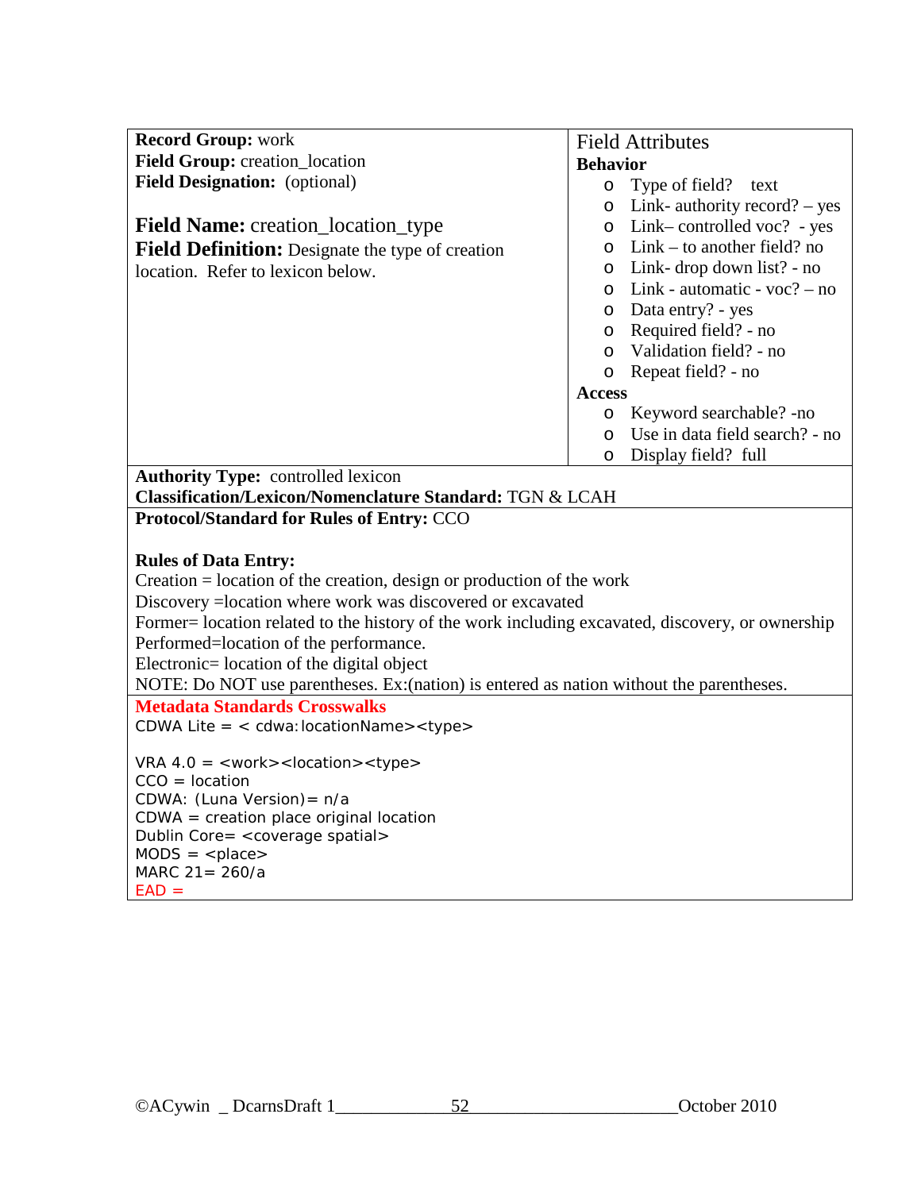**Record Group:** work
**Field Group:** creation_location
**Field Designation:** (optional)

**Field Name:** creation_location_type
**Field Definition:** Designate the type of creation location. Refer to lexicon below.

Field Attributes

**Behavior**

- Type of field? text
- Link- authority record? – yes
- Link– controlled voc? - yes
- Link – to another field? no
- Link- drop down list? - no
- Link - automatic - voc? – no
- Data entry? - yes
- Required field? - no
- Validation field? - no
- Repeat field? - no

**Access**

- Keyword searchable? -no
- Use in data field search? - no
- Display field? full

**Authority Type:** controlled lexicon
**Classification/Lexicon/Nomenclature Standard:** TGN & LCAH

**Protocol/Standard for Rules of Entry:** CCO

**Rules of Data Entry:**
Creation = location of the creation, design or production of the work
Discovery =location where work was discovered or excavated
Former= location related to the history of the work including excavated, discovery, or ownership
Performed=location of the performance.
Electronic= location of the digital object
NOTE: Do NOT use parentheses. Ex:(nation) is entered as nation without the parentheses.

**Metadata Standards Crosswalks**
CDWA Lite = < cdwa:locationName><type>

VRA 4.0 = <work><location><type>
CCO = location
CDWA: (Luna Version)= n/a
CDWA = creation place original location
Dublin Core= <coverage spatial>
MODS = <place>
MARC 21= 260/a
EAD =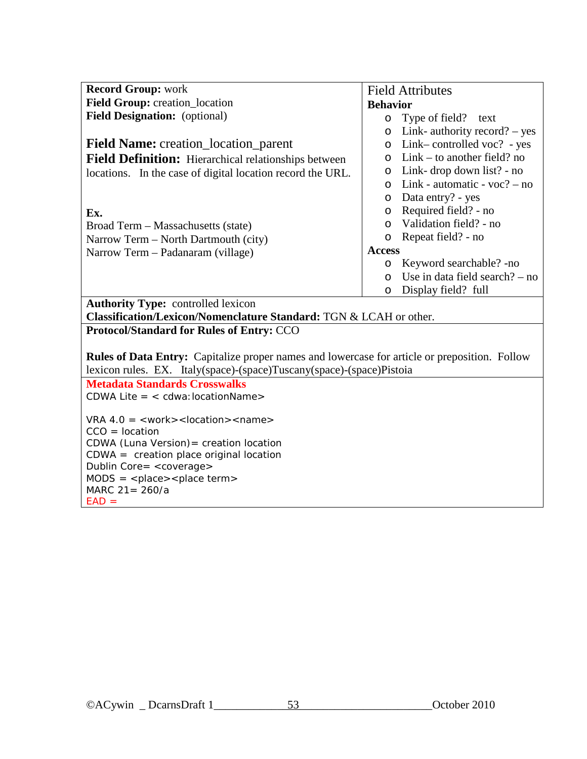**Record Group:** work
**Field Group:** creation_location
**Field Designation:** (optional)

**Field Name:** creation_location_parent
**Field Definition:** Hierarchical relationships between locations. In the case of digital location record the URL.

**Ex.**
Broad Term – Massachusetts (state)
Narrow Term – North Dartmouth (city)
Narrow Term – Padanaram (village)

Field Attributes

**Behavior**

- Type of field? text
- Link- authority record? – yes
- Link– controlled voc? - yes
- Link – to another field? no
- Link- drop down list? - no
- Link - automatic - voc? – no
- Data entry? - yes
- Required field? - no
- Validation field? - no
- Repeat field? - no

**Access**

- Keyword searchable? -no
- Use in data field search? – no
- Display field? full

**Authority Type:** controlled lexicon
**Classification/Lexicon/Nomenclature Standard:** TGN & LCAH or other.

**Protocol/Standard for Rules of Entry:** CCO

**Rules of Data Entry:** Capitalize proper names and lowercase for article or preposition. Follow lexicon rules. EX. Italy(space)-(space)Tuscany(space)-(space)Pistoia

**Metadata Standards Crosswalks**

CDWA Lite = < cdwa:locationName>

VRA 4.0 = <work><location><name>
CCO = location
CDWA (Luna Version)= creation location
CDWA = creation place original location
Dublin Core= <coverage>
MODS = <place><place term>
MARC 21= 260/a
EAD =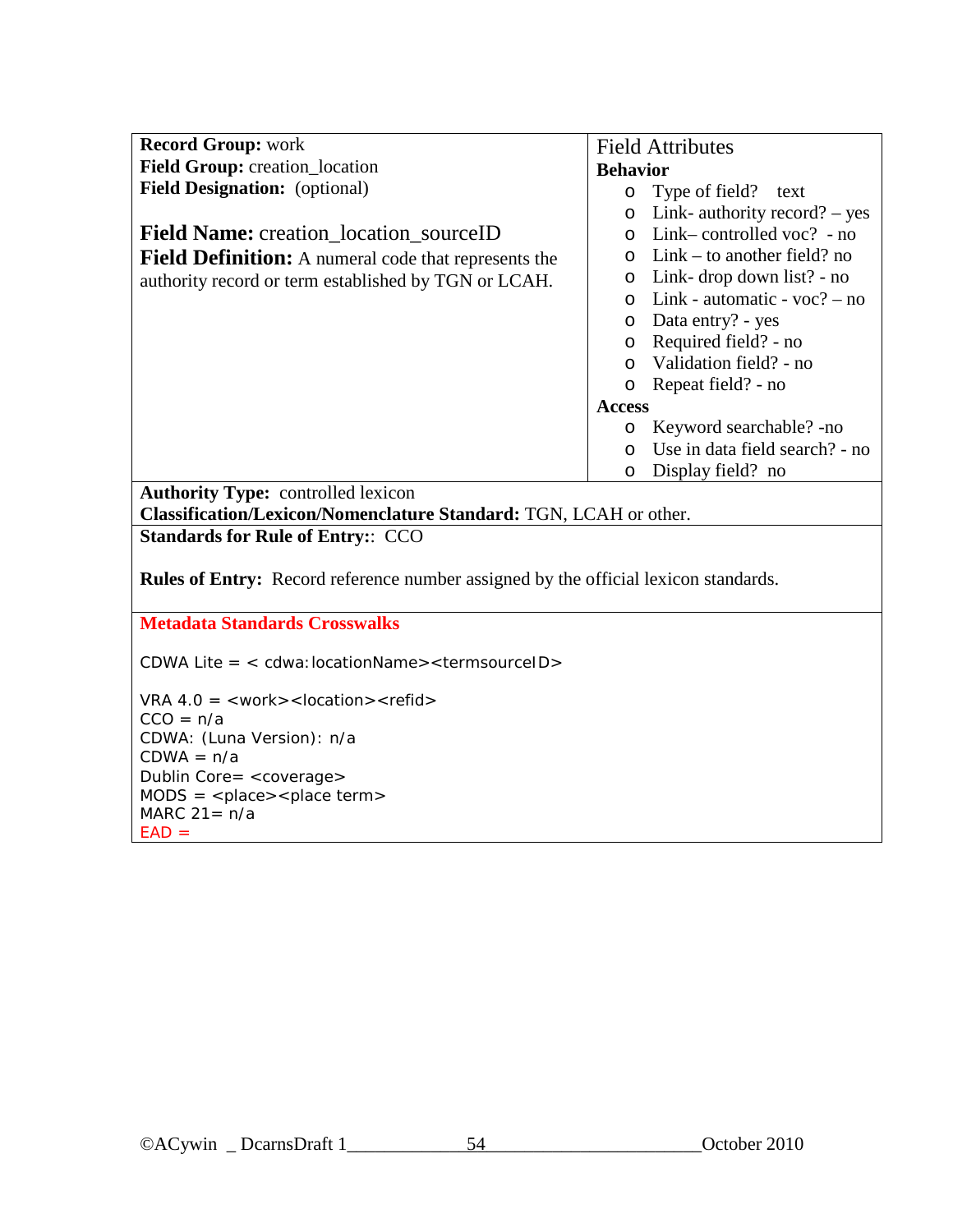**Record Group:** work
**Field Group:** creation_location
**Field Designation:** (optional)

**Field Name:** creation_location_sourceID
**Field Definition:** A numeral code that represents the authority record or term established by TGN or LCAH.

Field Attributes

**Behavior**

- Type of field? text
- Link- authority record? – yes
- Link– controlled voc? - no
- Link – to another field? no
- Link- drop down list? - no
- Link - automatic - voc? – no
- Data entry? - yes
- Required field? - no
- Validation field? - no
- Repeat field? - no

**Access**

- Keyword searchable? -no
- Use in data field search? - no
- Display field? no

**Authority Type:** controlled lexicon
**Classification/Lexicon/Nomenclature Standard:** TGN, LCAH or other.

**Standards for Rule of Entry:**: CCO

**Rules of Entry:** Record reference number assigned by the official lexicon standards.

**Metadata Standards Crosswalks**

CDWA Lite = < cdwa:locationName><termsourceID>

VRA 4.0 = <work><location><refid>
CCO = n/a
CDWA: (Luna Version): n/a
CDWA = n/a
Dublin Core= <coverage>
MODS = <place><place term>
MARC 21= n/a
EAD =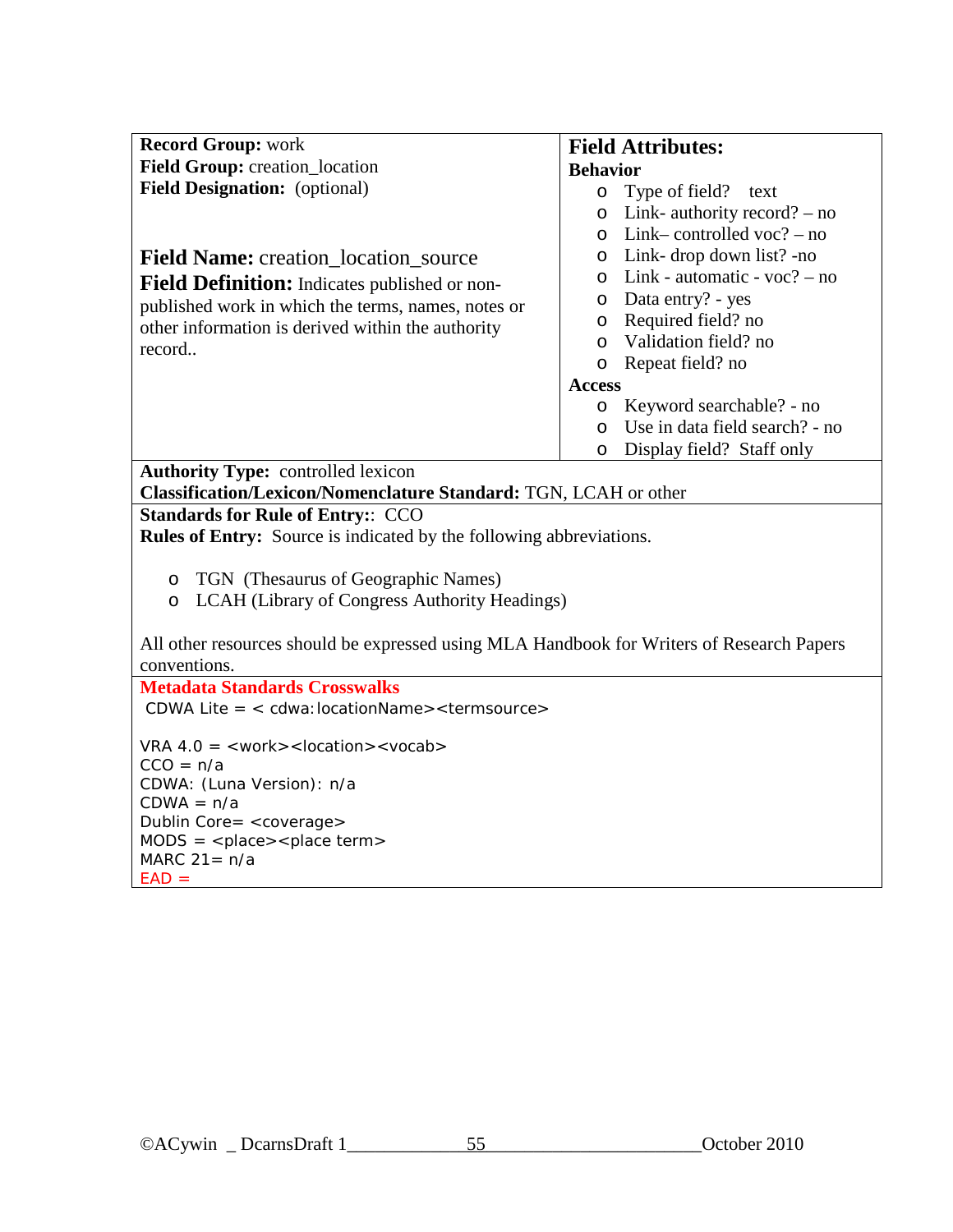**Record Group:** work
**Field Group:** creation_location
**Field Designation:** (optional)

**Field Name:** creation_location_source
**Field Definition:** Indicates published or non-published work in which the terms, names, notes or other information is derived within the authority record..

**Field Attributes:**

**Behavior**

- Type of field? text
- Link- authority record? – no
- Link– controlled voc? – no
- Link- drop down list? -no
- Link - automatic - voc? – no
- Data entry? - yes
- Required field? no
- Validation field? no
- Repeat field? no

**Access**

- Keyword searchable? - no
- Use in data field search? - no
- Display field? Staff only

**Authority Type:** controlled lexicon
**Classification/Lexicon/Nomenclature Standard:** TGN, LCAH or other

**Standards for Rule of Entry:**: CCO
**Rules of Entry:** Source is indicated by the following abbreviations.

- TGN (Thesaurus of Geographic Names)
- LCAH (Library of Congress Authority Headings)

All other resources should be expressed using MLA Handbook for Writers of Research Papers conventions.

**Metadata Standards Crosswalks**

CDWA Lite = < cdwa:locationName><termsource>

VRA 4.0 = <work><location><vocab>
CCO = n/a
CDWA: (Luna Version): n/a
CDWA = n/a
Dublin Core= <coverage>
MODS = <place><place term>
MARC 21= n/a
EAD =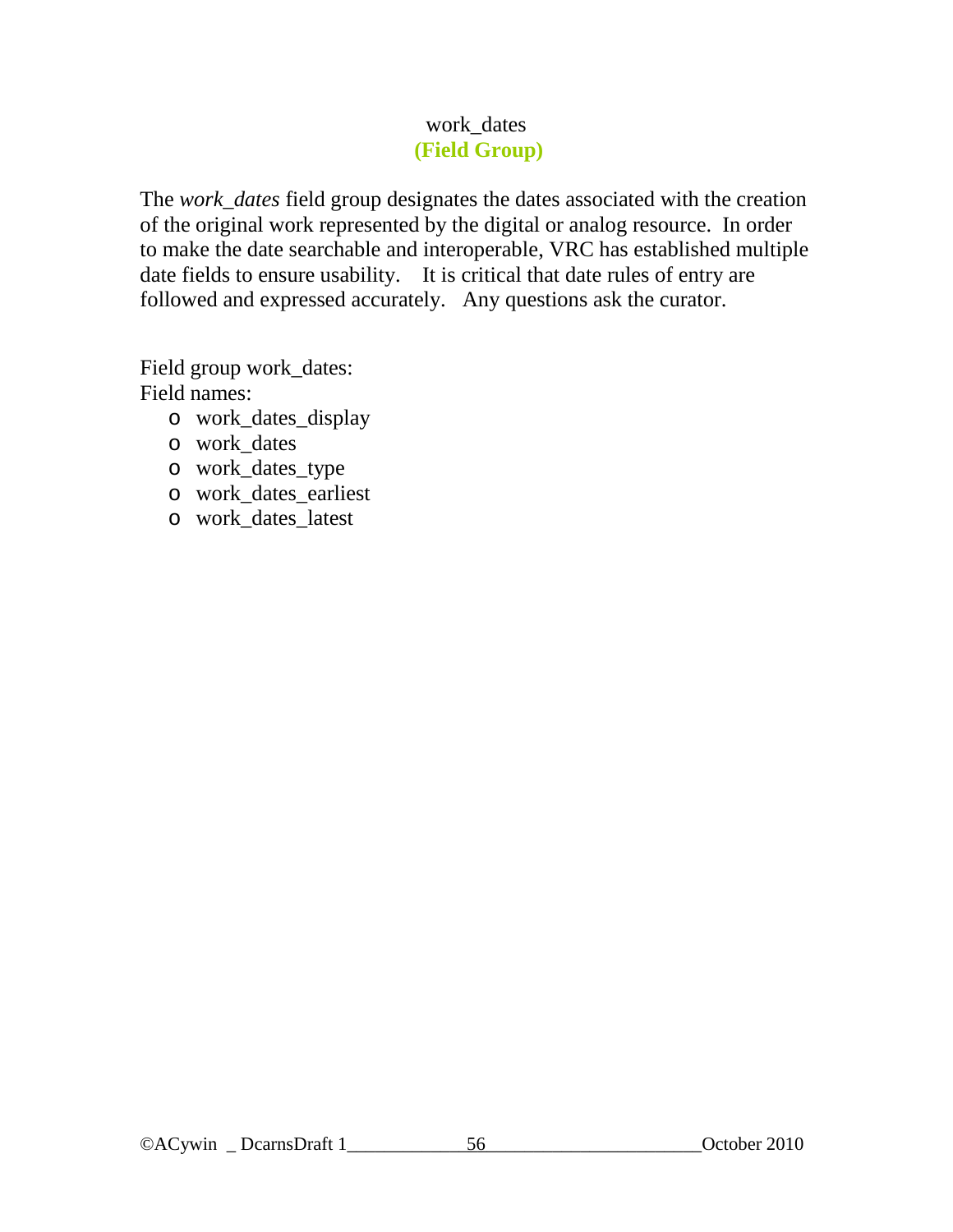# work_dates
**(Field Group)**

The *work_dates* field group designates the dates associated with the creation of the original work represented by the digital or analog resource. In order to make the date searchable and interoperable, VRC has established multiple date fields to ensure usability. It is critical that date rules of entry are followed and expressed accurately. Any questions ask the curator.

Field group work_dates:
Field names:

- work_dates_display
- work_dates
- work_dates_type
- work_dates_earliest
- work_dates_latest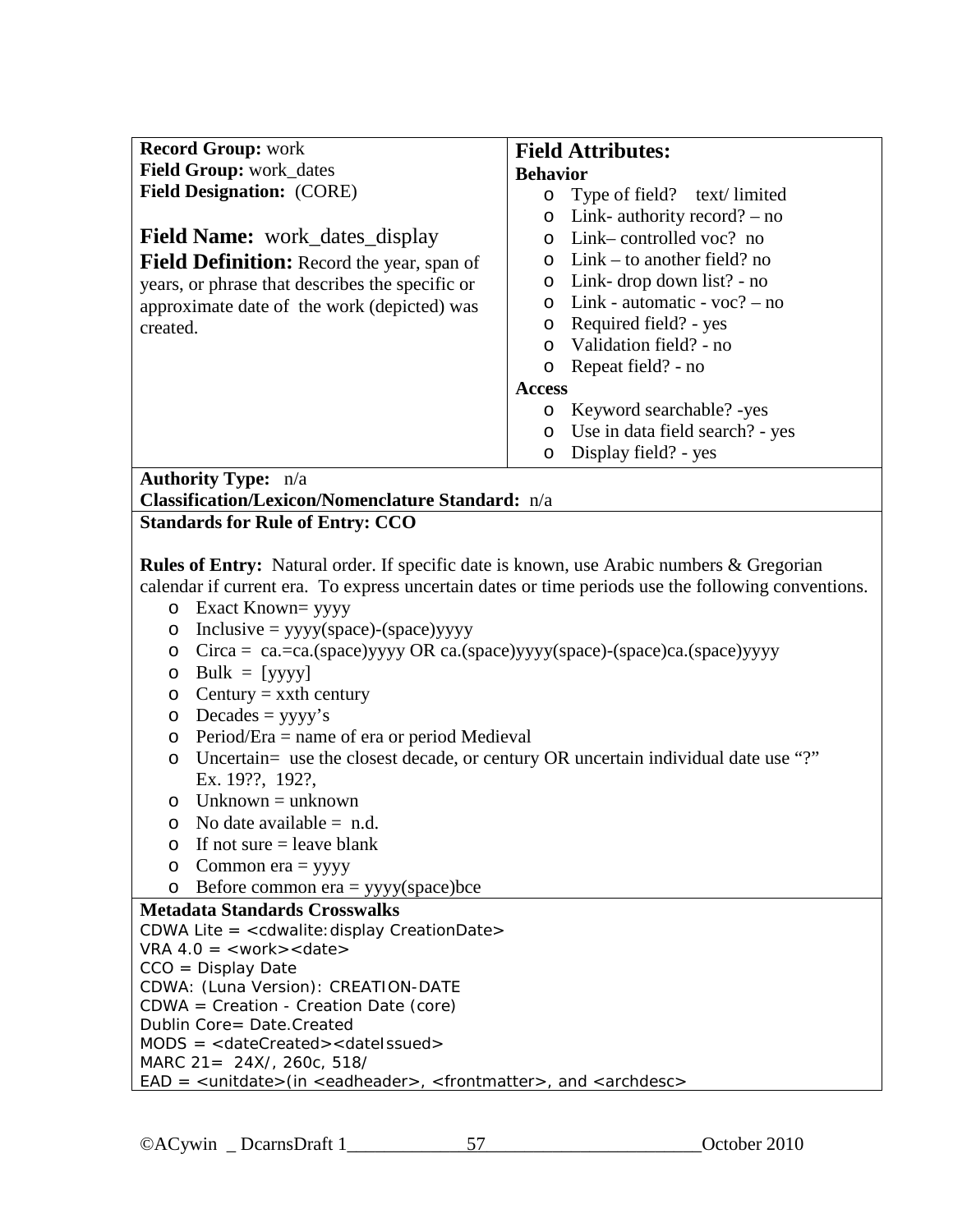**Record Group:** work
**Field Group:** work_dates
**Field Designation:** (CORE)

**Field Name:** work_dates_display

**Field Definition:** Record the year, span of years, or phrase that describes the specific or approximate date of the work (depicted) was created.

**Field Attributes:**

**Behavior**

- Type of field? text/ limited
- Link- authority record? – no
- Link– controlled voc? no
- Link – to another field? no
- Link- drop down list? - no
- Link - automatic - voc? – no
- Required field? - yes
- Validation field? - no
- Repeat field? - no

**Access**

- Keyword searchable? -yes
- Use in data field search? - yes
- Display field? - yes

**Authority Type:** n/a
**Classification/Lexicon/Nomenclature Standard:** n/a

**Standards for Rule of Entry: CCO**

**Rules of Entry:** Natural order. If specific date is known, use Arabic numbers & Gregorian calendar if current era. To express uncertain dates or time periods use the following conventions.

- Exact Known= yyyy
- Inclusive = yyyy(space)-(space)yyyy
- Circa = ca.=ca.(space)yyyy OR ca.(space)yyyy(space)-(space)ca.(space)yyyy
- Bulk = [yyyy]
- Century = xxth century
- Decades = yyyy's
- Period/Era = name of era or period Medieval
- Uncertain= use the closest decade, or century OR uncertain individual date use "?" Ex. 19??, 192?,
- Unknown = unknown
- No date available = n.d.
- If not sure = leave blank
- Common era = yyyy
- Before common era = yyyy(space)bce

**Metadata Standards Crosswalks**

CDWA Lite = <cdwalite:display CreationDate>
VRA 4.0 = <work><date>
CCO = Display Date
CDWA: (Luna Version): CREATION-DATE
CDWA = Creation - Creation Date (core)
Dublin Core= Date.Created
MODS = <dateCreated><dateIssued>
MARC 21= 24X/, 260c, 518/
EAD = <unitdate>(in <eadheader>, <frontmatter>, and <archdesc>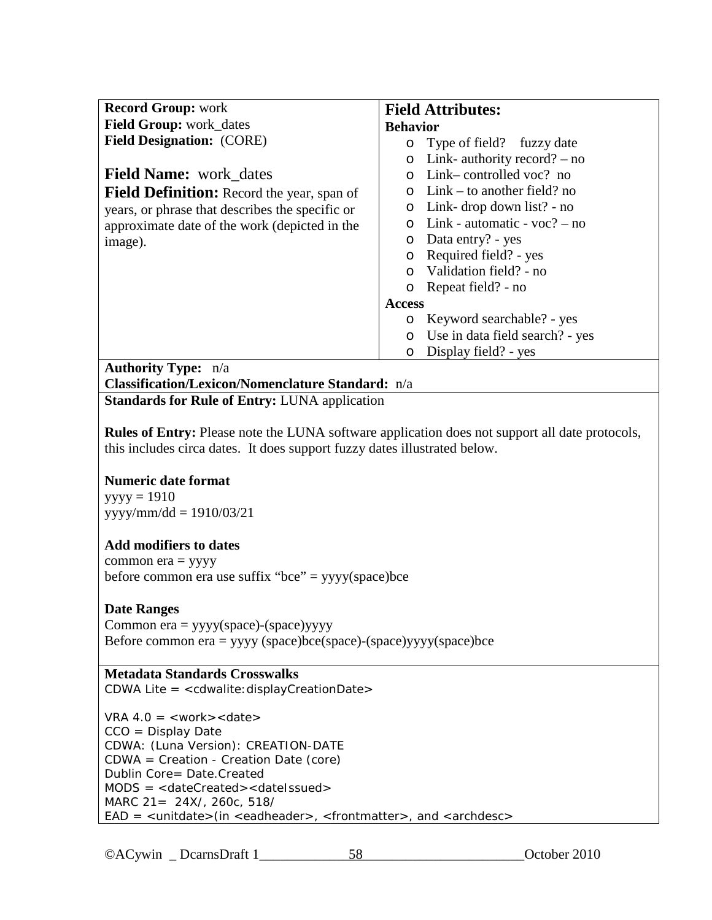**Record Group:** work
**Field Group:** work_dates
**Field Designation:** (CORE)

**Field Name:** work_dates

**Field Definition:** Record the year, span of years, or phrase that describes the specific or approximate date of the work (depicted in the image).

**Field Attributes:**

**Behavior**

- Type of field? fuzzy date
- Link- authority record? – no
- Link– controlled voc? no
- Link – to another field? no
- Link- drop down list? - no
- Link - automatic - voc? – no
- Data entry? - yes
- Required field? - yes
- Validation field? - no
- Repeat field? - no

**Access**

- Keyword searchable? - yes
- Use in data field search? - yes
- Display field? - yes

**Authority Type:** n/a
**Classification/Lexicon/Nomenclature Standard:** n/a

**Standards for Rule of Entry:** LUNA application

**Rules of Entry:** Please note the LUNA software application does not support all date protocols, this includes circa dates. It does support fuzzy dates illustrated below.

**Numeric date format**
yyyy = 1910
yyyy/mm/dd = 1910/03/21

**Add modifiers to dates**
common era = yyyy
before common era use suffix "bce" = yyyy(space)bce

**Date Ranges**
Common era = yyyy(space)-(space)yyyy
Before common era = yyyy (space)bce(space)-(space)yyyy(space)bce

**Metadata Standards Crosswalks**
CDWA Lite = <cdwalite:displayCreationDate>

VRA 4.0 = <work><date>
CCO = Display Date
CDWA: (Luna Version): CREATION-DATE
CDWA = Creation - Creation Date (core)
Dublin Core= Date.Created
MODS = <dateCreated><dateIssued>
MARC 21= 24X/, 260c, 518/
EAD = <unitdate>(in <eadheader>, <frontmatter>, and <archdesc>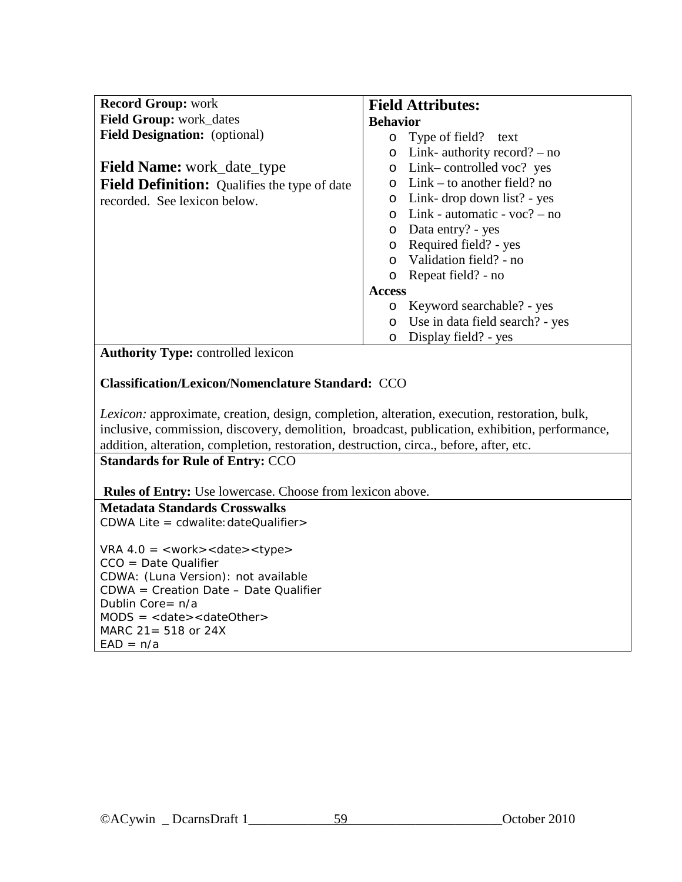**Record Group:** work
**Field Group:** work_dates
**Field Designation:** (optional)

## Field Name: work_date_type

**Field Definition:** Qualifies the type of date recorded. See lexicon below.

### Field Attributes:

**Behavior**

- Type of field? text
- Link- authority record? – no
- Link– controlled voc? yes
- Link – to another field? no
- Link- drop down list? - yes
- Link - automatic - voc? – no
- Data entry? - yes
- Required field? - yes
- Validation field? - no
- Repeat field? - no

**Access**

- Keyword searchable? - yes
- Use in data field search? - yes
- Display field? - yes

**Authority Type:** controlled lexicon

**Classification/Lexicon/Nomenclature Standard:** CCO

*Lexicon:* approximate, creation, design, completion, alteration, execution, restoration, bulk, inclusive, commission, discovery, demolition, broadcast, publication, exhibition, performance, addition, alteration, completion, restoration, destruction, circa., before, after, etc.

**Standards for Rule of Entry:** CCO

**Rules of Entry:** Use lowercase. Choose from lexicon above.

**Metadata Standards Crosswalks**

CDWA Lite = cdwalite:dateQualifier>

VRA 4.0 = <work><date><type>
CCO = Date Qualifier
CDWA: (Luna Version): not available
CDWA = Creation Date – Date Qualifier
Dublin Core= n/a
MODS = <date><dateOther>
MARC 21= 518 or 24X
EAD = n/a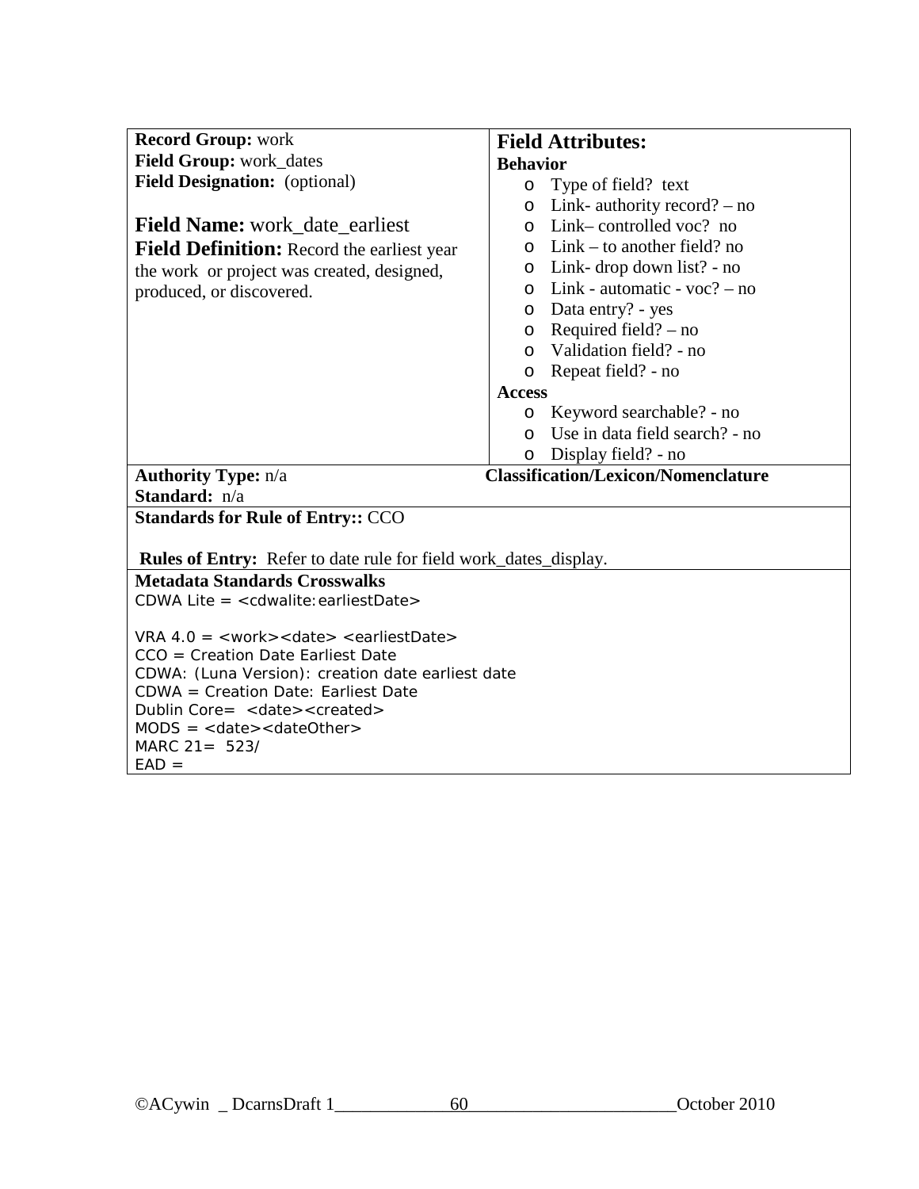**Record Group:** work
**Field Group:** work_dates
**Field Designation:** (optional)

**Field Name:** work_date_earliest
**Field Definition:** Record the earliest year the work or project was created, designed, produced, or discovered.

**Field Attributes:**

**Behavior**

- Type of field? text
- Link- authority record? – no
- Link– controlled voc? no
- Link – to another field? no
- Link- drop down list? - no
- Link - automatic - voc? – no
- Data entry? - yes
- Required field? – no
- Validation field? - no
- Repeat field? - no

**Access**

- Keyword searchable? - no
- Use in data field search? - no
- Display field? - no

**Authority Type:** n/a
**Standard:** n/a

**Classification/Lexicon/Nomenclature**

**Standards for Rule of Entry::** CCO

**Rules of Entry:** Refer to date rule for field work_dates_display.

**Metadata Standards Crosswalks**

CDWA Lite = <cdwalite:earliestDate>

VRA 4.0 = <work><date> <earliestDate>
CCO = Creation Date Earliest Date
CDWA: (Luna Version): creation date earliest date
CDWA = Creation Date: Earliest Date
Dublin Core= <date><created>
MODS = <date><dateOther>
MARC 21= 523/
EAD =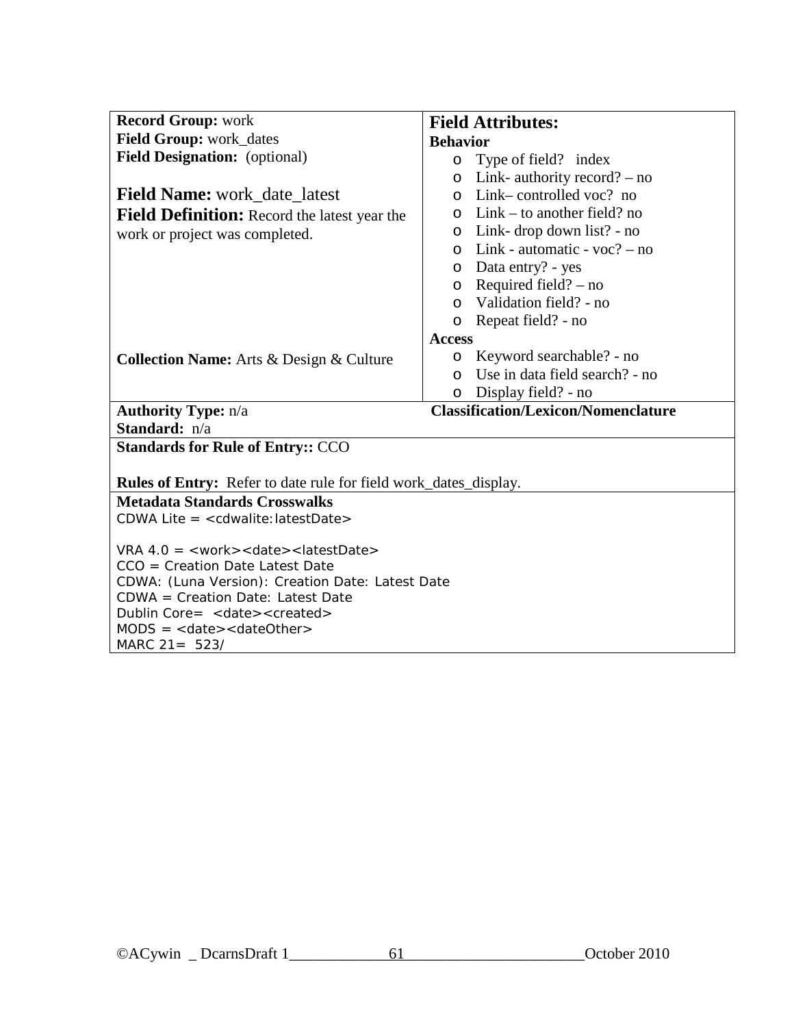**Record Group:** work
**Field Group:** work_dates
**Field Designation:** (optional)

**Field Name:** work_date_latest
**Field Definition:** Record the latest year the work or project was completed.

**Collection Name:** Arts & Design & Culture

**Field Attributes:**

**Behavior**

- Type of field? index
- Link- authority record? – no
- Link– controlled voc? no
- Link – to another field? no
- Link- drop down list? - no
- Link - automatic - voc? – no
- Data entry? - yes
- Required field? – no
- Validation field? - no
- Repeat field? - no

**Access**

- Keyword searchable? - no
- Use in data field search? - no
- Display field? - no

**Authority Type:** n/a
**Standard:** n/a

**Classification/Lexicon/Nomenclature**

**Standards for Rule of Entry::** CCO

**Rules of Entry:** Refer to date rule for field work_dates_display.

**Metadata Standards Crosswalks**

CDWA Lite = <cdwalite:latestDate>

VRA 4.0 = <work><date><latestDate>
CCO = Creation Date Latest Date
CDWA: (Luna Version): Creation Date: Latest Date
CDWA = Creation Date: Latest Date
Dublin Core= <date><created>
MODS = <date><dateOther>
MARC 21= 523/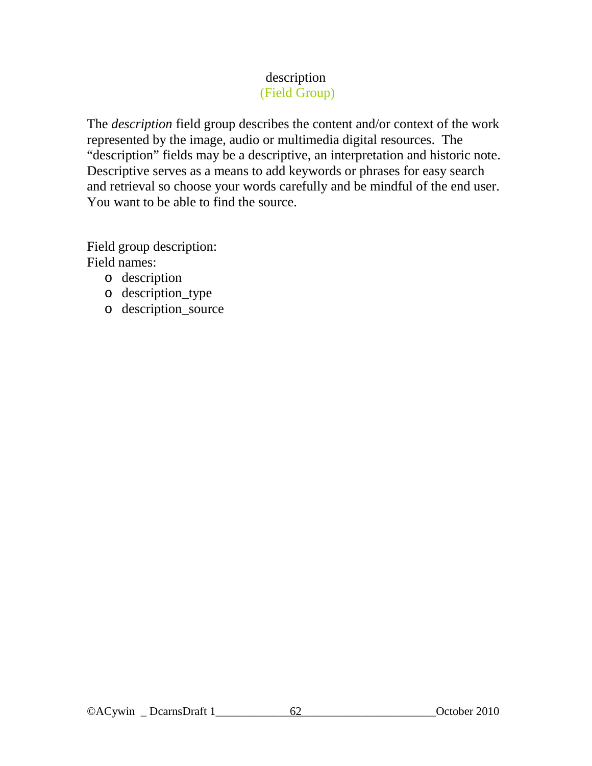## description
### (Field Group)

The *description* field group describes the content and/or context of the work represented by the image, audio or multimedia digital resources. The "description" fields may be a descriptive, an interpretation and historic note. Descriptive serves as a means to add keywords or phrases for easy search and retrieval so choose your words carefully and be mindful of the end user. You want to be able to find the source.

Field group description:
Field names:

- description
- description_type
- description_source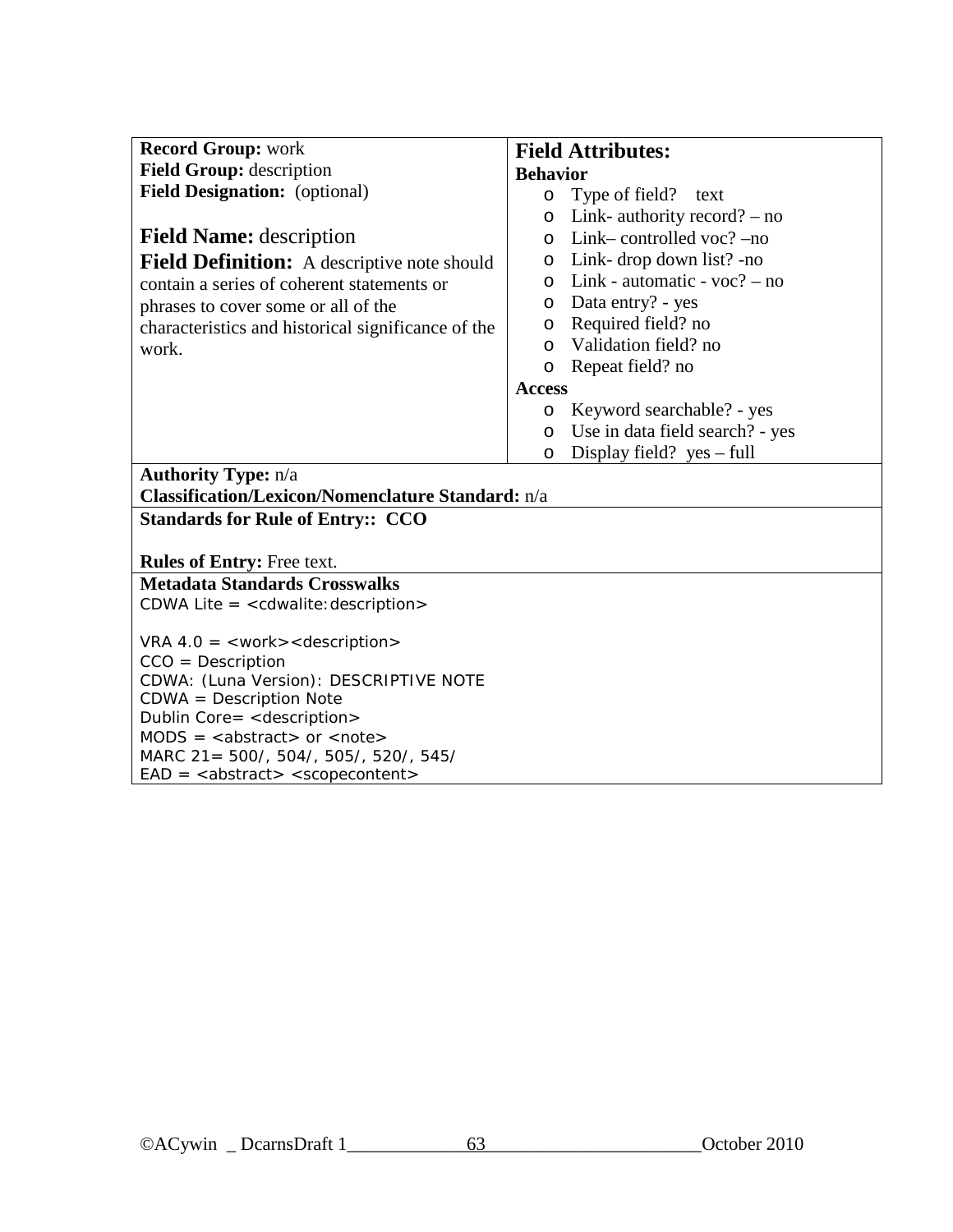**Record Group:** work
**Field Group:** description
**Field Designation:** (optional)

**Field Name:** description

**Field Definition:** A descriptive note should contain a series of coherent statements or phrases to cover some or all of the characteristics and historical significance of the work.

**Field Attributes:**

**Behavior**

- Type of field? text
- Link- authority record? – no
- Link– controlled voc? –no
- Link- drop down list? -no
- Link - automatic - voc? – no
- Data entry? - yes
- Required field? no
- Validation field? no
- Repeat field? no

**Access**

- Keyword searchable? - yes
- Use in data field search? - yes
- Display field? yes – full

**Authority Type:** n/a
**Classification/Lexicon/Nomenclature Standard:** n/a

**Standards for Rule of Entry:: CCO**

**Rules of Entry:** Free text.

**Metadata Standards Crosswalks**

CDWA Lite = <cdwalite:description>

VRA 4.0 = <work><description>
CCO = Description
CDWA: (Luna Version): DESCRIPTIVE NOTE
CDWA = Description Note
Dublin Core= <description>
MODS = <abstract> or <note>
MARC 21= 500/, 504/, 505/, 520/, 545/
EAD = <abstract> <scopecontent>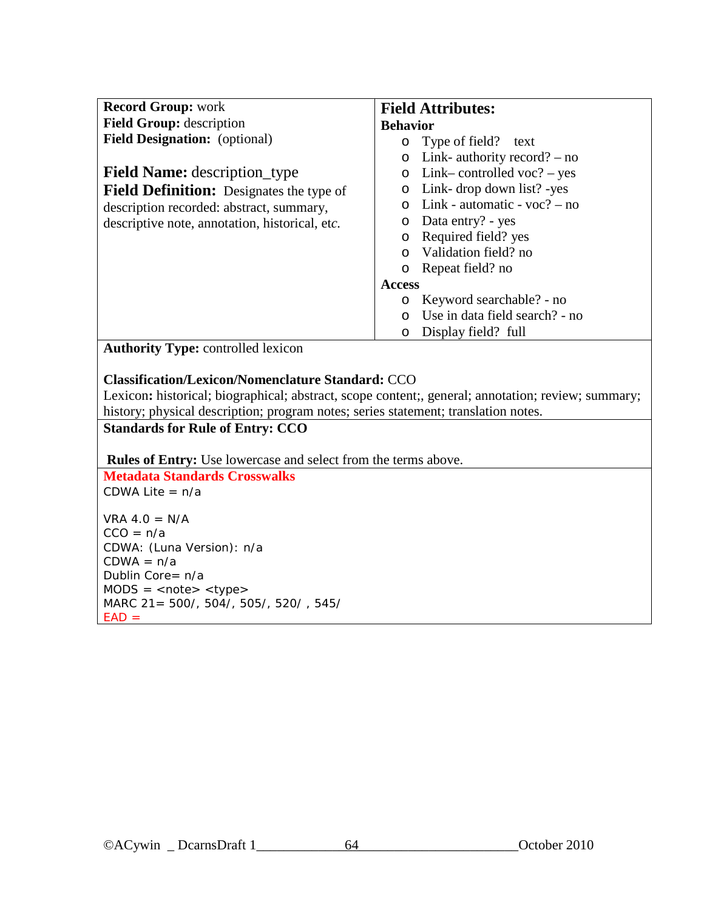**Record Group:** work
**Field Group:** description
**Field Designation:** (optional)

**Field Name:** description_type
**Field Definition:** Designates the type of description recorded: abstract, summary, descriptive note, annotation, historical, etc.

**Field Attributes:**

**Behavior**

- Type of field? text
- Link- authority record? – no
- Link– controlled voc? – yes
- Link- drop down list? -yes
- Link - automatic - voc? – no
- Data entry? - yes
- Required field? yes
- Validation field? no
- Repeat field? no

**Access**

- Keyword searchable? - no
- Use in data field search? - no
- Display field? full

**Authority Type:** controlled lexicon

**Classification/Lexicon/Nomenclature Standard:** CCO
Lexicon**:** historical; biographical; abstract, scope content;, general; annotation; review; summary; history; physical description; program notes; series statement; translation notes.

**Standards for Rule of Entry: CCO**

**Rules of Entry:** Use lowercase and select from the terms above.

**Metadata Standards Crosswalks**

CDWA Lite = n/a

VRA 4.0 = N/A
CCO = n/a
CDWA: (Luna Version): n/a
CDWA = n/a
Dublin Core= n/a
MODS = <note> <type>
MARC 21= 500/, 504/, 505/, 520/ , 545/
EAD =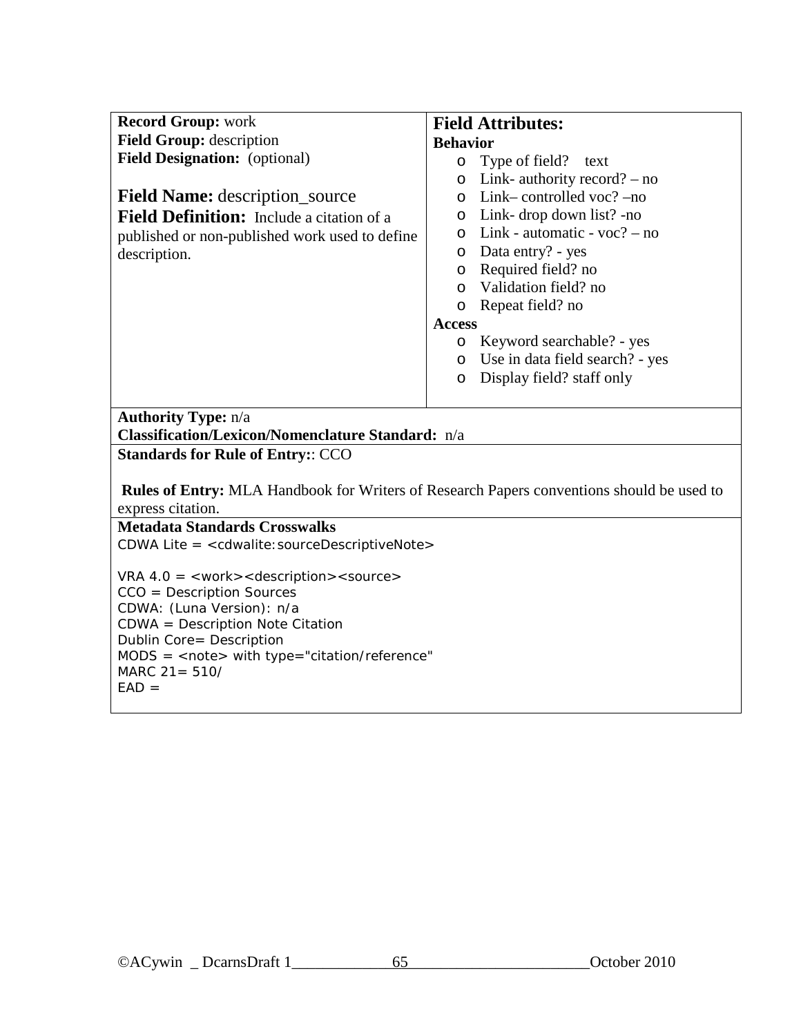**Record Group:** work
**Field Group:** description
**Field Designation:** (optional)

**Field Name:** description_source
**Field Definition:** Include a citation of a published or non-published work used to define description.

**Field Attributes:**

**Behavior**

- Type of field? text
- Link- authority record? – no
- Link– controlled voc? –no
- Link- drop down list? -no
- Link - automatic - voc? – no
- Data entry? - yes
- Required field? no
- Validation field? no
- Repeat field? no

**Access**

- Keyword searchable? - yes
- Use in data field search? - yes
- Display field? staff only

**Authority Type:** n/a
**Classification/Lexicon/Nomenclature Standard:** n/a

**Standards for Rule of Entry:**: CCO

**Rules of Entry:** MLA Handbook for Writers of Research Papers conventions should be used to express citation.

**Metadata Standards Crosswalks**

CDWA Lite = <cdwalite:sourceDescriptiveNote>

VRA 4.0 = <work><description><source>
CCO = Description Sources
CDWA: (Luna Version): n/a
CDWA = Description Note Citation
Dublin Core= Description
MODS = <note> with type="citation/reference"
MARC 21= 510/
EAD =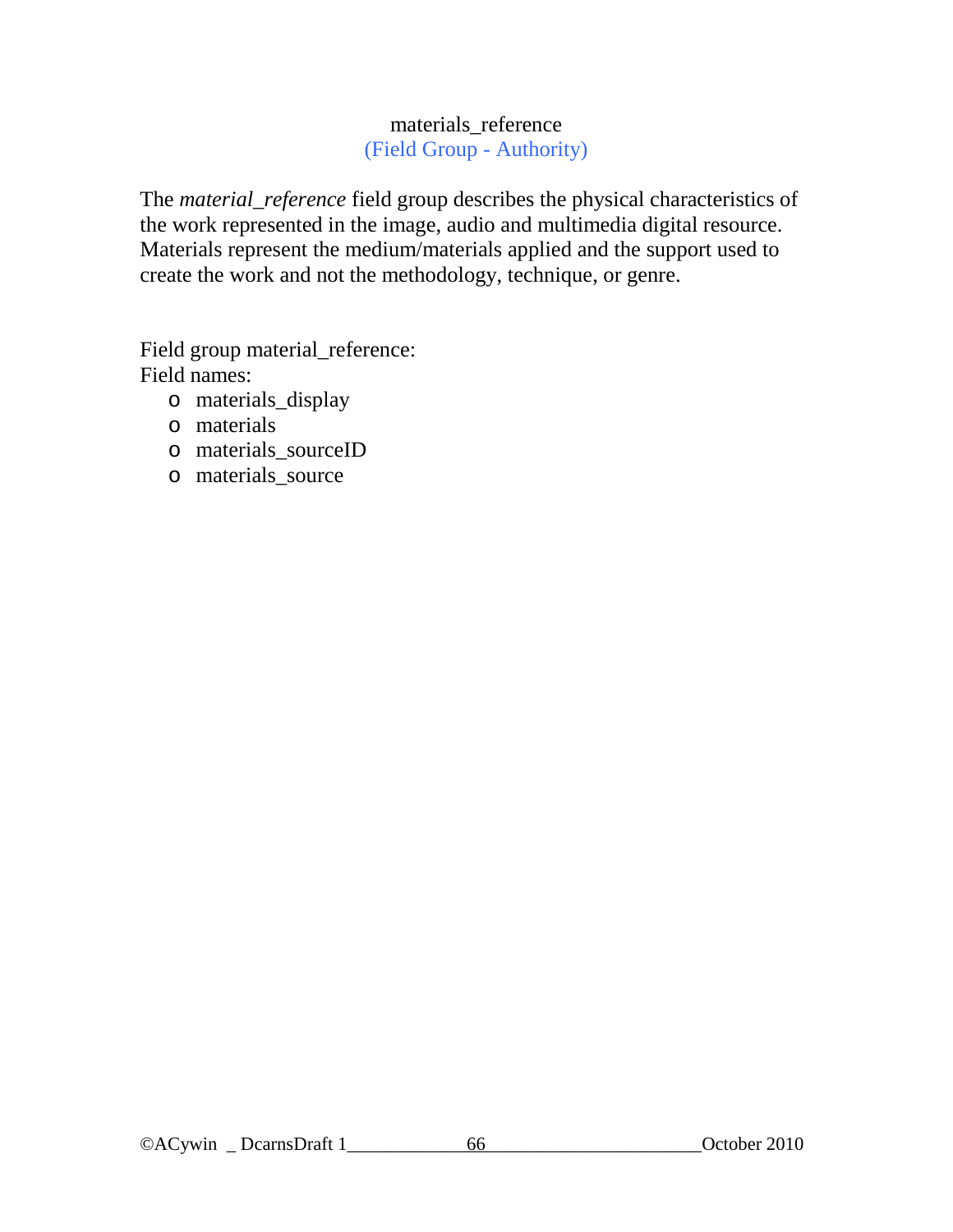## materials_reference
(Field Group - Authority)

The *material_reference* field group describes the physical characteristics of the work represented in the image, audio and multimedia digital resource. Materials represent the medium/materials applied and the support used to create the work and not the methodology, technique, or genre.

Field group material_reference:
Field names:

- materials_display
- materials
- materials_sourceID
- materials_source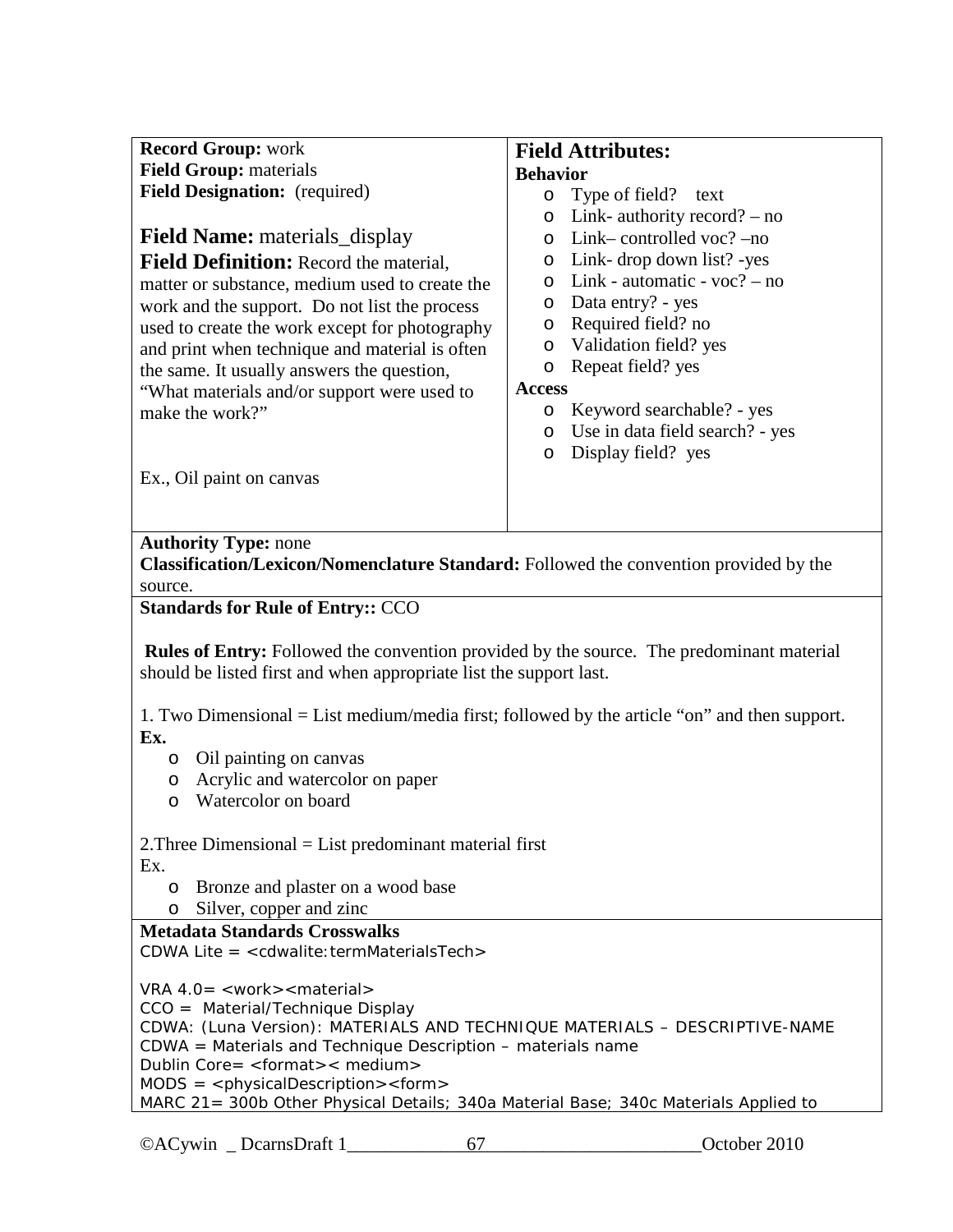**Record Group:** work
**Field Group:** materials
**Field Designation:** (required)

**Field Name:** materials_display

**Field Definition:** Record the material, matter or substance, medium used to create the work and the support. Do not list the process used to create the work except for photography and print when technique and material is often the same. It usually answers the question, "What materials and/or support were used to make the work?"

Ex., Oil paint on canvas

**Field Attributes:**

**Behavior**

- Type of field? text
- Link- authority record? – no
- Link– controlled voc? –no
- Link- drop down list? -yes
- Link - automatic - voc? – no
- Data entry? - yes
- Required field? no
- Validation field? yes
- Repeat field? yes

**Access**

- Keyword searchable? - yes
- Use in data field search? - yes
- Display field? yes

**Authority Type:** none

**Classification/Lexicon/Nomenclature Standard:** Followed the convention provided by the source.

**Standards for Rule of Entry::** CCO

**Rules of Entry:** Followed the convention provided by the source. The predominant material should be listed first and when appropriate list the support last.

1. Two Dimensional = List medium/media first; followed by the article "on" and then support.

**Ex.**

- Oil painting on canvas
- Acrylic and watercolor on paper
- Watercolor on board

2.Three Dimensional = List predominant material first

Ex.

- Bronze and plaster on a wood base
- Silver, copper and zinc

**Metadata Standards Crosswalks**

CDWA Lite = <cdwalite:termMaterialsTech>

VRA 4.0= <work><material>
CCO = Material/Technique Display
CDWA: (Luna Version): MATERIALS AND TECHNIQUE MATERIALS – DESCRIPTIVE-NAME
CDWA = Materials and Technique Description – materials name
Dublin Core= <format>< medium>
MODS = <physicalDescription><form>
MARC 21= 300b Other Physical Details; 340a Material Base; 340c Materials Applied to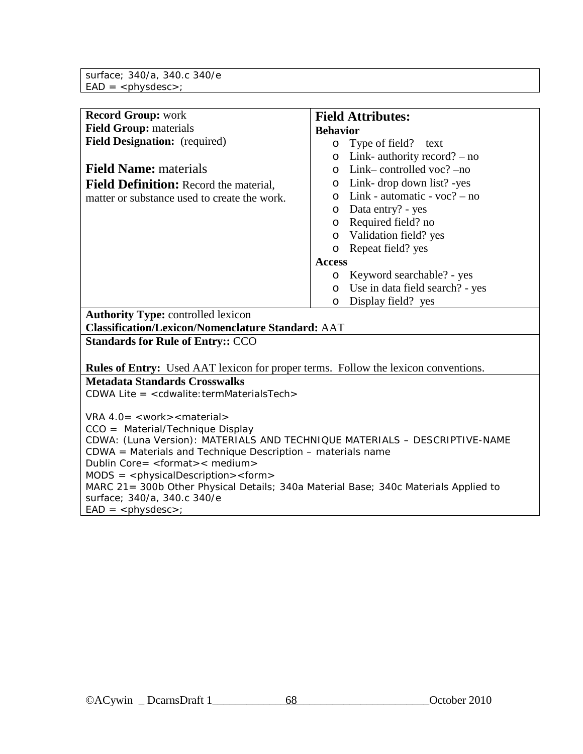surface; 340/a, 340.c 340/e
EAD = <physdesc>;

**Record Group:** work
**Field Group:** materials
**Field Designation:** (required)

**Field Name:** materials
**Field Definition:** Record the material, matter or substance used to create the work.

**Field Attributes:**

**Behavior**

- Type of field? text
- Link- authority record? – no
- Link– controlled voc? –no
- Link- drop down list? -yes
- Link - automatic - voc? – no
- Data entry? - yes
- Required field? no
- Validation field? yes
- Repeat field? yes

**Access**

- Keyword searchable? - yes
- Use in data field search? - yes
- Display field? yes

**Authority Type:** controlled lexicon
**Classification/Lexicon/Nomenclature Standard:** AAT

**Standards for Rule of Entry::** CCO

**Rules of Entry:** Used AAT lexicon for proper terms. Follow the lexicon conventions.

**Metadata Standards Crosswalks**
CDWA Lite = <cdwalite:termMaterialsTech>

VRA 4.0= <work><material>
CCO = Material/Technique Display
CDWA: (Luna Version): MATERIALS AND TECHNIQUE MATERIALS – DESCRIPTIVE-NAME
CDWA = Materials and Technique Description – materials name
Dublin Core= <format>< medium>
MODS = <physicalDescription><form>
MARC 21= 300b Other Physical Details; 340a Material Base; 340c Materials Applied to surface; 340/a, 340.c 340/e
EAD = <physdesc>;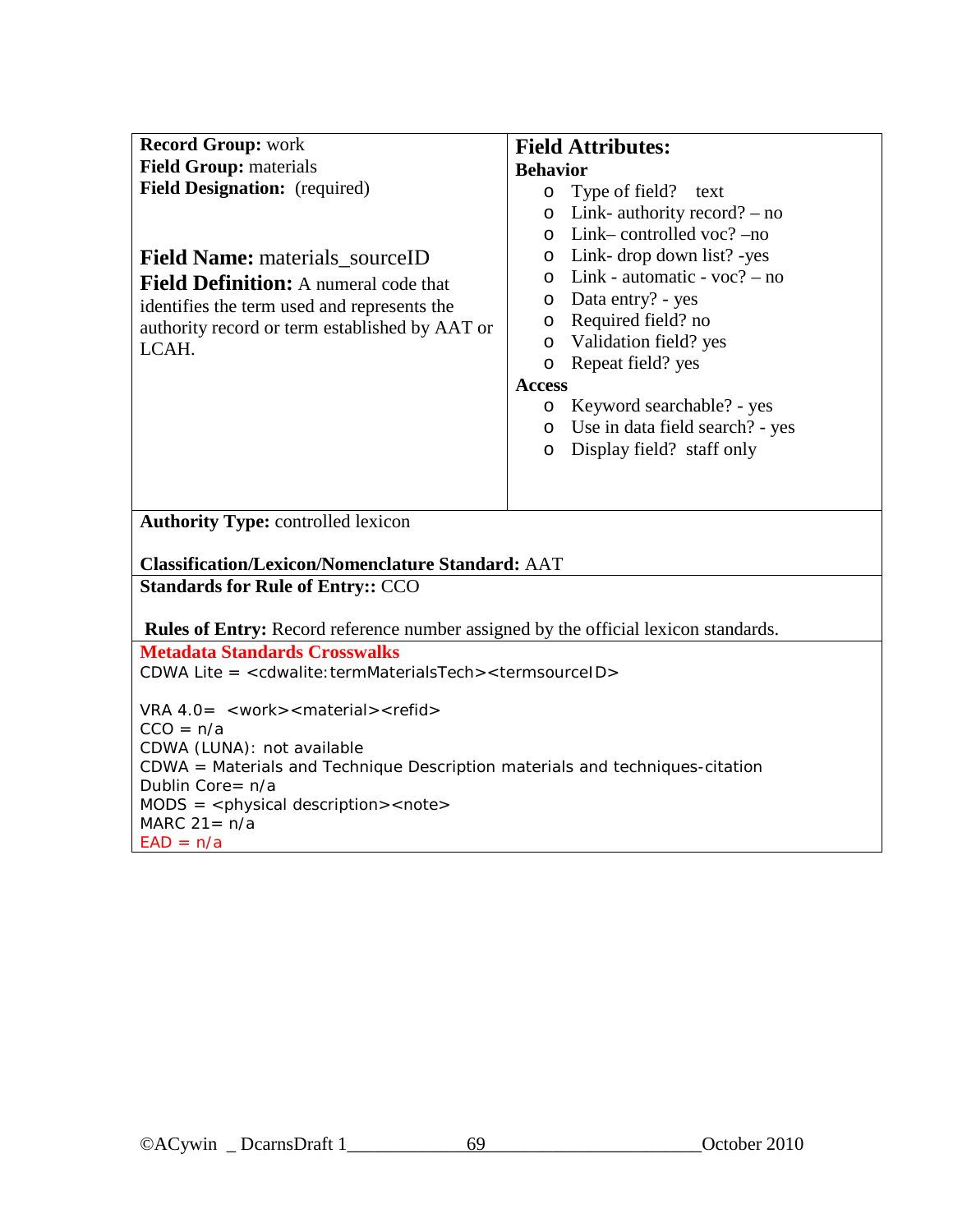**Record Group:** work
**Field Group:** materials
**Field Designation:** (required)

**Field Name:** materials_sourceID
**Field Definition:** A numeral code that identifies the term used and represents the authority record or term established by AAT or LCAH.

## Field Attributes:

**Behavior**

- Type of field? text
- Link- authority record? – no
- Link– controlled voc? –no
- Link- drop down list? -yes
- Link - automatic - voc? – no
- Data entry? - yes
- Required field? no
- Validation field? yes
- Repeat field? yes

**Access**

- Keyword searchable? - yes
- Use in data field search? - yes
- Display field? staff only

**Authority Type:** controlled lexicon

**Classification/Lexicon/Nomenclature Standard:** AAT

**Standards for Rule of Entry::** CCO

**Rules of Entry:** Record reference number assigned by the official lexicon standards.

**Metadata Standards Crosswalks**

CDWA Lite = <cdwalite:termMaterialsTech><termsourceID>

VRA 4.0= <work><material><refid>
CCO = n/a
CDWA (LUNA): not available
CDWA = Materials and Technique Description materials and techniques-citation
Dublin Core= n/a
MODS = <physical description><note>
MARC 21= n/a
EAD = n/a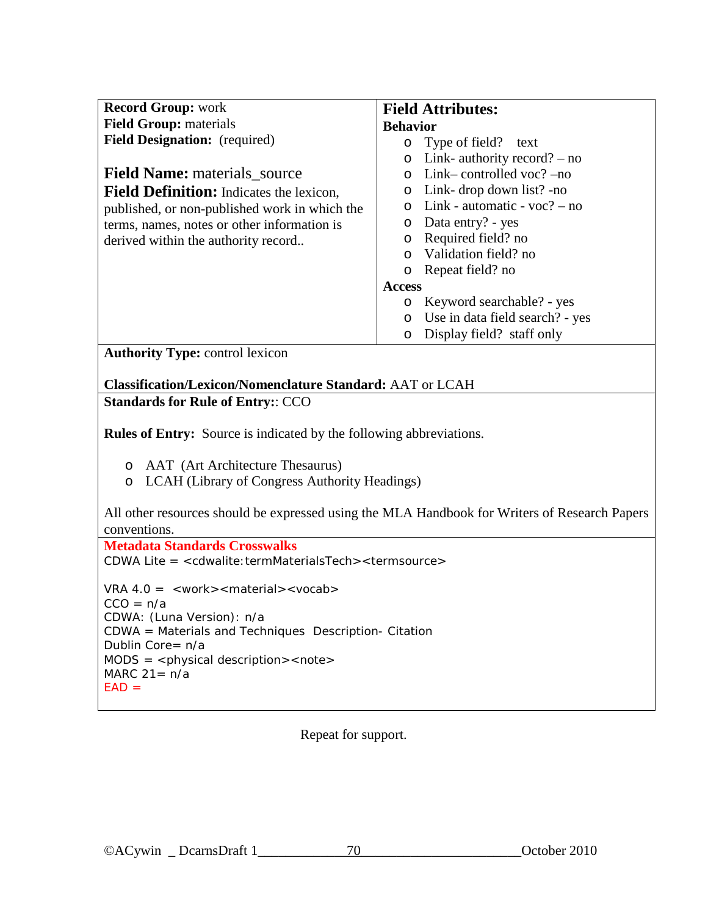**Record Group:** work
**Field Group:** materials
**Field Designation:** (required)

**Field Name:** materials_source
**Field Definition:** Indicates the lexicon, published, or non-published work in which the terms, names, notes or other information is derived within the authority record..

## Field Attributes:

**Behavior**

- Type of field? text
- Link- authority record? – no
- Link– controlled voc? –no
- Link- drop down list? -no
- Link - automatic - voc? – no
- Data entry? - yes
- Required field? no
- Validation field? no
- Repeat field? no

**Access**

- Keyword searchable? - yes
- Use in data field search? - yes
- Display field? staff only

**Authority Type:** control lexicon

**Classification/Lexicon/Nomenclature Standard:** AAT or LCAH

**Standards for Rule of Entry:**: CCO

**Rules of Entry:** Source is indicated by the following abbreviations.

- AAT (Art Architecture Thesaurus)
- LCAH (Library of Congress Authority Headings)

All other resources should be expressed using the MLA Handbook for Writers of Research Papers conventions.

**Metadata Standards Crosswalks**

CDWA Lite = <cdwalite:termMaterialsTech><termsource>

VRA 4.0 = <work><material><vocab>
CCO = n/a
CDWA: (Luna Version): n/a
CDWA = Materials and Techniques Description- Citation
Dublin Core= n/a
MODS = <physical description><note>
MARC 21= n/a
EAD =

Repeat for support.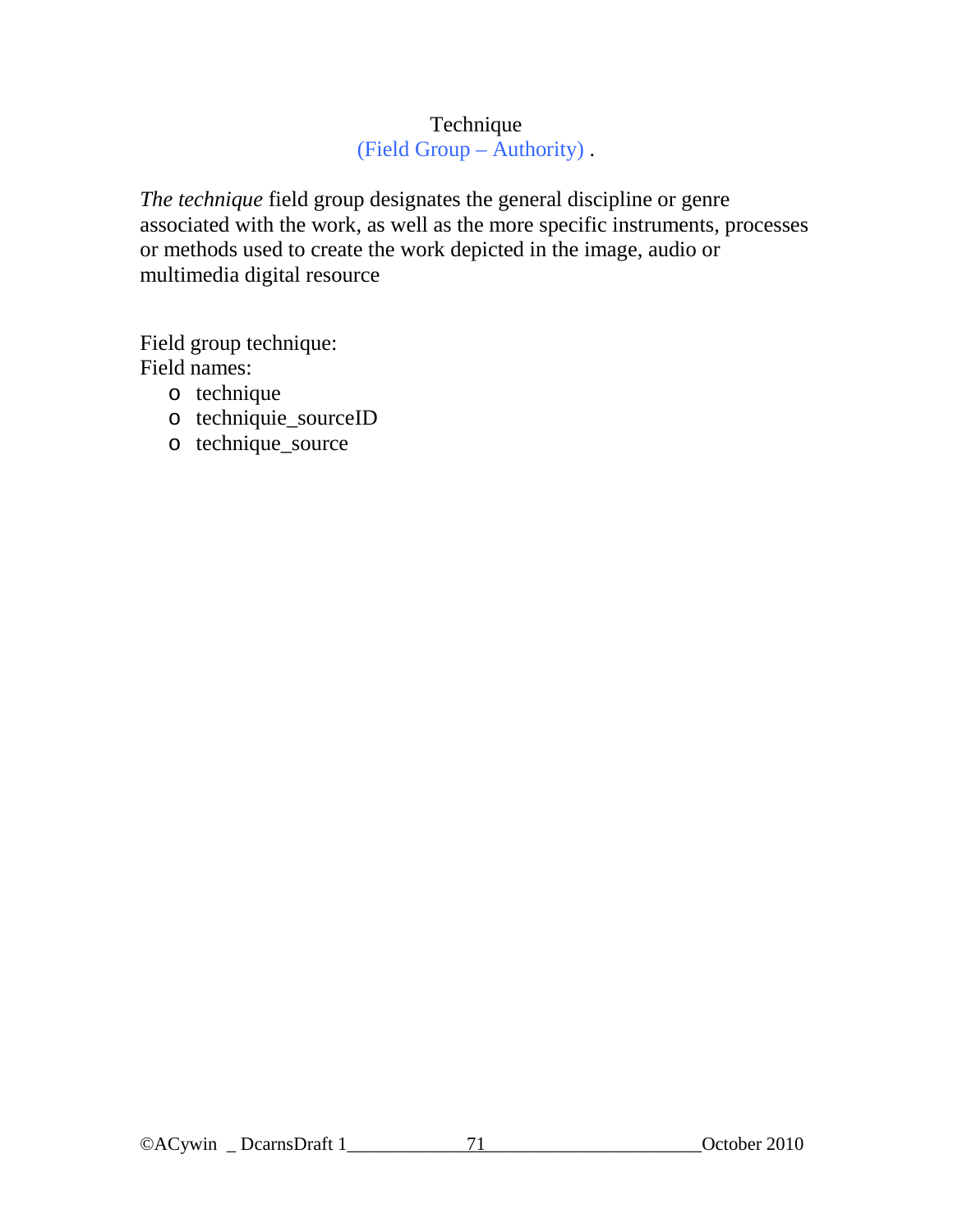# Technique

(Field Group – Authority) .

*The technique* field group designates the general discipline or genre associated with the work, as well as the more specific instruments, processes or methods used to create the work depicted in the image, audio or multimedia digital resource

Field group technique:
Field names:

- technique
- techniquie_sourceID
- technique_source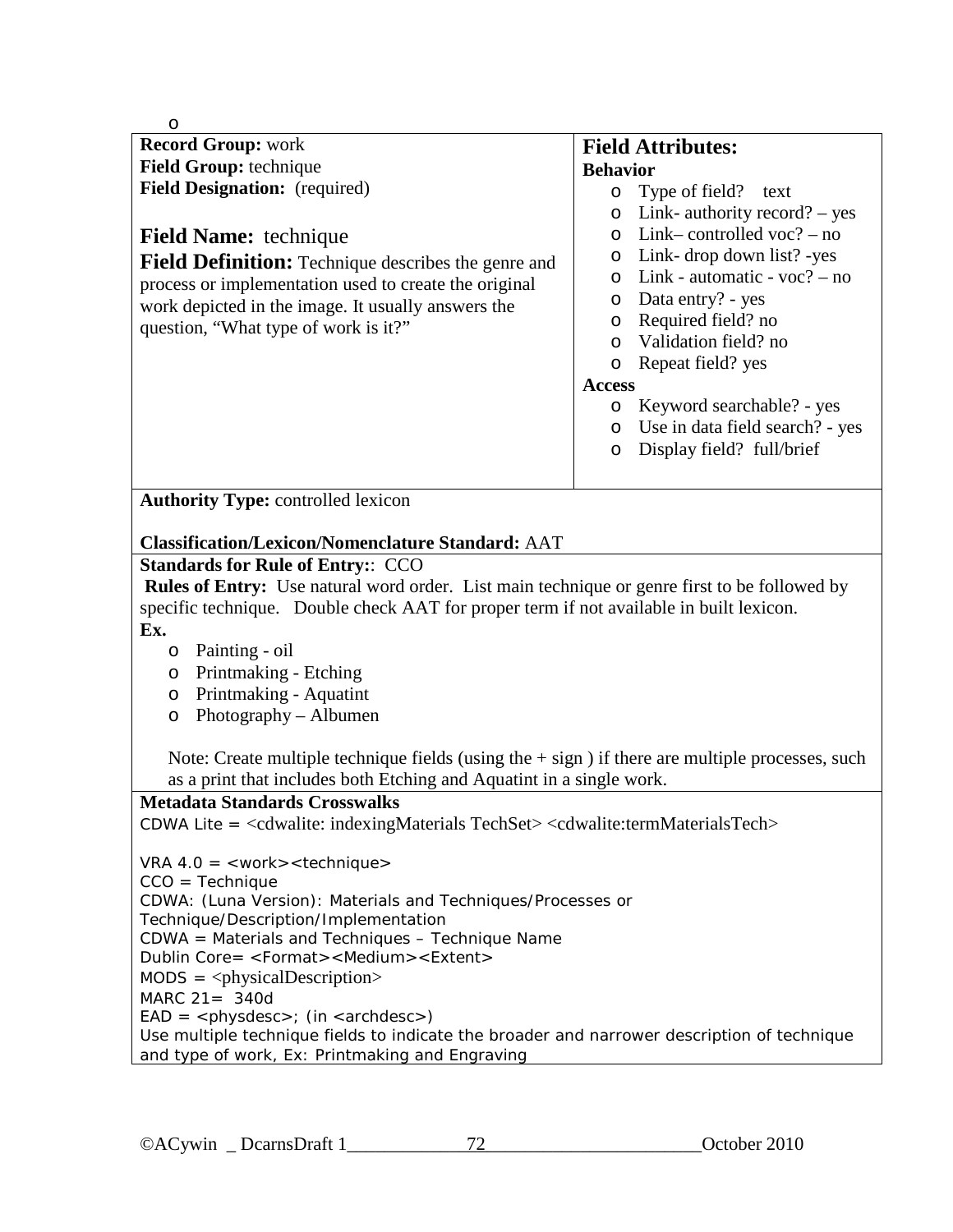o

**Record Group:** work
**Field Group:** technique
**Field Designation:** (required)

**Field Name:** technique

**Field Definition:** Technique describes the genre and process or implementation used to create the original work depicted in the image. It usually answers the question, "What type of work is it?"

**Field Attributes:**

**Behavior**

- Type of field? text
- Link- authority record? – yes
- Link– controlled voc? – no
- Link- drop down list? -yes
- Link - automatic - voc? – no
- Data entry? - yes
- Required field? no
- Validation field? no
- Repeat field? yes

**Access**

- Keyword searchable? - yes
- Use in data field search? - yes
- Display field? full/brief

**Authority Type:** controlled lexicon

**Classification/Lexicon/Nomenclature Standard:** AAT

**Standards for Rule of Entry:**: CCO

**Rules of Entry:** Use natural word order. List main technique or genre first to be followed by specific technique. Double check AAT for proper term if not available in built lexicon.

**Ex.**

- Painting - oil
- Printmaking - Etching
- Printmaking - Aquatint
- Photography – Albumen

Note: Create multiple technique fields (using the + sign ) if there are multiple processes, such as a print that includes both Etching and Aquatint in a single work.

**Metadata Standards Crosswalks**

CDWA Lite = <cdwalite: indexingMaterials TechSet> <cdwalite:termMaterialsTech>

VRA 4.0 = <work><technique>
CCO = Technique
CDWA: (Luna Version): Materials and Techniques/Processes or Technique/Description/Implementation
CDWA = Materials and Techniques – Technique Name
Dublin Core= <Format><Medium><Extent>
MODS = <physicalDescription>
MARC 21= 340d
EAD = <physdesc>; (in <archdesc>)
Use multiple technique fields to indicate the broader and narrower description of technique and type of work, Ex: Printmaking and Engraving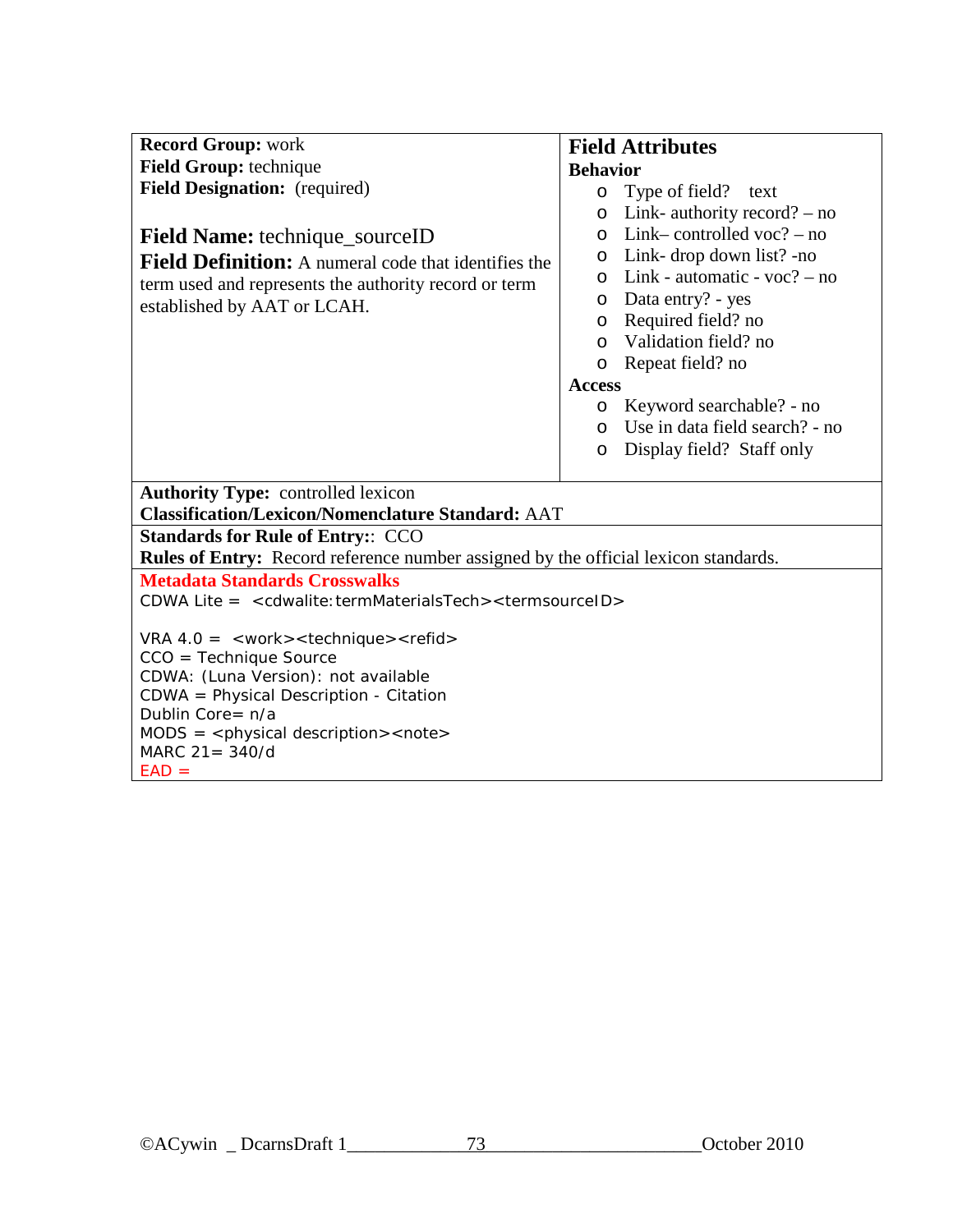**Record Group:** work
**Field Group:** technique
**Field Designation:** (required)

## Field Name: technique_sourceID

**Field Definition:** A numeral code that identifies the term used and represents the authority record or term established by AAT or LCAH.

### Field Attributes

**Behavior**

- Type of field? text
- Link- authority record? – no
- Link– controlled voc? – no
- Link- drop down list? -no
- Link - automatic - voc? – no
- Data entry? - yes
- Required field? no
- Validation field? no
- Repeat field? no

**Access**

- Keyword searchable? - no
- Use in data field search? - no
- Display field? Staff only

**Authority Type:** controlled lexicon
**Classification/Lexicon/Nomenclature Standard:** AAT

**Standards for Rule of Entry:**: CCO
**Rules of Entry:** Record reference number assigned by the official lexicon standards.

**Metadata Standards Crosswalks**

CDWA Lite = <cdwalite:termMaterialsTech><termsourceID>

VRA 4.0 = <work><technique><refid>
CCO = Technique Source
CDWA: (Luna Version): not available
CDWA = Physical Description - Citation
Dublin Core= n/a
MODS = <physical description><note>
MARC 21= 340/d
EAD =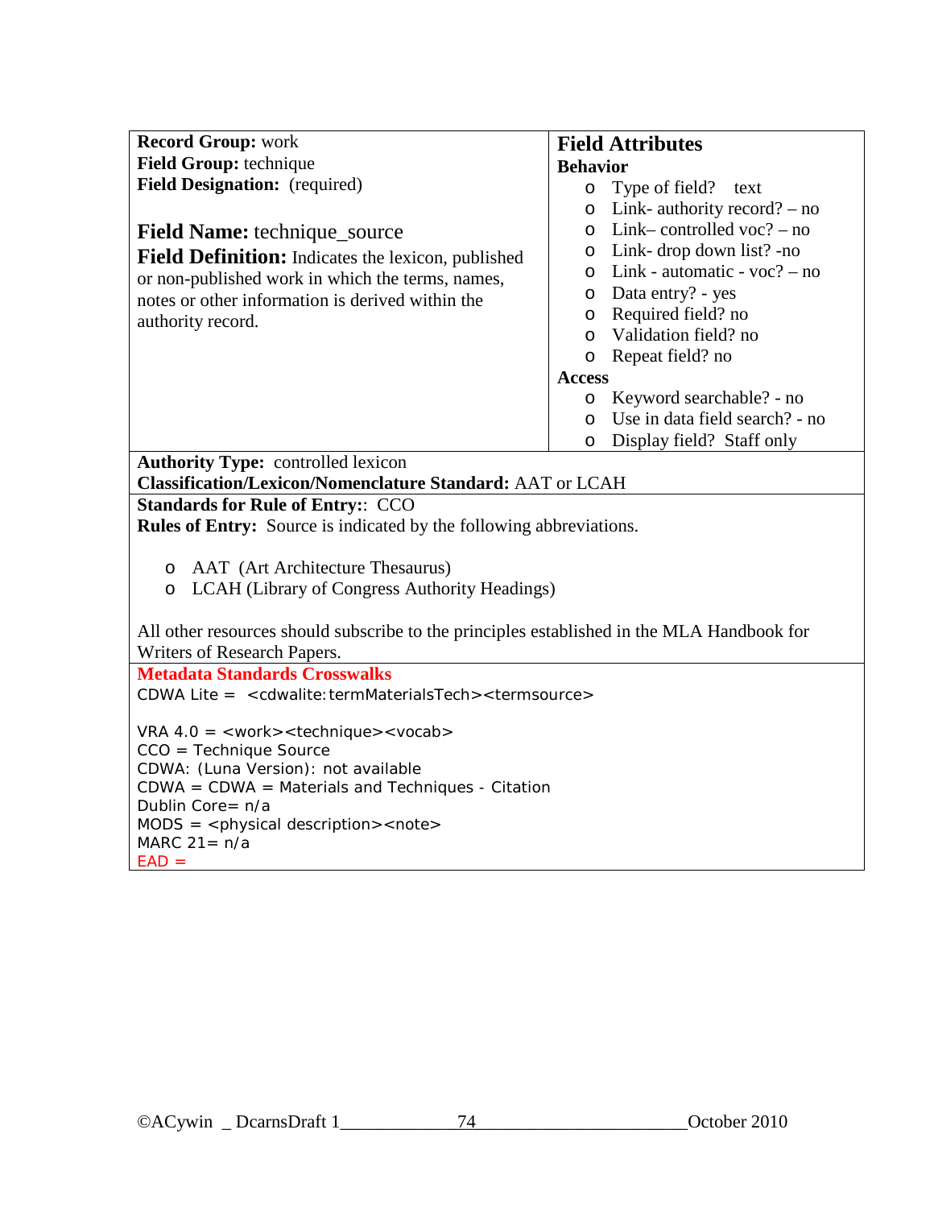**Record Group:** work
**Field Group:** technique
**Field Designation:** (required)

**Field Name:** technique_source
**Field Definition:** Indicates the lexicon, published or non-published work in which the terms, names, notes or other information is derived within the authority record.

## Field Attributes

**Behavior**

- Type of field? text
- Link- authority record? – no
- Link– controlled voc? – no
- Link- drop down list? -no
- Link - automatic - voc? – no
- Data entry? - yes
- Required field? no
- Validation field? no
- Repeat field? no

**Access**

- Keyword searchable? - no
- Use in data field search? - no
- Display field? Staff only

**Authority Type:** controlled lexicon
**Classification/Lexicon/Nomenclature Standard:** AAT or LCAH

**Standards for Rule of Entry:**: CCO
**Rules of Entry:** Source is indicated by the following abbreviations.

- AAT (Art Architecture Thesaurus)
- LCAH (Library of Congress Authority Headings)

All other resources should subscribe to the principles established in the MLA Handbook for Writers of Research Papers.

**Metadata Standards Crosswalks**

CDWA Lite = <cdwalite:termMaterialsTech><termsource>

VRA 4.0 = <work><technique><vocab>
CCO = Technique Source
CDWA: (Luna Version): not available
CDWA = CDWA = Materials and Techniques - Citation
Dublin Core= n/a
MODS = <physical description><note>
MARC 21= n/a
EAD =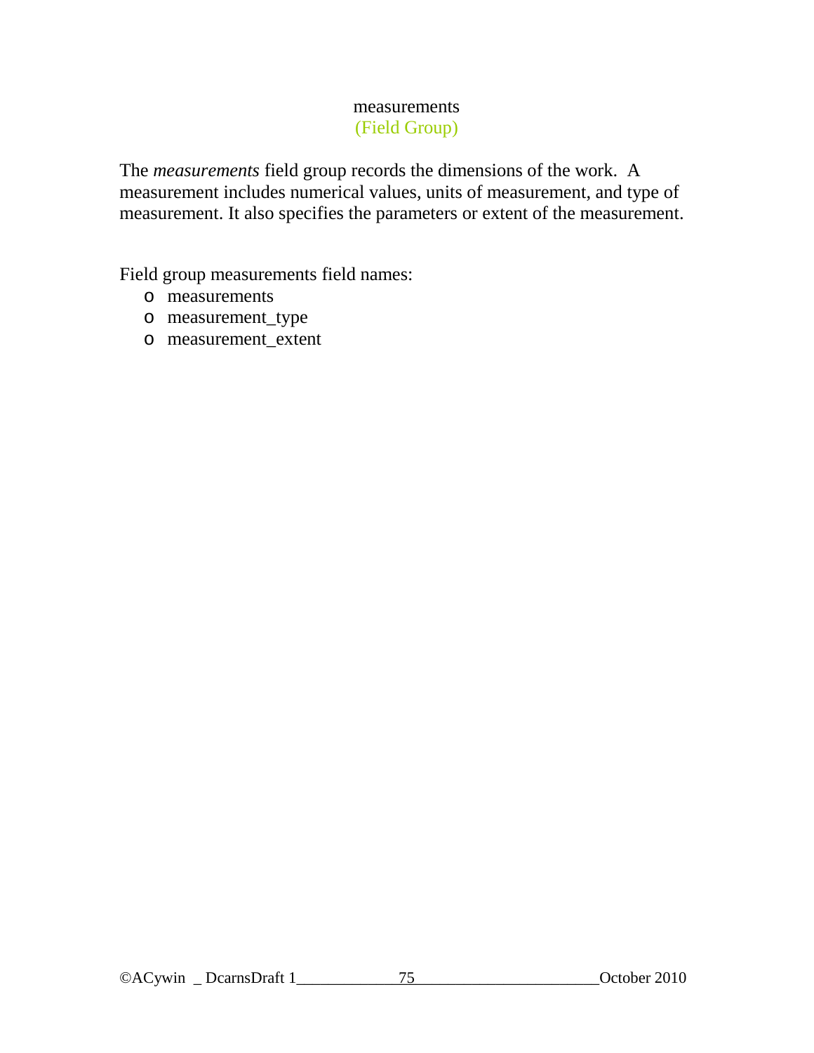## measurements
### (Field Group)

The *measurements* field group records the dimensions of the work.  A measurement includes numerical values, units of measurement, and type of measurement. It also specifies the parameters or extent of the measurement.

Field group measurements field names:

- measurements
- measurement_type
- measurement_extent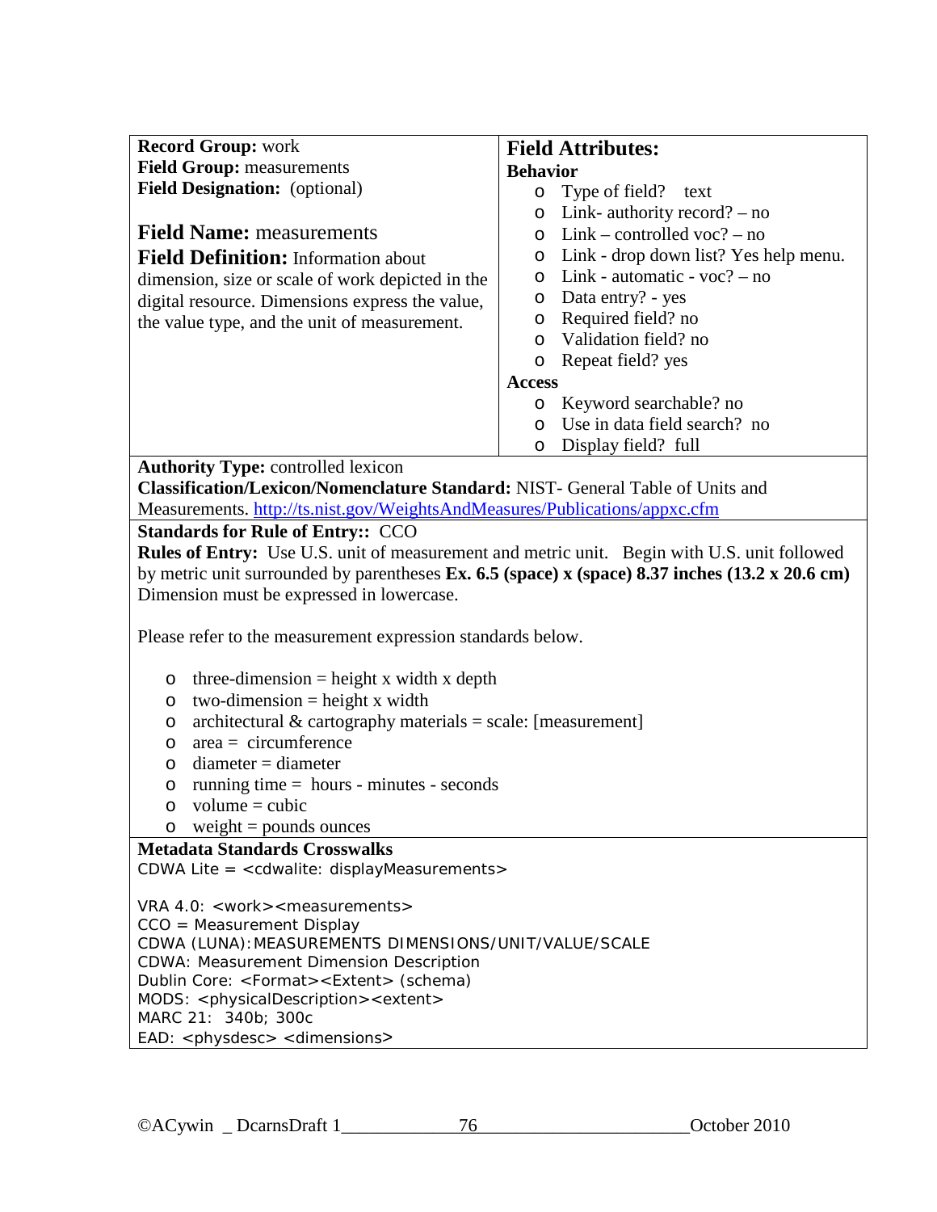**Record Group:** work
**Field Group:** measurements
**Field Designation:** (optional)

## Field Name: measurements

**Field Definition:** Information about dimension, size or scale of work depicted in the digital resource. Dimensions express the value, the value type, and the unit of measurement.

### Field Attributes:

**Behavior**

- Type of field? text
- Link- authority record? – no
- Link – controlled voc? – no
- Link - drop down list? Yes help menu.
- Link - automatic - voc? – no
- Data entry? - yes
- Required field? no
- Validation field? no
- Repeat field? yes

**Access**

- Keyword searchable? no
- Use in data field search? no
- Display field? full

**Authority Type:** controlled lexicon
**Classification/Lexicon/Nomenclature Standard:** NIST- General Table of Units and Measurements. http://ts.nist.gov/WeightsAndMeasures/Publications/appxc.cfm

**Standards for Rule of Entry::** CCO
**Rules of Entry:** Use U.S. unit of measurement and metric unit. Begin with U.S. unit followed by metric unit surrounded by parentheses **Ex. 6.5 (space) x (space) 8.37 inches (13.2 x 20.6 cm)** Dimension must be expressed in lowercase.

Please refer to the measurement expression standards below.

- three-dimension = height x width x depth
- two-dimension = height x width
- architectural & cartography materials = scale: [measurement]
- area = circumference
- diameter = diameter
- running time = hours - minutes - seconds
- volume = cubic
- weight = pounds ounces

**Metadata Standards Crosswalks**
CDWA Lite = <cdwalite: displayMeasurements>

VRA 4.0: <work><measurements>
CCO = Measurement Display
CDWA (LUNA):MEASUREMENTS DIMENSIONS/UNIT/VALUE/SCALE
CDWA: Measurement Dimension Description
Dublin Core: <Format><Extent> (schema)
MODS: <physicalDescription><extent>
MARC 21: 340b; 300c
EAD: <physdesc> <dimensions>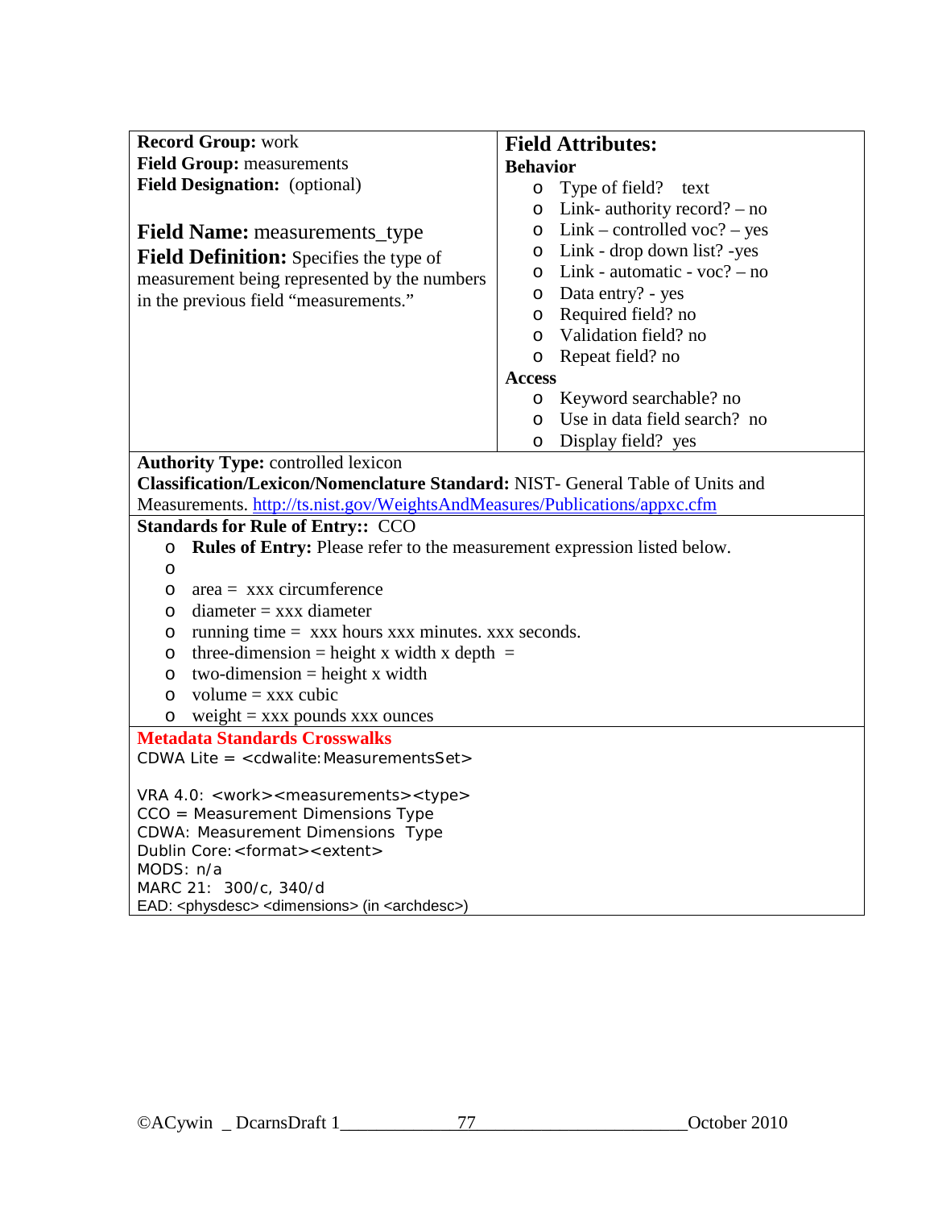**Record Group:** work
**Field Group:** measurements
**Field Designation:** (optional)

**Field Name:** measurements_type
**Field Definition:** Specifies the type of measurement being represented by the numbers in the previous field "measurements."

**Field Attributes:**

**Behavior**

- Type of field? text
- Link- authority record? – no
- Link – controlled voc? – yes
- Link - drop down list? -yes
- Link - automatic - voc? – no
- Data entry? - yes
- Required field? no
- Validation field? no
- Repeat field? no

**Access**

- Keyword searchable? no
- Use in data field search? no
- Display field? yes

**Authority Type:** controlled lexicon
**Classification/Lexicon/Nomenclature Standard:** NIST- General Table of Units and Measurements. http://ts.nist.gov/WeightsAndMeasures/Publications/appxc.cfm

**Standards for Rule of Entry::** CCO

- **Rules of Entry:** Please refer to the measurement expression listed below.
- 
- area = xxx circumference
- diameter = xxx diameter
- running time = xxx hours xxx minutes. xxx seconds.
- three-dimension = height x width x depth =
- two-dimension = height x width
- volume = xxx cubic
- weight = xxx pounds xxx ounces

**Metadata Standards Crosswalks**

CDWA Lite = <cdwalite:MeasurementsSet>

VRA 4.0: <work><measurements><type>
CCO = Measurement Dimensions Type
CDWA: Measurement Dimensions Type
Dublin Core:<format><extent>
MODS: n/a
MARC 21: 300/c, 340/d
EAD: <physdesc> <dimensions> (in <archdesc>)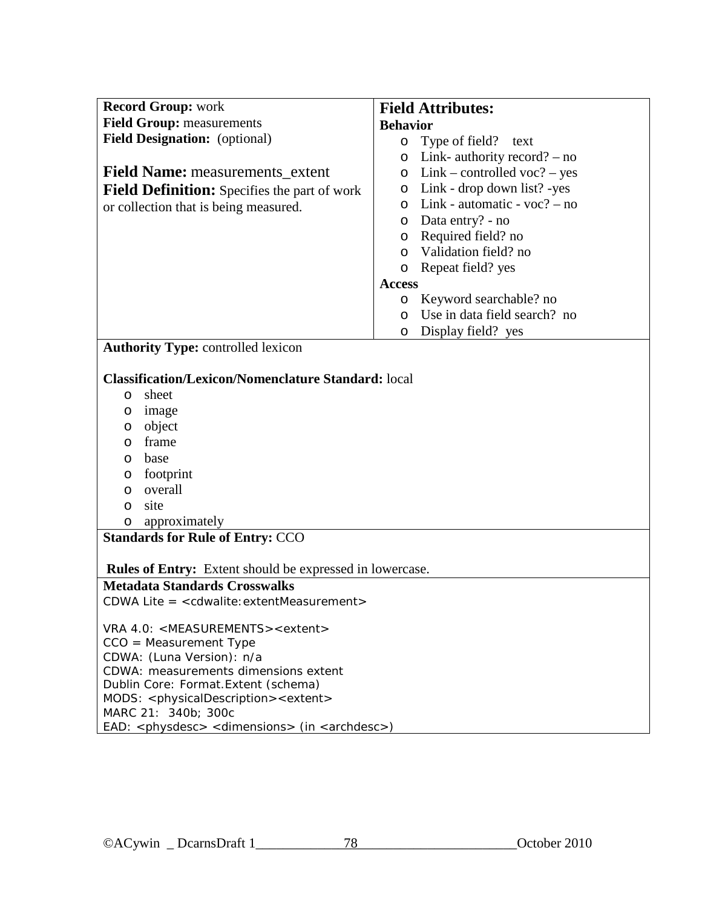**Record Group:** work
**Field Group:** measurements
**Field Designation:** (optional)

**Field Name:** measurements_extent
**Field Definition:** Specifies the part of work or collection that is being measured.

**Field Attributes:**

**Behavior**

- Type of field? text
- Link- authority record? – no
- Link – controlled voc? – yes
- Link - drop down list? -yes
- Link - automatic - voc? – no
- Data entry? - no
- Required field? no
- Validation field? no
- Repeat field? yes

**Access**

- Keyword searchable? no
- Use in data field search? no
- Display field? yes

**Authority Type:** controlled lexicon

**Classification/Lexicon/Nomenclature Standard:** local

- sheet
- image
- object
- frame
- base
- footprint
- overall
- site
- approximately

**Standards for Rule of Entry:** CCO

**Rules of Entry:** Extent should be expressed in lowercase.

**Metadata Standards Crosswalks**

CDWA Lite = <cdwalite:extentMeasurement>

VRA 4.0: <MEASUREMENTS><extent>
CCO = Measurement Type
CDWA: (Luna Version): n/a
CDWA: measurements dimensions extent
Dublin Core: Format.Extent (schema)
MODS: <physicalDescription><extent>
MARC 21: 340b; 300c
EAD: <physdesc> <dimensions> (in <archdesc>)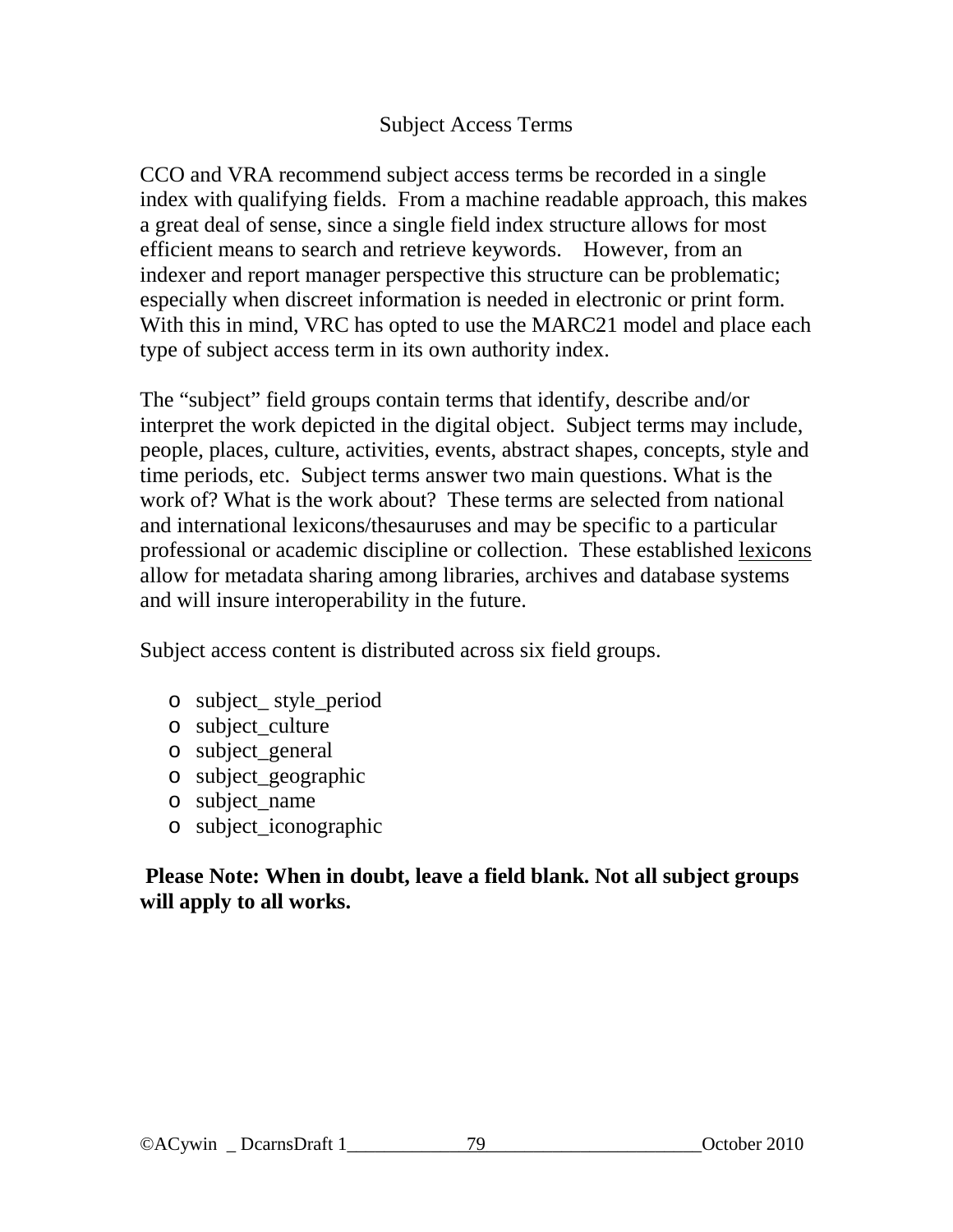# Subject Access Terms

CCO and VRA recommend subject access terms be recorded in a single index with qualifying fields. From a machine readable approach, this makes a great deal of sense, since a single field index structure allows for most efficient means to search and retrieve keywords. However, from an indexer and report manager perspective this structure can be problematic; especially when discreet information is needed in electronic or print form. With this in mind, VRC has opted to use the MARC21 model and place each type of subject access term in its own authority index.

The "subject" field groups contain terms that identify, describe and/or interpret the work depicted in the digital object. Subject terms may include, people, places, culture, activities, events, abstract shapes, concepts, style and time periods, etc. Subject terms answer two main questions. What is the work of? What is the work about? These terms are selected from national and international lexicons/thesauruses and may be specific to a particular professional or academic discipline or collection. These established lexicons allow for metadata sharing among libraries, archives and database systems and will insure interoperability in the future.

Subject access content is distributed across six field groups.

- subject_ style_period
- subject_culture
- subject_general
- subject_geographic
- subject_name
- subject_iconographic

**Please Note: When in doubt, leave a field blank. Not all subject groups will apply to all works.**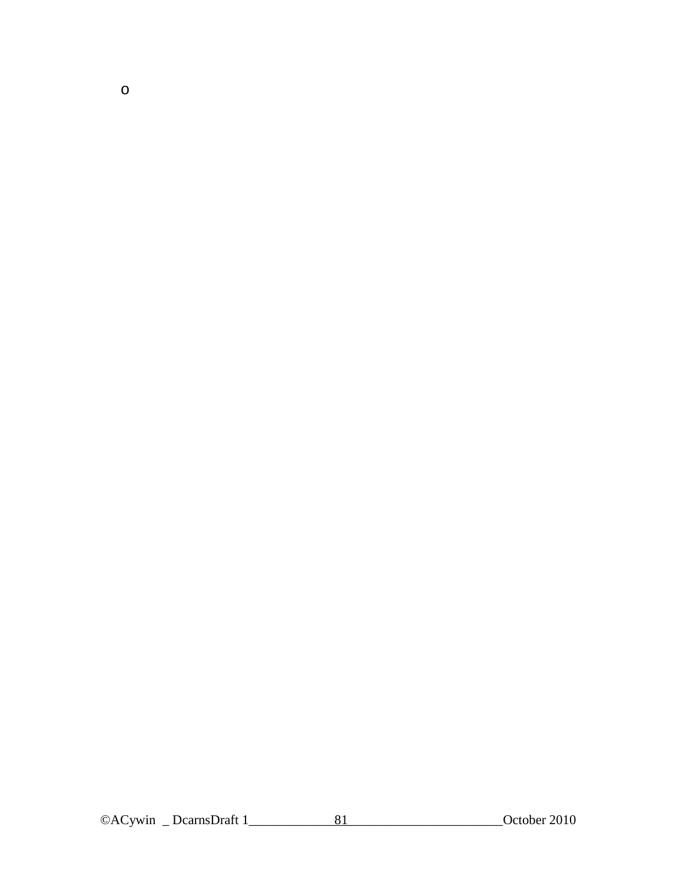o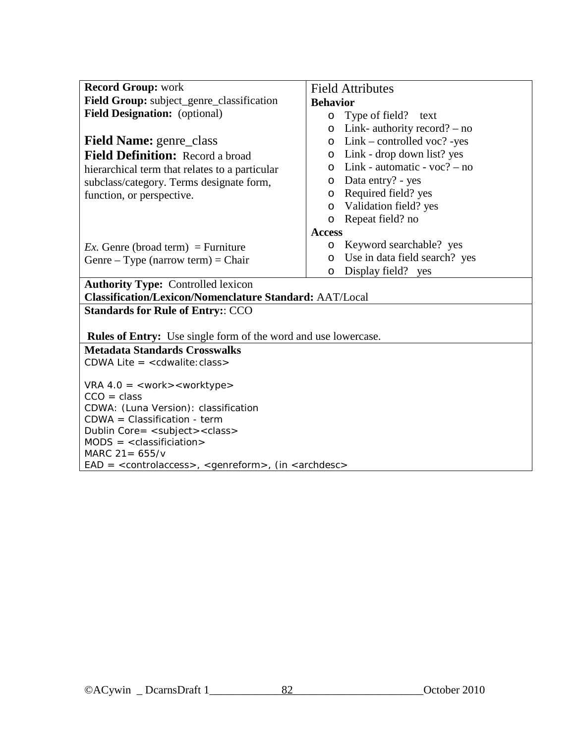**Record Group:** work
**Field Group:** subject_genre_classification
**Field Designation:** (optional)

## Field Name: genre_class

**Field Definition:** Record a broad hierarchical term that relates to a particular subclass/category. Terms designate form, function, or perspective.

*Ex.* Genre (broad term) = Furniture
Genre – Type (narrow term) = Chair

Field Attributes

**Behavior**

- Type of field? text
- Link- authority record? – no
- Link – controlled voc? -yes
- Link - drop down list? yes
- Link - automatic - voc? – no
- Data entry? - yes
- Required field? yes
- Validation field? yes
- Repeat field? no

**Access**

- Keyword searchable? yes
- Use in data field search? yes
- Display field? yes

**Authority Type:** Controlled lexicon
**Classification/Lexicon/Nomenclature Standard:** AAT/Local

**Standards for Rule of Entry:**: CCO

**Rules of Entry:** Use single form of the word and use lowercase.

**Metadata Standards Crosswalks**

CDWA Lite = <cdwalite:class>

VRA 4.0 = <work><worktype>
CCO = class
CDWA: (Luna Version): classification
CDWA = Classification - term
Dublin Core= <subject><class>
MODS = <classificiation>
MARC 21= 655/v
EAD = <controlaccess>, <genreform>, (in <archdesc>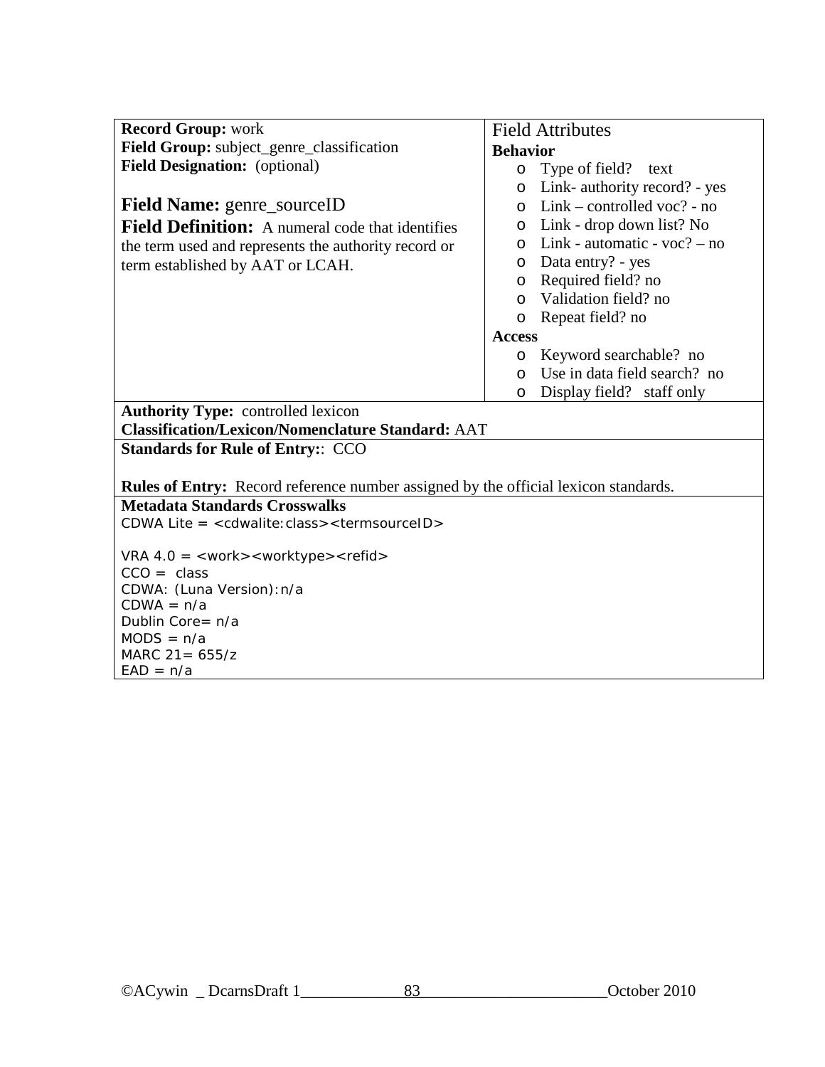**Record Group:** work
**Field Group:** subject_genre_classification
**Field Designation:** (optional)

**Field Name:** genre_sourceID
**Field Definition:** A numeral code that identifies the term used and represents the authority record or term established by AAT or LCAH.

Field Attributes

**Behavior**

- Type of field? text
- Link- authority record? - yes
- Link – controlled voc? - no
- Link - drop down list? No
- Link - automatic - voc? – no
- Data entry? - yes
- Required field? no
- Validation field? no
- Repeat field? no

**Access**

- Keyword searchable? no
- Use in data field search? no
- Display field? staff only

**Authority Type:** controlled lexicon
**Classification/Lexicon/Nomenclature Standard:** AAT

**Standards for Rule of Entry:**: CCO

**Rules of Entry:** Record reference number assigned by the official lexicon standards.

**Metadata Standards Crosswalks**
CDWA Lite = <cdwalite:class><termsourceID>

VRA 4.0 = <work><worktype><refid>
CCO = class
CDWA: (Luna Version):n/a
CDWA = n/a
Dublin Core= n/a
MODS = n/a
MARC 21= 655/z
EAD = n/a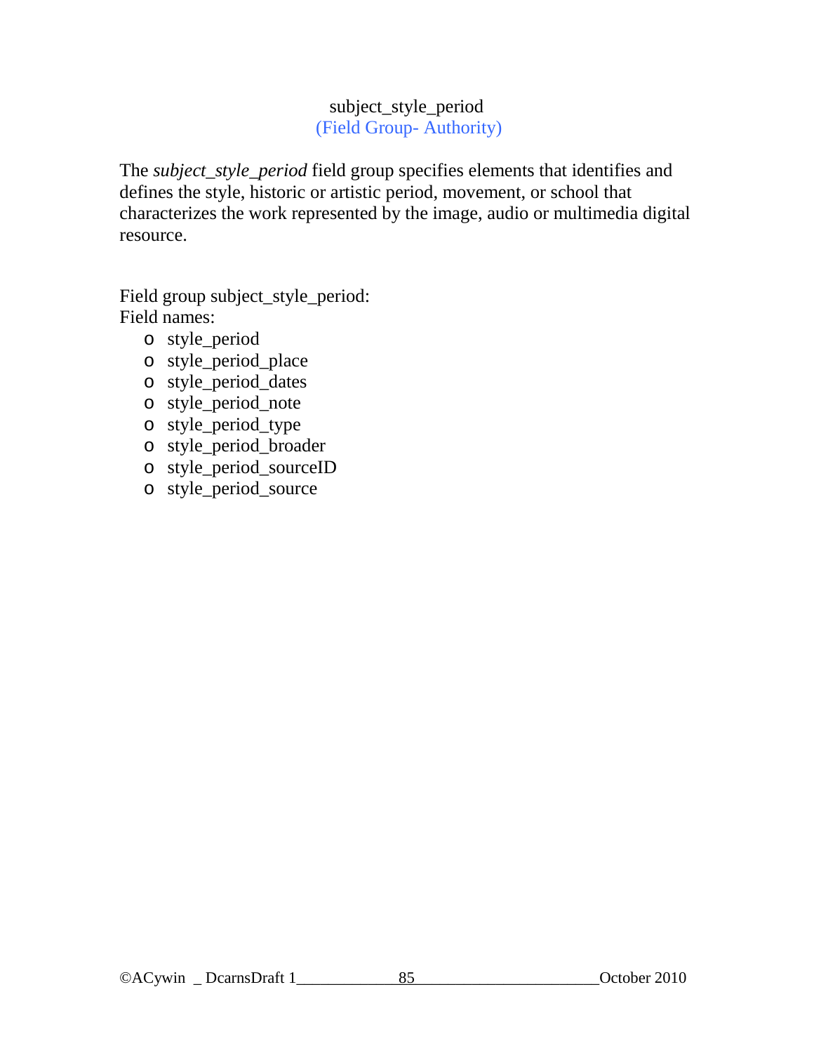## subject_style_period

(Field Group- Authority)

The *subject_style_period* field group specifies elements that identifies and defines the style, historic or artistic period, movement, or school that characterizes the work represented by the image, audio or multimedia digital resource.

Field group subject_style_period:
Field names:

- style_period
- style_period_place
- style_period_dates
- style_period_note
- style_period_type
- style_period_broader
- style_period_sourceID
- style_period_source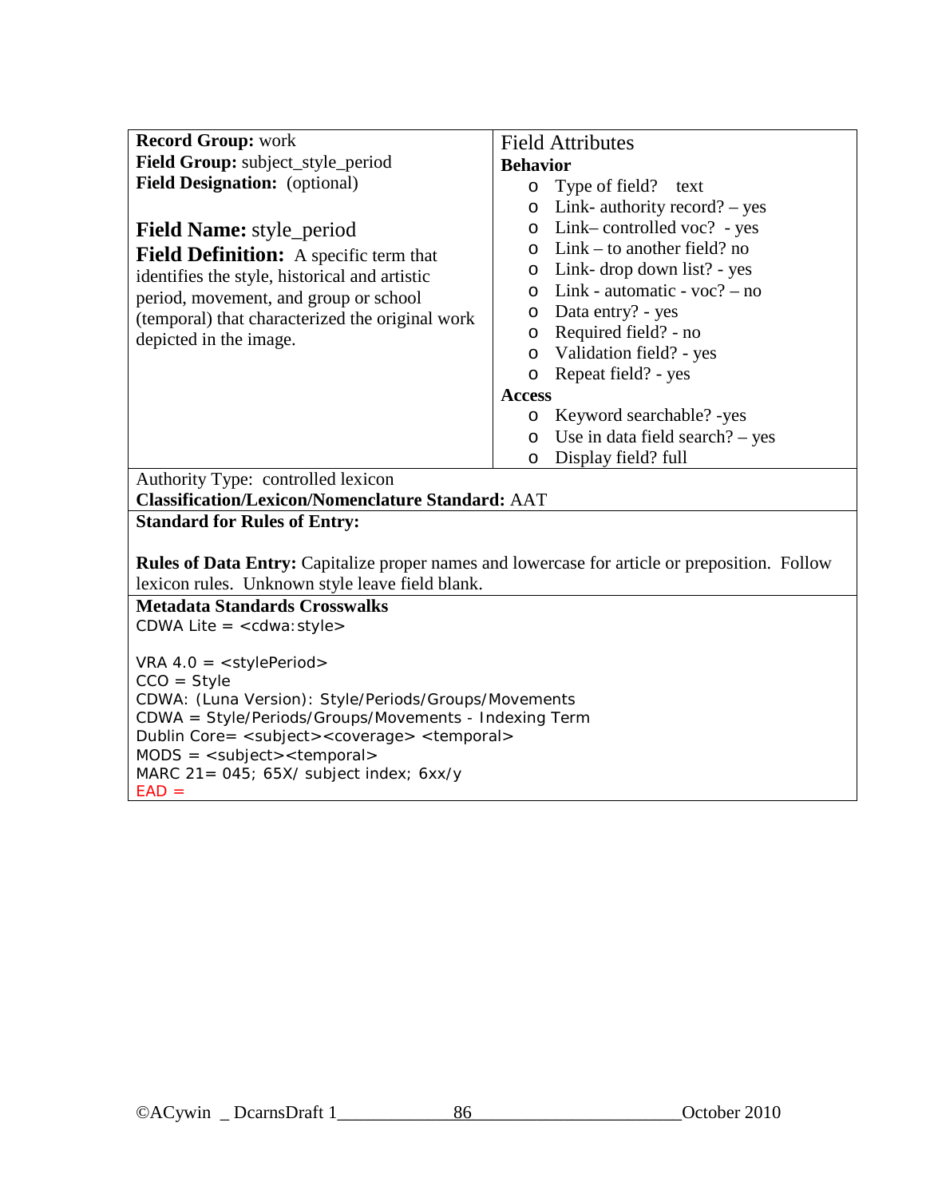**Record Group:** work
**Field Group:** subject_style_period
**Field Designation:** (optional)

**Field Name:** style_period
**Field Definition:** A specific term that identifies the style, historical and artistic period, movement, and group or school (temporal) that characterized the original work depicted in the image.

Field Attributes

**Behavior**

- Type of field? text
- Link- authority record? – yes
- Link– controlled voc? - yes
- Link – to another field? no
- Link- drop down list? - yes
- Link - automatic - voc? – no
- Data entry? - yes
- Required field? - no
- Validation field? - yes
- Repeat field? - yes

**Access**

- Keyword searchable? -yes
- Use in data field search? – yes
- Display field? full

Authority Type: controlled lexicon
**Classification/Lexicon/Nomenclature Standard:** AAT

**Standard for Rules of Entry:**

**Rules of Data Entry:** Capitalize proper names and lowercase for article or preposition. Follow lexicon rules. Unknown style leave field blank.

**Metadata Standards Crosswalks**

CDWA Lite = <cdwa:style>

VRA 4.0 = <stylePeriod>
CCO = Style
CDWA: (Luna Version): Style/Periods/Groups/Movements
CDWA = Style/Periods/Groups/Movements - Indexing Term
Dublin Core= <subject><coverage> <temporal>
MODS = <subject><temporal>
MARC 21= 045; 65X/ subject index; 6xx/y
EAD =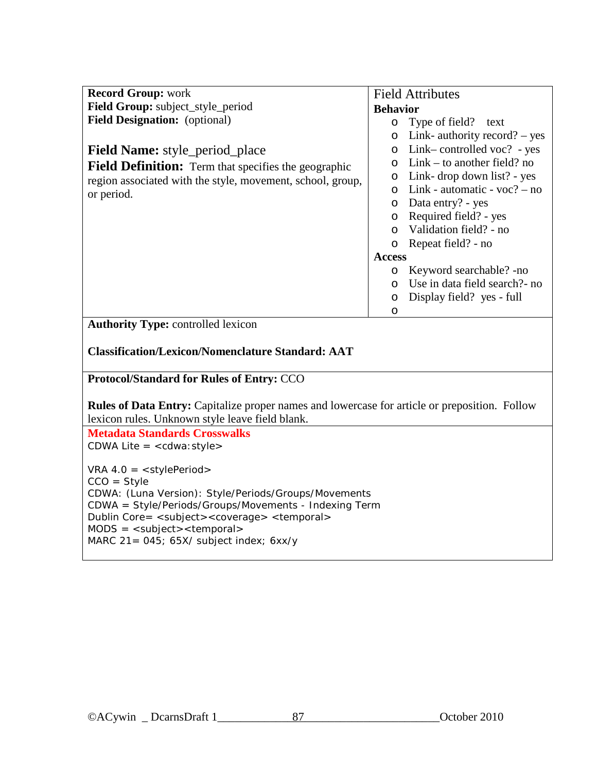**Record Group:** work
**Field Group:** subject_style_period
**Field Designation:** (optional)

**Field Name:** style_period_place

**Field Definition:** Term that specifies the geographic region associated with the style, movement, school, group, or period.

Field Attributes

**Behavior**

- Type of field? text
- Link- authority record? – yes
- Link– controlled voc? - yes
- Link – to another field? no
- Link- drop down list? - yes
- Link - automatic - voc? – no
- Data entry? - yes
- Required field? - yes
- Validation field? - no
- Repeat field? - no

**Access**

- Keyword searchable? -no
- Use in data field search?- no
- Display field? yes - full

**Authority Type:** controlled lexicon

**Classification/Lexicon/Nomenclature Standard: AAT**

**Protocol/Standard for Rules of Entry:** CCO

**Rules of Data Entry:** Capitalize proper names and lowercase for article or preposition. Follow lexicon rules. Unknown style leave field blank.

**Metadata Standards Crosswalks**

CDWA Lite = <cdwa:style>

VRA 4.0 = <stylePeriod>
CCO = Style
CDWA: (Luna Version): Style/Periods/Groups/Movements
CDWA = Style/Periods/Groups/Movements - Indexing Term
Dublin Core= <subject><coverage> <temporal>
MODS = <subject><temporal>
MARC 21= 045; 65X/ subject index; 6xx/y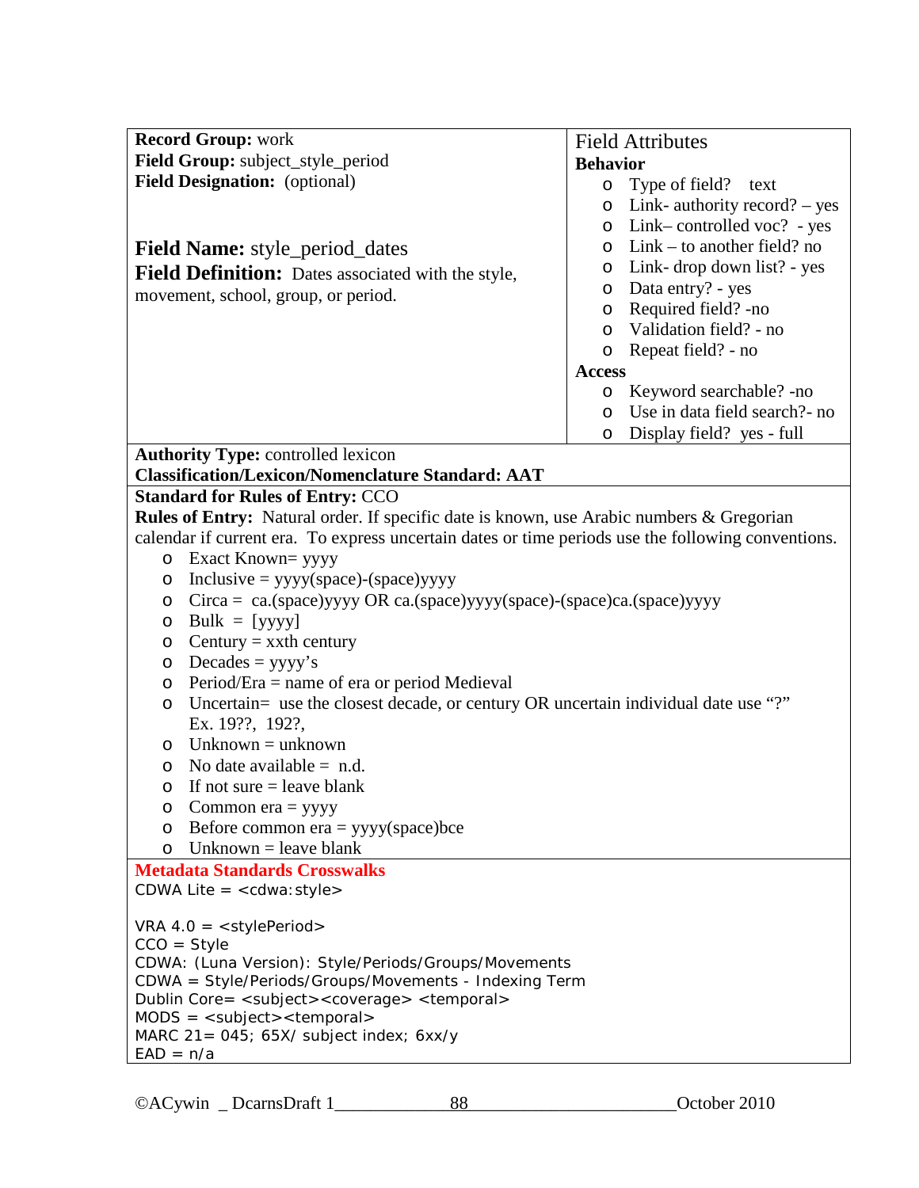**Record Group:** work
**Field Group:** subject_style_period
**Field Designation:** (optional)

**Field Name:** style_period_dates
**Field Definition:** Dates associated with the style, movement, school, group, or period.

Field Attributes

**Behavior**

- Type of field? text
- Link- authority record? – yes
- Link– controlled voc? - yes
- Link – to another field? no
- Link- drop down list? - yes
- Data entry? - yes
- Required field? -no
- Validation field? - no
- Repeat field? - no

**Access**

- Keyword searchable? -no
- Use in data field search?- no
- Display field? yes - full

**Authority Type:** controlled lexicon
**Classification/Lexicon/Nomenclature Standard: AAT**

**Standard for Rules of Entry:** CCO
**Rules of Entry:** Natural order. If specific date is known, use Arabic numbers & Gregorian calendar if current era. To express uncertain dates or time periods use the following conventions.

- Exact Known= yyyy
- Inclusive = yyyy(space)-(space)yyyy
- Circa = ca.(space)yyyy OR ca.(space)yyyy(space)-(space)ca.(space)yyyy
- Bulk = [yyyy]
- Century = xxth century
- Decades = yyyy's
- Period/Era = name of era or period Medieval
- Uncertain= use the closest decade, or century OR uncertain individual date use "?" Ex. 19??, 192?,
- Unknown = unknown
- No date available = n.d.
- If not sure = leave blank
- Common era = yyyy
- Before common era = yyyy(space)bce
- Unknown = leave blank

**Metadata Standards Crosswalks**

CDWA Lite = <cdwa:style>

VRA 4.0 = <stylePeriod>
CCO = Style
CDWA: (Luna Version): Style/Periods/Groups/Movements
CDWA = Style/Periods/Groups/Movements - Indexing Term
Dublin Core= <subject><coverage> <temporal>
MODS = <subject><temporal>
MARC 21= 045; 65X/ subject index; 6xx/y
EAD = n/a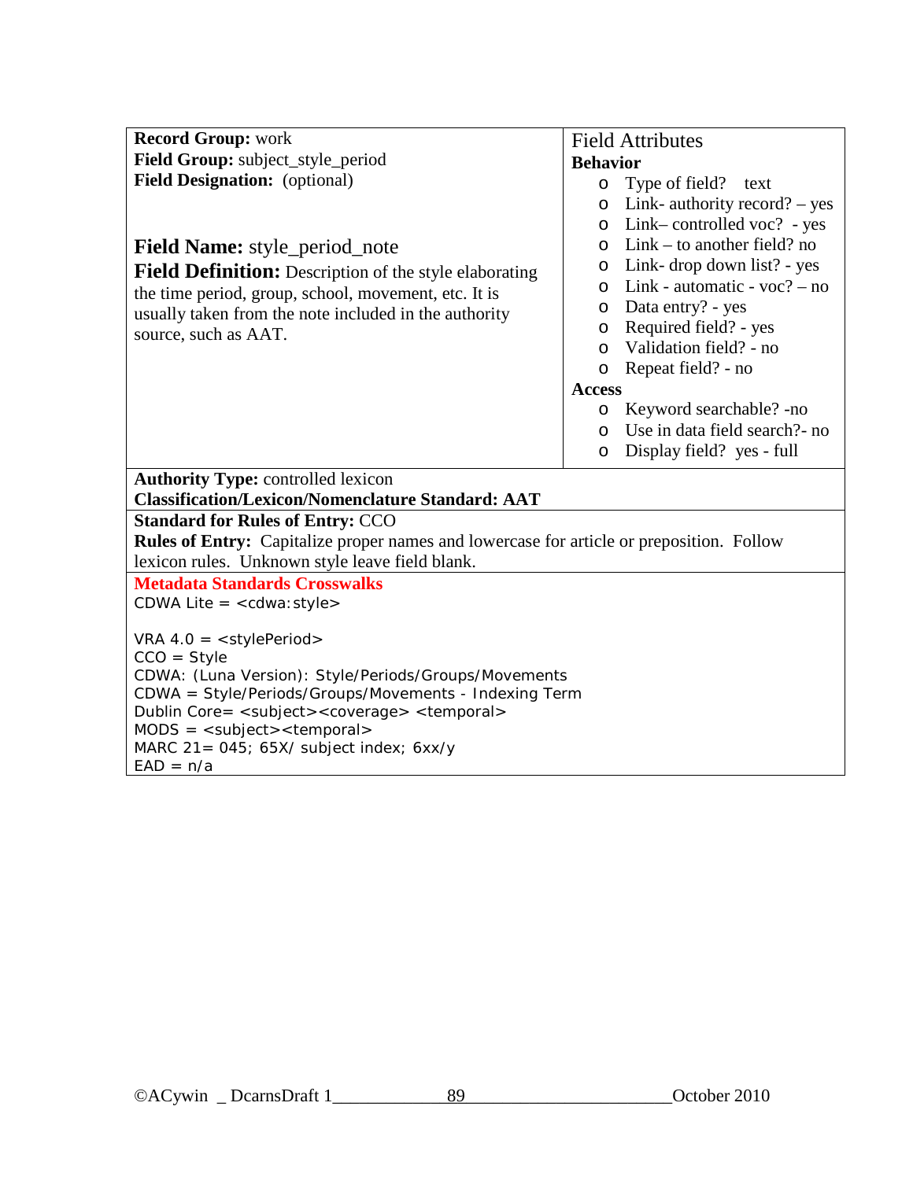**Record Group:** work
**Field Group:** subject_style_period
**Field Designation:** (optional)

**Field Name:** style_period_note
**Field Definition:** Description of the style elaborating the time period, group, school, movement, etc. It is usually taken from the note included in the authority source, such as AAT.

Field Attributes

**Behavior**

- Type of field? text
- Link- authority record? – yes
- Link– controlled voc? - yes
- Link – to another field? no
- Link- drop down list? - yes
- Link - automatic - voc? – no
- Data entry? - yes
- Required field? - yes
- Validation field? - no
- Repeat field? - no

**Access**

- Keyword searchable? -no
- Use in data field search?- no
- Display field? yes - full

**Authority Type:** controlled lexicon
**Classification/Lexicon/Nomenclature Standard: AAT**

**Standard for Rules of Entry:** CCO
**Rules of Entry:** Capitalize proper names and lowercase for article or preposition. Follow lexicon rules. Unknown style leave field blank.

**Metadata Standards Crosswalks**

CDWA Lite = <cdwa:style>

VRA 4.0 = <stylePeriod>
CCO = Style
CDWA: (Luna Version): Style/Periods/Groups/Movements
CDWA = Style/Periods/Groups/Movements - Indexing Term
Dublin Core= <subject><coverage> <temporal>
MODS = <subject><temporal>
MARC 21= 045; 65X/ subject index; 6xx/y
EAD = n/a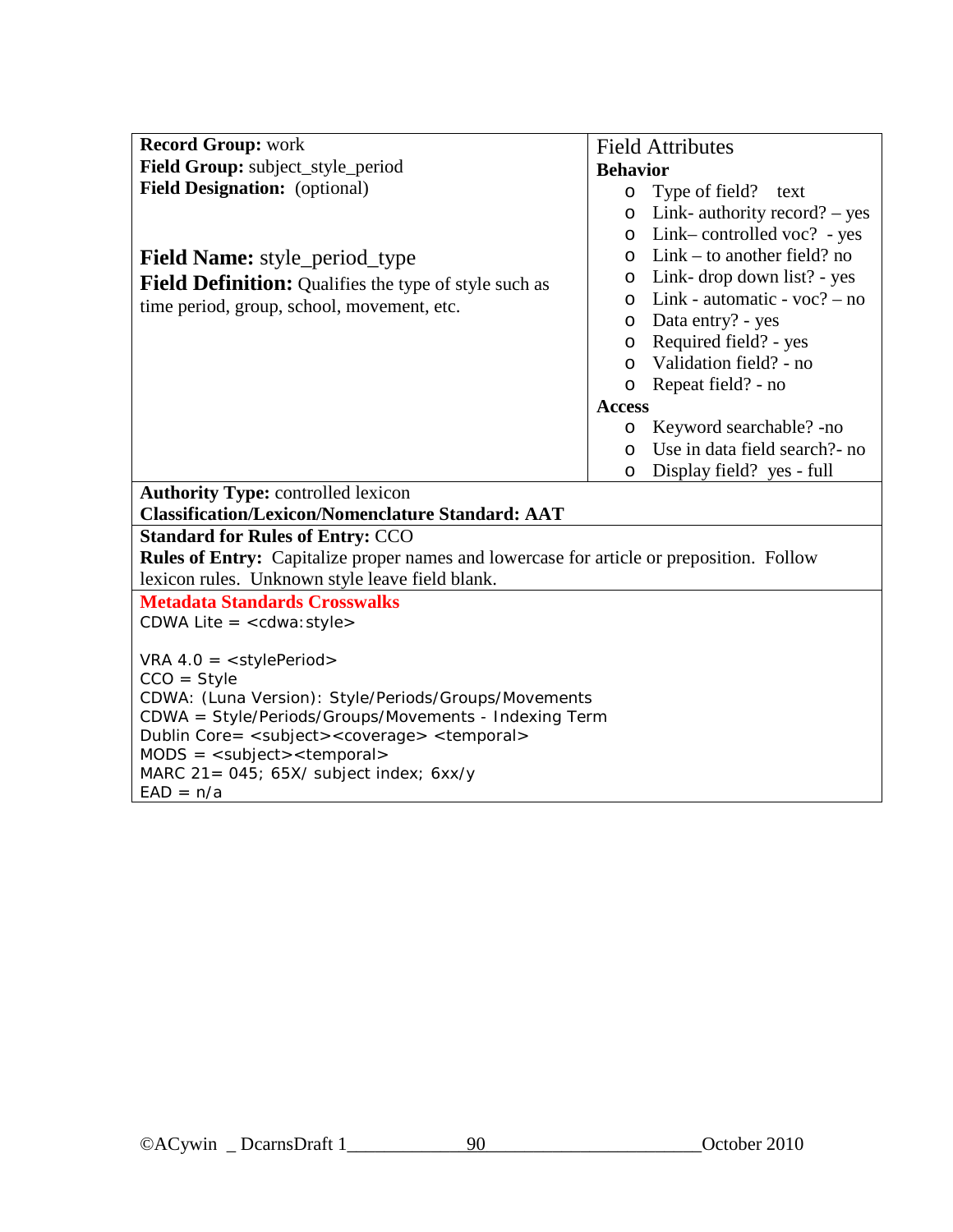**Record Group:** work
**Field Group:** subject_style_period
**Field Designation:** (optional)

**Field Name:** style_period_type
**Field Definition:** Qualifies the type of style such as time period, group, school, movement, etc.

Field Attributes

**Behavior**

- Type of field? text
- Link- authority record? – yes
- Link– controlled voc? - yes
- Link – to another field? no
- Link- drop down list? - yes
- Link - automatic - voc? – no
- Data entry? - yes
- Required field? - yes
- Validation field? - no
- Repeat field? - no

**Access**

- Keyword searchable? -no
- Use in data field search?- no
- Display field? yes - full

**Authority Type:** controlled lexicon
**Classification/Lexicon/Nomenclature Standard: AAT**

**Standard for Rules of Entry:** CCO
**Rules of Entry:** Capitalize proper names and lowercase for article or preposition. Follow lexicon rules. Unknown style leave field blank.

**Metadata Standards Crosswalks**

CDWA Lite = <cdwa:style>

VRA 4.0 = <stylePeriod>
CCO = Style
CDWA: (Luna Version): Style/Periods/Groups/Movements
CDWA = Style/Periods/Groups/Movements - Indexing Term
Dublin Core= <subject><coverage> <temporal>
MODS = <subject><temporal>
MARC 21= 045; 65X/ subject index; 6xx/y
EAD = n/a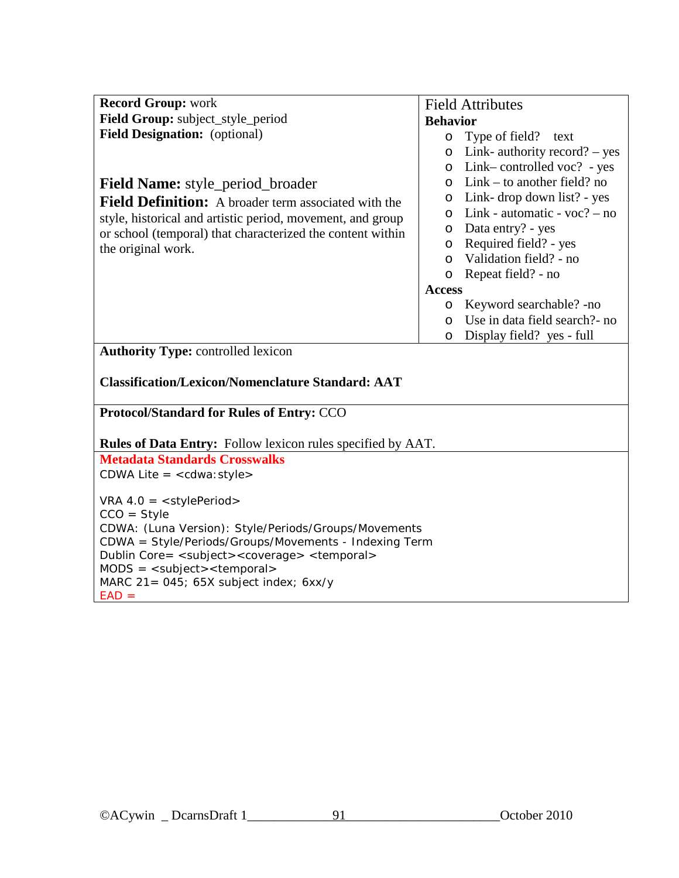**Record Group:** work
**Field Group:** subject_style_period
**Field Designation:** (optional)

**Field Name:** style_period_broader
**Field Definition:** A broader term associated with the style, historical and artistic period, movement, and group or school (temporal) that characterized the content within the original work.

Field Attributes

**Behavior**

- Type of field? text
- Link- authority record? – yes
- Link– controlled voc? - yes
- Link – to another field? no
- Link- drop down list? - yes
- Link - automatic - voc? – no
- Data entry? - yes
- Required field? - yes
- Validation field? - no
- Repeat field? - no

**Access**

- Keyword searchable? -no
- Use in data field search?- no
- Display field? yes - full

**Authority Type:** controlled lexicon

**Classification/Lexicon/Nomenclature Standard: AAT**

**Protocol/Standard for Rules of Entry:** CCO

**Rules of Data Entry:** Follow lexicon rules specified by AAT.

**Metadata Standards Crosswalks**

CDWA Lite = <cdwa:style>

VRA 4.0 = <stylePeriod>
CCO = Style
CDWA: (Luna Version): Style/Periods/Groups/Movements
CDWA = Style/Periods/Groups/Movements - Indexing Term
Dublin Core= <subject><coverage> <temporal>
MODS = <subject><temporal>
MARC 21= 045; 65X subject index; 6xx/y
EAD =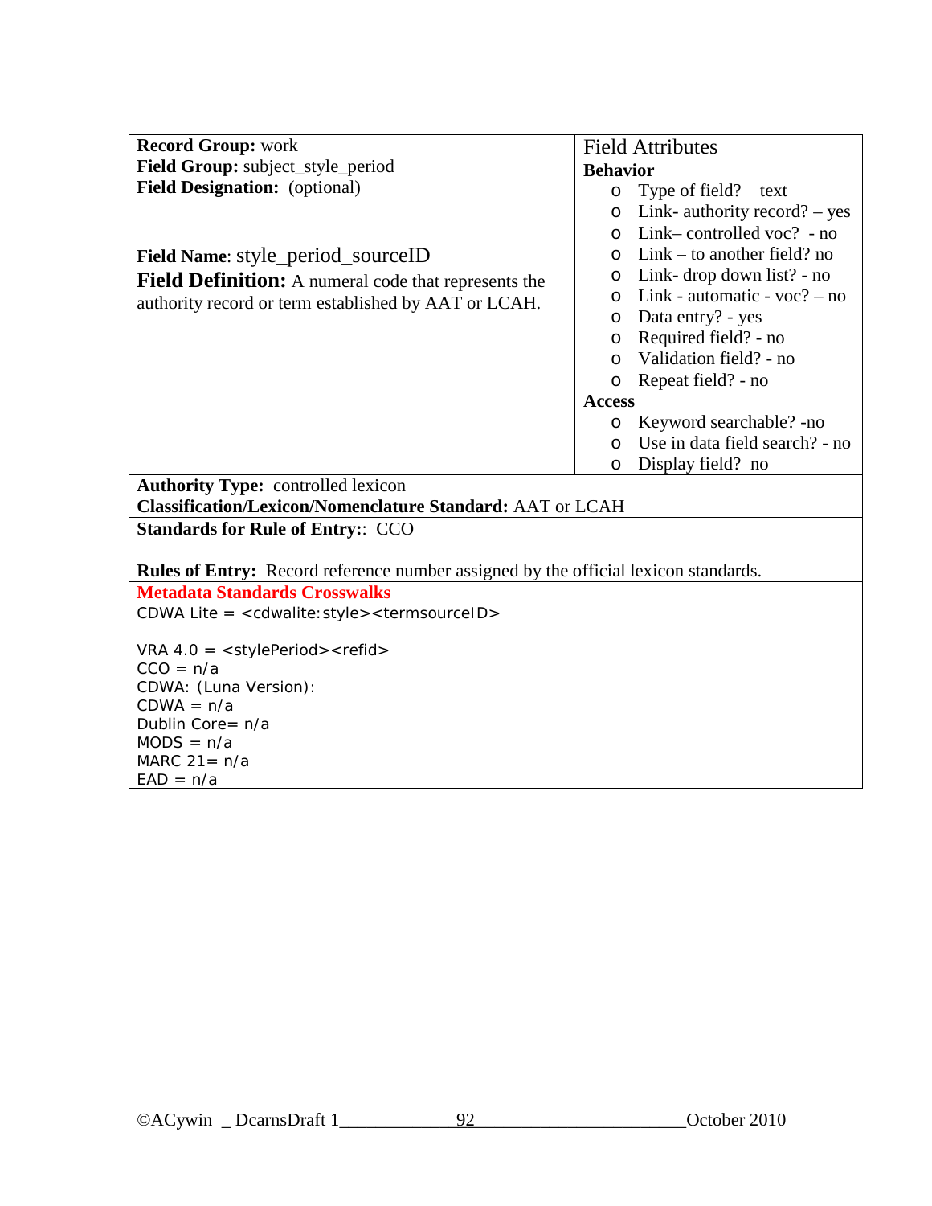**Record Group:** work
**Field Group:** subject_style_period
**Field Designation:** (optional)

**Field Name**: style_period_sourceID
**Field Definition:** A numeral code that represents the authority record or term established by AAT or LCAH.

Field Attributes

**Behavior**

- Type of field? text
- Link- authority record? – yes
- Link– controlled voc? - no
- Link – to another field? no
- Link- drop down list? - no
- Link - automatic - voc? – no
- Data entry? - yes
- Required field? - no
- Validation field? - no
- Repeat field? - no

**Access**

- Keyword searchable? -no
- Use in data field search? - no
- Display field? no

**Authority Type:** controlled lexicon
**Classification/Lexicon/Nomenclature Standard:** AAT or LCAH

**Standards for Rule of Entry:**: CCO

**Rules of Entry:** Record reference number assigned by the official lexicon standards.

**Metadata Standards Crosswalks**

CDWA Lite = <cdwalite:style><termsourceID>

VRA 4.0 = <stylePeriod><refid>
CCO = n/a
CDWA: (Luna Version):
CDWA = n/a
Dublin Core= n/a
MODS = n/a
MARC 21= n/a
EAD = n/a

©ACywin _ DcarnsDraft 1_____________92_______________________October 2010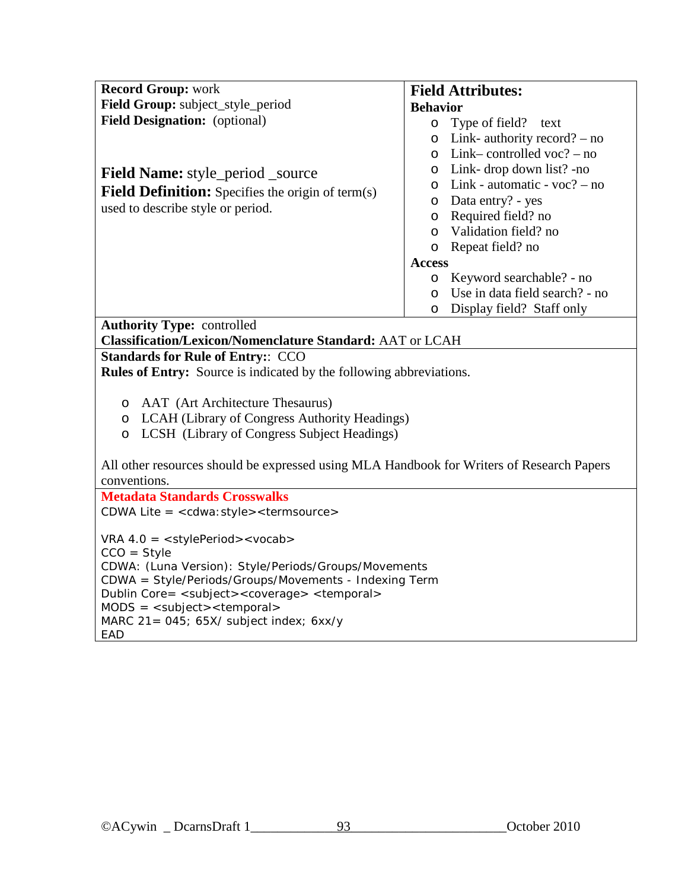**Record Group:** work
**Field Group:** subject_style_period
**Field Designation:** (optional)

**Field Name:** style_period _source
**Field Definition:** Specifies the origin of term(s) used to describe style or period.

## Field Attributes:

**Behavior**

- Type of field? text
- Link- authority record? – no
- Link– controlled voc? – no
- Link- drop down list? -no
- Link - automatic - voc? – no
- Data entry? - yes
- Required field? no
- Validation field? no
- Repeat field? no

**Access**

- Keyword searchable? - no
- Use in data field search? - no
- Display field? Staff only

**Authority Type:** controlled
**Classification/Lexicon/Nomenclature Standard:** AAT or LCAH

**Standards for Rule of Entry:**: CCO
**Rules of Entry:** Source is indicated by the following abbreviations.

- AAT (Art Architecture Thesaurus)
- LCAH (Library of Congress Authority Headings)
- LCSH (Library of Congress Subject Headings)

All other resources should be expressed using MLA Handbook for Writers of Research Papers conventions.

**Metadata Standards Crosswalks**

CDWA Lite = <cdwa:style><termsource>

VRA 4.0 = <stylePeriod><vocab>
CCO = Style
CDWA: (Luna Version): Style/Periods/Groups/Movements
CDWA = Style/Periods/Groups/Movements - Indexing Term
Dublin Core= <subject><coverage> <temporal>
MODS = <subject><temporal>
MARC 21= 045; 65X/ subject index; 6xx/y
EAD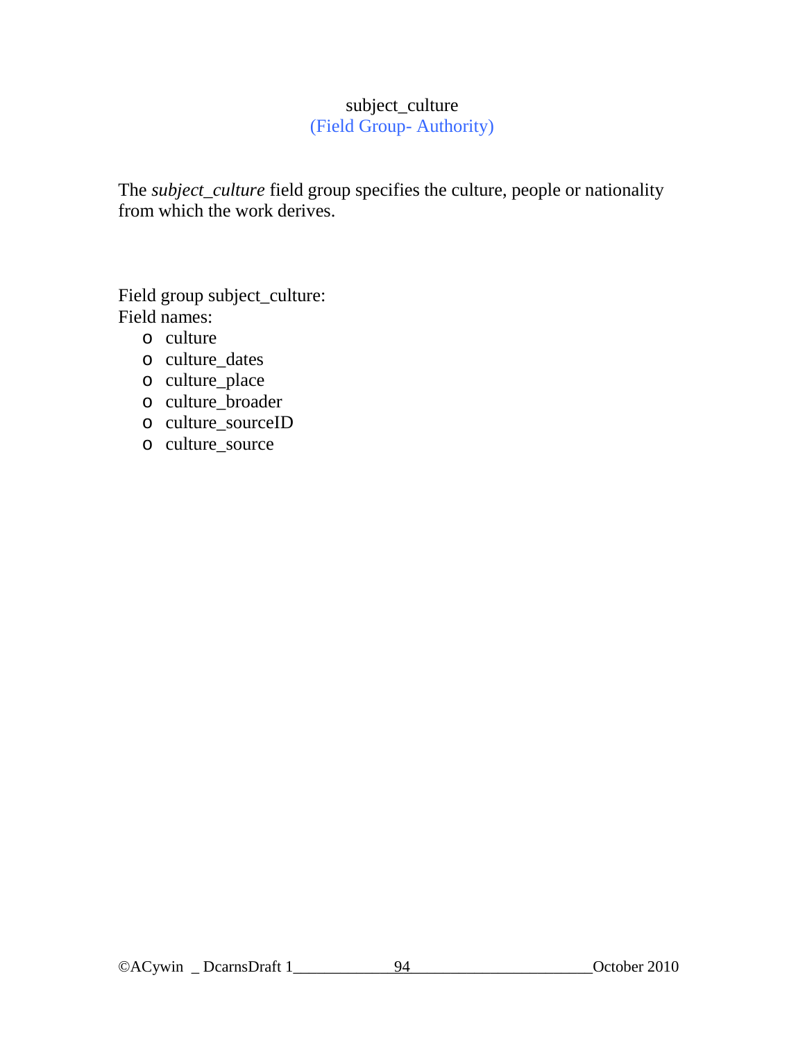# subject_culture

(Field Group- Authority)

The *subject_culture* field group specifies the culture, people or nationality from which the work derives.

Field group subject_culture:
Field names:

- culture
- culture_dates
- culture_place
- culture_broader
- culture_sourceID
- culture_source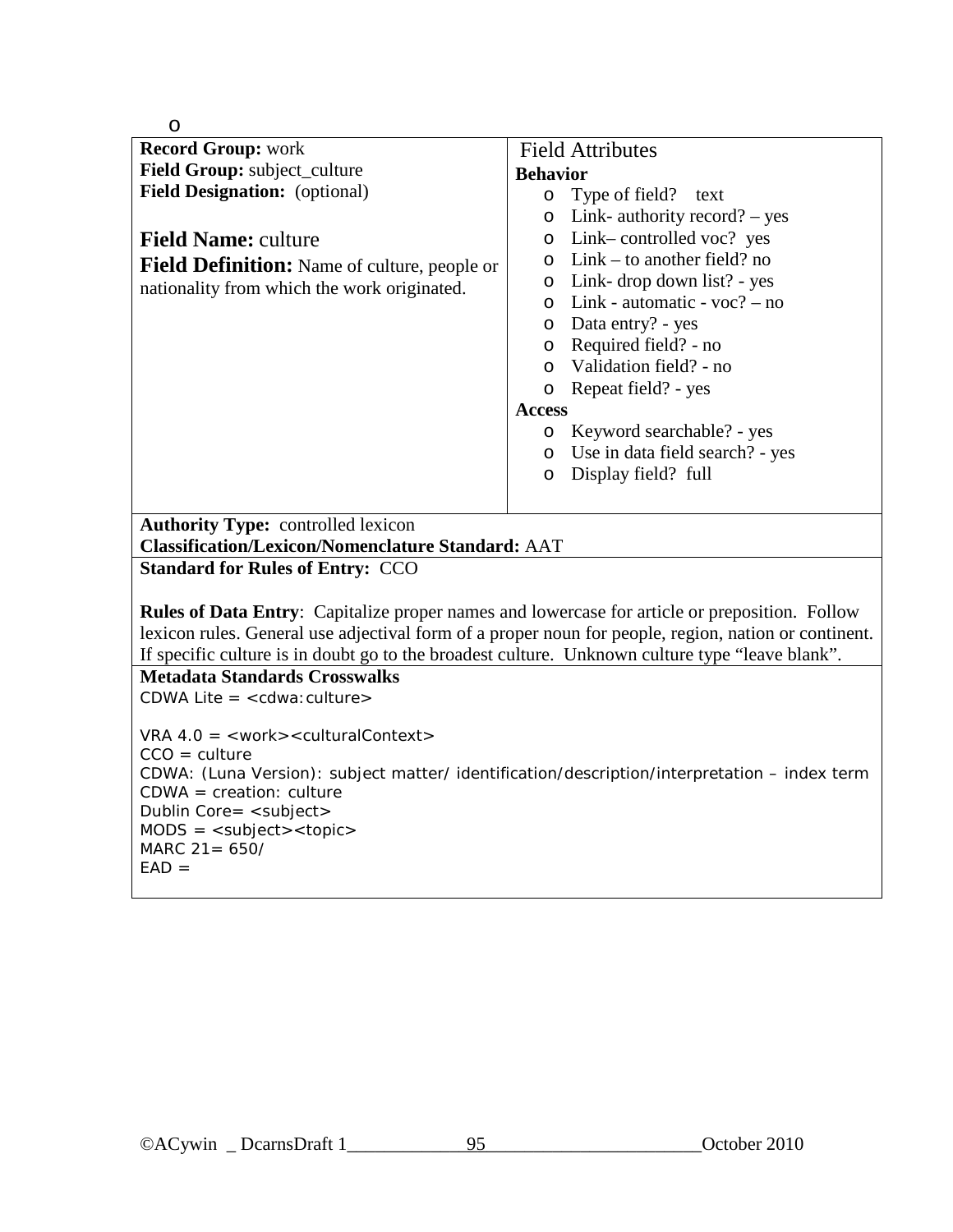o

**Record Group:** work
**Field Group:** subject_culture
**Field Designation:** (optional)

**Field Name:** culture
**Field Definition:** Name of culture, people or nationality from which the work originated.

Field Attributes

**Behavior**

- Type of field? text
- Link- authority record? – yes
- Link– controlled voc? yes
- Link – to another field? no
- Link- drop down list? - yes
- Link - automatic - voc? – no
- Data entry? - yes
- Required field? - no
- Validation field? - no
- Repeat field? - yes

**Access**

- Keyword searchable? - yes
- Use in data field search? - yes
- Display field? full

**Authority Type:** controlled lexicon
**Classification/Lexicon/Nomenclature Standard:** AAT

**Standard for Rules of Entry:** CCO

**Rules of Data Entry**: Capitalize proper names and lowercase for article or preposition. Follow lexicon rules. General use adjectival form of a proper noun for people, region, nation or continent. If specific culture is in doubt go to the broadest culture. Unknown culture type "leave blank".

**Metadata Standards Crosswalks**

CDWA Lite = <cdwa:culture>

VRA 4.0 = <work><culturalContext>
CCO = culture
CDWA: (Luna Version): subject matter/ identification/description/interpretation – index term
CDWA = creation: culture
Dublin Core= <subject>
MODS = <subject><topic>
MARC 21= 650/
EAD =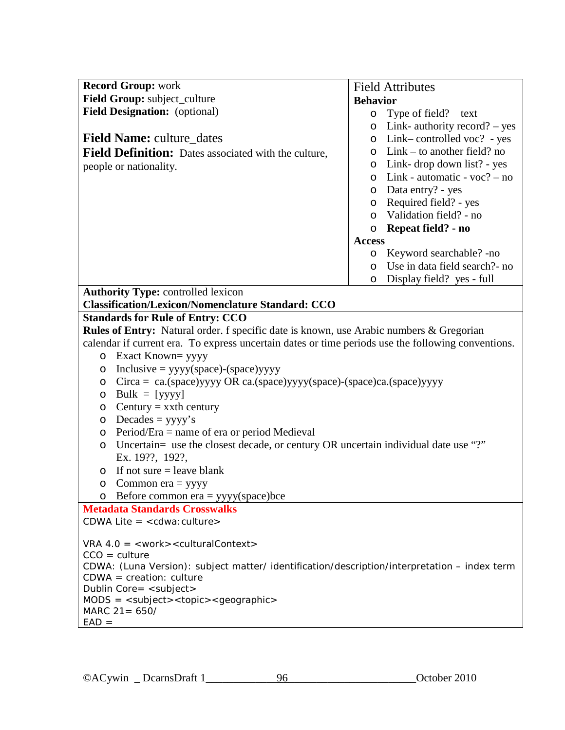**Record Group:** work
**Field Group:** subject_culture
**Field Designation:** (optional)

**Field Name:** culture_dates
**Field Definition:** Dates associated with the culture, people or nationality.

Field Attributes

**Behavior**

- Type of field? text
- Link- authority record? – yes
- Link– controlled voc? - yes
- Link – to another field? no
- Link- drop down list? - yes
- Link - automatic - voc? – no
- Data entry? - yes
- Required field? - yes
- Validation field? - no
- **Repeat field? - no**

**Access**

- Keyword searchable? -no
- Use in data field search?- no
- Display field? yes - full

**Authority Type:** controlled lexicon
**Classification/Lexicon/Nomenclature Standard: CCO**

**Standards for Rule of Entry: CCO**
**Rules of Entry:** Natural order. f specific date is known, use Arabic numbers & Gregorian calendar if current era. To express uncertain dates or time periods use the following conventions.

- Exact Known= yyyy
- Inclusive = yyyy(space)-(space)yyyy
- Circa = ca.(space)yyyy OR ca.(space)yyyy(space)-(space)ca.(space)yyyy
- Bulk = [yyyy]
- Century = xxth century
- Decades = yyyy's
- Period/Era = name of era or period Medieval
- Uncertain= use the closest decade, or century OR uncertain individual date use "?" Ex. 19??, 192?,
- If not sure = leave blank
- Common era = yyyy
- Before common era = yyyy(space)bce

**Metadata Standards Crosswalks**

CDWA Lite = <cdwa:culture>

VRA 4.0 = <work><culturalContext>
CCO = culture
CDWA: (Luna Version): subject matter/ identification/description/interpretation – index term
CDWA = creation: culture
Dublin Core= <subject>
MODS = <subject><topic><geographic>
MARC 21= 650/
EAD =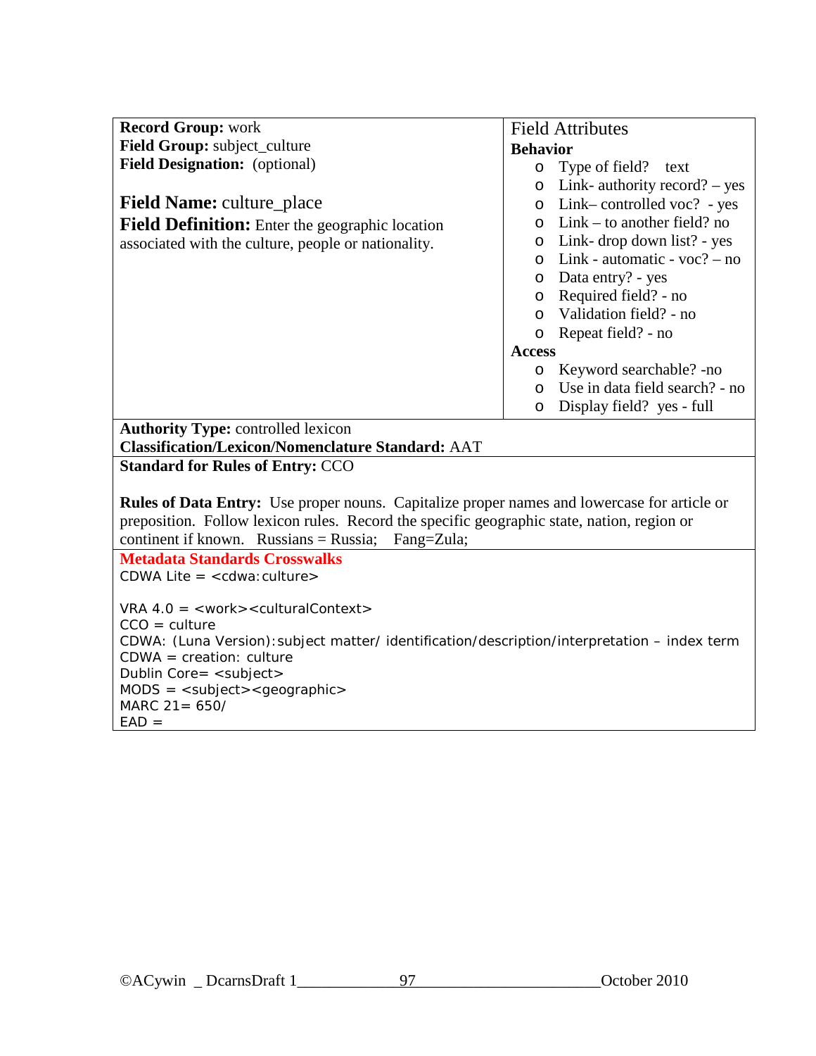**Record Group:** work
**Field Group:** subject_culture
**Field Designation:** (optional)

**Field Name:** culture_place

**Field Definition:** Enter the geographic location associated with the culture, people or nationality.

Field Attributes

**Behavior**

- Type of field? text
- Link- authority record? – yes
- Link– controlled voc? - yes
- Link – to another field? no
- Link- drop down list? - yes
- Link - automatic - voc? – no
- Data entry? - yes
- Required field? - no
- Validation field? - no
- Repeat field? - no

**Access**

- Keyword searchable? -no
- Use in data field search? - no
- Display field? yes - full

**Authority Type:** controlled lexicon
**Classification/Lexicon/Nomenclature Standard:** AAT

**Standard for Rules of Entry:** CCO

**Rules of Data Entry:** Use proper nouns. Capitalize proper names and lowercase for article or preposition. Follow lexicon rules. Record the specific geographic state, nation, region or continent if known. Russians = Russia; Fang=Zula;

**Metadata Standards Crosswalks**

CDWA Lite = <cdwa:culture>

VRA 4.0 = <work><culturalContext>
CCO = culture
CDWA: (Luna Version):subject matter/ identification/description/interpretation – index term
CDWA = creation: culture
Dublin Core= <subject>
MODS = <subject><geographic>
MARC 21= 650/
EAD =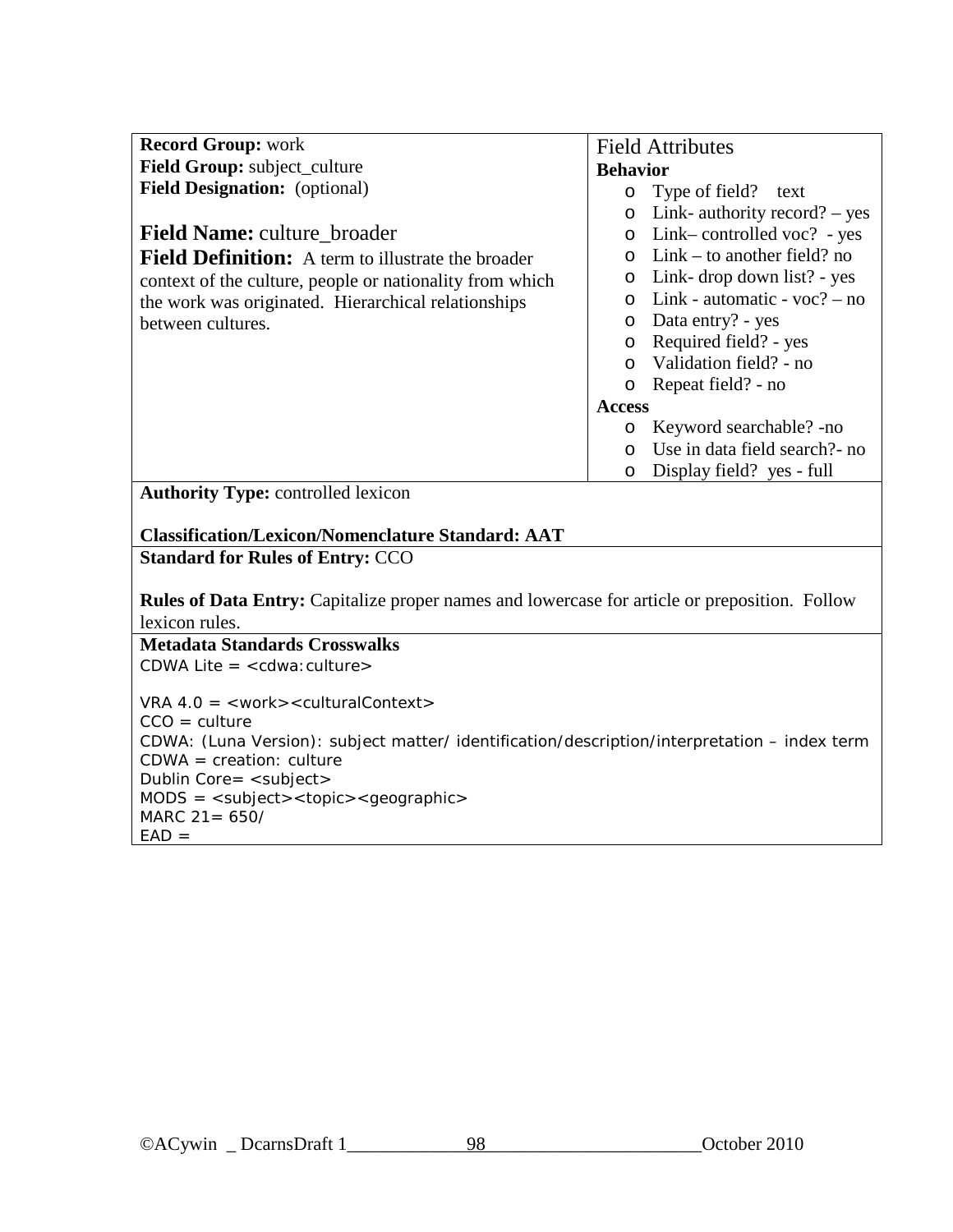**Record Group:** work
**Field Group:** subject_culture
**Field Designation:** (optional)

## Field Name: culture_broader

**Field Definition:** A term to illustrate the broader context of the culture, people or nationality from which the work was originated. Hierarchical relationships between cultures.

### Field Attributes

**Behavior**

- Type of field? text
- Link- authority record? – yes
- Link– controlled voc? - yes
- Link – to another field? no
- Link- drop down list? - yes
- Link - automatic - voc? – no
- Data entry? - yes
- Required field? - yes
- Validation field? - no
- Repeat field? - no

**Access**

- Keyword searchable? -no
- Use in data field search?- no
- Display field? yes - full

**Authority Type:** controlled lexicon

**Classification/Lexicon/Nomenclature Standard: AAT**

**Standard for Rules of Entry:** CCO

**Rules of Data Entry:** Capitalize proper names and lowercase for article or preposition. Follow lexicon rules.

**Metadata Standards Crosswalks**

CDWA Lite = <cdwa:culture>

VRA 4.0 = <work><culturalContext>
CCO = culture
CDWA: (Luna Version): subject matter/ identification/description/interpretation – index term
CDWA = creation: culture
Dublin Core= <subject>
MODS = <subject><topic><geographic>
MARC 21= 650/
EAD =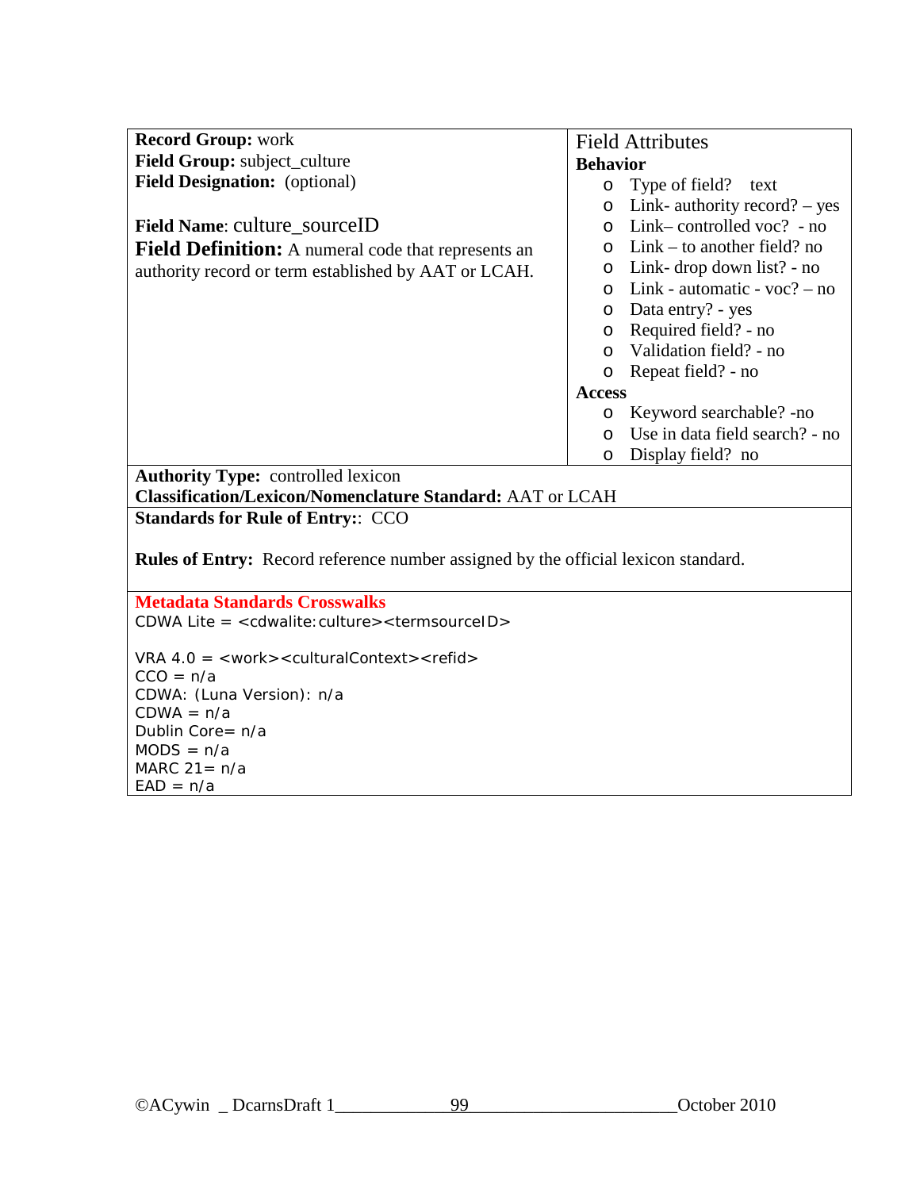**Record Group:** work
**Field Group:** subject_culture
**Field Designation:** (optional)

**Field Name**: culture_sourceID
**Field Definition:** A numeral code that represents an authority record or term established by AAT or LCAH.

Field Attributes

**Behavior**

- Type of field? text
- Link- authority record? – yes
- Link– controlled voc? - no
- Link – to another field? no
- Link- drop down list? - no
- Link - automatic - voc? – no
- Data entry? - yes
- Required field? - no
- Validation field? - no
- Repeat field? - no

**Access**

- Keyword searchable? -no
- Use in data field search? - no
- Display field? no

**Authority Type:** controlled lexicon
**Classification/Lexicon/Nomenclature Standard:** AAT or LCAH

**Standards for Rule of Entry:**: CCO

**Rules of Entry:** Record reference number assigned by the official lexicon standard.

**Metadata Standards Crosswalks**

CDWA Lite = <cdwalite:culture><termsourceID>

VRA 4.0 = <work><culturalContext><refid>
CCO = n/a
CDWA: (Luna Version): n/a
CDWA = n/a
Dublin Core= n/a
MODS = n/a
MARC 21= n/a
EAD = n/a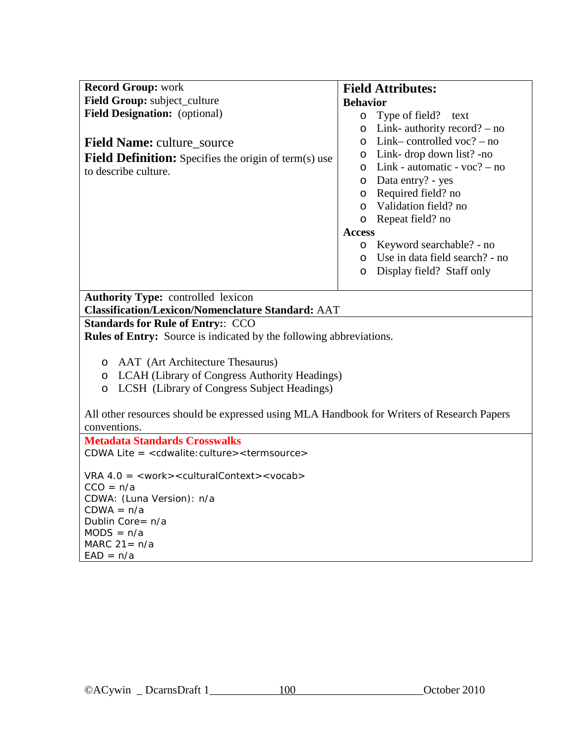**Record Group:** work
**Field Group:** subject_culture
**Field Designation:** (optional)

## Field Name: culture_source

**Field Definition:** Specifies the origin of term(s) use to describe culture.

### Field Attributes:

**Behavior**

- Type of field? text
- Link- authority record? – no
- Link– controlled voc? – no
- Link- drop down list? -no
- Link - automatic - voc? – no
- Data entry? - yes
- Required field? no
- Validation field? no
- Repeat field? no

**Access**

- Keyword searchable? - no
- Use in data field search? - no
- Display field? Staff only

**Authority Type:** controlled lexicon
**Classification/Lexicon/Nomenclature Standard:** AAT

**Standards for Rule of Entry:**: CCO
**Rules of Entry:** Source is indicated by the following abbreviations.

- AAT (Art Architecture Thesaurus)
- LCAH (Library of Congress Authority Headings)
- LCSH (Library of Congress Subject Headings)

All other resources should be expressed using MLA Handbook for Writers of Research Papers conventions.

**Metadata Standards Crosswalks**

CDWA Lite = <cdwalite:culture><termsource>

VRA 4.0 = <work><culturalContext><vocab>
CCO = n/a
CDWA: (Luna Version): n/a
CDWA = n/a
Dublin Core= n/a
MODS = n/a
MARC 21= n/a
EAD = n/a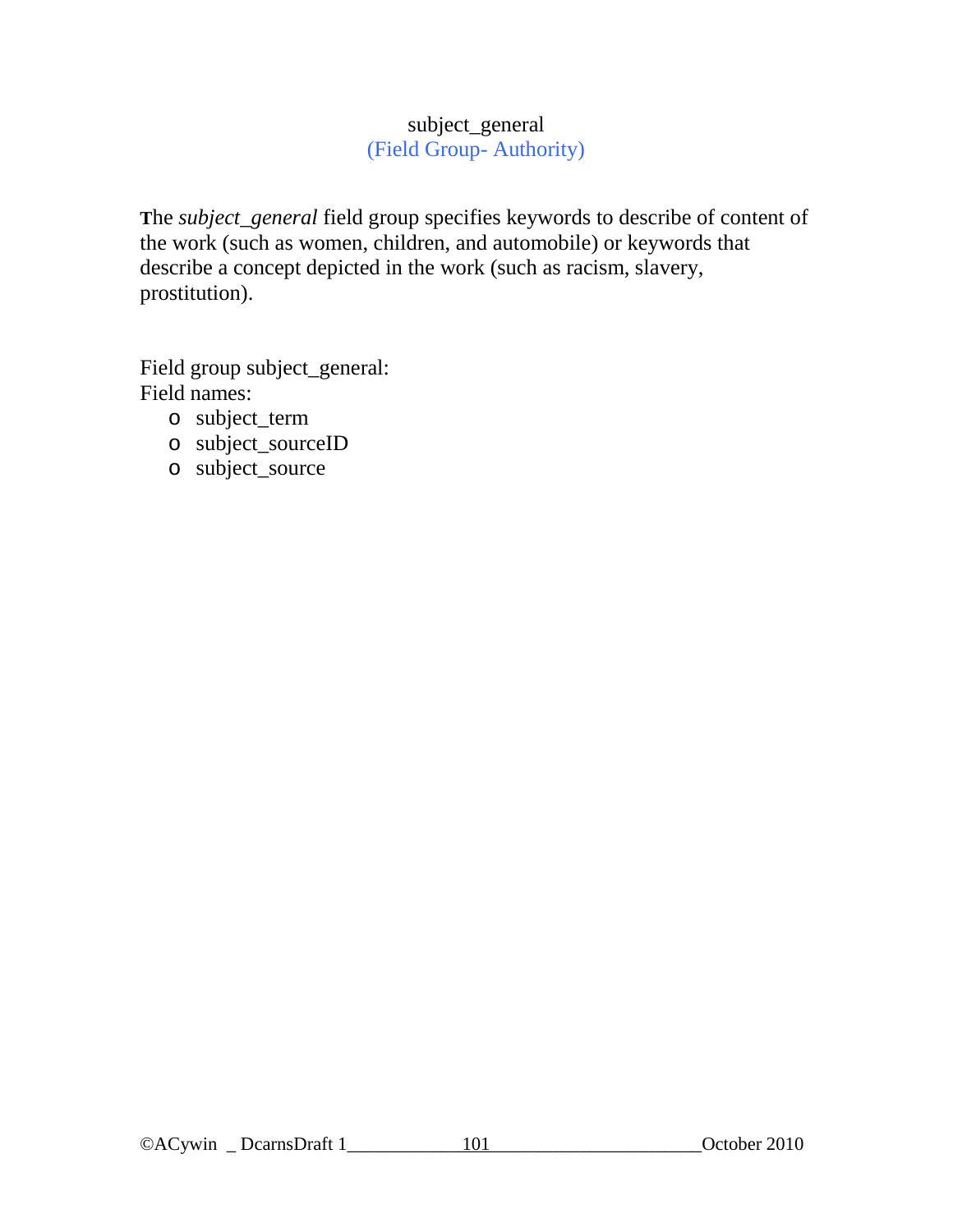# subject_general

(Field Group- Authority)

The *subject_general* field group specifies keywords to describe of content of the work (such as women, children, and automobile) or keywords that describe a concept depicted in the work (such as racism, slavery, prostitution).

Field group subject_general:
Field names:

- subject_term
- subject_sourceID
- subject_source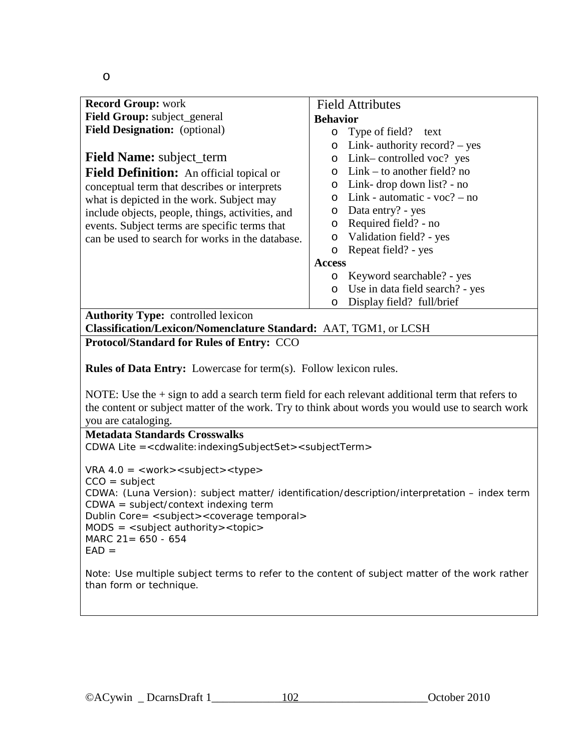o

| Record Group: work<br>Field Group: subject_general<br>Field Designation: (optional)<br><br>**Field Name:** subject_term<br>**Field Definition:** An official topical or conceptual term that describes or interprets what is depicted in the work. Subject may include objects, people, things, activities, and events. Subject terms are specific terms that can be used to search for works in the database. | Field Attributes<br>**Behavior**<br>o Type of field? text<br>o Link- authority record? – yes<br>o Link– controlled voc? yes<br>o Link – to another field? no<br>o Link- drop down list? - no<br>o Link - automatic - voc? – no<br>o Data entry? - yes<br>o Required field? - no<br>o Validation field? - yes<br>o Repeat field? - yes<br>**Access**<br>o Keyword searchable? - yes<br>o Use in data field search? - yes<br>o Display field? full/brief |
|---|---|

**Authority Type:** controlled lexicon
**Classification/Lexicon/Nomenclature Standard:** AAT, TGM1, or LCSH

**Protocol/Standard for Rules of Entry:** CCO

**Rules of Data Entry:** Lowercase for term(s). Follow lexicon rules.

NOTE: Use the + sign to add a search term field for each relevant additional term that refers to the content or subject matter of the work. Try to think about words you would use to search work you are cataloging.

**Metadata Standards Crosswalks**

CDWA Lite =<cdwalite:indexingSubjectSet><subjectTerm>

VRA 4.0 = <work><subject><type>
CCO = subject
CDWA: (Luna Version): subject matter/ identification/description/interpretation – index term
CDWA = subject/context indexing term
Dublin Core= <subject><coverage temporal>
MODS = <subject authority><topic>
MARC 21= 650 - 654
EAD =

Note: Use multiple subject terms to refer to the content of subject matter of the work rather than form or technique.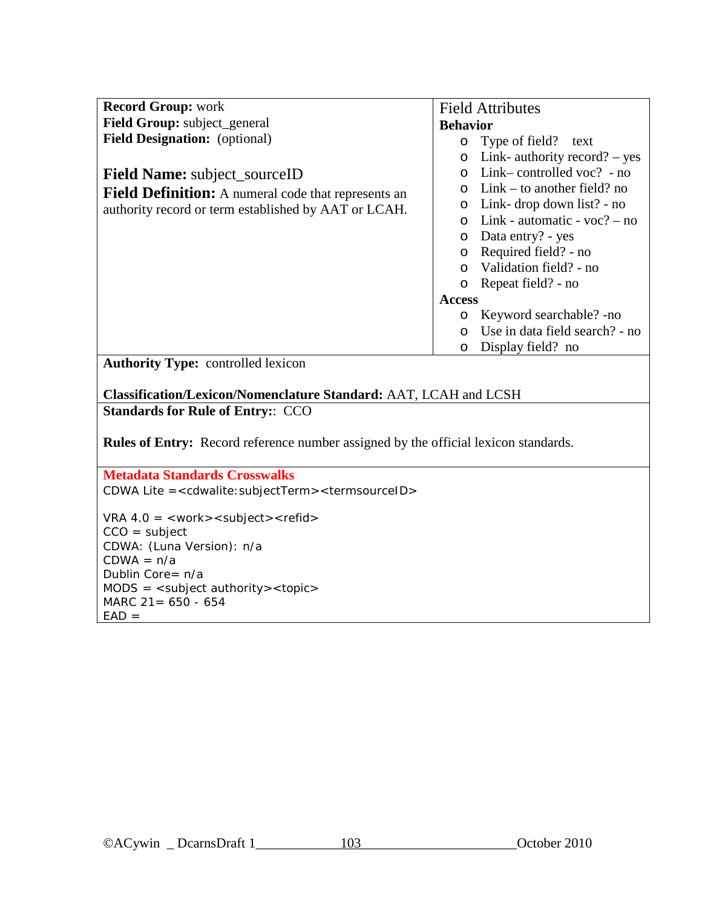**Record Group:** work
**Field Group:** subject_general
**Field Designation:** (optional)

## **Field Name:** subject_sourceID

**Field Definition:** A numeral code that represents an authority record or term established by AAT or LCAH.

### Field Attributes

**Behavior**

- Type of field? text
- Link- authority record? – yes
- Link– controlled voc? - no
- Link – to another field? no
- Link- drop down list? - no
- Link - automatic - voc? – no
- Data entry? - yes
- Required field? - no
- Validation field? - no
- Repeat field? - no

**Access**

- Keyword searchable? -no
- Use in data field search? - no
- Display field? no

**Authority Type:** controlled lexicon

**Classification/Lexicon/Nomenclature Standard:** AAT, LCAH and LCSH

**Standards for Rule of Entry:**: CCO

**Rules of Entry:** Record reference number assigned by the official lexicon standards.

**Metadata Standards Crosswalks**

CDWA Lite =<cdwalite:subjectTerm><termsourceID>

VRA 4.0 = <work><subject><refid>
CCO = subject
CDWA: (Luna Version): n/a
CDWA = n/a
Dublin Core= n/a
MODS = <subject authority><topic>
MARC 21= 650 - 654
EAD =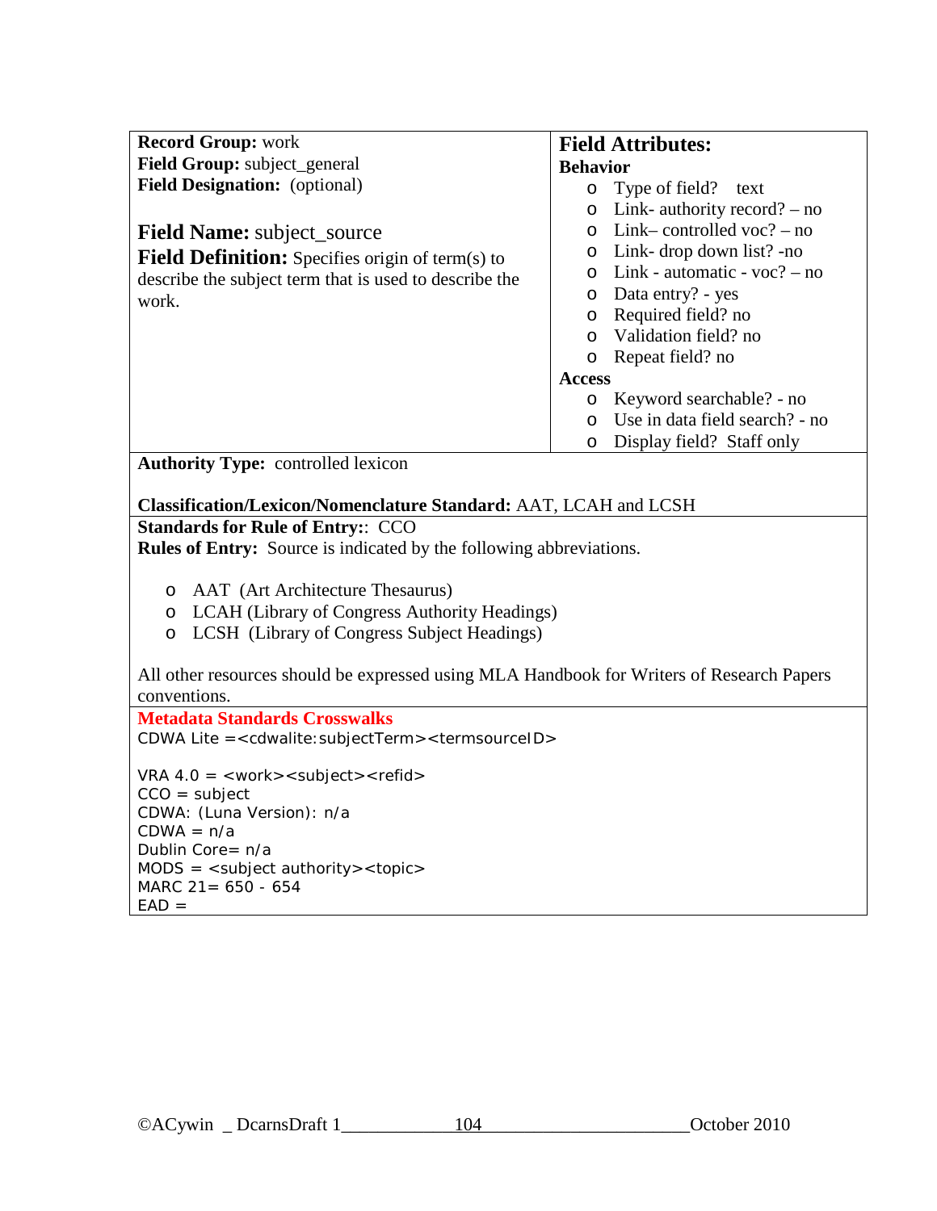**Record Group:** work
**Field Group:** subject_general
**Field Designation:** (optional)

**Field Name:** subject_source
**Field Definition:** Specifies origin of term(s) to describe the subject term that is used to describe the work.

## Field Attributes:

**Behavior**

- Type of field? text
- Link- authority record? – no
- Link– controlled voc? – no
- Link- drop down list? -no
- Link - automatic - voc? – no
- Data entry? - yes
- Required field? no
- Validation field? no
- Repeat field? no

**Access**

- Keyword searchable? - no
- Use in data field search? - no
- Display field? Staff only

**Authority Type:** controlled lexicon

**Classification/Lexicon/Nomenclature Standard:** AAT, LCAH and LCSH

**Standards for Rule of Entry:**: CCO
**Rules of Entry:** Source is indicated by the following abbreviations.

- AAT (Art Architecture Thesaurus)
- LCAH (Library of Congress Authority Headings)
- LCSH (Library of Congress Subject Headings)

All other resources should be expressed using MLA Handbook for Writers of Research Papers conventions.

**Metadata Standards Crosswalks**
CDWA Lite =<cdwalite:subjectTerm><termsourceID>

VRA 4.0 = <work><subject><refid>
CCO = subject
CDWA: (Luna Version): n/a
CDWA = n/a
Dublin Core= n/a
MODS = <subject authority><topic>
MARC 21= 650 - 654
EAD =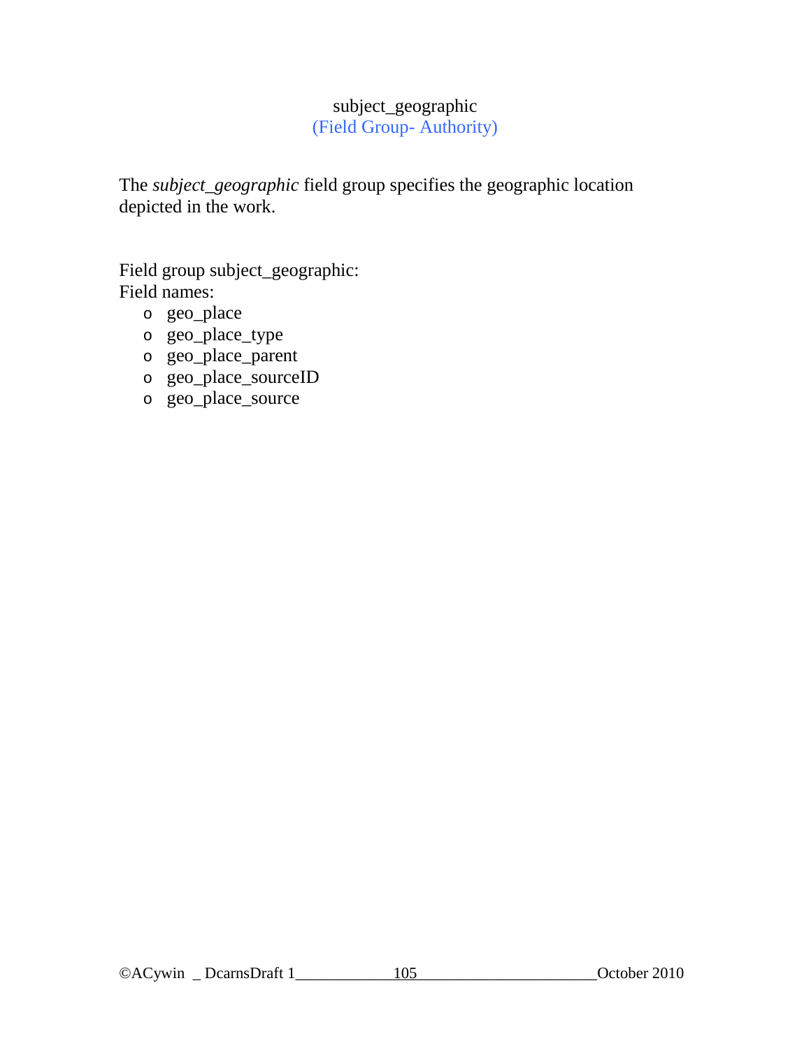# subject_geographic

(Field Group- Authority)

The *subject_geographic* field group specifies the geographic location depicted in the work.

Field group subject_geographic:
Field names:

- geo_place
- geo_place_type
- geo_place_parent
- geo_place_sourceID
- geo_place_source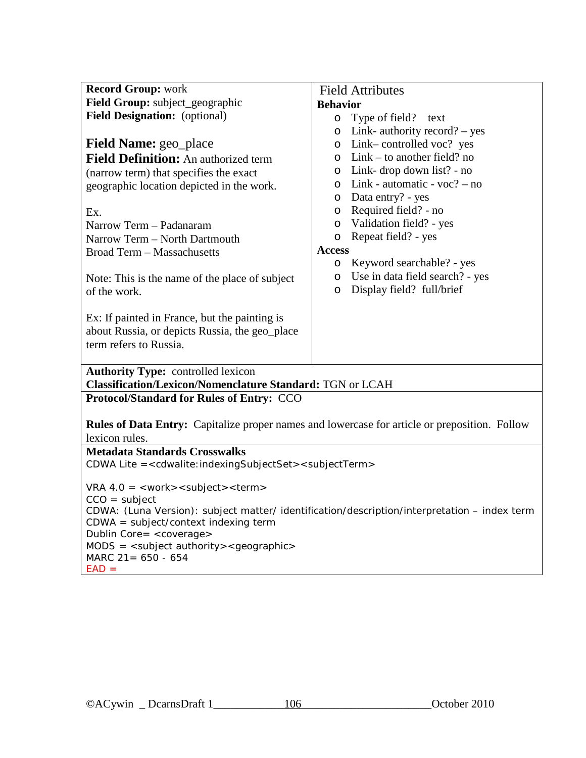**Record Group:** work
**Field Group:** subject_geographic
**Field Designation:** (optional)

**Field Name:** geo_place
**Field Definition:** An authorized term (narrow term) that specifies the exact geographic location depicted in the work.

Ex.
Narrow Term – Padanaram
Narrow Term – North Dartmouth
Broad Term – Massachusetts

Note: This is the name of the place of subject of the work.

Ex: If painted in France, but the painting is about Russia, or depicts Russia, the geo_place term refers to Russia.

Field Attributes

**Behavior**

- Type of field? text
- Link- authority record? – yes
- Link– controlled voc? yes
- Link – to another field? no
- Link- drop down list? - no
- Link - automatic - voc? – no
- Data entry? - yes
- Required field? - no
- Validation field? - yes
- Repeat field? - yes

**Access**

- Keyword searchable? - yes
- Use in data field search? - yes
- Display field? full/brief

**Authority Type:** controlled lexicon
**Classification/Lexicon/Nomenclature Standard:** TGN or LCAH

**Protocol/Standard for Rules of Entry:** CCO

**Rules of Data Entry:** Capitalize proper names and lowercase for article or preposition. Follow lexicon rules.

**Metadata Standards Crosswalks**
CDWA Lite =<cdwalite:indexingSubjectSet><subjectTerm>

VRA 4.0 = <work><subject><term>
CCO = subject
CDWA: (Luna Version): subject matter/ identification/description/interpretation – index term
CDWA = subject/context indexing term
Dublin Core= <coverage>
MODS = <subject authority><geographic>
MARC 21= 650 - 654
EAD =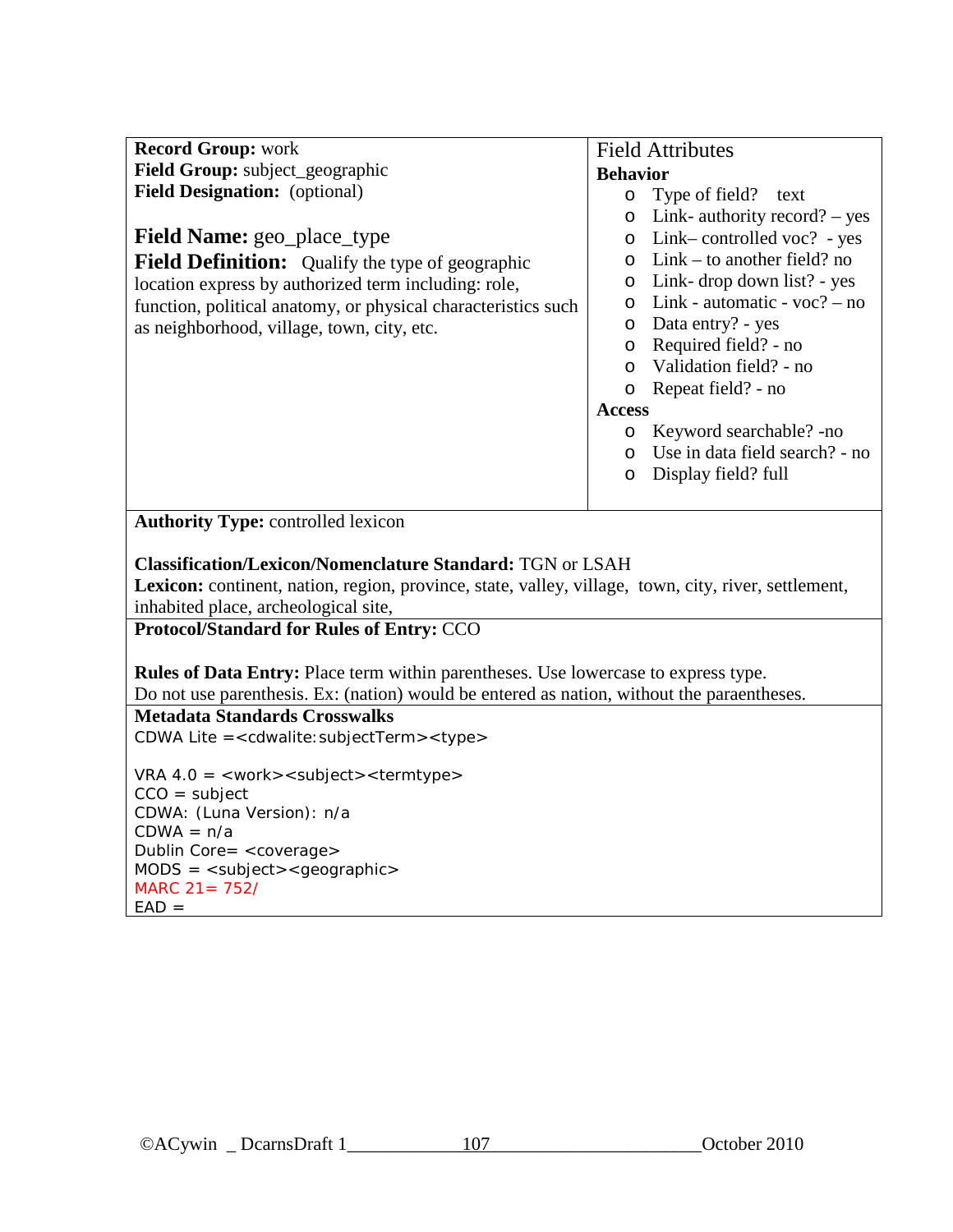**Record Group:** work
**Field Group:** subject_geographic
**Field Designation:** (optional)

**Field Name:** geo_place_type
**Field Definition:** Qualify the type of geographic location express by authorized term including: role, function, political anatomy, or physical characteristics such as neighborhood, village, town, city, etc.

Field Attributes

**Behavior**

- Type of field? text
- Link- authority record? – yes
- Link– controlled voc? - yes
- Link – to another field? no
- Link- drop down list? - yes
- Link - automatic - voc? – no
- Data entry? - yes
- Required field? - no
- Validation field? - no
- Repeat field? - no

**Access**

- Keyword searchable? -no
- Use in data field search? - no
- Display field? full

**Authority Type:** controlled lexicon

**Classification/Lexicon/Nomenclature Standard:** TGN or LSAH
**Lexicon:** continent, nation, region, province, state, valley, village, town, city, river, settlement, inhabited place, archeological site,

**Protocol/Standard for Rules of Entry:** CCO

**Rules of Data Entry:** Place term within parentheses. Use lowercase to express type. Do not use parenthesis. Ex: (nation) would be entered as nation, without the paraentheses.

**Metadata Standards Crosswalks**
CDWA Lite =<cdwalite:subjectTerm><type>

VRA 4.0 = <work><subject><termtype>
CCO = subject
CDWA: (Luna Version): n/a
CDWA = n/a
Dublin Core= <coverage>
MODS = <subject><geographic>
MARC 21= 752/
EAD =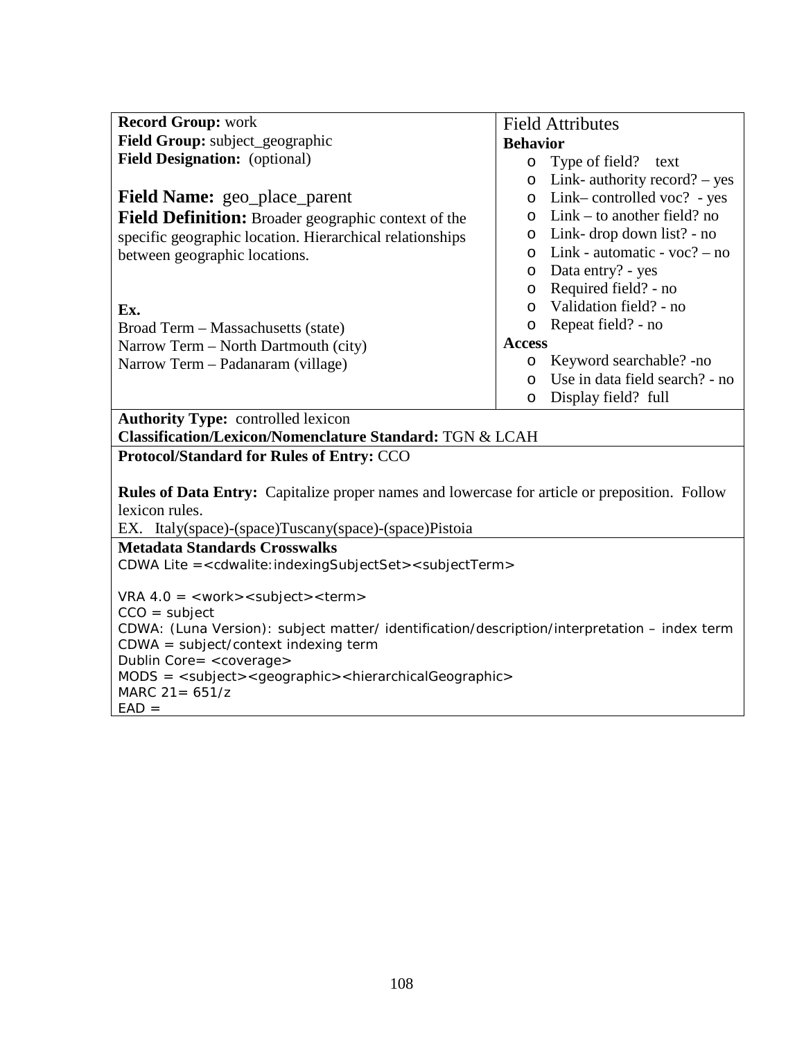**Record Group:** work
**Field Group:** subject_geographic
**Field Designation:** (optional)

**Field Name:** geo_place_parent
**Field Definition:** Broader geographic context of the specific geographic location. Hierarchical relationships between geographic locations.

**Ex.**
Broad Term – Massachusetts (state)
Narrow Term – North Dartmouth (city)
Narrow Term – Padanaram (village)

Field Attributes

**Behavior**

- Type of field? text
- Link- authority record? – yes
- Link– controlled voc? - yes
- Link – to another field? no
- Link- drop down list? - no
- Link - automatic - voc? – no
- Data entry? - yes
- Required field? - no
- Validation field? - no
- Repeat field? - no

**Access**

- Keyword searchable? -no
- Use in data field search? - no
- Display field? full

**Authority Type:** controlled lexicon
**Classification/Lexicon/Nomenclature Standard:** TGN & LCAH

**Protocol/Standard for Rules of Entry:** CCO

**Rules of Data Entry:** Capitalize proper names and lowercase for article or preposition. Follow lexicon rules.
EX. Italy(space)-(space)Tuscany(space)-(space)Pistoia

**Metadata Standards Crosswalks**
CDWA Lite =<cdwalite:indexingSubjectSet><subjectTerm>

VRA 4.0 = <work><subject><term>
CCO = subject
CDWA: (Luna Version): subject matter/ identification/description/interpretation – index term
CDWA = subject/context indexing term
Dublin Core= <coverage>
MODS = <subject><geographic><hierarchicalGeographic>
MARC 21= 651/z
EAD =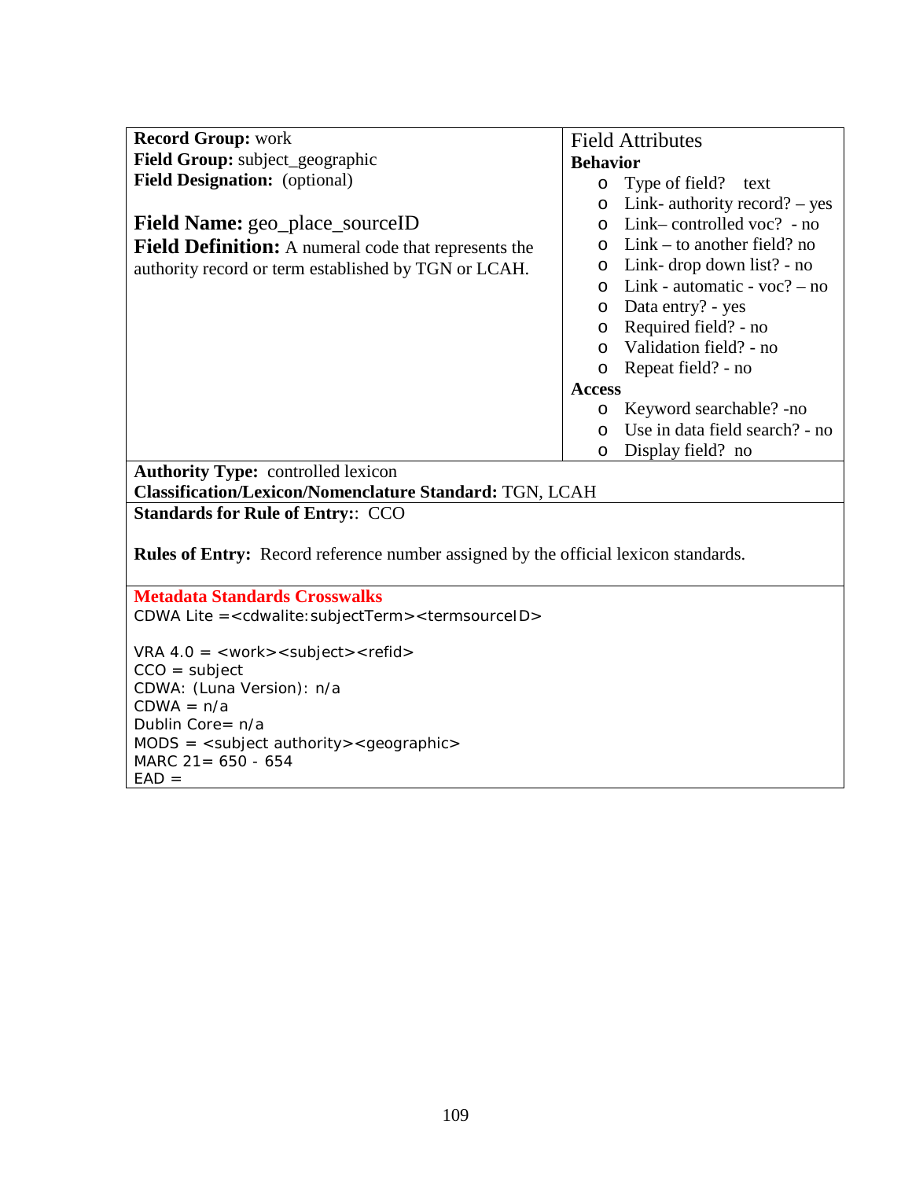**Record Group:** work
**Field Group:** subject_geographic
**Field Designation:** (optional)

**Field Name:** geo_place_sourceID
**Field Definition:** A numeral code that represents the authority record or term established by TGN or LCAH.

Field Attributes

**Behavior**

- Type of field? text
- Link- authority record? – yes
- Link– controlled voc? - no
- Link – to another field? no
- Link- drop down list? - no
- Link - automatic - voc? – no
- Data entry? - yes
- Required field? - no
- Validation field? - no
- Repeat field? - no

**Access**

- Keyword searchable? -no
- Use in data field search? - no
- Display field? no

**Authority Type:** controlled lexicon
**Classification/Lexicon/Nomenclature Standard:** TGN, LCAH

**Standards for Rule of Entry:**: CCO

**Rules of Entry:** Record reference number assigned by the official lexicon standards.

**Metadata Standards Crosswalks**

CDWA Lite =<cdwalite:subjectTerm><termsourceID>

VRA 4.0 = <work><subject><refid>
CCO = subject
CDWA: (Luna Version): n/a
CDWA = n/a
Dublin Core= n/a
MODS = <subject authority><geographic>
MARC 21= 650 - 654
EAD =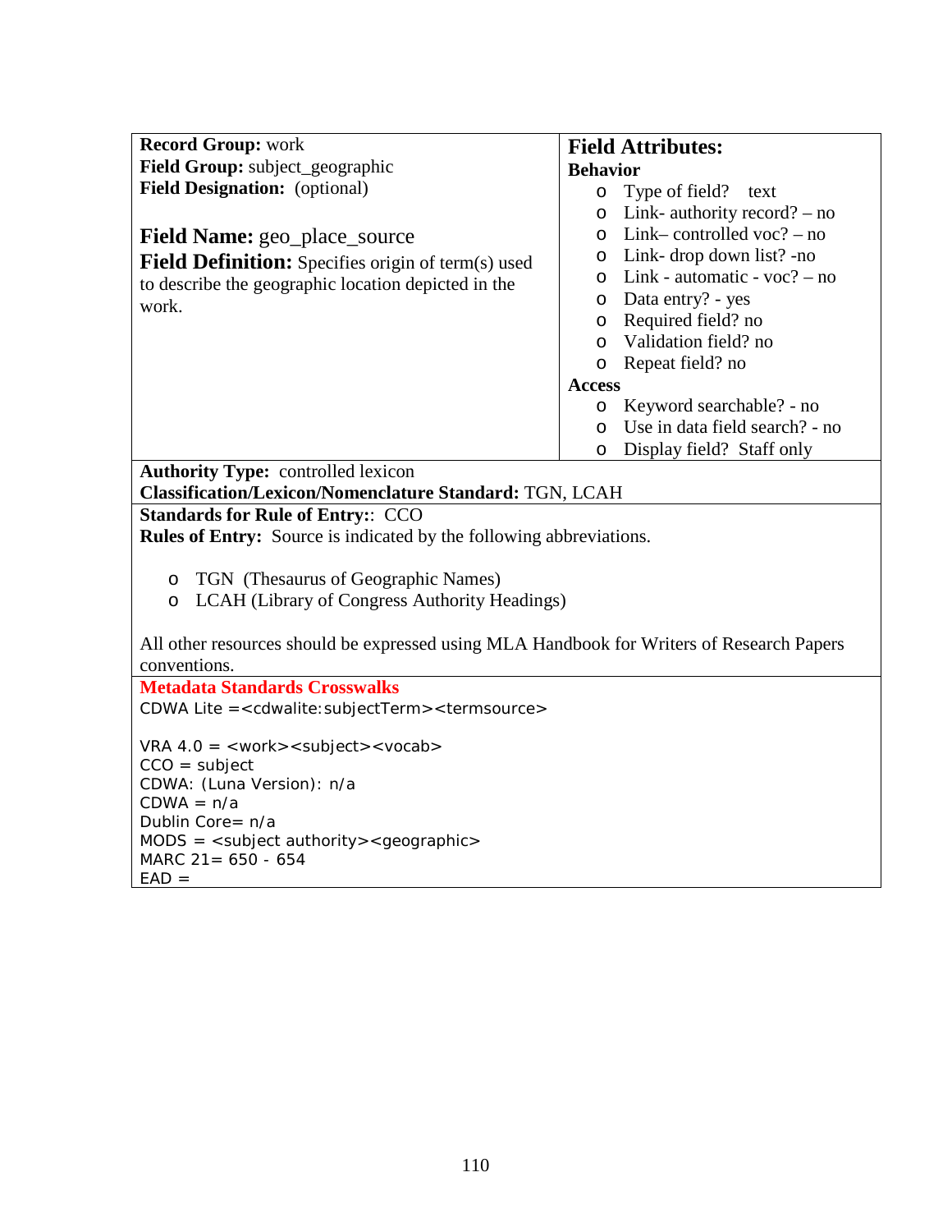**Record Group:** work
**Field Group:** subject_geographic
**Field Designation:** (optional)

**Field Name:** geo_place_source
**Field Definition:** Specifies origin of term(s) used to describe the geographic location depicted in the work.

## Field Attributes:

**Behavior**

- Type of field? text
- Link- authority record? – no
- Link– controlled voc? – no
- Link- drop down list? -no
- Link - automatic - voc? – no
- Data entry? - yes
- Required field? no
- Validation field? no
- Repeat field? no

**Access**

- Keyword searchable? - no
- Use in data field search? - no
- Display field? Staff only

**Authority Type:** controlled lexicon
**Classification/Lexicon/Nomenclature Standard:** TGN, LCAH

**Standards for Rule of Entry:**: CCO
**Rules of Entry:** Source is indicated by the following abbreviations.

- TGN (Thesaurus of Geographic Names)
- LCAH (Library of Congress Authority Headings)

All other resources should be expressed using MLA Handbook for Writers of Research Papers conventions.

**Metadata Standards Crosswalks**

CDWA Lite =<cdwalite:subjectTerm><termsource>

VRA 4.0 = <work><subject><vocab>
CCO = subject
CDWA: (Luna Version): n/a
CDWA = n/a
Dublin Core= n/a
MODS = <subject authority><geographic>
MARC 21= 650 - 654
EAD =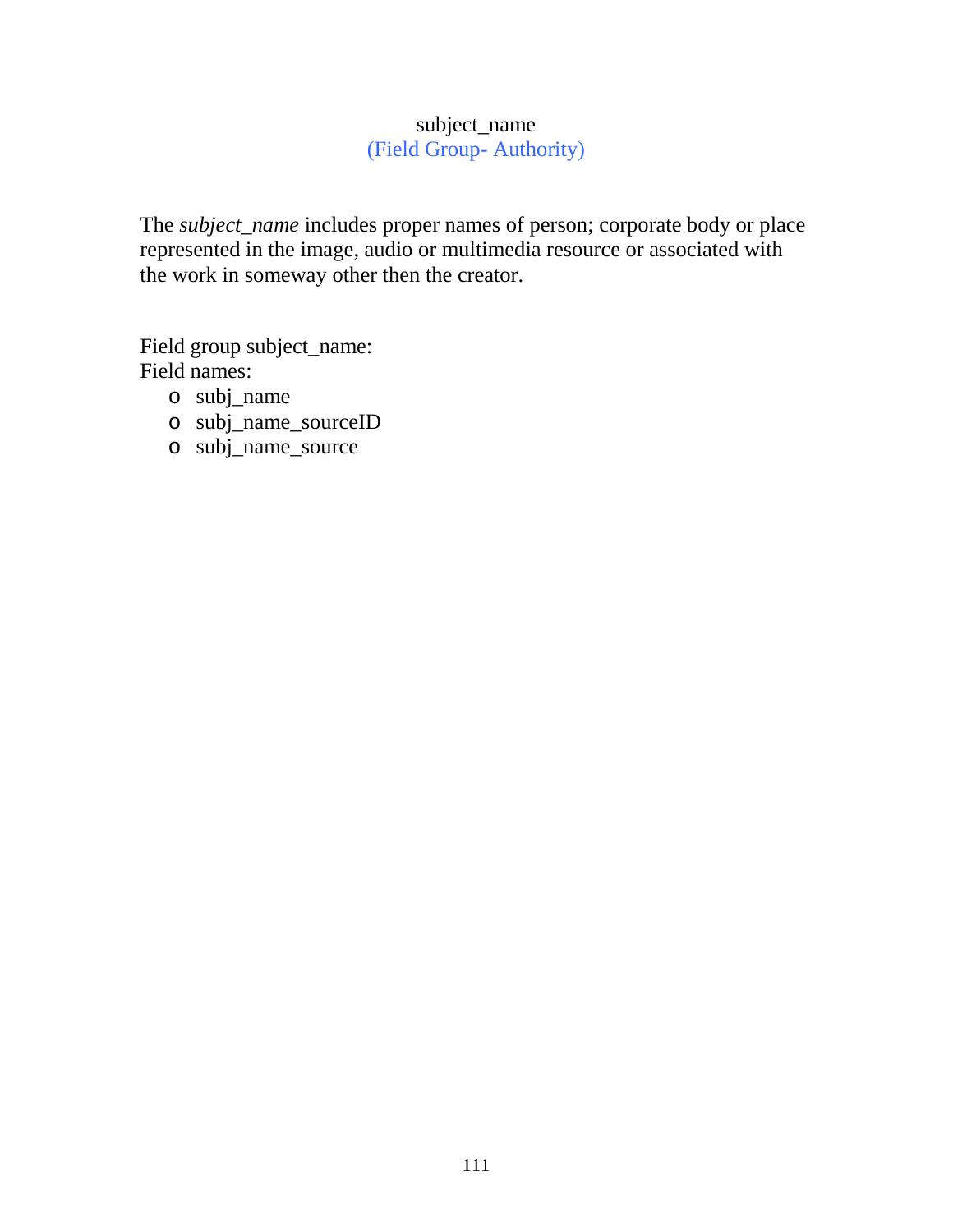## subject_name

(Field Group- Authority)

The *subject_name* includes proper names of person; corporate body or place represented in the image, audio or multimedia resource or associated with the work in someway other then the creator.

Field group subject_name:
Field names:

- subj_name
- subj_name_sourceID
- subj_name_source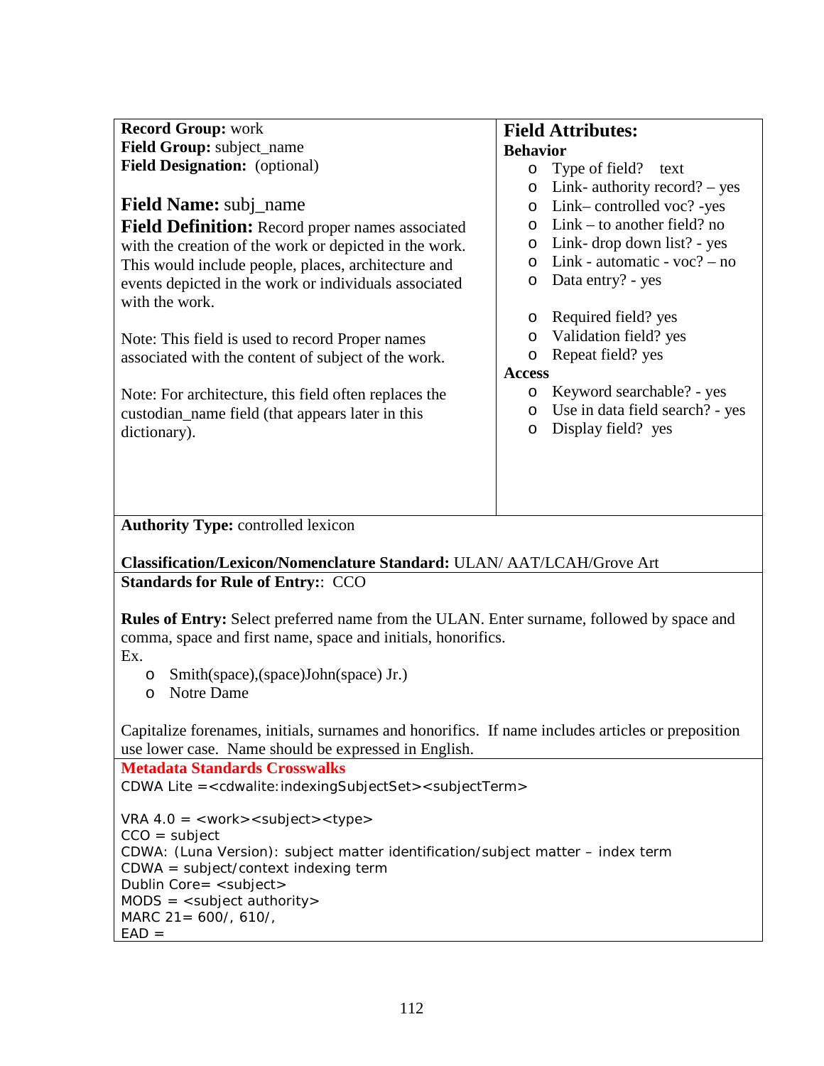**Record Group:** work
**Field Group:** subject_name
**Field Designation:** (optional)

**Field Name:** subj_name

**Field Definition:** Record proper names associated with the creation of the work or depicted in the work. This would include people, places, architecture and events depicted in the work or individuals associated with the work.

Note: This field is used to record Proper names associated with the content of subject of the work.

Note: For architecture, this field often replaces the custodian_name field (that appears later in this dictionary).

**Field Attributes:**

**Behavior**

- Type of field? text
- Link- authority record? – yes
- Link– controlled voc? -yes
- Link – to another field? no
- Link- drop down list? - yes
- Link - automatic - voc? – no
- Data entry? - yes

- Required field? yes
- Validation field? yes
- Repeat field? yes

**Access**

- Keyword searchable? - yes
- Use in data field search? - yes
- Display field? yes

**Authority Type:** controlled lexicon

**Classification/Lexicon/Nomenclature Standard:** ULAN/ AAT/LCAH/Grove Art

**Standards for Rule of Entry:**: CCO

**Rules of Entry:** Select preferred name from the ULAN. Enter surname, followed by space and comma, space and first name, space and initials, honorifics.
Ex.

- Smith(space),(space)John(space) Jr.)
- Notre Dame

Capitalize forenames, initials, surnames and honorifics. If name includes articles or preposition use lower case. Name should be expressed in English.

**Metadata Standards Crosswalks**

CDWA Lite =<cdwalite:indexingSubjectSet><subjectTerm>

VRA 4.0 = <work><subject><type>
CCO = subject
CDWA: (Luna Version): subject matter identification/subject matter – index term
CDWA = subject/context indexing term
Dublin Core= <subject>
MODS = <subject authority>
MARC 21= 600/, 610/,
EAD =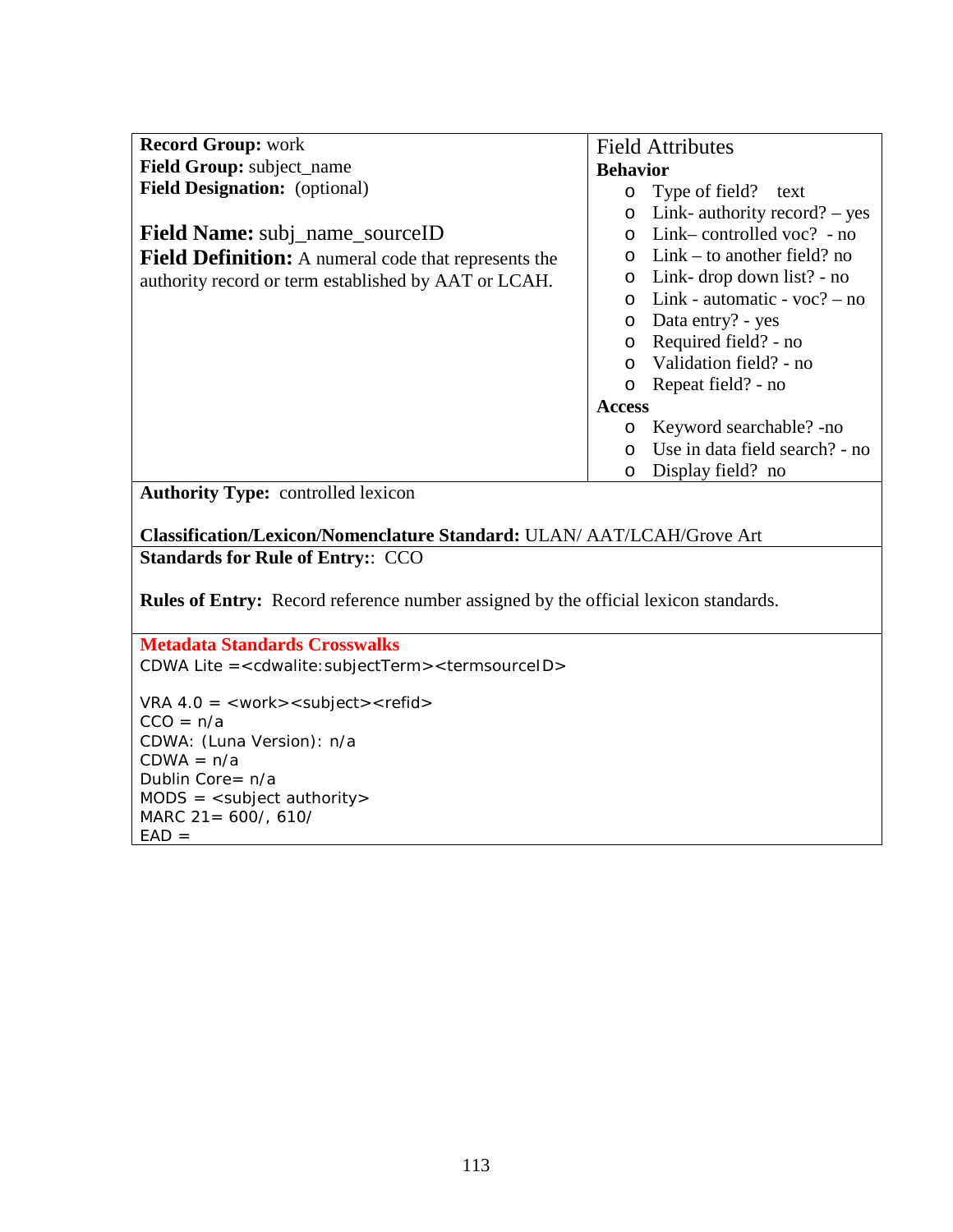**Record Group:** work
**Field Group:** subject_name
**Field Designation:** (optional)

**Field Name:** subj_name_sourceID
**Field Definition:** A numeral code that represents the authority record or term established by AAT or LCAH.

Field Attributes

**Behavior**

- Type of field? text
- Link- authority record? – yes
- Link– controlled voc? - no
- Link – to another field? no
- Link- drop down list? - no
- Link - automatic - voc? – no
- Data entry? - yes
- Required field? - no
- Validation field? - no
- Repeat field? - no

**Access**

- Keyword searchable? -no
- Use in data field search? - no
- Display field? no

**Authority Type:** controlled lexicon

**Classification/Lexicon/Nomenclature Standard:** ULAN/ AAT/LCAH/Grove Art

**Standards for Rule of Entry:**: CCO

**Rules of Entry:** Record reference number assigned by the official lexicon standards.

**Metadata Standards Crosswalks**

CDWA Lite =<cdwalite:subjectTerm><termsourceID>

VRA 4.0 = <work><subject><refid>
CCO = n/a
CDWA: (Luna Version): n/a
CDWA = n/a
Dublin Core= n/a
MODS = <subject authority>
MARC 21= 600/, 610/
EAD =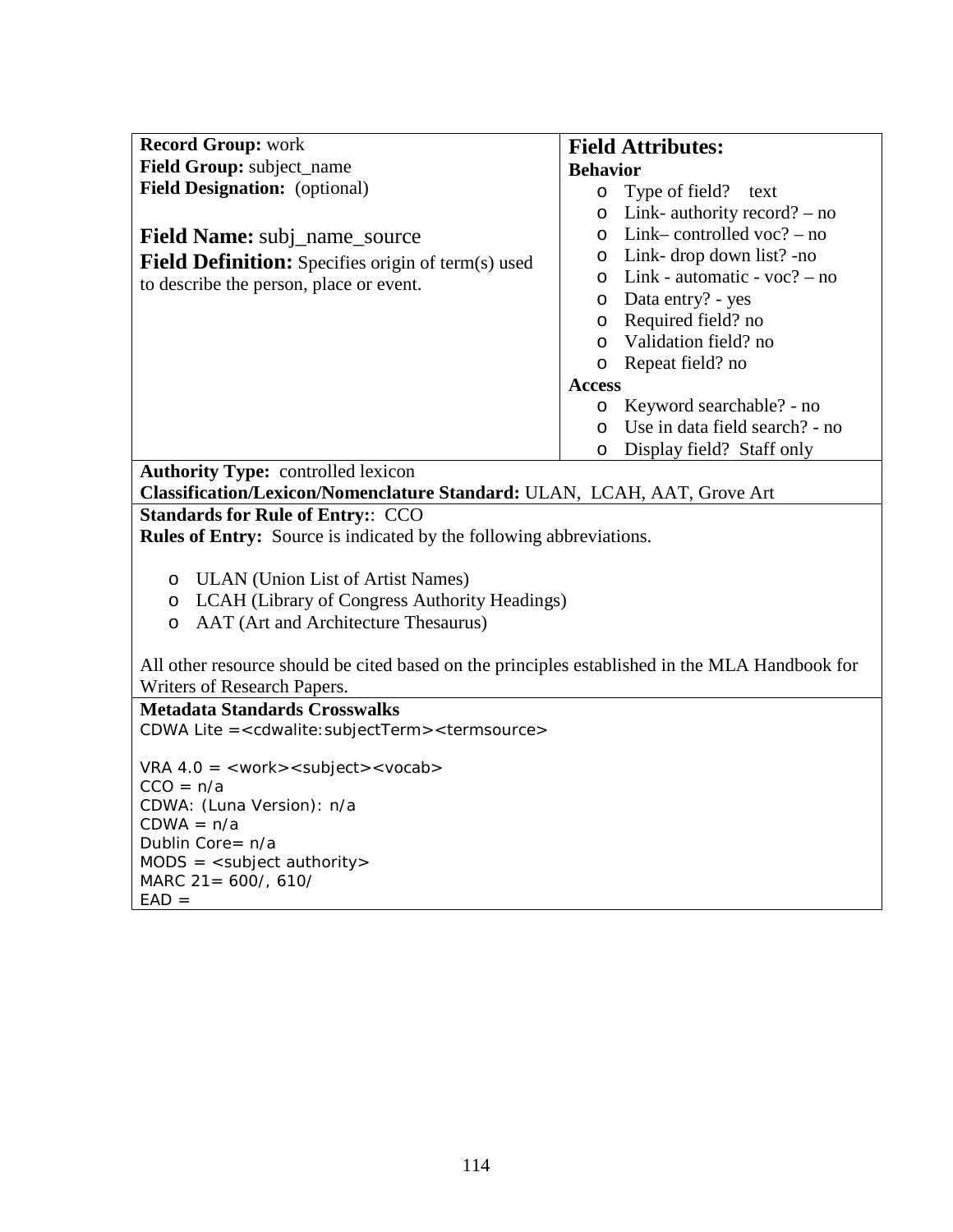**Record Group:** work
**Field Group:** subject_name
**Field Designation:** (optional)

**Field Name:** subj_name_source
**Field Definition:** Specifies origin of term(s) used to describe the person, place or event.

**Field Attributes:**

**Behavior**

- Type of field? text
- Link- authority record? – no
- Link– controlled voc? – no
- Link- drop down list? -no
- Link - automatic - voc? – no
- Data entry? - yes
- Required field? no
- Validation field? no
- Repeat field? no

**Access**

- Keyword searchable? - no
- Use in data field search? - no
- Display field? Staff only

**Authority Type:** controlled lexicon
**Classification/Lexicon/Nomenclature Standard:** ULAN, LCAH, AAT, Grove Art

**Standards for Rule of Entry:**: CCO
**Rules of Entry:** Source is indicated by the following abbreviations.

- ULAN (Union List of Artist Names)
- LCAH (Library of Congress Authority Headings)
- AAT (Art and Architecture Thesaurus)

All other resource should be cited based on the principles established in the MLA Handbook for Writers of Research Papers.

**Metadata Standards Crosswalks**
CDWA Lite =<cdwalite:subjectTerm><termsource>

VRA 4.0 = <work><subject><vocab>
CCO = n/a
CDWA: (Luna Version): n/a
CDWA = n/a
Dublin Core= n/a
MODS = <subject authority>
MARC 21= 600/, 610/
EAD =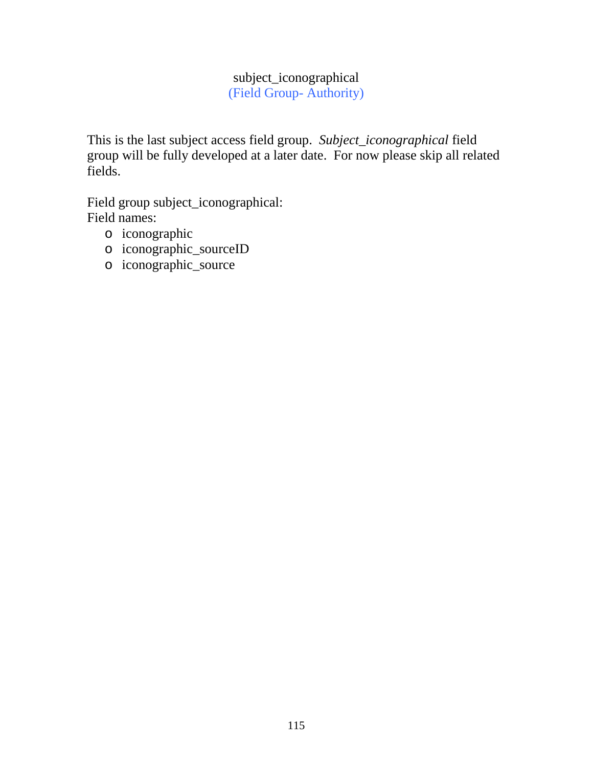# subject_iconographical

(Field Group- Authority)

This is the last subject access field group. *Subject_iconographical* field group will be fully developed at a later date. For now please skip all related fields.

Field group subject_iconographical:
Field names:

- iconographic
- iconographic_sourceID
- iconographic_source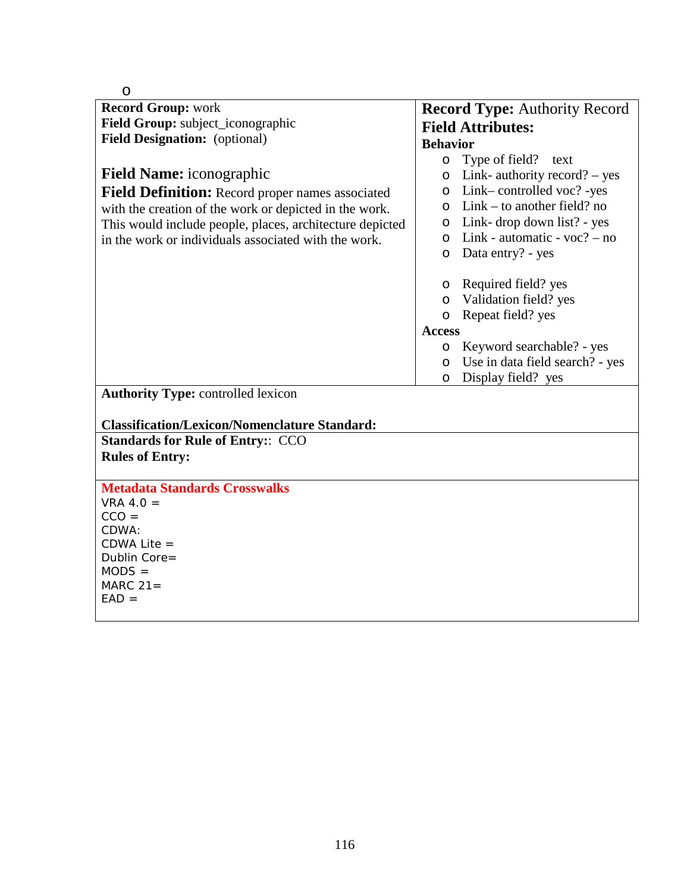o

| **Record Group:** work<br>**Field Group:** subject_iconographic<br>**Field Designation:** (optional)<br><br>**Field Name:** iconographic<br>**Field Definition:** Record proper names associated with the creation of the work or depicted in the work. This would include people, places, architecture depicted in the work or individuals associated with the work. | **Record Type:** Authority Record<br>**Field Attributes:**<br>**Behavior**<br>o Type of field? text<br>o Link- authority record? – yes<br>o Link– controlled voc? -yes<br>o Link – to another field? no<br>o Link- drop down list? - yes<br>o Link - automatic - voc? – no<br>o Data entry? - yes<br><br>o Required field? yes<br>o Validation field? yes<br>o Repeat field? yes<br>**Access**<br>o Keyword searchable? - yes<br>o Use in data field search? - yes<br>o Display field? yes |
|---|---|
| **Authority Type:** controlled lexicon<br><br>**Classification/Lexicon/Nomenclature Standard:** | |
| **Standards for Rule of Entry:**: CCO<br>**Rules of Entry:** | |
| **Metadata Standards Crosswalks**<br>VRA 4.0 =<br>CCO =<br>CDWA:<br>CDWA Lite =<br>Dublin Core=<br>MODS =<br>MARC 21=<br>EAD = | |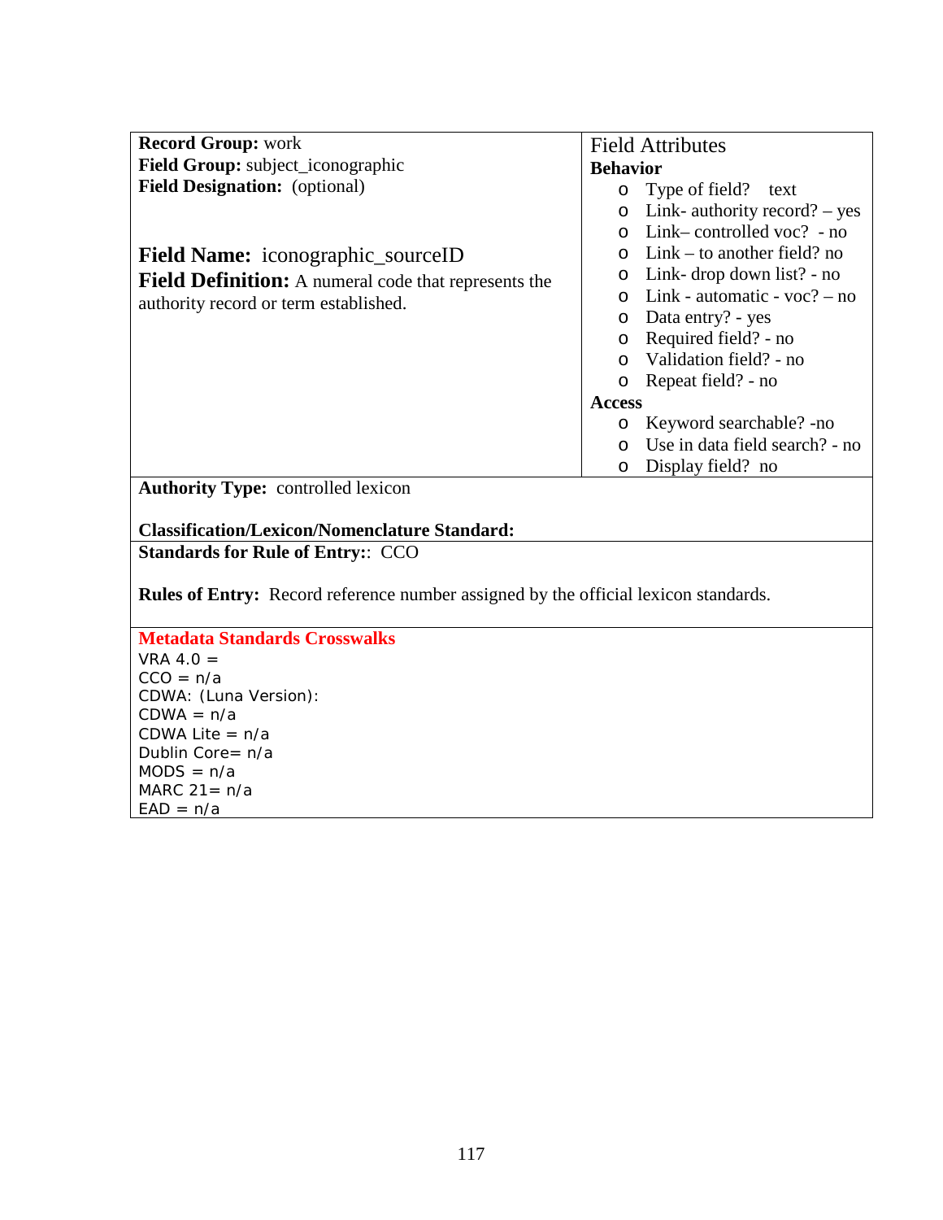**Record Group:** work
**Field Group:** subject_iconographic
**Field Designation:** (optional)

**Field Name:** iconographic_sourceID
**Field Definition:** A numeral code that represents the authority record or term established.

Field Attributes

**Behavior**

- Type of field? text
- Link- authority record? – yes
- Link– controlled voc? - no
- Link – to another field? no
- Link- drop down list? - no
- Link - automatic - voc? – no
- Data entry? - yes
- Required field? - no
- Validation field? - no
- Repeat field? - no

**Access**

- Keyword searchable? -no
- Use in data field search? - no
- Display field? no

**Authority Type:** controlled lexicon

**Classification/Lexicon/Nomenclature Standard:**

**Standards for Rule of Entry:**: CCO

**Rules of Entry:** Record reference number assigned by the official lexicon standards.

**Metadata Standards Crosswalks**

VRA 4.0 =
CCO = n/a
CDWA: (Luna Version):
CDWA = n/a
CDWA Lite = n/a
Dublin Core= n/a
MODS = n/a
MARC 21= n/a
EAD = n/a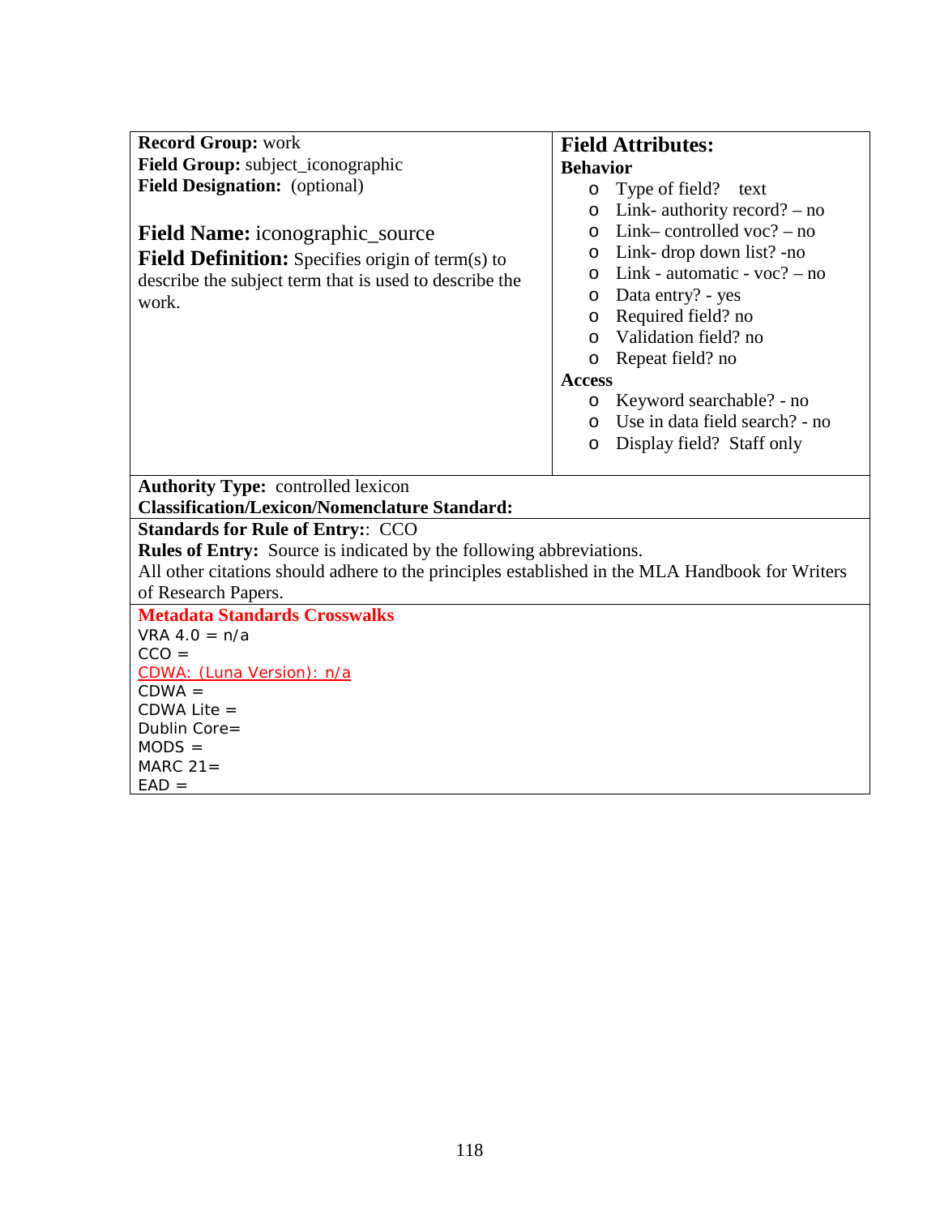**Record Group:** work
**Field Group:** subject_iconographic
**Field Designation:** (optional)

**Field Name:** iconographic_source
**Field Definition:** Specifies origin of term(s) to describe the subject term that is used to describe the work.

## Field Attributes:

**Behavior**

- Type of field? text
- Link- authority record? – no
- Link– controlled voc? – no
- Link- drop down list? -no
- Link - automatic - voc? – no
- Data entry? - yes
- Required field? no
- Validation field? no
- Repeat field? no

**Access**

- Keyword searchable? - no
- Use in data field search? - no
- Display field? Staff only

**Authority Type:** controlled lexicon
**Classification/Lexicon/Nomenclature Standard:**

**Standards for Rule of Entry:**: CCO
**Rules of Entry:** Source is indicated by the following abbreviations.
All other citations should adhere to the principles established in the MLA Handbook for Writers of Research Papers.

**Metadata Standards Crosswalks**
VRA 4.0 = n/a
CCO =
CDWA: (Luna Version): n/a
CDWA =
CDWA Lite =
Dublin Core=
MODS =
MARC 21=
EAD =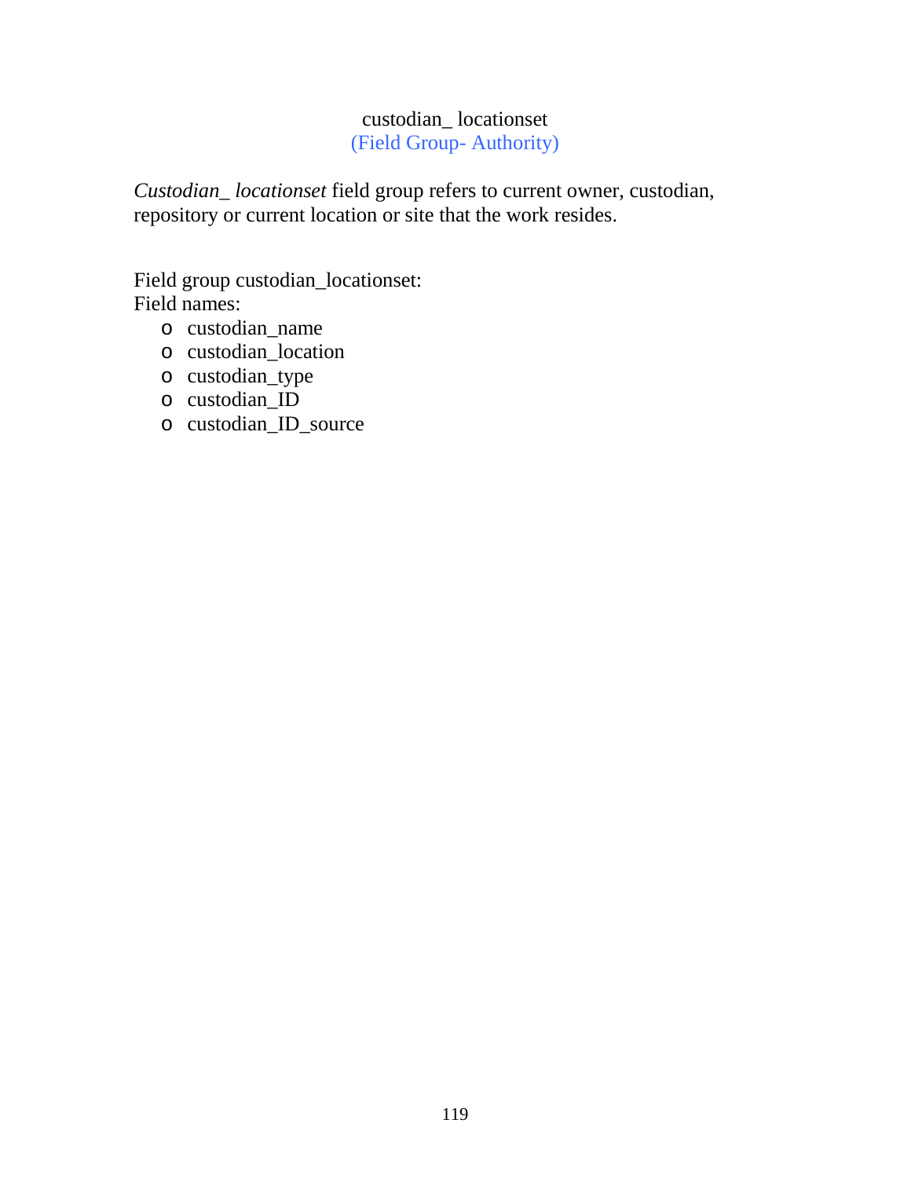## custodian_ locationset
(Field Group- Authority)

*Custodian_ locationset* field group refers to current owner, custodian, repository or current location or site that the work resides.

Field group custodian_locationset:
Field names:

- custodian_name
- custodian_location
- custodian_type
- custodian_ID
- custodian_ID_source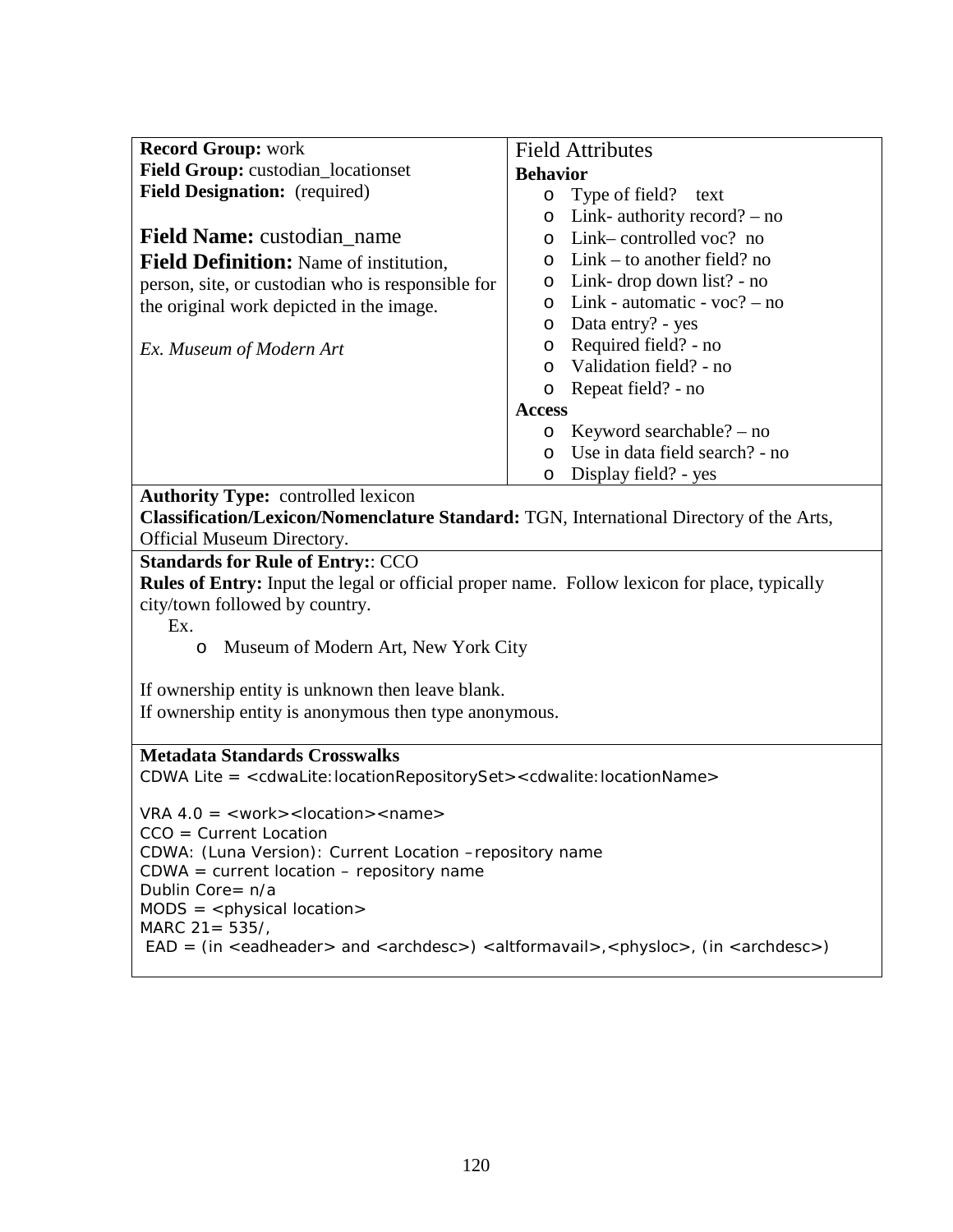**Record Group:** work
**Field Group:** custodian_locationset
**Field Designation:** (required)

**Field Name:** custodian_name

**Field Definition:** Name of institution, person, site, or custodian who is responsible for the original work depicted in the image.

*Ex. Museum of Modern Art*

Field Attributes

**Behavior**

- Type of field? text
- Link- authority record? – no
- Link– controlled voc? no
- Link – to another field? no
- Link- drop down list? - no
- Link - automatic - voc? – no
- Data entry? - yes
- Required field? - no
- Validation field? - no
- Repeat field? - no

**Access**

- Keyword searchable? – no
- Use in data field search? - no
- Display field? - yes

**Authority Type:** controlled lexicon
**Classification/Lexicon/Nomenclature Standard:** TGN, International Directory of the Arts, Official Museum Directory.

**Standards for Rule of Entry:**: CCO
**Rules of Entry:** Input the legal or official proper name. Follow lexicon for place, typically city/town followed by country.

Ex.

- Museum of Modern Art, New York City

If ownership entity is unknown then leave blank.
If ownership entity is anonymous then type anonymous.

**Metadata Standards Crosswalks**
CDWA Lite = <cdwaLite:locationRepositorySet><cdwalite:locationName>

VRA 4.0 = <work><location><name>
CCO = Current Location
CDWA: (Luna Version): Current Location –repository name
CDWA = current location – repository name
Dublin Core= n/a
MODS = <physical location>
MARC 21= 535/,
EAD = (in <eadheader> and <archdesc>) <altformavail>,<physloc>, (in <archdesc>)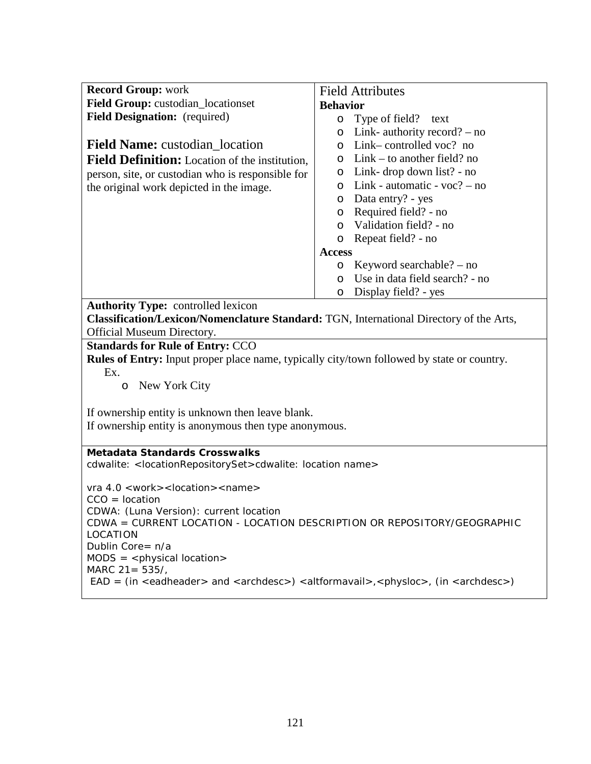**Record Group:** work
**Field Group:** custodian_locationset
**Field Designation:** (required)

**Field Name:** custodian_location
**Field Definition:** Location of the institution, person, site, or custodian who is responsible for the original work depicted in the image.

Field Attributes

**Behavior**

- Type of field? text
- Link- authority record? – no
- Link– controlled voc? no
- Link – to another field? no
- Link- drop down list? - no
- Link - automatic - voc? – no
- Data entry? - yes
- Required field? - no
- Validation field? - no
- Repeat field? - no

**Access**

- Keyword searchable? – no
- Use in data field search? - no
- Display field? - yes

**Authority Type:** controlled lexicon
**Classification/Lexicon/Nomenclature Standard:** TGN, International Directory of the Arts, Official Museum Directory.

**Standards for Rule of Entry:** CCO
**Rules of Entry:** Input proper place name, typically city/town followed by state or country.
Ex.

- New York City

If ownership entity is unknown then leave blank.
If ownership entity is anonymous then type anonymous.

**Metadata Standards Crosswalks**
cdwalite: <locationRepositorySet>cdwalite: location name>

vra 4.0 <work><location><name>
CCO = location
CDWA: (Luna Version): current location
CDWA = CURRENT LOCATION - LOCATION DESCRIPTION OR REPOSITORY/GEOGRAPHIC LOCATION
Dublin Core= n/a
MODS = <physical location>
MARC 21= 535/,
EAD = (in <eadheader> and <archdesc>) <altformavail>,<physloc>, (in <archdesc>)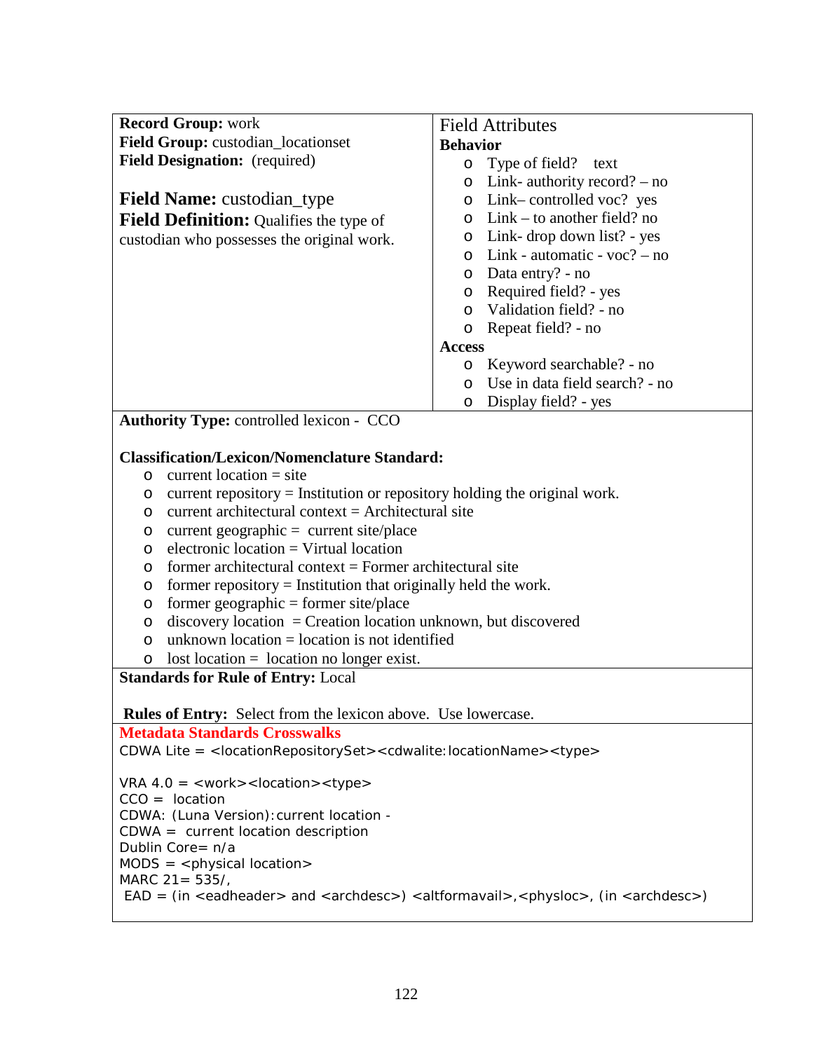**Record Group:** work
**Field Group:** custodian_locationset
**Field Designation:** (required)

**Field Name:** custodian_type
**Field Definition:** Qualifies the type of custodian who possesses the original work.

Field Attributes

**Behavior**

- Type of field? text
- Link- authority record? – no
- Link– controlled voc? yes
- Link – to another field? no
- Link- drop down list? - yes
- Link - automatic - voc? – no
- Data entry? - no
- Required field? - yes
- Validation field? - no
- Repeat field? - no

**Access**

- Keyword searchable? - no
- Use in data field search? - no
- Display field? - yes

**Authority Type:** controlled lexicon - CCO

**Classification/Lexicon/Nomenclature Standard:**

- current location = site
- current repository = Institution or repository holding the original work.
- current architectural context = Architectural site
- current geographic = current site/place
- electronic location = Virtual location
- former architectural context = Former architectural site
- former repository = Institution that originally held the work.
- former geographic = former site/place
- discovery location = Creation location unknown, but discovered
- unknown location = location is not identified
- lost location = location no longer exist.

**Standards for Rule of Entry:** Local

**Rules of Entry:** Select from the lexicon above. Use lowercase.

**Metadata Standards Crosswalks**

CDWA Lite = <locationRepositorySet><cdwalite:locationName><type>

VRA 4.0 = <work><location><type>
CCO = location
CDWA: (Luna Version): current location -
CDWA = current location description
Dublin Core= n/a
MODS = <physical location>
MARC 21= 535/,
EAD = (in <eadheader> and <archdesc>) <altformavail>,<physloc>, (in <archdesc>)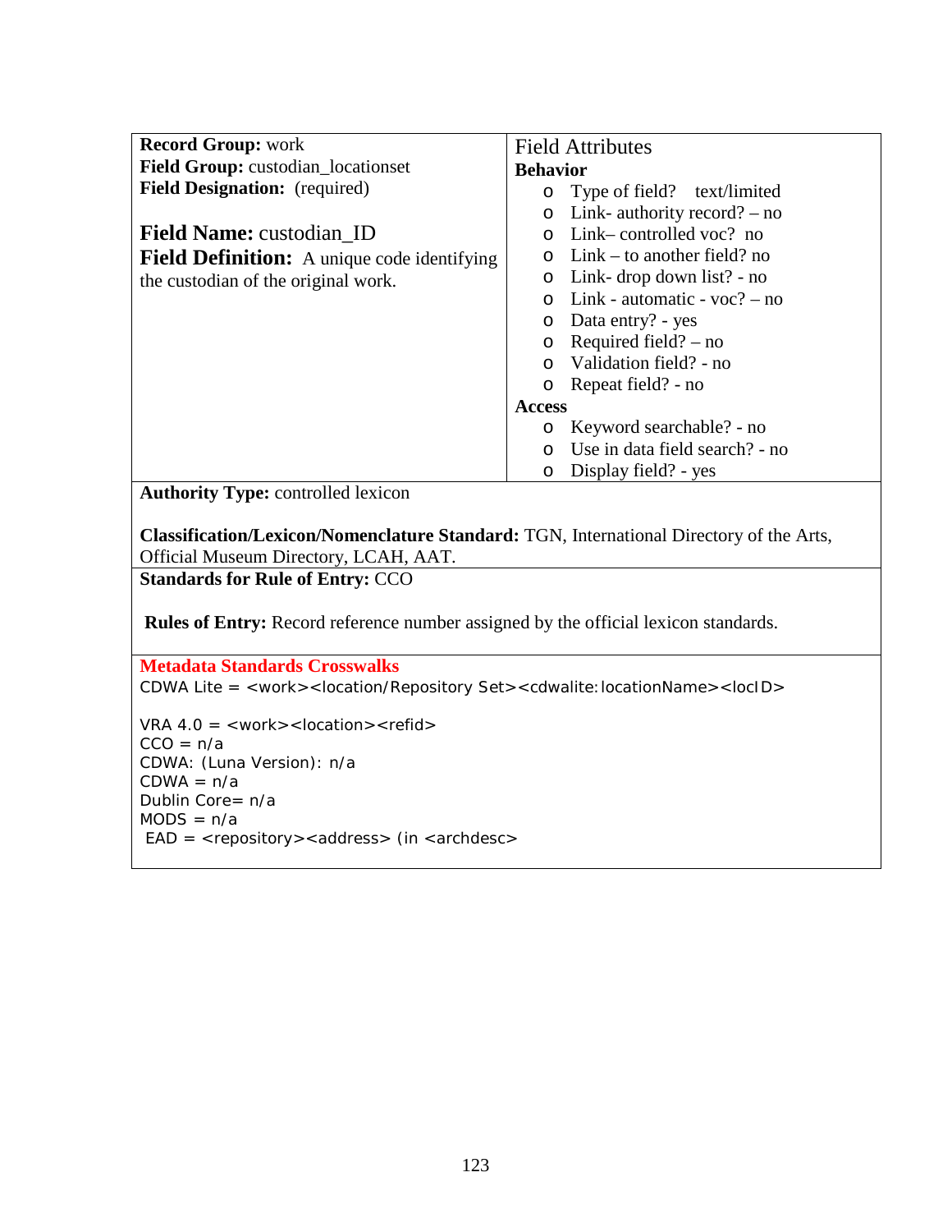**Record Group:** work
**Field Group:** custodian_locationset
**Field Designation:** (required)

**Field Name:** custodian_ID
**Field Definition:** A unique code identifying the custodian of the original work.

Field Attributes

**Behavior**

- Type of field? text/limited
- Link- authority record? – no
- Link– controlled voc? no
- Link – to another field? no
- Link- drop down list? - no
- Link - automatic - voc? – no
- Data entry? - yes
- Required field? – no
- Validation field? - no
- Repeat field? - no

**Access**

- Keyword searchable? - no
- Use in data field search? - no
- Display field? - yes

**Authority Type:** controlled lexicon

**Classification/Lexicon/Nomenclature Standard:** TGN, International Directory of the Arts, Official Museum Directory, LCAH, AAT.

**Standards for Rule of Entry:** CCO

**Rules of Entry:** Record reference number assigned by the official lexicon standards.

**Metadata Standards Crosswalks**

CDWA Lite = <work><location/Repository Set><cdwalite:locationName><locID>

VRA 4.0 = <work><location><refid>
CCO = n/a
CDWA: (Luna Version): n/a
CDWA = n/a
Dublin Core= n/a
MODS = n/a
EAD = <repository><address> (in <archdesc>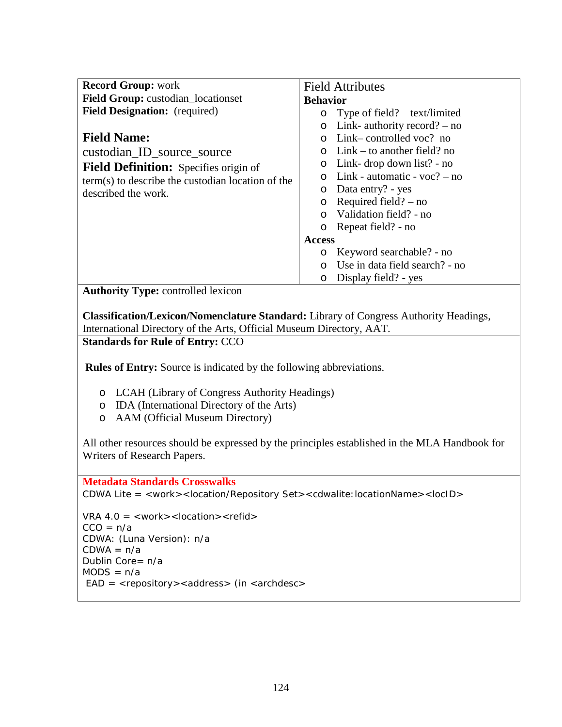**Record Group:** work
**Field Group:** custodian_locationset
**Field Designation:** (required)

**Field Name:**
custodian_ID_source_source

**Field Definition:** Specifies origin of term(s) to describe the custodian location of the described the work.

Field Attributes

**Behavior**

- Type of field? text/limited
- Link- authority record? – no
- Link– controlled voc? no
- Link – to another field? no
- Link- drop down list? - no
- Link - automatic - voc? – no
- Data entry? - yes
- Required field? – no
- Validation field? - no
- Repeat field? - no

**Access**

- Keyword searchable? - no
- Use in data field search? - no
- Display field? - yes

**Authority Type:** controlled lexicon

**Classification/Lexicon/Nomenclature Standard:** Library of Congress Authority Headings, International Directory of the Arts, Official Museum Directory, AAT.

**Standards for Rule of Entry:** CCO

**Rules of Entry:** Source is indicated by the following abbreviations.

- LCAH (Library of Congress Authority Headings)
- IDA (International Directory of the Arts)
- AAM (Official Museum Directory)

All other resources should be expressed by the principles established in the MLA Handbook for Writers of Research Papers.

**Metadata Standards Crosswalks**

CDWA Lite = <work><location/Repository Set><cdwalite:locationName><locID>

VRA 4.0 = <work><location><refid>
CCO = n/a
CDWA: (Luna Version): n/a
CDWA = n/a
Dublin Core= n/a
MODS = n/a
EAD = <repository><address> (in <archdesc>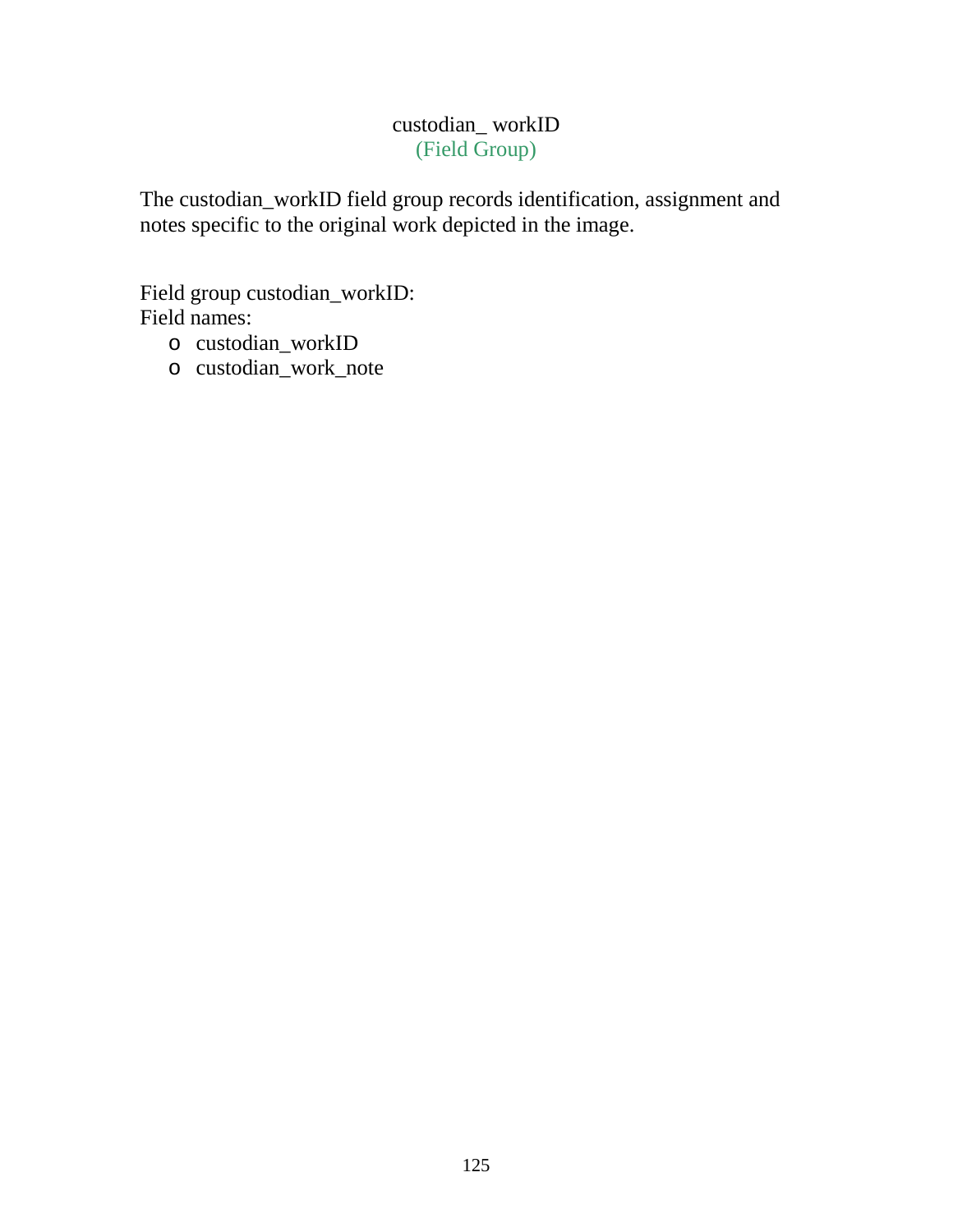# custodian_ workID
(Field Group)

The custodian_workID field group records identification, assignment and notes specific to the original work depicted in the image.

Field group custodian_workID:
Field names:

- custodian_workID
- custodian_work_note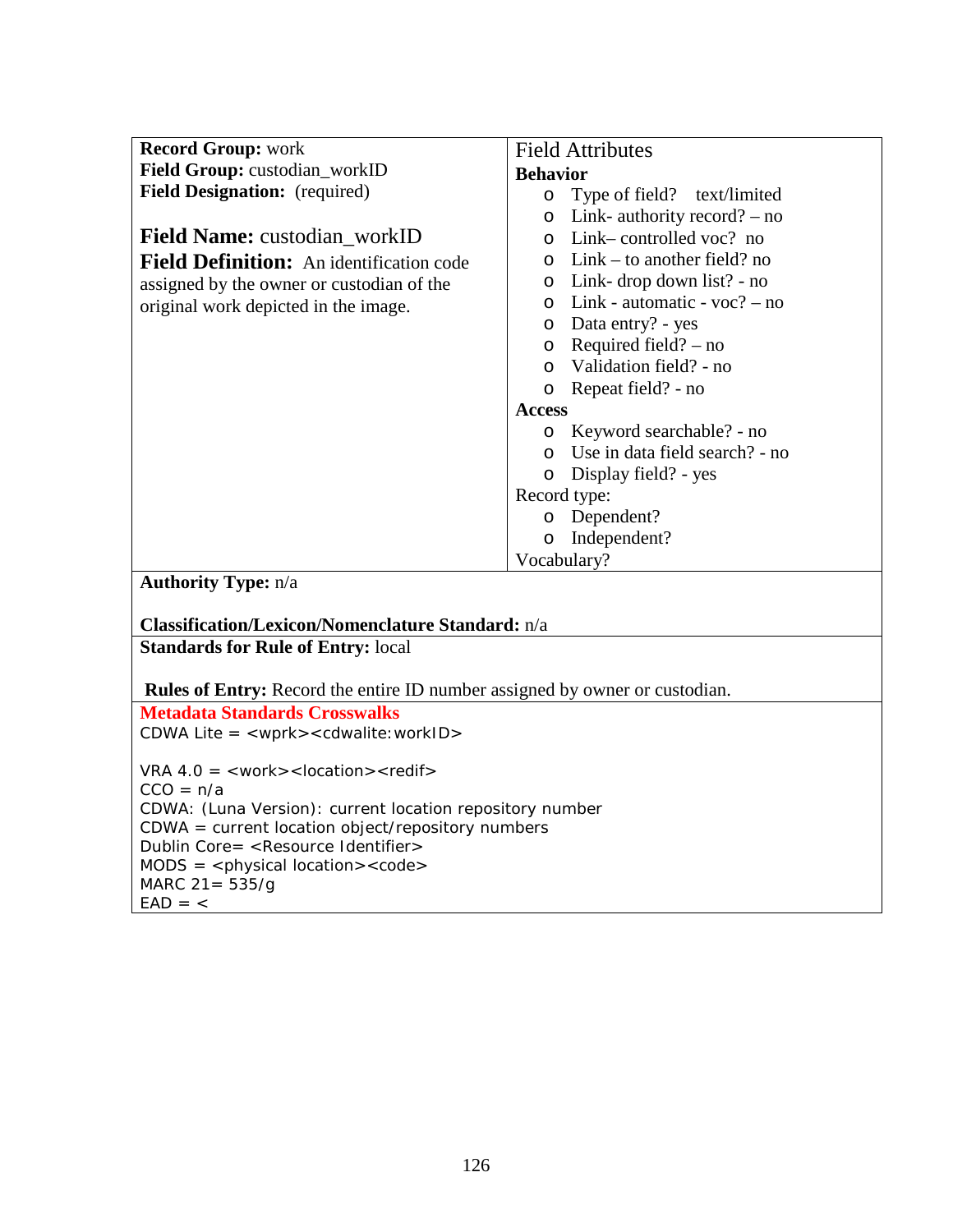**Record Group:** work
**Field Group:** custodian_workID
**Field Designation:** (required)

**Field Name:** custodian_workID
**Field Definition:** An identification code assigned by the owner or custodian of the original work depicted in the image.

Field Attributes

**Behavior**

- Type of field? text/limited
- Link- authority record? – no
- Link– controlled voc? no
- Link – to another field? no
- Link- drop down list? - no
- Link - automatic - voc? – no
- Data entry? - yes
- Required field? – no
- Validation field? - no
- Repeat field? - no

**Access**

- Keyword searchable? - no
- Use in data field search? - no
- Display field? - yes

Record type:

- Dependent?
- Independent?

Vocabulary?

**Authority Type:** n/a

**Classification/Lexicon/Nomenclature Standard:** n/a

**Standards for Rule of Entry:** local

**Rules of Entry:** Record the entire ID number assigned by owner or custodian.

**Metadata Standards Crosswalks**

CDWA Lite = <wprk><cdwalite:workID>

VRA 4.0 = <work><location><redif>
CCO = n/a
CDWA: (Luna Version): current location repository number
CDWA = current location object/repository numbers
Dublin Core= <Resource Identifier>
MODS = <physical location><code>
MARC 21= 535/g
EAD = <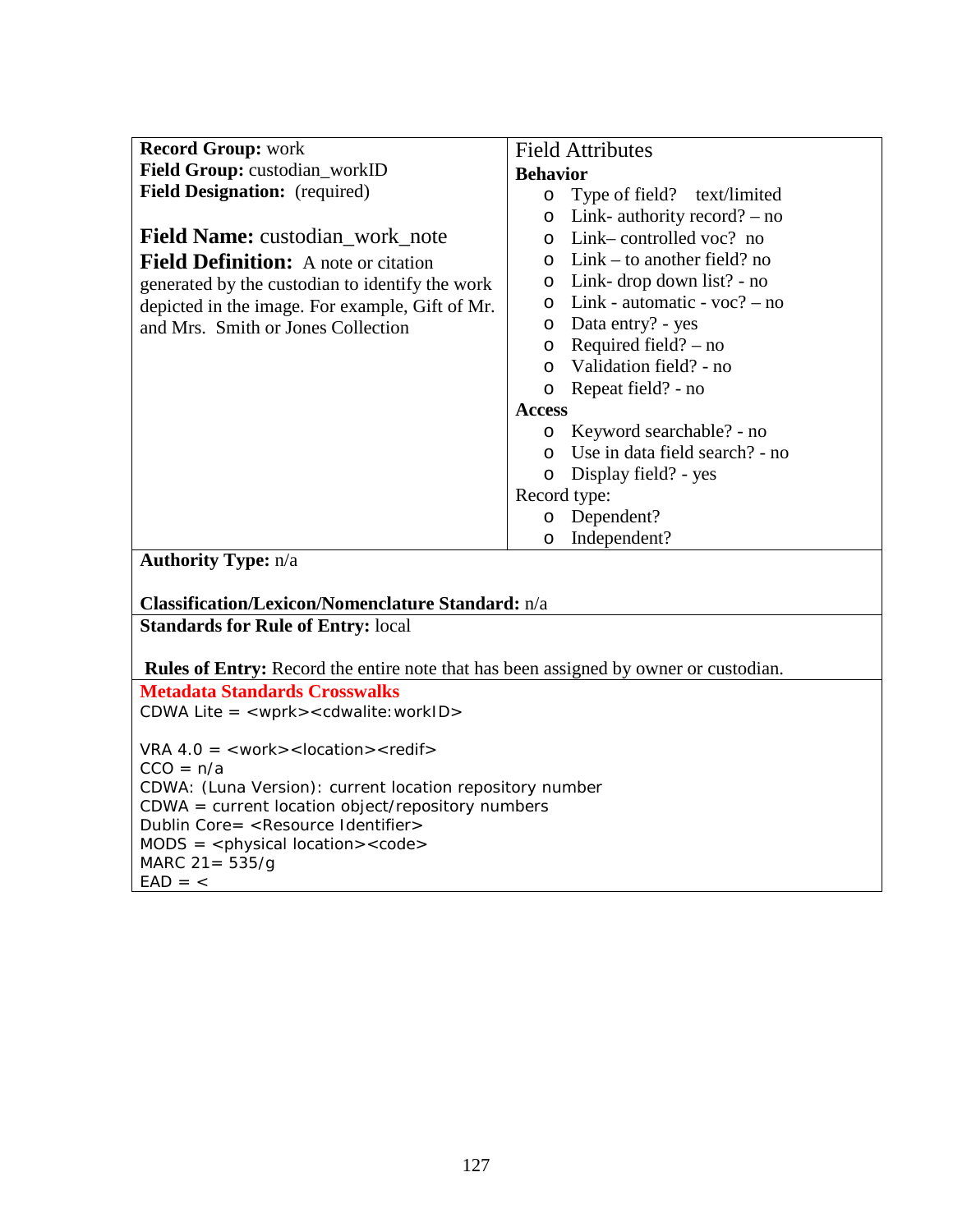**Record Group:** work
**Field Group:** custodian_workID
**Field Designation:** (required)

**Field Name:** custodian_work_note
**Field Definition:** A note or citation generated by the custodian to identify the work depicted in the image. For example, Gift of Mr. and Mrs. Smith or Jones Collection

Field Attributes

**Behavior**

- Type of field? text/limited
- Link- authority record? – no
- Link– controlled voc? no
- Link – to another field? no
- Link- drop down list? - no
- Link - automatic - voc? – no
- Data entry? - yes
- Required field? – no
- Validation field? - no
- Repeat field? - no

**Access**

- Keyword searchable? - no
- Use in data field search? - no
- Display field? - yes

Record type:

- Dependent?
- Independent?

**Authority Type:** n/a

**Classification/Lexicon/Nomenclature Standard:** n/a

**Standards for Rule of Entry:** local

**Rules of Entry:** Record the entire note that has been assigned by owner or custodian.

**Metadata Standards Crosswalks**

CDWA Lite = <wprk><cdwalite:workID>

VRA 4.0 = <work><location><redif>
CCO = n/a
CDWA: (Luna Version): current location repository number
CDWA = current location object/repository numbers
Dublin Core= <Resource Identifier>
MODS = <physical location><code>
MARC 21= 535/g
EAD = <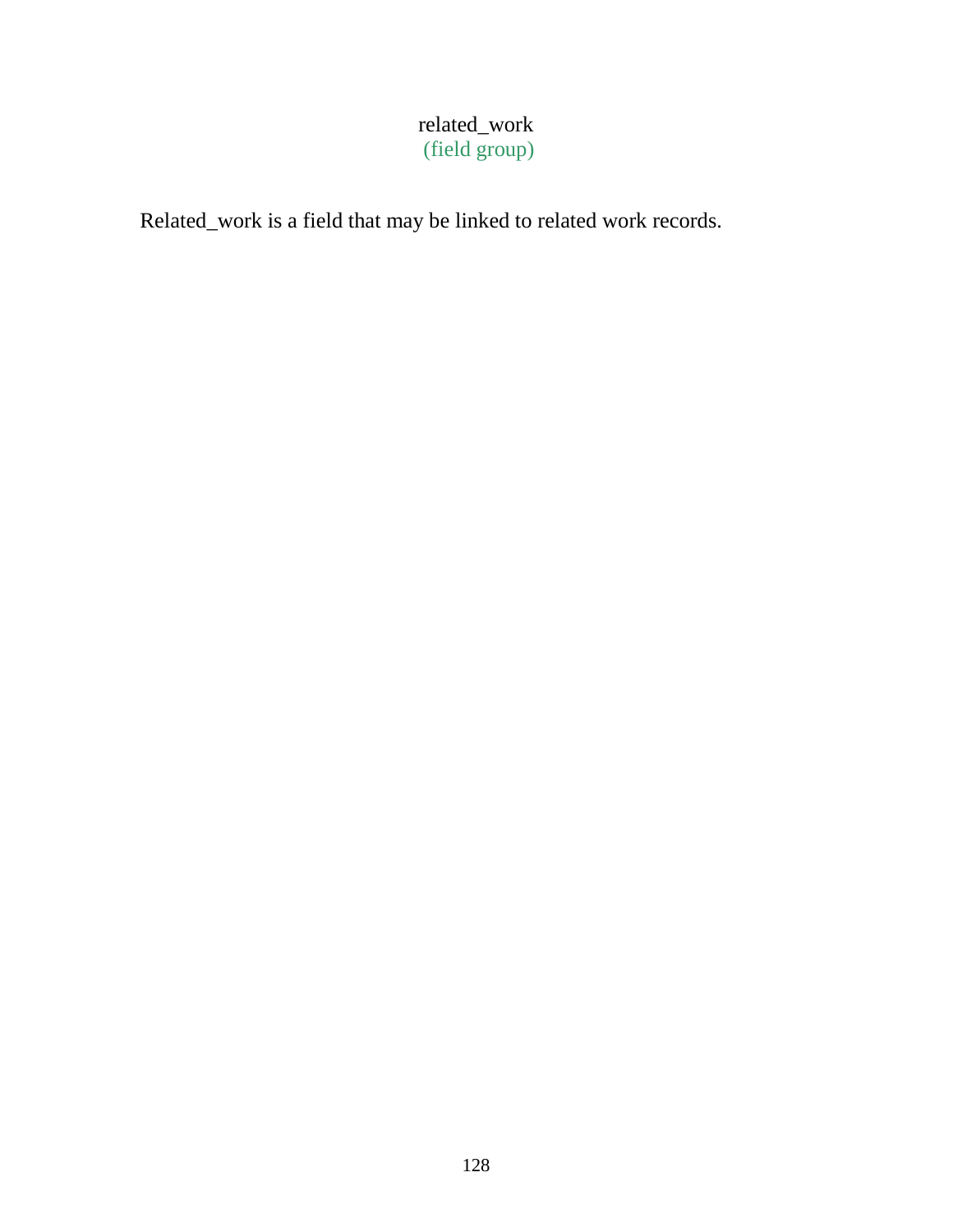# related_work
(field group)

Related_work is a field that may be linked to related work records.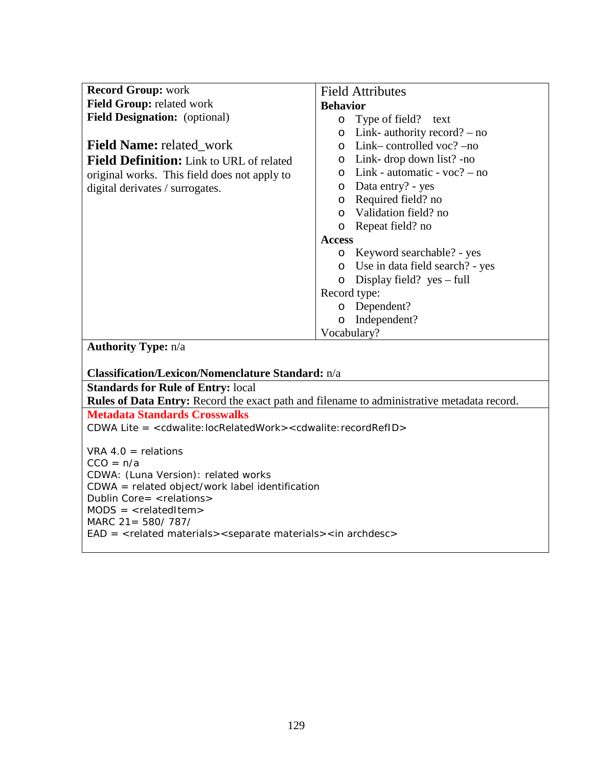**Record Group:** work
**Field Group:** related work
**Field Designation:** (optional)

**Field Name:** related_work
**Field Definition:** Link to URL of related original works. This field does not apply to digital derivates / surrogates.

Field Attributes

**Behavior**

- Type of field? text
- Link- authority record? – no
- Link– controlled voc? –no
- Link- drop down list? -no
- Link - automatic - voc? – no
- Data entry? - yes
- Required field? no
- Validation field? no
- Repeat field? no

**Access**

- Keyword searchable? - yes
- Use in data field search? - yes
- Display field? yes – full

Record type:

- Dependent?
- Independent?

Vocabulary?

**Authority Type:** n/a

**Classification/Lexicon/Nomenclature Standard:** n/a

**Standards for Rule of Entry:** local
**Rules of Data Entry:** Record the exact path and filename to administrative metadata record.

**Metadata Standards Crosswalks**

CDWA Lite = <cdwalite:locRelatedWork><cdwalite:recordRefID>

VRA 4.0 = relations
CCO = n/a
CDWA: (Luna Version): related works
CDWA = related object/work label identification
Dublin Core= <relations>
MODS = <relatedItem>
MARC 21= 580/ 787/
EAD = <related materials><separate materials><in archdesc>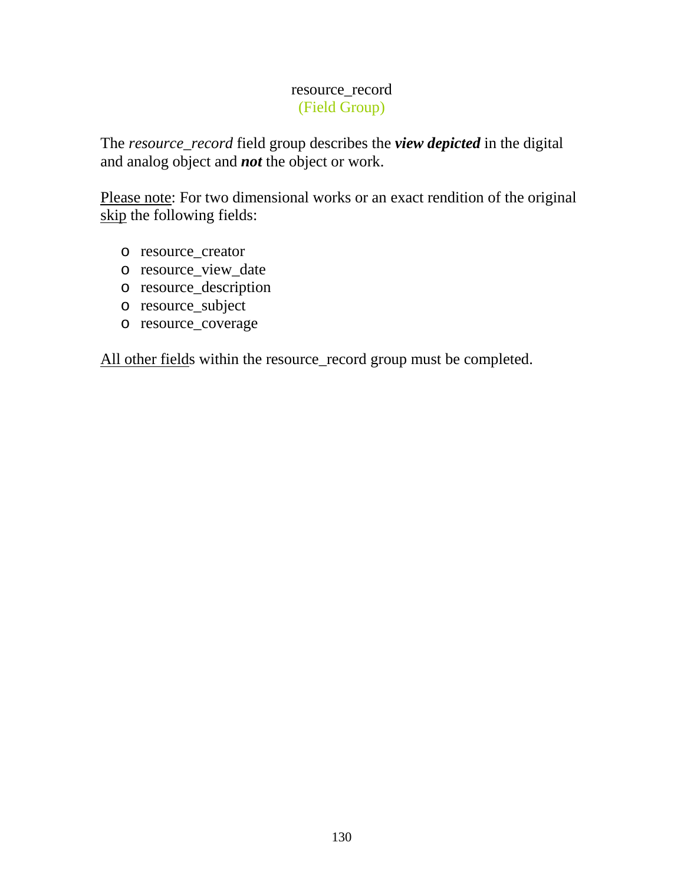# resource_record
(Field Group)

The *resource_record* field group describes the ***view depicted*** in the digital and analog object and ***not*** the object or work.

Please note: For two dimensional works or an exact rendition of the original skip the following fields:

- resource_creator
- resource_view_date
- resource_description
- resource_subject
- resource_coverage

All other fields within the resource_record group must be completed.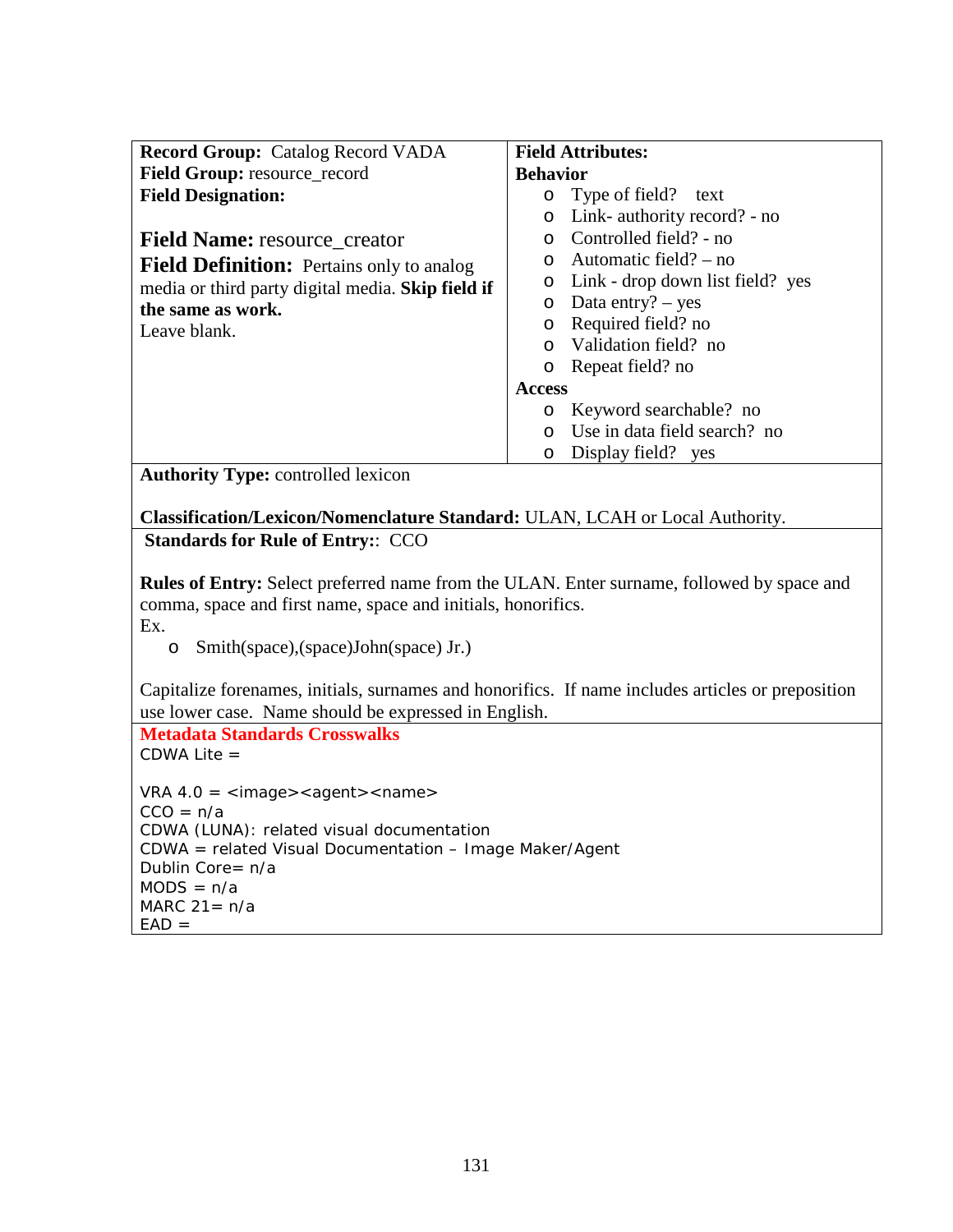**Record Group:** Catalog Record VADA
**Field Group:** resource_record
**Field Designation:**

**Field Name:** resource_creator

**Field Definition:** Pertains only to analog media or third party digital media. **Skip field if the same as work.**
Leave blank.

**Field Attributes:**

**Behavior**

- Type of field? text
- Link- authority record? - no
- Controlled field? - no
- Automatic field? – no
- Link - drop down list field? yes
- Data entry? – yes
- Required field? no
- Validation field? no
- Repeat field? no

**Access**

- Keyword searchable? no
- Use in data field search? no
- Display field? yes

**Authority Type:** controlled lexicon

**Classification/Lexicon/Nomenclature Standard:** ULAN, LCAH or Local Authority.

**Standards for Rule of Entry:**: CCO

**Rules of Entry:** Select preferred name from the ULAN. Enter surname, followed by space and comma, space and first name, space and initials, honorifics.
Ex.

- Smith(space),(space)John(space) Jr.)

Capitalize forenames, initials, surnames and honorifics. If name includes articles or preposition use lower case. Name should be expressed in English.

**Metadata Standards Crosswalks**

CDWA Lite =

VRA 4.0 = <image><agent><name>
CCO = n/a
CDWA (LUNA): related visual documentation
CDWA = related Visual Documentation – Image Maker/Agent
Dublin Core= n/a
MODS = n/a
MARC 21= n/a
EAD =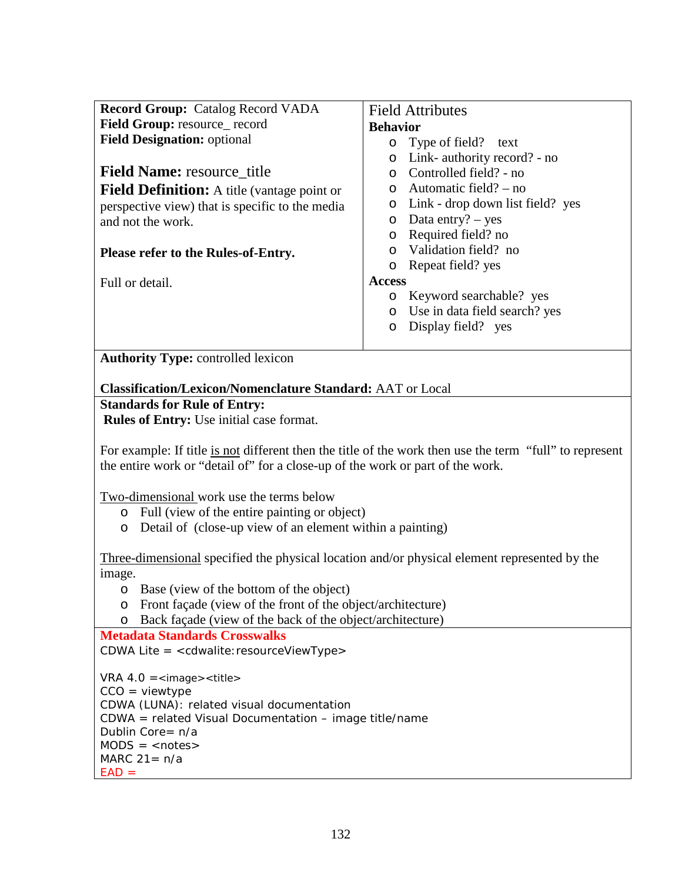**Record Group:** Catalog Record VADA
**Field Group:** resource_ record
**Field Designation:** optional

**Field Name:** resource_title
**Field Definition:** A title (vantage point or perspective view) that is specific to the media and not the work.

**Please refer to the Rules-of-Entry.**

Full or detail.

Field Attributes

**Behavior**

- Type of field? text
- Link- authority record? - no
- Controlled field? - no
- Automatic field? – no
- Link - drop down list field? yes
- Data entry? – yes
- Required field? no
- Validation field? no
- Repeat field? yes

**Access**

- Keyword searchable? yes
- Use in data field search? yes
- Display field? yes

**Authority Type:** controlled lexicon

**Classification/Lexicon/Nomenclature Standard:** AAT or Local

**Standards for Rule of Entry:**
**Rules of Entry:** Use initial case format.

For example: If title is not different then the title of the work then use the term "full" to represent the entire work or "detail of" for a close-up of the work or part of the work.

Two-dimensional work use the terms below

- Full (view of the entire painting or object)
- Detail of (close-up view of an element within a painting)

Three-dimensional specified the physical location and/or physical element represented by the image.

- Base (view of the bottom of the object)
- Front façade (view of the front of the object/architecture)
- Back façade (view of the back of the object/architecture)

**Metadata Standards Crosswalks**

CDWA Lite = <cdwalite:resourceViewType>

VRA 4.0 =<image><title>
CCO = viewtype
CDWA (LUNA): related visual documentation
CDWA = related Visual Documentation – image title/name
Dublin Core= n/a
MODS = <notes>
MARC 21= n/a
EAD =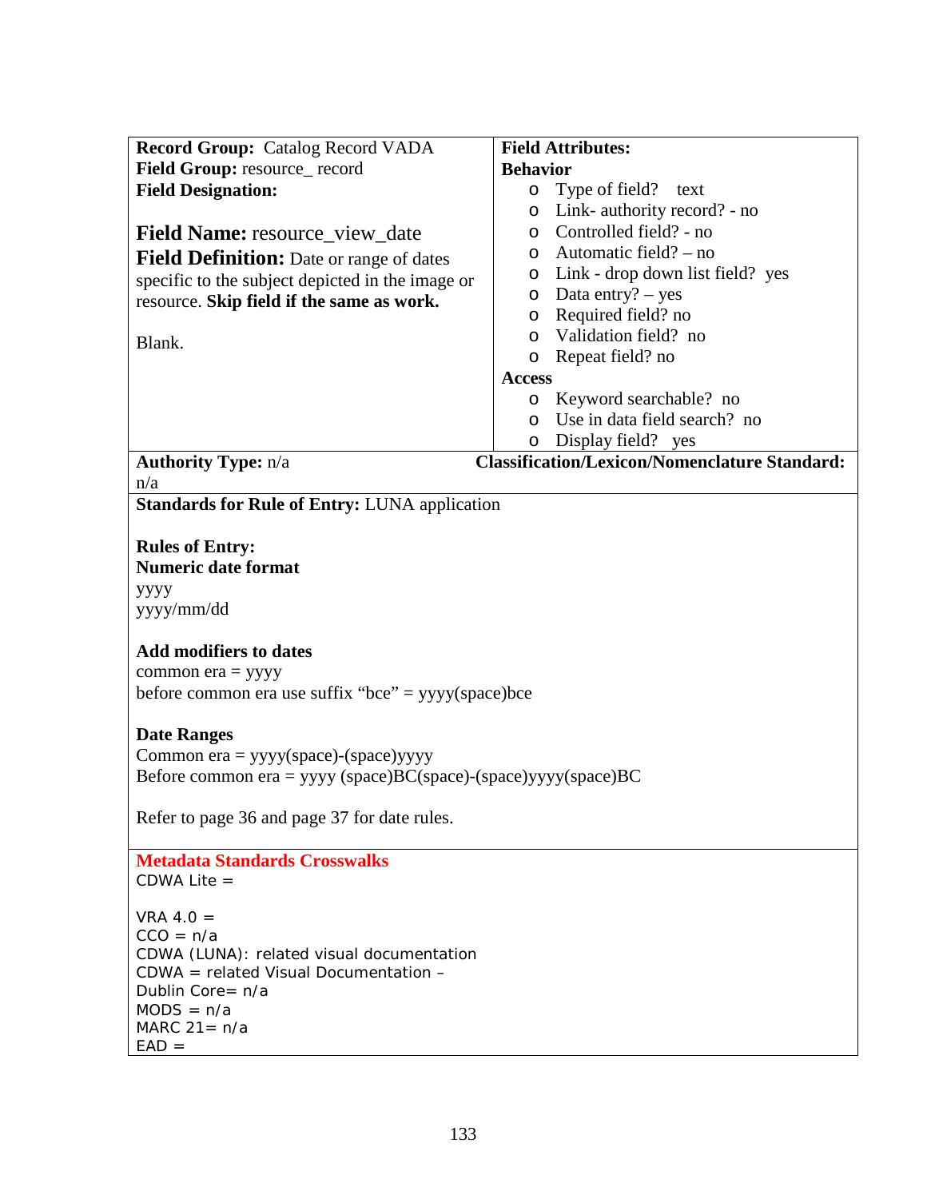**Record Group:** Catalog Record VADA
**Field Group:** resource_ record
**Field Designation:**

**Field Name:** resource_view_date

**Field Definition:** Date or range of dates specific to the subject depicted in the image or resource. **Skip field if the same as work.**

Blank.

**Field Attributes:**

**Behavior**

- Type of field? text
- Link- authority record? - no
- Controlled field? - no
- Automatic field? – no
- Link - drop down list field? yes
- Data entry? – yes
- Required field? no
- Validation field? no
- Repeat field? no

**Access**

- Keyword searchable? no
- Use in data field search? no
- Display field? yes

**Authority Type:** n/a

**Classification/Lexicon/Nomenclature Standard:** n/a

**Standards for Rule of Entry:** LUNA application

**Rules of Entry:**

**Numeric date format**

yyyy
yyyy/mm/dd

**Add modifiers to dates**

common era = yyyy
before common era use suffix "bce" = yyyy(space)bce

**Date Ranges**

Common era = yyyy(space)-(space)yyyy
Before common era = yyyy (space)BC(space)-(space)yyyy(space)BC

Refer to page 36 and page 37 for date rules.

**Metadata Standards Crosswalks**

CDWA Lite =

VRA 4.0 =
CCO = n/a
CDWA (LUNA): related visual documentation
CDWA = related Visual Documentation –
Dublin Core= n/a
MODS = n/a
MARC 21= n/a
EAD =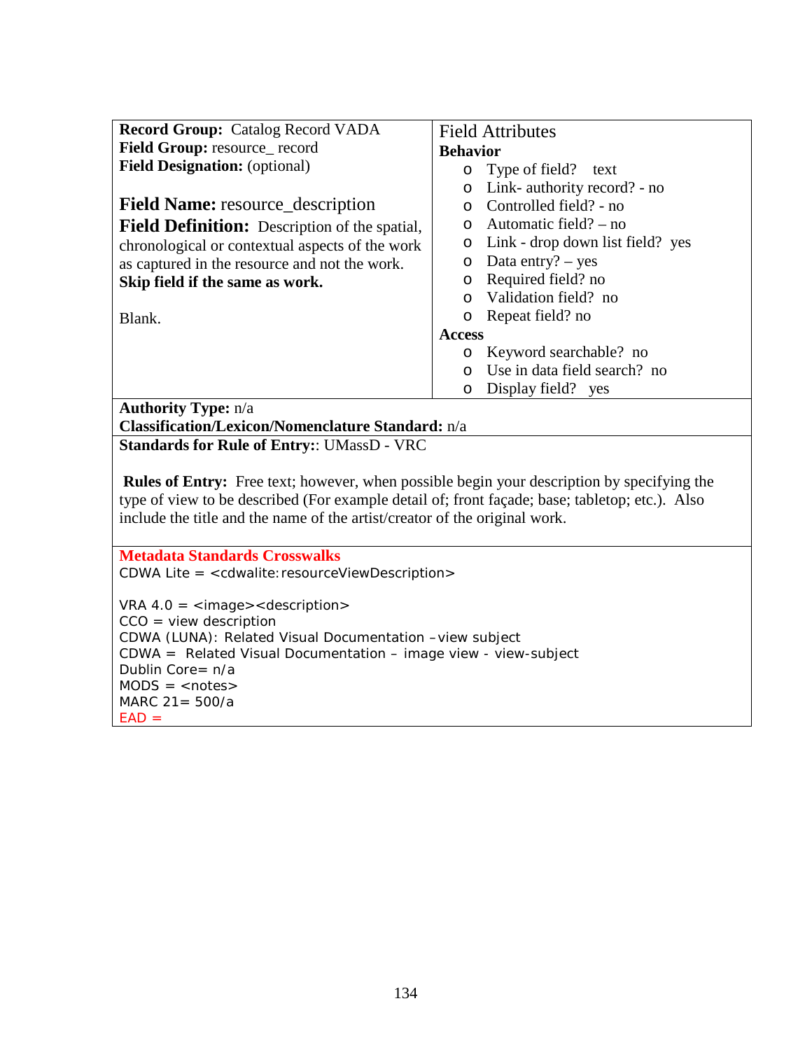**Record Group:** Catalog Record VADA
**Field Group:** resource_ record
**Field Designation:** (optional)

**Field Name:** resource_description

**Field Definition:** Description of the spatial, chronological or contextual aspects of the work as captured in the resource and not the work. **Skip field if the same as work.**

Blank.

Field Attributes

**Behavior**

- Type of field? text
- Link- authority record? - no
- Controlled field? - no
- Automatic field? – no
- Link - drop down list field? yes
- Data entry? – yes
- Required field? no
- Validation field? no
- Repeat field? no

**Access**

- Keyword searchable? no
- Use in data field search? no
- Display field? yes

**Authority Type:** n/a
**Classification/Lexicon/Nomenclature Standard:** n/a

**Standards for Rule of Entry:**: UMassD - VRC

**Rules of Entry:** Free text; however, when possible begin your description by specifying the type of view to be described (For example detail of; front façade; base; tabletop; etc.). Also include the title and the name of the artist/creator of the original work.

**Metadata Standards Crosswalks**

CDWA Lite = <cdwalite:resourceViewDescription>

VRA 4.0 = <image><description>
CCO = view description
CDWA (LUNA): Related Visual Documentation –view subject
CDWA = Related Visual Documentation – image view - view-subject
Dublin Core= n/a
MODS = <notes>
MARC 21= 500/a
EAD =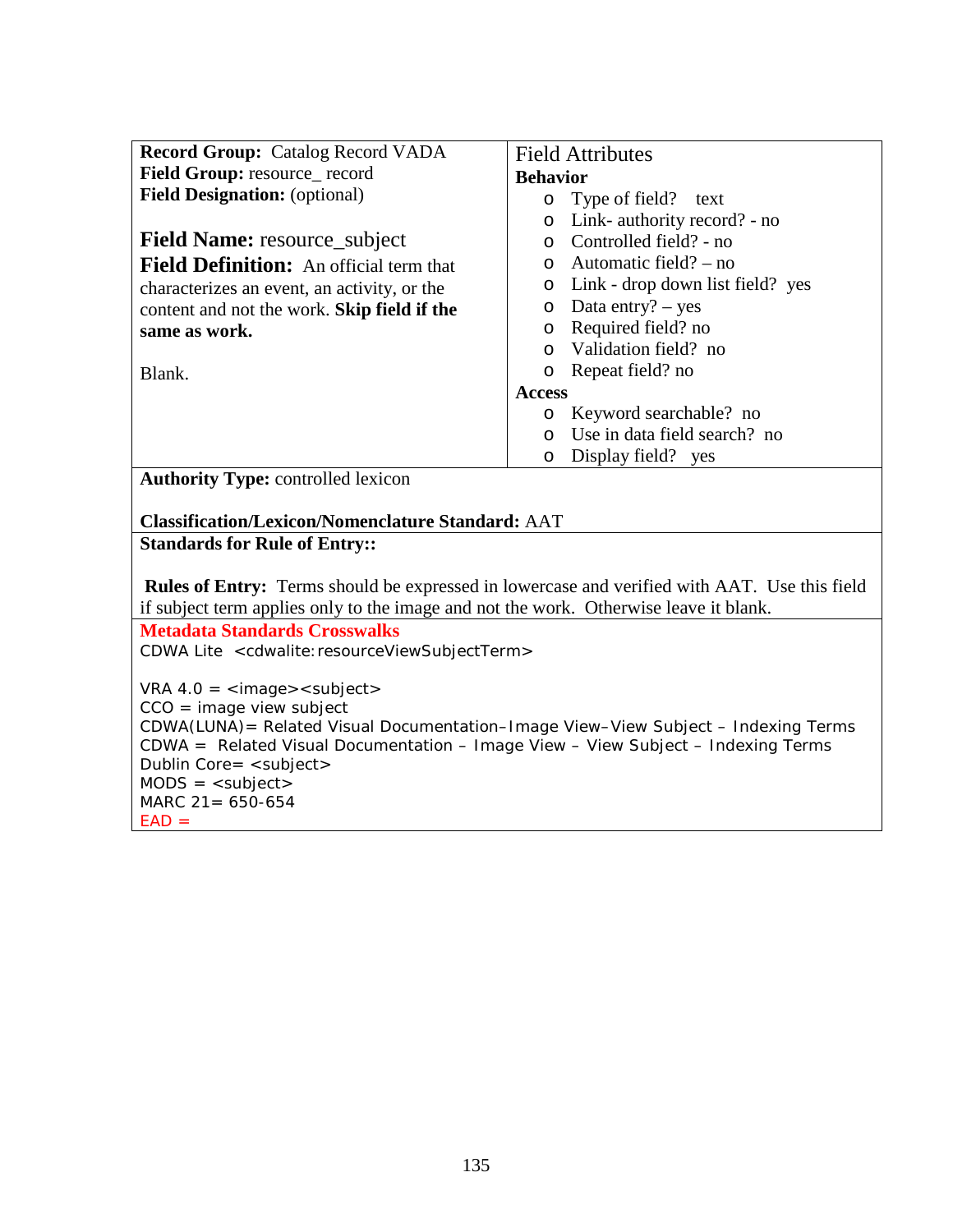**Record Group:** Catalog Record VADA
**Field Group:** resource_ record
**Field Designation:** (optional)

**Field Name:** resource_subject

**Field Definition:** An official term that characterizes an event, an activity, or the content and not the work. **Skip field if the same as work.**

Blank.

Field Attributes

**Behavior**

- Type of field? text
- Link- authority record? - no
- Controlled field? - no
- Automatic field? – no
- Link - drop down list field? yes
- Data entry? – yes
- Required field? no
- Validation field? no
- Repeat field? no

**Access**

- Keyword searchable? no
- Use in data field search? no
- Display field? yes

**Authority Type:** controlled lexicon

**Classification/Lexicon/Nomenclature Standard:** AAT

**Standards for Rule of Entry::**

**Rules of Entry:** Terms should be expressed in lowercase and verified with AAT. Use this field if subject term applies only to the image and not the work. Otherwise leave it blank.

**Metadata Standards Crosswalks**

CDWA Lite <cdwalite:resourceViewSubjectTerm>

VRA 4.0 = <image><subject>
CCO = image view subject
CDWA(LUNA)= Related Visual Documentation–Image View–View Subject – Indexing Terms
CDWA = Related Visual Documentation – Image View – View Subject – Indexing Terms
Dublin Core= <subject>
MODS = <subject>
MARC 21= 650-654
EAD =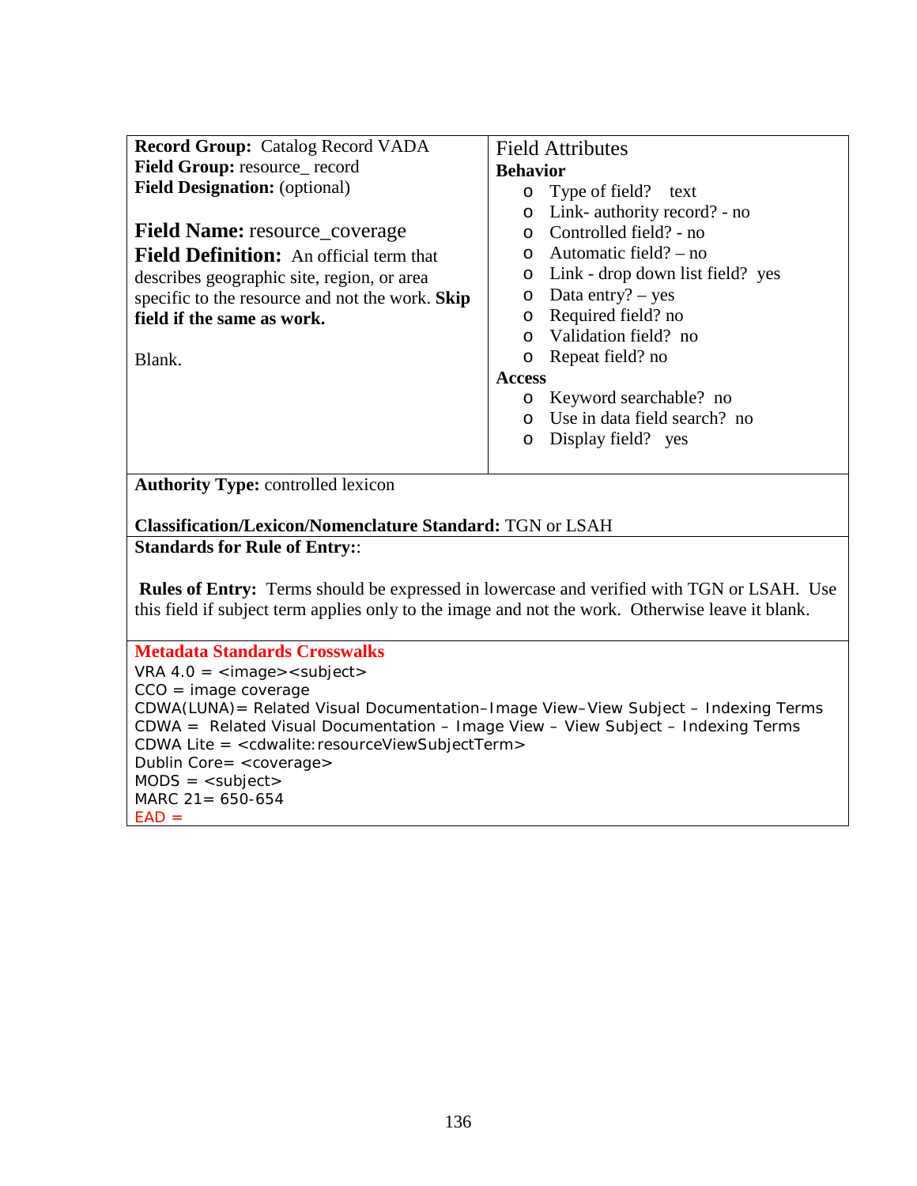**Record Group:** Catalog Record VADA
**Field Group:** resource_ record
**Field Designation:** (optional)

**Field Name:** resource_coverage

**Field Definition:** An official term that describes geographic site, region, or area specific to the resource and not the work. **Skip field if the same as work.**

Blank.

Field Attributes

**Behavior**

- Type of field? text
- Link- authority record? - no
- Controlled field? - no
- Automatic field? – no
- Link - drop down list field? yes
- Data entry? – yes
- Required field? no
- Validation field? no
- Repeat field? no

**Access**

- Keyword searchable? no
- Use in data field search? no
- Display field? yes

**Authority Type:** controlled lexicon

**Classification/Lexicon/Nomenclature Standard:** TGN or LSAH

**Standards for Rule of Entry:**:

**Rules of Entry:** Terms should be expressed in lowercase and verified with TGN or LSAH. Use this field if subject term applies only to the image and not the work. Otherwise leave it blank.

**Metadata Standards Crosswalks**

VRA 4.0 = <image><subject>
CCO = image coverage
CDWA(LUNA)= Related Visual Documentation–Image View–View Subject – Indexing Terms
CDWA = Related Visual Documentation – Image View – View Subject – Indexing Terms
CDWA Lite = <cdwalite:resourceViewSubjectTerm>
Dublin Core= <coverage>
MODS = <subject>
MARC 21= 650-654
EAD =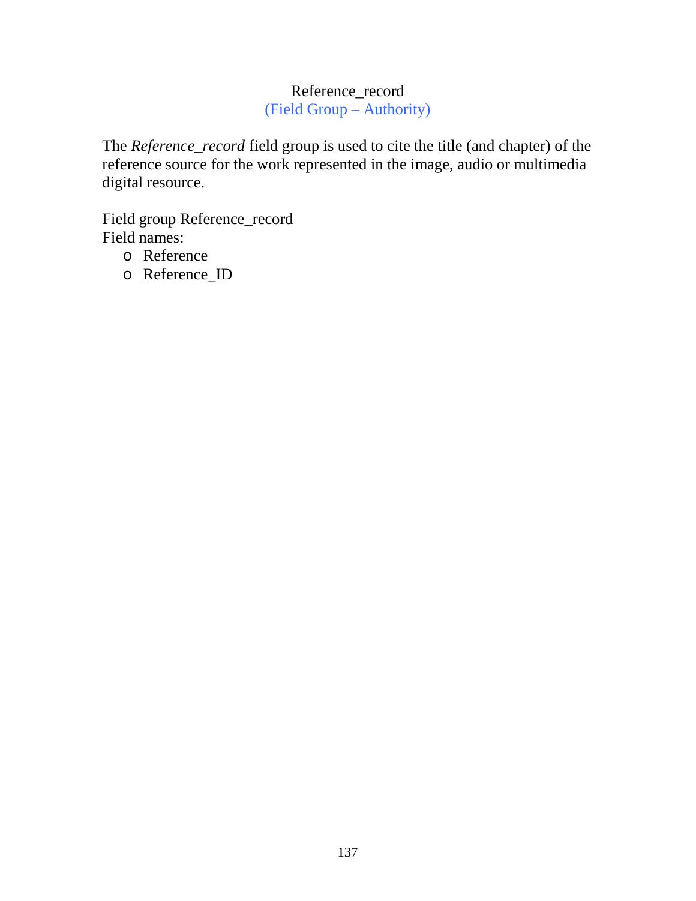# Reference_record

(Field Group – Authority)

The *Reference_record* field group is used to cite the title (and chapter) of the reference source for the work represented in the image, audio or multimedia digital resource.

Field group Reference_record
Field names:

- Reference
- Reference_ID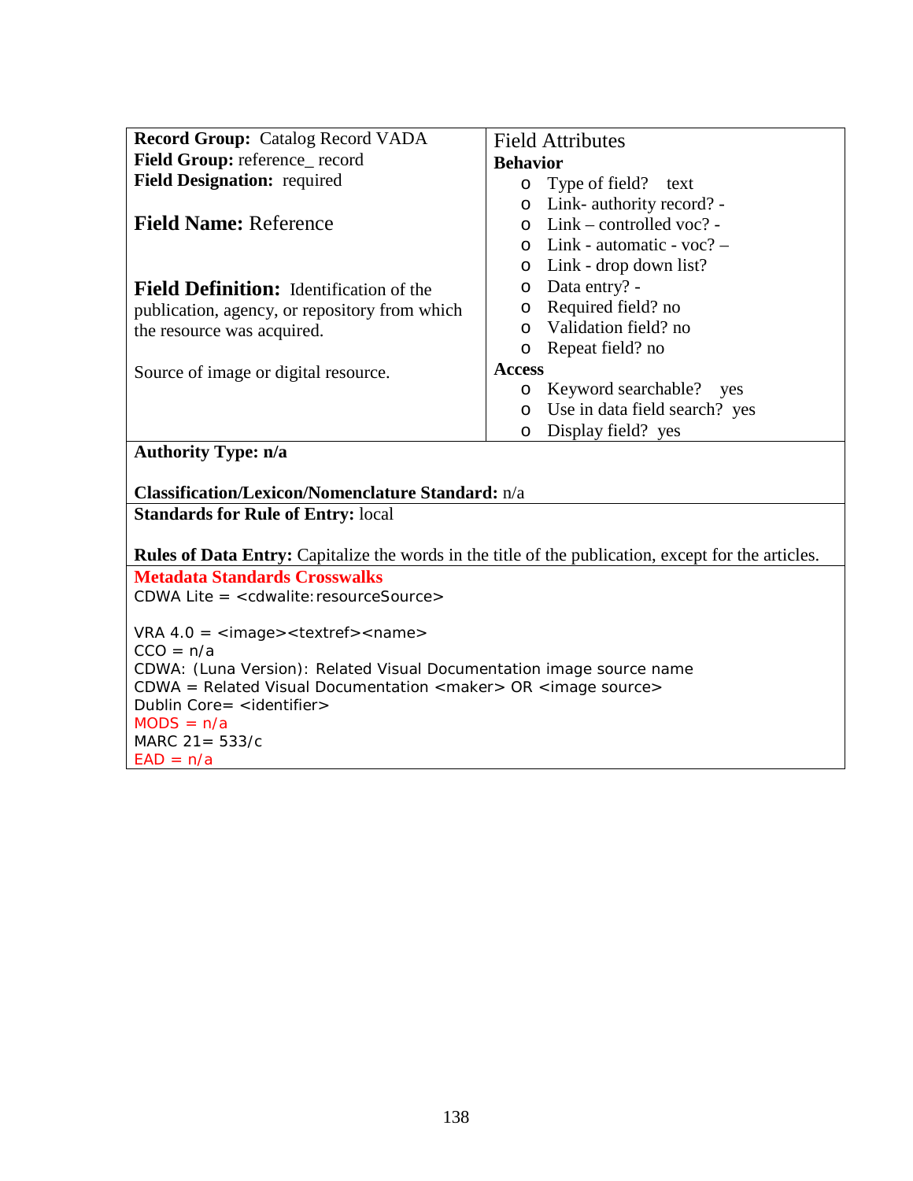**Record Group:** Catalog Record VADA
**Field Group:** reference_ record
**Field Designation:** required

## Field Name: Reference

**Field Definition:** Identification of the publication, agency, or repository from which the resource was acquired.

Source of image or digital resource.

Field Attributes

**Behavior**

- Type of field? text
- Link- authority record? -
- Link – controlled voc? -
- Link - automatic - voc? –
- Link - drop down list?
- Data entry? -
- Required field? no
- Validation field? no
- Repeat field? no

**Access**

- Keyword searchable? yes
- Use in data field search? yes
- Display field? yes

**Authority Type: n/a**

**Classification/Lexicon/Nomenclature Standard:** n/a

**Standards for Rule of Entry:** local

**Rules of Data Entry:** Capitalize the words in the title of the publication, except for the articles.

**Metadata Standards Crosswalks**

CDWA Lite = <cdwalite:resourceSource>

VRA 4.0 = <image><textref><name>
CCO = n/a
CDWA: (Luna Version): Related Visual Documentation image source name
CDWA = Related Visual Documentation <maker> OR <image source>
Dublin Core= <identifier>
MODS = n/a
MARC 21= 533/c
EAD = n/a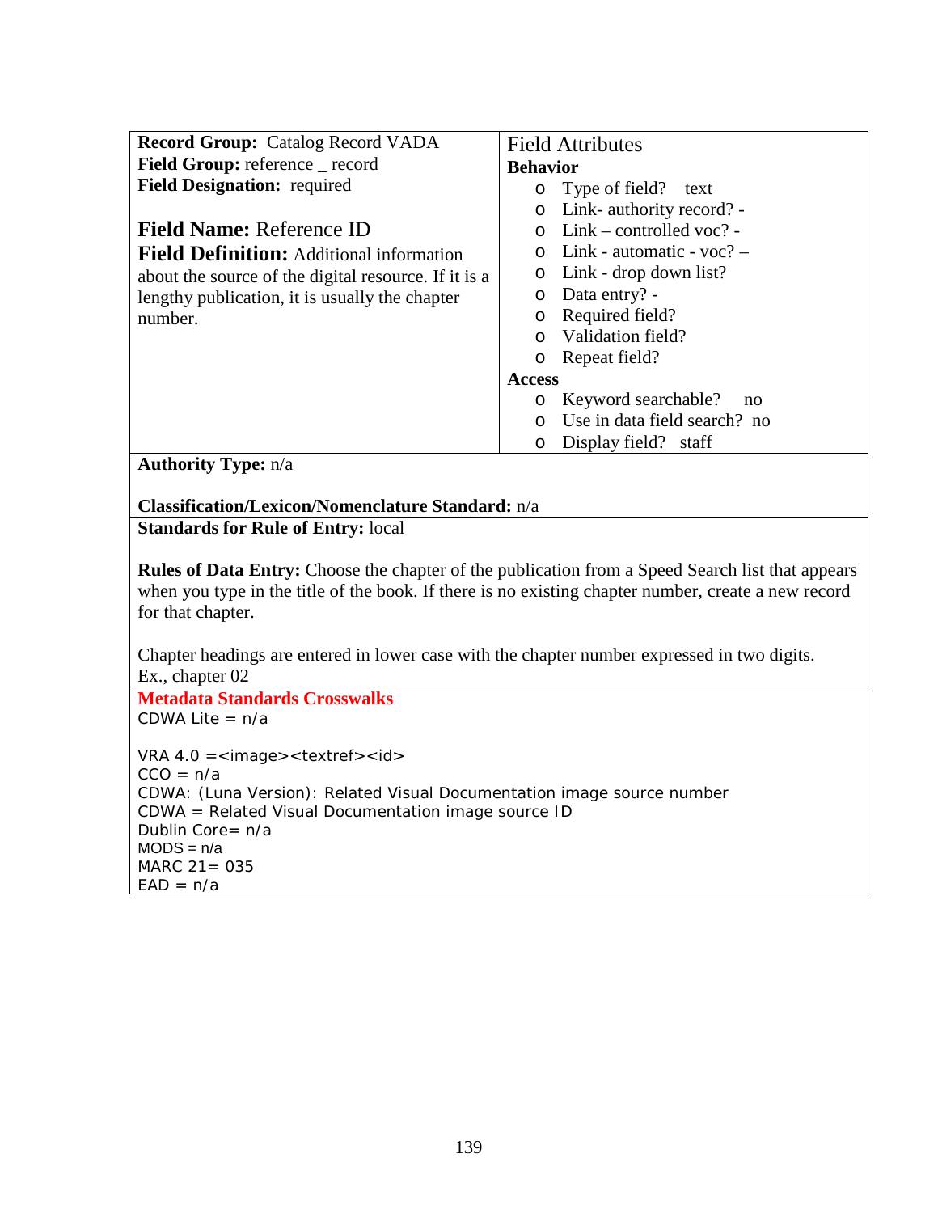**Record Group:** Catalog Record VADA
**Field Group:** reference _ record
**Field Designation:** required

**Field Name:** Reference ID
**Field Definition:** Additional information about the source of the digital resource. If it is a lengthy publication, it is usually the chapter number.

Field Attributes

**Behavior**

- Type of field? text
- Link- authority record? -
- Link – controlled voc? -
- Link - automatic - voc? –
- Link - drop down list?
- Data entry? -
- Required field?
- Validation field?
- Repeat field?

**Access**

- Keyword searchable? no
- Use in data field search? no
- Display field? staff

**Authority Type:** n/a

**Classification/Lexicon/Nomenclature Standard:** n/a

**Standards for Rule of Entry:** local

**Rules of Data Entry:** Choose the chapter of the publication from a Speed Search list that appears when you type in the title of the book. If there is no existing chapter number, create a new record for that chapter.

Chapter headings are entered in lower case with the chapter number expressed in two digits. Ex., chapter 02

**Metadata Standards Crosswalks**

CDWA Lite = n/a

VRA 4.0 =<image><textref><id>
CCO = n/a
CDWA: (Luna Version): Related Visual Documentation image source number
CDWA = Related Visual Documentation image source ID
Dublin Core= n/a
MODS = n/a
MARC 21= 035
EAD = n/a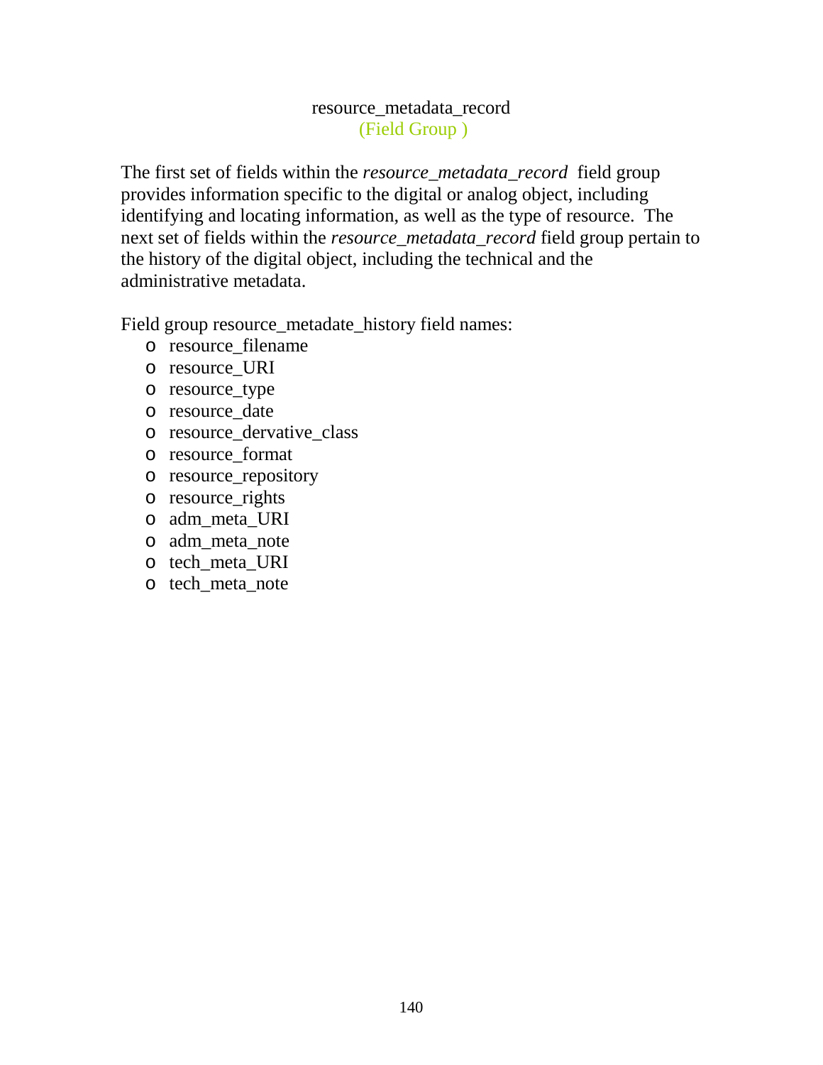## resource_metadata_record

(Field Group )

The first set of fields within the *resource_metadata_record* field group provides information specific to the digital or analog object, including identifying and locating information, as well as the type of resource. The next set of fields within the *resource_metadata_record* field group pertain to the history of the digital object, including the technical and the administrative metadata.

Field group resource_metadate_history field names:

- resource_filename
- resource_URI
- resource_type
- resource_date
- resource_dervative_class
- resource_format
- resource_repository
- resource_rights
- adm_meta_URI
- adm_meta_note
- tech_meta_URI
- tech_meta_note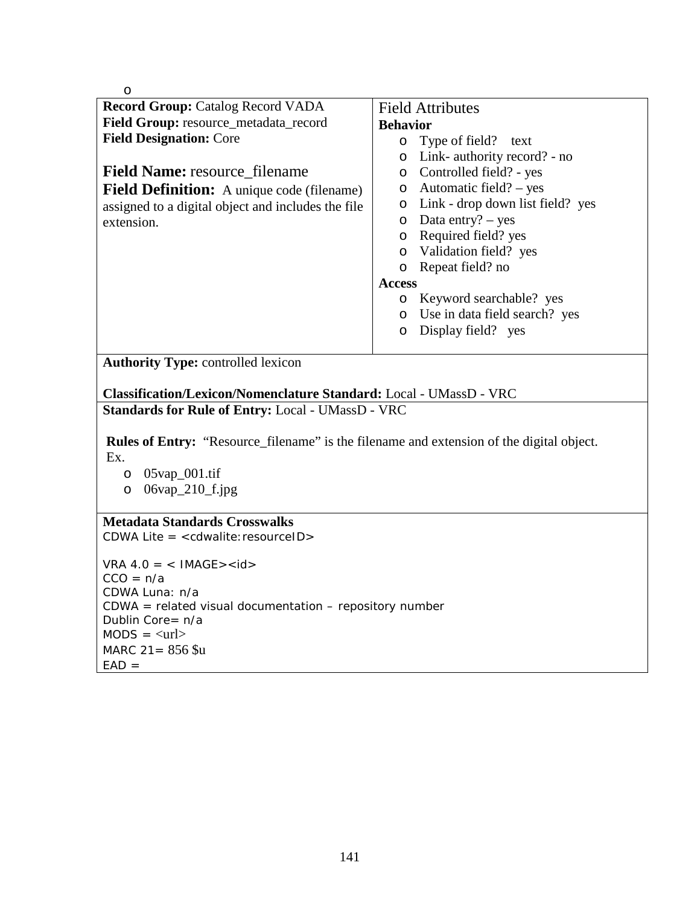o

**Record Group:** Catalog Record VADA
**Field Group:** resource_metadata_record
**Field Designation:** Core

**Field Name:** resource_filename
**Field Definition:** A unique code (filename) assigned to a digital object and includes the file extension.

Field Attributes

**Behavior**

- Type of field? text
- Link- authority record? - no
- Controlled field? - yes
- Automatic field? – yes
- Link - drop down list field? yes
- Data entry? – yes
- Required field? yes
- Validation field? yes
- Repeat field? no

**Access**

- Keyword searchable? yes
- Use in data field search? yes
- Display field? yes

**Authority Type:** controlled lexicon

**Classification/Lexicon/Nomenclature Standard:** Local - UMassD - VRC

**Standards for Rule of Entry:** Local - UMassD - VRC

**Rules of Entry:** "Resource_filename" is the filename and extension of the digital object.
Ex.

- 05vap_001.tif
- 06vap_210_f.jpg

**Metadata Standards Crosswalks**
CDWA Lite = <cdwalite:resourceID>

VRA 4.0 = < IMAGE><id>
CCO = n/a
CDWA Luna: n/a
CDWA = related visual documentation – repository number
Dublin Core= n/a
MODS = <url>
MARC 21= 856 $u
EAD =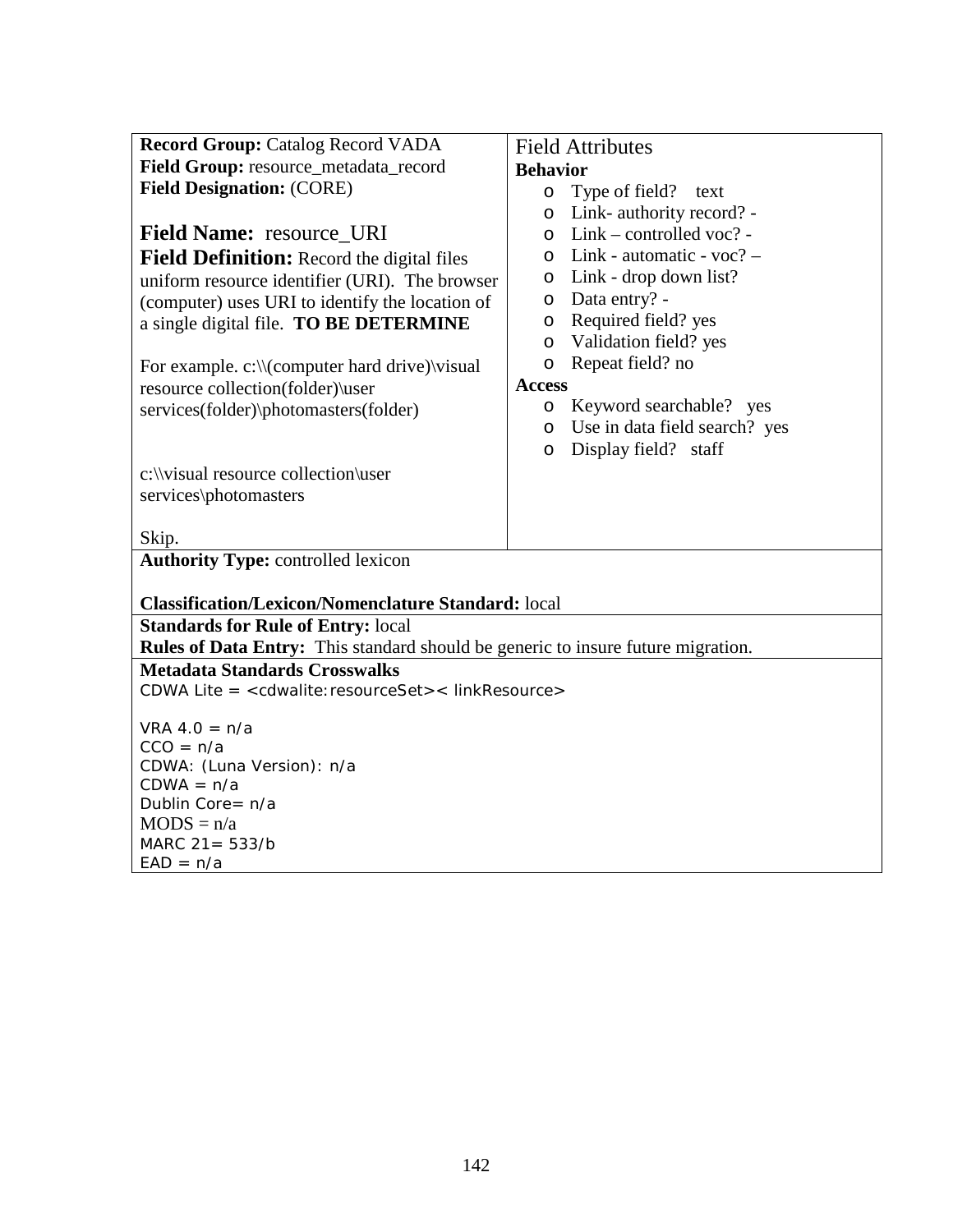**Record Group:** Catalog Record VADA
**Field Group:** resource_metadata_record
**Field Designation:** (CORE)

**Field Name:** resource_URI
**Field Definition:** Record the digital files uniform resource identifier (URI). The browser (computer) uses URI to identify the location of a single digital file. **TO BE DETERMINE**

For example. c:\\(computer hard drive)\visual resource collection(folder)\user services(folder)\photomasters(folder)

c:\\visual resource collection\user services\photomasters

Skip.

Field Attributes

**Behavior**

- Type of field? text
- Link- authority record? -
- Link – controlled voc? -
- Link - automatic - voc? –
- Link - drop down list?
- Data entry? -
- Required field? yes
- Validation field? yes
- Repeat field? no

**Access**

- Keyword searchable? yes
- Use in data field search? yes
- Display field? staff

**Authority Type:** controlled lexicon

**Classification/Lexicon/Nomenclature Standard:** local

**Standards for Rule of Entry:** local
**Rules of Data Entry:** This standard should be generic to insure future migration.

**Metadata Standards Crosswalks**
CDWA Lite = <cdwalite:resourceSet>< linkResource>

VRA 4.0 = n/a
CCO = n/a
CDWA: (Luna Version): n/a
CDWA = n/a
Dublin Core= n/a
MODS = n/a
MARC 21= 533/b
EAD = n/a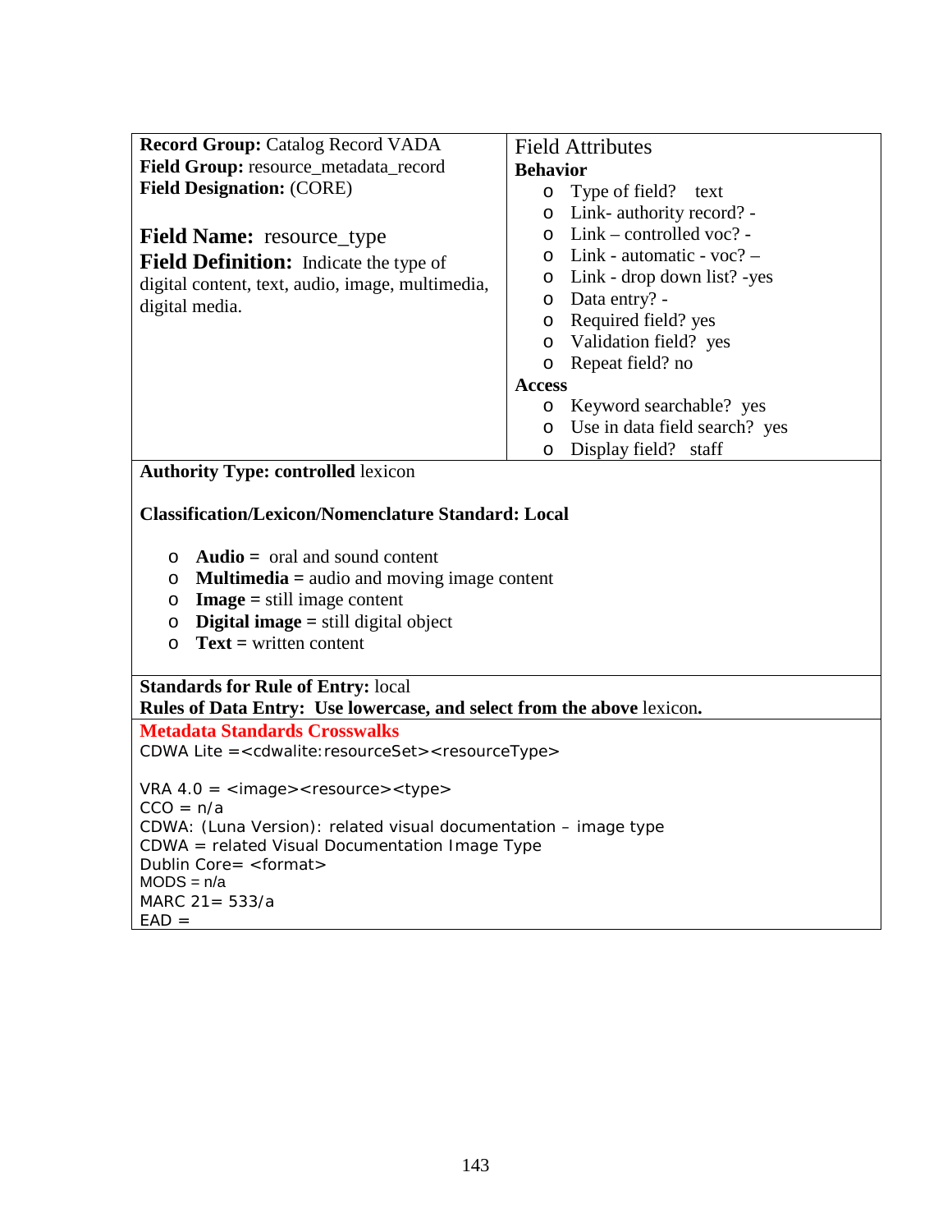**Record Group:** Catalog Record VADA
**Field Group:** resource_metadata_record
**Field Designation:** (CORE)

**Field Name:** resource_type
**Field Definition:** Indicate the type of digital content, text, audio, image, multimedia, digital media.

Field Attributes

**Behavior**

- Type of field? text
- Link- authority record? -
- Link – controlled voc? -
- Link - automatic - voc? –
- Link - drop down list? -yes
- Data entry? -
- Required field? yes
- Validation field? yes
- Repeat field? no

**Access**

- Keyword searchable? yes
- Use in data field search? yes
- Display field? staff

**Authority Type: controlled** lexicon

**Classification/Lexicon/Nomenclature Standard: Local**

- **Audio =** oral and sound content
- **Multimedia** = audio and moving image content
- **Image** = still image content
- **Digital image** = still digital object
- **Text =** written content

**Standards for Rule of Entry:** local
**Rules of Data Entry: Use lowercase, and select from the above** lexicon**.**

**Metadata Standards Crosswalks**

CDWA Lite =<cdwalite:resourceSet><resourceType>

VRA 4.0 = <image><resource><type>
CCO = n/a
CDWA: (Luna Version): related visual documentation – image type
CDWA = related Visual Documentation Image Type
Dublin Core= <format>
MODS = n/a
MARC 21= 533/a
EAD =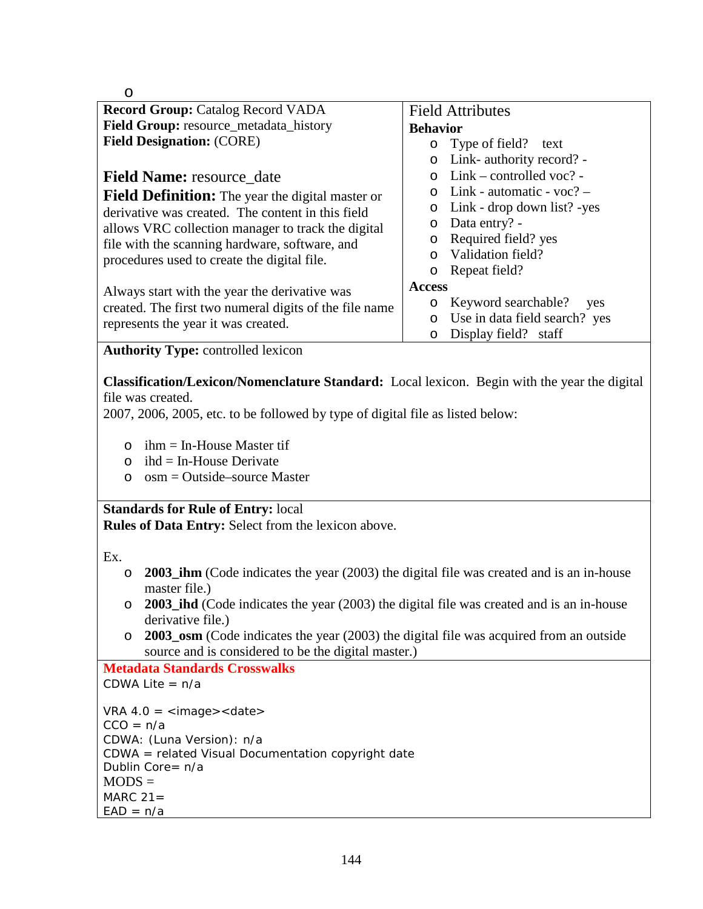o

**Record Group:** Catalog Record VADA
**Field Group:** resource_metadata_history
**Field Designation:** (CORE)

**Field Name:** resource_date

**Field Definition:** The year the digital master or derivative was created. The content in this field allows VRC collection manager to track the digital file with the scanning hardware, software, and procedures used to create the digital file.

Always start with the year the derivative was created. The first two numeral digits of the file name represents the year it was created.

Field Attributes

**Behavior**

- Type of field? text
- Link- authority record? -
- Link – controlled voc? -
- Link - automatic - voc? –
- Link - drop down list? -yes
- Data entry? -
- Required field? yes
- Validation field?
- Repeat field?

**Access**

- Keyword searchable? yes
- Use in data field search? yes
- Display field? staff

**Authority Type:** controlled lexicon

**Classification/Lexicon/Nomenclature Standard:** Local lexicon. Begin with the year the digital file was created.
2007, 2006, 2005, etc. to be followed by type of digital file as listed below:

- ihm = In-House Master tif
- ihd = In-House Derivate
- osm = Outside–source Master

**Standards for Rule of Entry:** local
**Rules of Data Entry:** Select from the lexicon above.

Ex.

- **2003_ihm** (Code indicates the year (2003) the digital file was created and is an in-house master file.)
- **2003_ihd** (Code indicates the year (2003) the digital file was created and is an in-house derivative file.)
- **2003_osm** (Code indicates the year (2003) the digital file was acquired from an outside source and is considered to be the digital master.)

**Metadata Standards Crosswalks**
CDWA Lite = n/a

VRA 4.0 = <image><date>
CCO = n/a
CDWA: (Luna Version): n/a
CDWA = related Visual Documentation copyright date
Dublin Core= n/a
MODS =
MARC 21=
EAD = n/a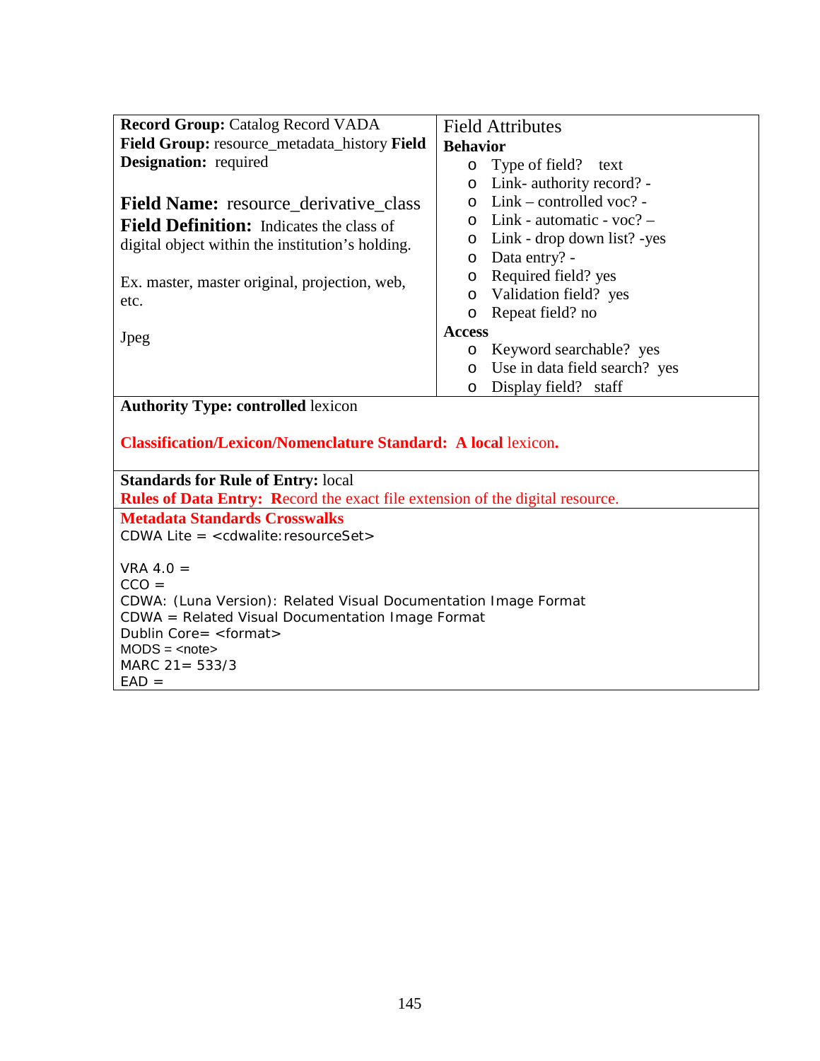**Record Group:** Catalog Record VADA
**Field Group:** resource_metadata_history **Field Designation:** required

**Field Name:** resource_derivative_class
**Field Definition:** Indicates the class of digital object within the institution's holding.

Ex. master, master original, projection, web, etc.

Jpeg

Field Attributes

**Behavior**

- Type of field? text
- Link- authority record? -
- Link – controlled voc? -
- Link - automatic - voc? –
- Link - drop down list? -yes
- Data entry? -
- Required field? yes
- Validation field? yes
- Repeat field? no

**Access**

- Keyword searchable? yes
- Use in data field search? yes
- Display field? staff

**Authority Type: controlled** lexicon

**Classification/Lexicon/Nomenclature Standard: A local** lexicon**.**

**Standards for Rule of Entry:** local
**Rules of Data Entry: R**ecord the exact file extension of the digital resource.

**Metadata Standards Crosswalks**

CDWA Lite = <cdwalite:resourceSet>

VRA 4.0 =
CCO =
CDWA: (Luna Version): Related Visual Documentation Image Format
CDWA = Related Visual Documentation Image Format
Dublin Core= <format>
MODS = <note>
MARC 21= 533/3
EAD =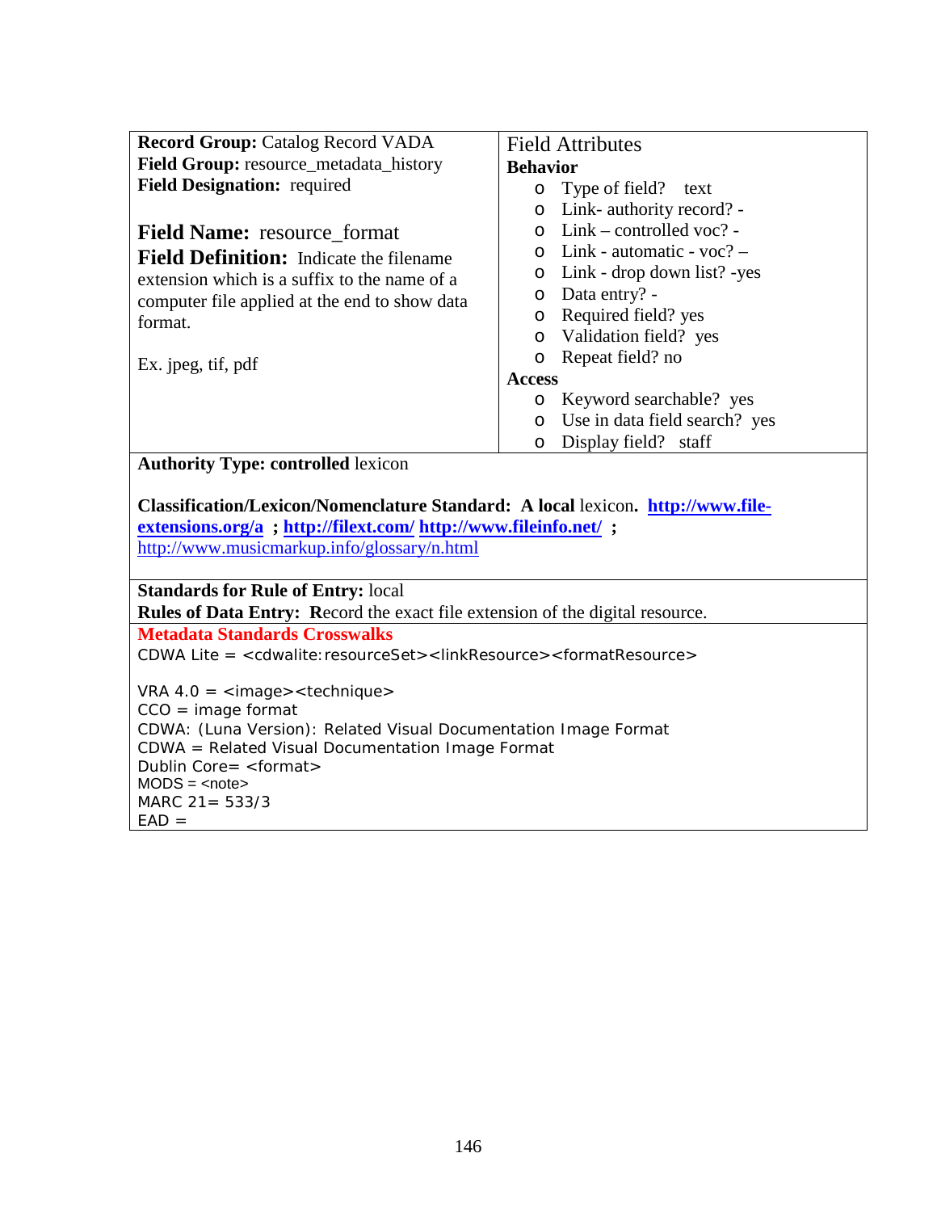**Record Group:** Catalog Record VADA
**Field Group:** resource_metadata_history
**Field Designation:** required

**Field Name:** resource_format
**Field Definition:** Indicate the filename extension which is a suffix to the name of a computer file applied at the end to show data format.

Ex. jpeg, tif, pdf

Field Attributes

**Behavior**

- Type of field? text
- Link- authority record? -
- Link – controlled voc? -
- Link - automatic - voc? –
- Link - drop down list? -yes
- Data entry? -
- Required field? yes
- Validation field? yes
- Repeat field? no

**Access**

- Keyword searchable? yes
- Use in data field search? yes
- Display field? staff

**Authority Type: controlled** lexicon

**Classification/Lexicon/Nomenclature Standard: A local** lexicon**. http://www.file-extensions.org/a ; http://filext.com/ http://www.fileinfo.net/ ;**
http://www.musicmarkup.info/glossary/n.html

**Standards for Rule of Entry:** local
**Rules of Data Entry: R**ecord the exact file extension of the digital resource.

**Metadata Standards Crosswalks**

CDWA Lite = <cdwalite:resourceSet><linkResource><formatResource>

VRA 4.0 = <image><technique>
CCO = image format
CDWA: (Luna Version): Related Visual Documentation Image Format
CDWA = Related Visual Documentation Image Format
Dublin Core= <format>
MODS = <note>
MARC 21= 533/3
EAD =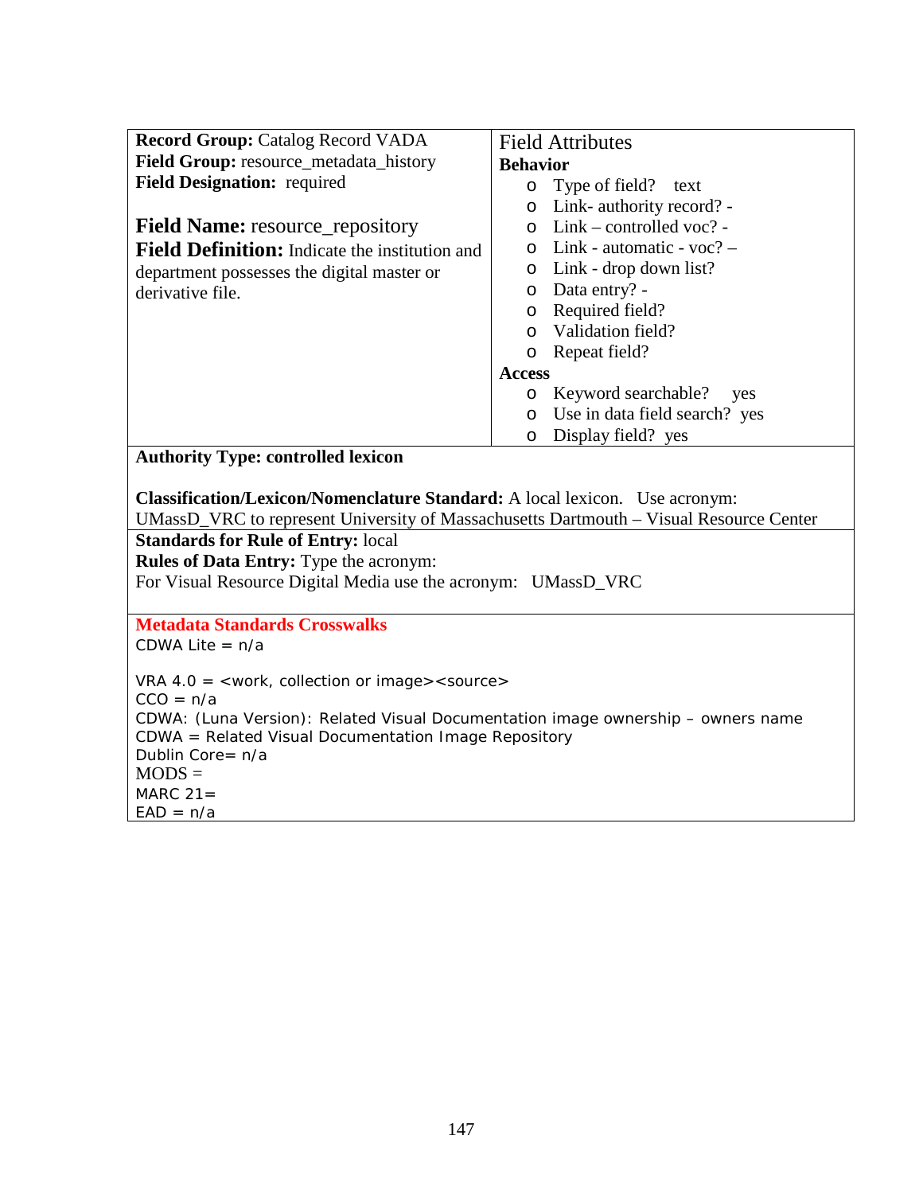**Record Group:** Catalog Record VADA
**Field Group:** resource_metadata_history
**Field Designation:** required

**Field Name:** resource_repository
**Field Definition:** Indicate the institution and department possesses the digital master or derivative file.

Field Attributes

**Behavior**

- Type of field? text
- Link- authority record? -
- Link – controlled voc? -
- Link - automatic - voc? –
- Link - drop down list?
- Data entry? -
- Required field?
- Validation field?
- Repeat field?

**Access**

- Keyword searchable? yes
- Use in data field search? yes
- Display field? yes

**Authority Type: controlled lexicon**

**Classification/Lexicon/Nomenclature Standard:** A local lexicon. Use acronym: UMassD_VRC to represent University of Massachusetts Dartmouth – Visual Resource Center

**Standards for Rule of Entry:** local
**Rules of Data Entry:** Type the acronym:
For Visual Resource Digital Media use the acronym: UMassD_VRC

**Metadata Standards Crosswalks**

CDWA Lite = n/a

VRA 4.0 = <work, collection or image><source>
CCO = n/a
CDWA: (Luna Version): Related Visual Documentation image ownership – owners name
CDWA = Related Visual Documentation Image Repository
Dublin Core= n/a
MODS =
MARC 21=
EAD = n/a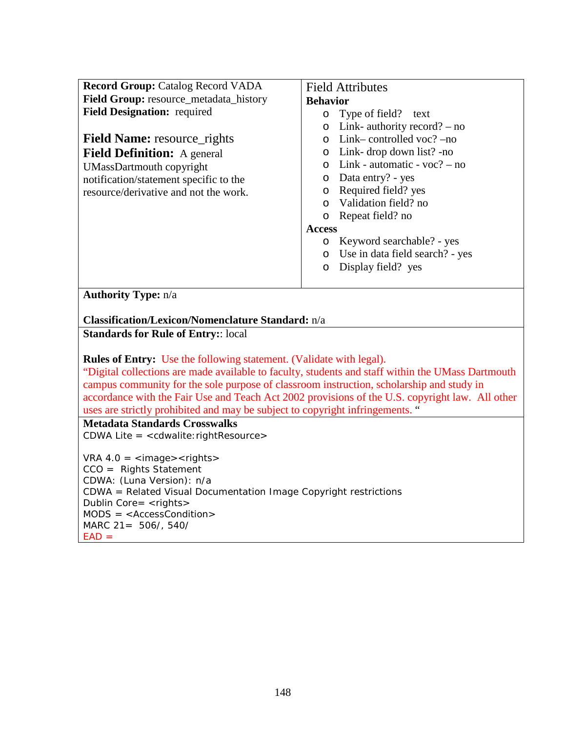**Record Group:** Catalog Record VADA
**Field Group:** resource_metadata_history
**Field Designation:** required

**Field Name:** resource_rights
**Field Definition:** A general UMassDartmouth copyright notification/statement specific to the resource/derivative and not the work.

Field Attributes

**Behavior**

- Type of field? text
- Link- authority record? – no
- Link– controlled voc? –no
- Link- drop down list? -no
- Link - automatic - voc? – no
- Data entry? - yes
- Required field? yes
- Validation field? no
- Repeat field? no

**Access**

- Keyword searchable? - yes
- Use in data field search? - yes
- Display field? yes

**Authority Type:** n/a

**Classification/Lexicon/Nomenclature Standard:** n/a

**Standards for Rule of Entry:**: local

**Rules of Entry:** Use the following statement. (Validate with legal).
"Digital collections are made available to faculty, students and staff within the UMass Dartmouth campus community for the sole purpose of classroom instruction, scholarship and study in accordance with the Fair Use and Teach Act 2002 provisions of the U.S. copyright law. All other uses are strictly prohibited and may be subject to copyright infringements. "

**Metadata Standards Crosswalks**

CDWA Lite = <cdwalite:rightResource>

VRA 4.0 = <image><rights>
CCO = Rights Statement
CDWA: (Luna Version): n/a
CDWA = Related Visual Documentation Image Copyright restrictions
Dublin Core= <rights>
MODS = <AccessCondition>
MARC 21= 506/, 540/
EAD =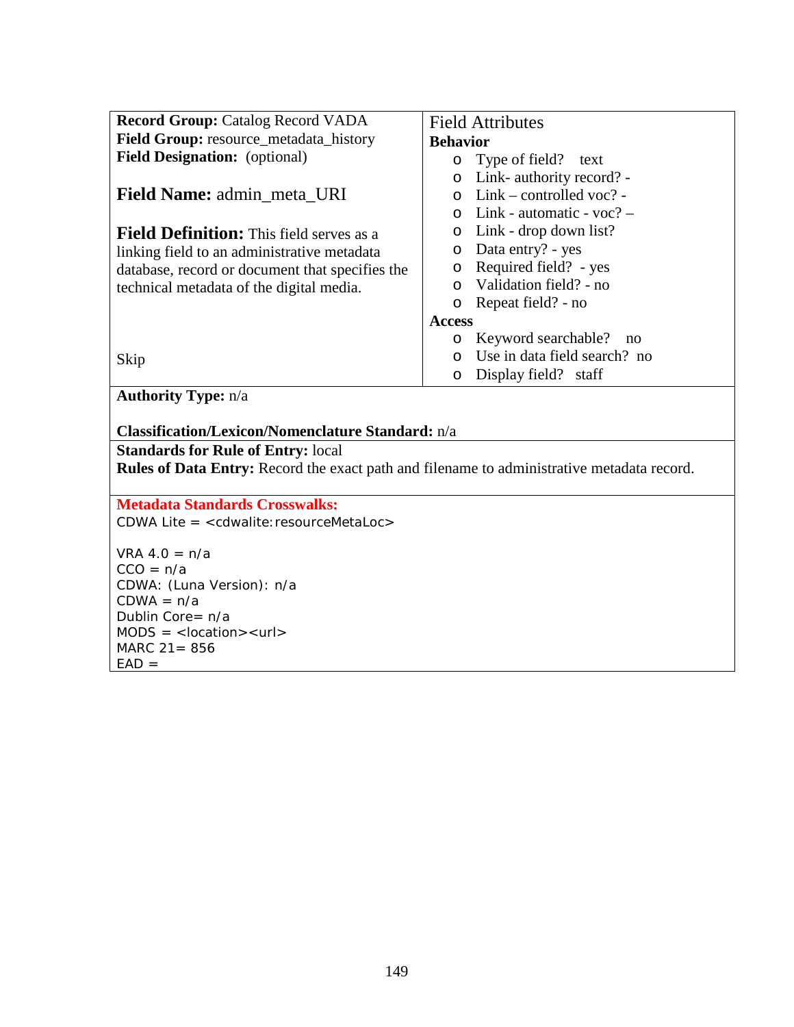**Record Group:** Catalog Record VADA
**Field Group:** resource_metadata_history
**Field Designation:** (optional)

## Field Name: admin_meta_URI

**Field Definition:** This field serves as a linking field to an administrative metadata database, record or document that specifies the technical metadata of the digital media.

Skip

Field Attributes

**Behavior**

- Type of field? text
- Link- authority record? -
- Link – controlled voc? -
- Link - automatic - voc? –
- Link - drop down list?
- Data entry? - yes
- Required field? - yes
- Validation field? - no
- Repeat field? - no

**Access**

- Keyword searchable? no
- Use in data field search? no
- Display field? staff

**Authority Type:** n/a

**Classification/Lexicon/Nomenclature Standard:** n/a

**Standards for Rule of Entry:** local
**Rules of Data Entry:** Record the exact path and filename to administrative metadata record.

**Metadata Standards Crosswalks:**
CDWA Lite = <cdwalite:resourceMetaLoc>

VRA 4.0 = n/a
CCO = n/a
CDWA: (Luna Version): n/a
CDWA = n/a
Dublin Core= n/a
MODS = <location><url>
MARC 21= 856
EAD =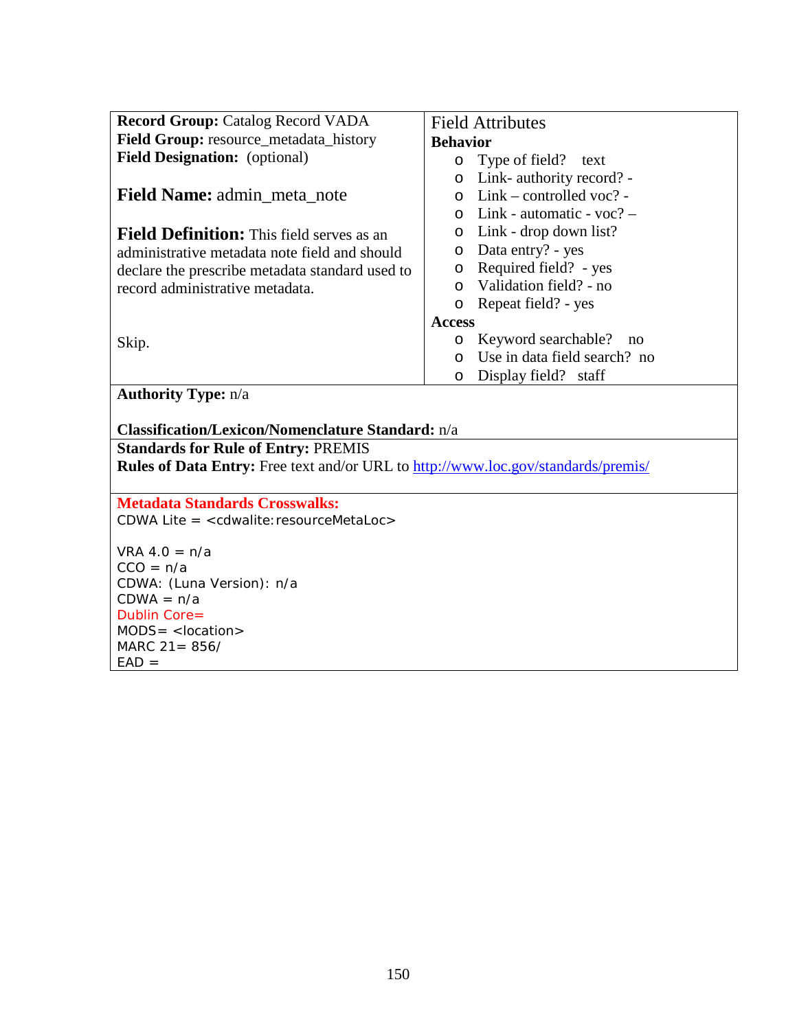**Record Group:** Catalog Record VADA
**Field Group:** resource_metadata_history
**Field Designation:** (optional)

**Field Name:** admin_meta_note

**Field Definition:** This field serves as an administrative metadata note field and should declare the prescribe metadata standard used to record administrative metadata.

Skip.

Field Attributes

**Behavior**

- Type of field? text
- Link- authority record? -
- Link – controlled voc? -
- Link - automatic - voc? –
- Link - drop down list?
- Data entry? - yes
- Required field? - yes
- Validation field? - no
- Repeat field? - yes

**Access**

- Keyword searchable? no
- Use in data field search? no
- Display field? staff

**Authority Type:** n/a

**Classification/Lexicon/Nomenclature Standard:** n/a

**Standards for Rule of Entry:** PREMIS
**Rules of Data Entry:** Free text and/or URL to http://www.loc.gov/standards/premis/

**Metadata Standards Crosswalks:**
CDWA Lite = <cdwalite:resourceMetaLoc>

VRA 4.0 = n/a
CCO = n/a
CDWA: (Luna Version): n/a
CDWA = n/a
Dublin Core=
MODS= <location>
MARC 21= 856/
EAD =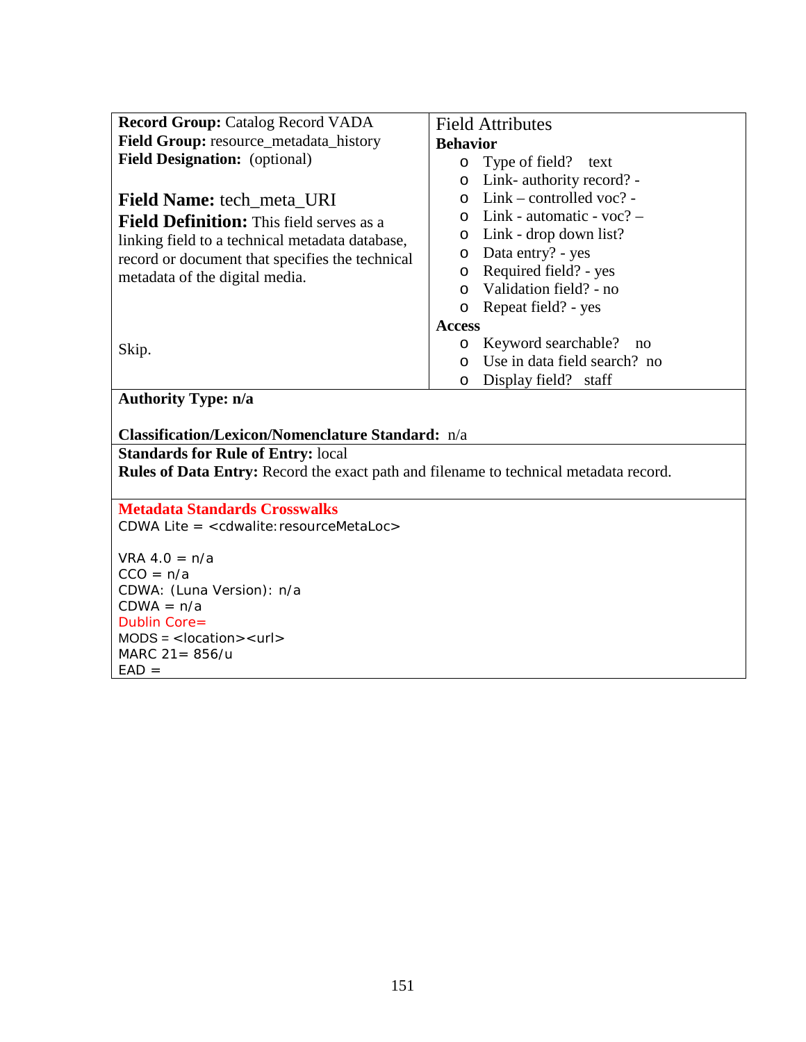**Record Group:** Catalog Record VADA
**Field Group:** resource_metadata_history
**Field Designation:** (optional)

**Field Name:** tech_meta_URI
**Field Definition:** This field serves as a linking field to a technical metadata database, record or document that specifies the technical metadata of the digital media.

Skip.

Field Attributes

**Behavior**

- Type of field? text
- Link- authority record? -
- Link – controlled voc? -
- Link - automatic - voc? –
- Link - drop down list?
- Data entry? - yes
- Required field? - yes
- Validation field? - no
- Repeat field? - yes

**Access**

- Keyword searchable? no
- Use in data field search? no
- Display field? staff

**Authority Type: n/a**

**Classification/Lexicon/Nomenclature Standard:** n/a

**Standards for Rule of Entry:** local
**Rules of Data Entry:** Record the exact path and filename to technical metadata record.

**Metadata Standards Crosswalks**

CDWA Lite = <cdwalite:resourceMetaLoc>

VRA 4.0 = n/a
CCO = n/a
CDWA: (Luna Version): n/a
CDWA = n/a
Dublin Core=
MODS = <location><url>
MARC 21= 856/u
EAD =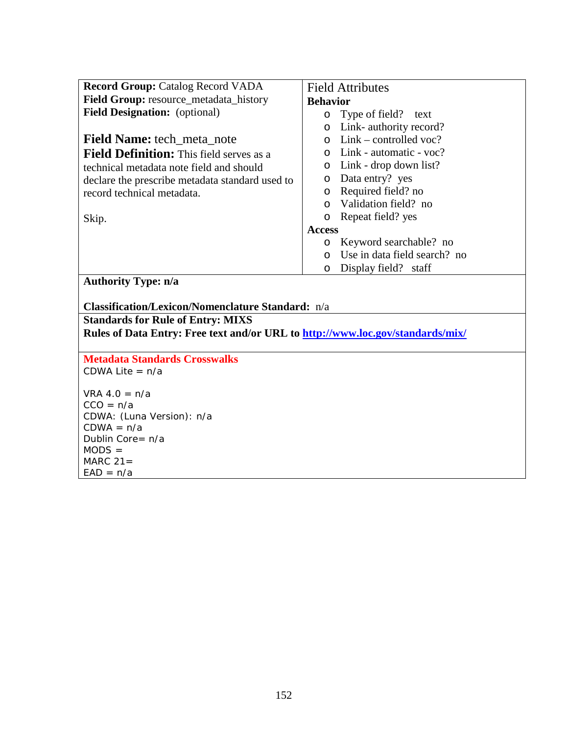**Record Group:** Catalog Record VADA
**Field Group:** resource_metadata_history
**Field Designation:** (optional)

**Field Name:** tech_meta_note
**Field Definition:** This field serves as a technical metadata note field and should declare the prescribe metadata standard used to record technical metadata.

Skip.

Field Attributes

**Behavior**

- Type of field? text
- Link- authority record?
- Link – controlled voc?
- Link - automatic - voc?
- Link - drop down list?
- Data entry? yes
- Required field? no
- Validation field? no
- Repeat field? yes

**Access**

- Keyword searchable? no
- Use in data field search? no
- Display field? staff

**Authority Type: n/a**

**Classification/Lexicon/Nomenclature Standard:** n/a

**Standards for Rule of Entry: MIXS**
**Rules of Data Entry: Free text and/or URL to [http://www.loc.gov/standards/mix/](http://www.loc.gov/standards/mix/)**

**Metadata Standards Crosswalks**
CDWA Lite = n/a

VRA 4.0 = n/a
CCO = n/a
CDWA: (Luna Version): n/a
CDWA = n/a
Dublin Core= n/a
MODS =
MARC 21=
EAD = n/a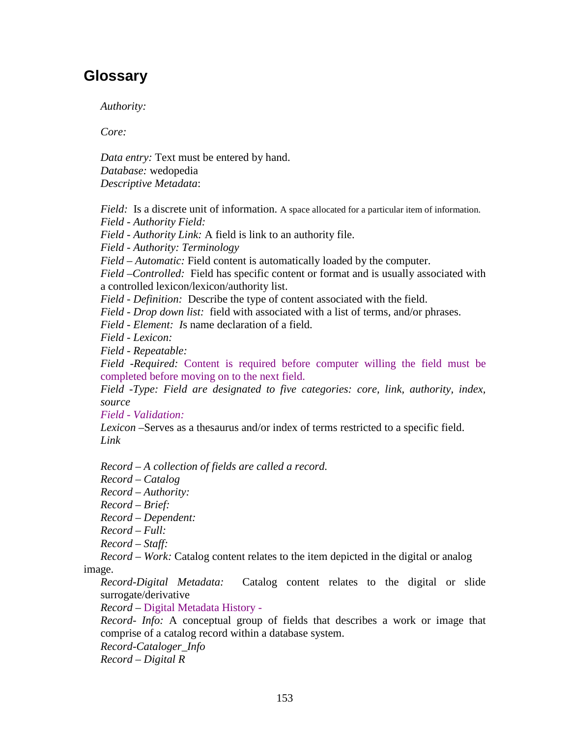## Glossary

*Authority:*

*Core:*

*Data entry:* Text must be entered by hand.
*Database:* wedopedia
*Descriptive Metadata*:

*Field:* Is a discrete unit of information. A space allocated for a particular item of information.
*Field - Authority Field:*
*Field - Authority Link:* A field is link to an authority file.
*Field - Authority: Terminology*
*Field – Automatic:* Field content is automatically loaded by the computer.
*Field –Controlled:* Field has specific content or format and is usually associated with a controlled lexicon/lexicon/authority list.
*Field - Definition:* Describe the type of content associated with the field.
*Field - Drop down list:* field with associated with a list of terms, and/or phrases.
*Field - Element: I*s name declaration of a field.
*Field - Lexicon:*
*Field - Repeatable:*
*Field -Required:* Content is required before computer willing the field must be completed before moving on to the next field.
*Field -Type: Field are designated to five categories: core, link, authority, index, source*
*Field - Validation:*
*Lexicon* –Serves as a thesaurus and/or index of terms restricted to a specific field.
*Link*

*Record – A collection of fields are called a record.*
*Record – Catalog*
*Record – Authority:*
*Record – Brief:*
*Record – Dependent:*
*Record – Full:*
*Record – Staff:*
*Record – Work:* Catalog content relates to the item depicted in the digital or analog image.
*Record-Digital Metadata:* Catalog content relates to the digital or slide surrogate/derivative
*Record –* Digital Metadata History -
*Record- Info:* A conceptual group of fields that describes a work or image that comprise of a catalog record within a database system.
*Record-Cataloger_Info*
*Record – Digital R*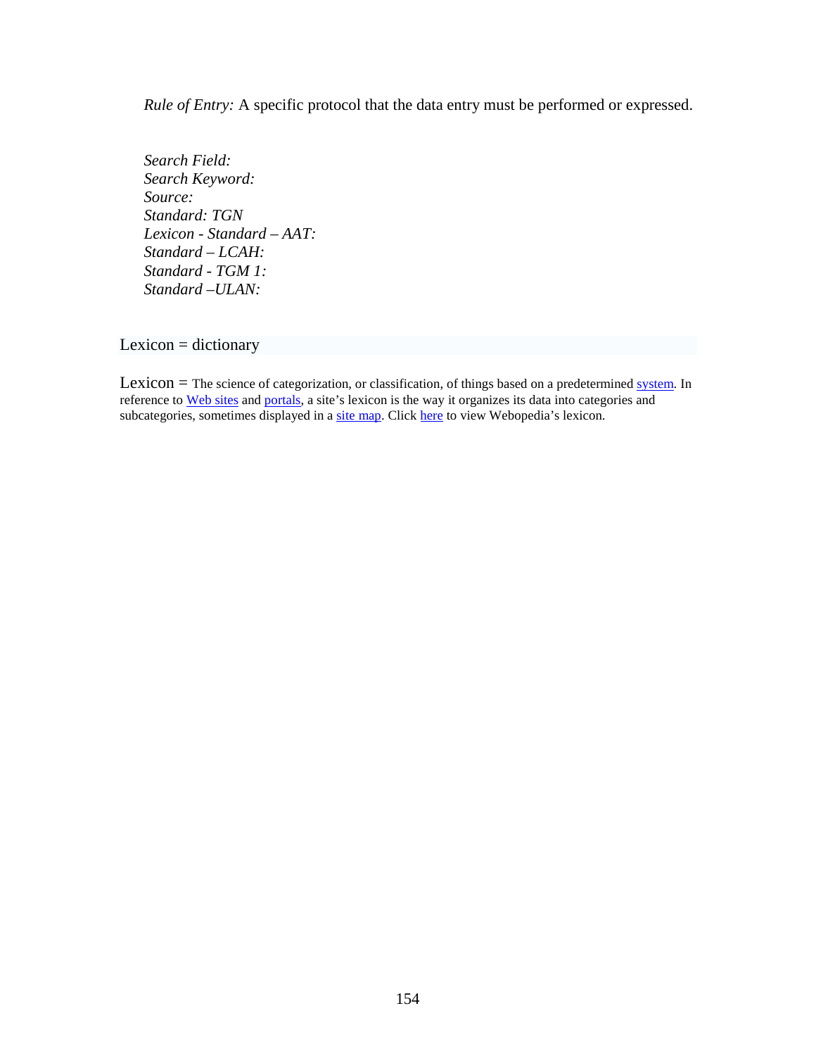*Rule of Entry:* A specific protocol that the data entry must be performed or expressed.

*Search Field:*  
*Search Keyword:*  
*Source:*  
*Standard: TGN*  
*Lexicon - Standard – AAT:*  
*Standard – LCAH:*  
*Standard - TGM 1:*  
*Standard –ULAN:*

Lexicon = dictionary

Lexicon = The science of categorization, or classification, of things based on a predetermined system. In reference to Web sites and portals, a site's lexicon is the way it organizes its data into categories and subcategories, sometimes displayed in a site map. Click here to view Webopedia's lexicon.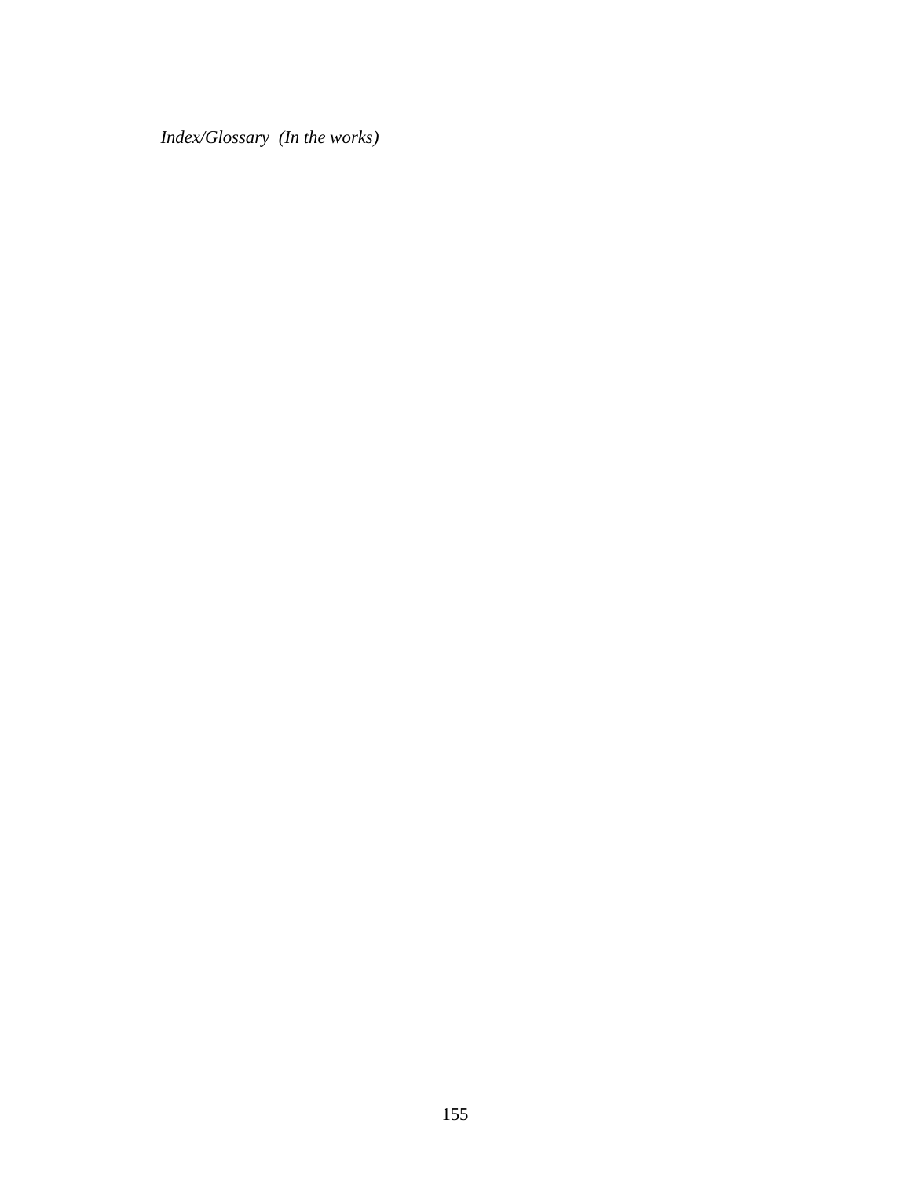*Index/Glossary (In the works)*